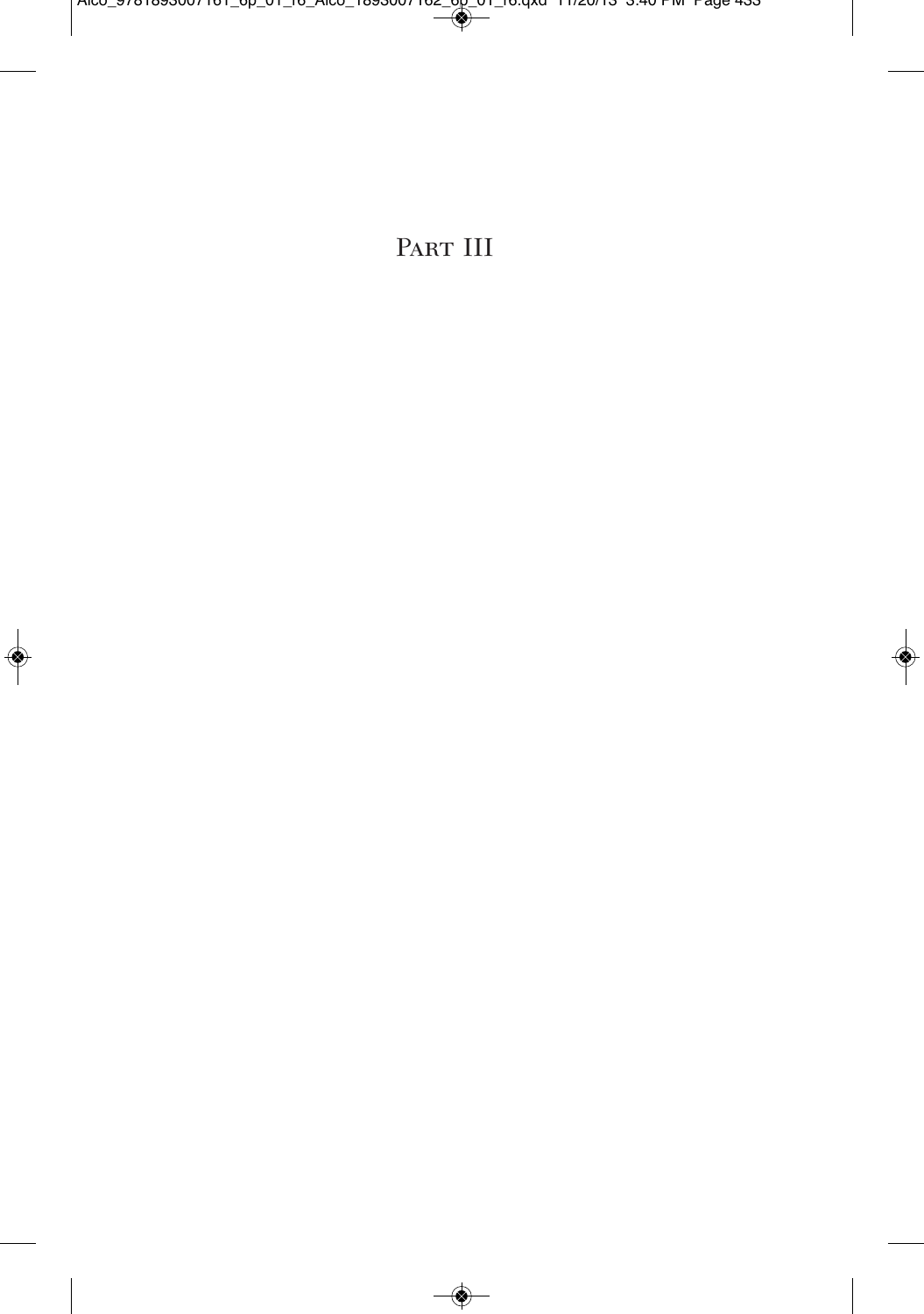# Part III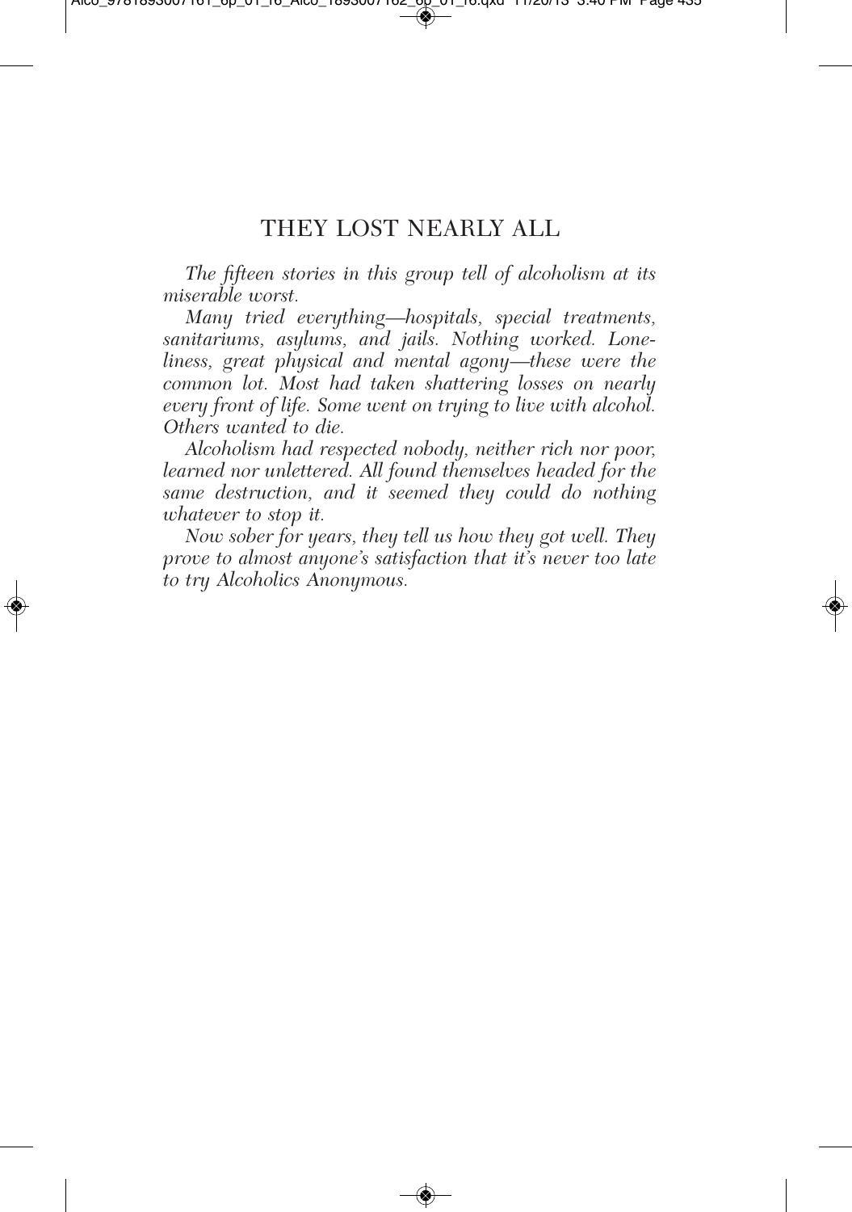# THEY LOST NEARLY ALL

*The fifteen stories in this group tell of alcoholism at its miserable worst.*

*Many tried everything—hospitals, special treatments, sanitariums, asylums, and jails. Nothing worked. Loneliness, great physical and mental agony—these were the common lot. Most had taken shattering losses on nearly every front of life. Some went on trying to live with alcohol. Others wanted to die.*

*Alcoholism had respected nobody, neither rich nor poor, learned nor unlettered. All found themselves headed for the same destruction, and it seemed they could do nothing whatever to stop it.*

*Now sober for years, they tell us how they got well. They prove to almost anyone's satisfaction that it's never too late to try Alcoholics Anonymous.*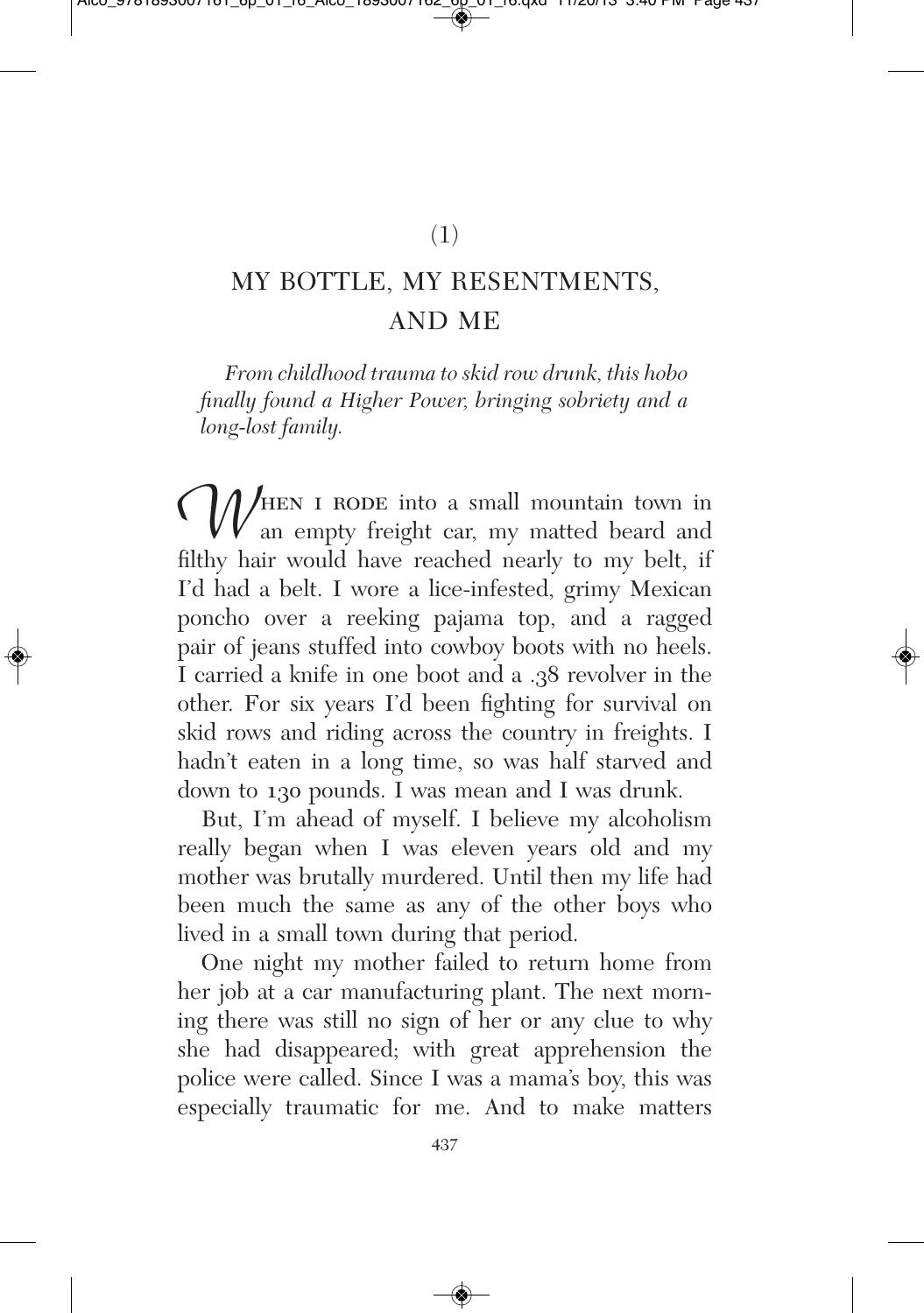(1)

# MY BOTTLE, MY RESENTMENTS, AND ME

*From childhood trauma to skid row drunk, this hobo finally found a Higher Power, bringing sobriety and a long-lost family.*

When I rode into a small mountain town in an empty freight car, my matted beard and filthy hair would have reached nearly to my belt, if I'd had a belt. I wore a lice-infested, grimy Mexican poncho over a reeking pajama top, and a ragged pair of jeans stuffed into cowboy boots with no heels. I carried a knife in one boot and a .38 revolver in the other. For six years I'd been fighting for survival on skid rows and riding across the country in freights. I hadn't eaten in a long time, so was half starved and down to 130 pounds. I was mean and I was drunk.

But, I'm ahead of myself. I believe my alcoholism really began when I was eleven years old and my mother was brutally murdered. Until then my life had been much the same as any of the other boys who lived in a small town during that period.

One night my mother failed to return home from her job at a car manufacturing plant. The next morning there was still no sign of her or any clue to why she had disappeared; with great apprehension the police were called. Since I was a mama's boy, this was especially traumatic for me. And to make matters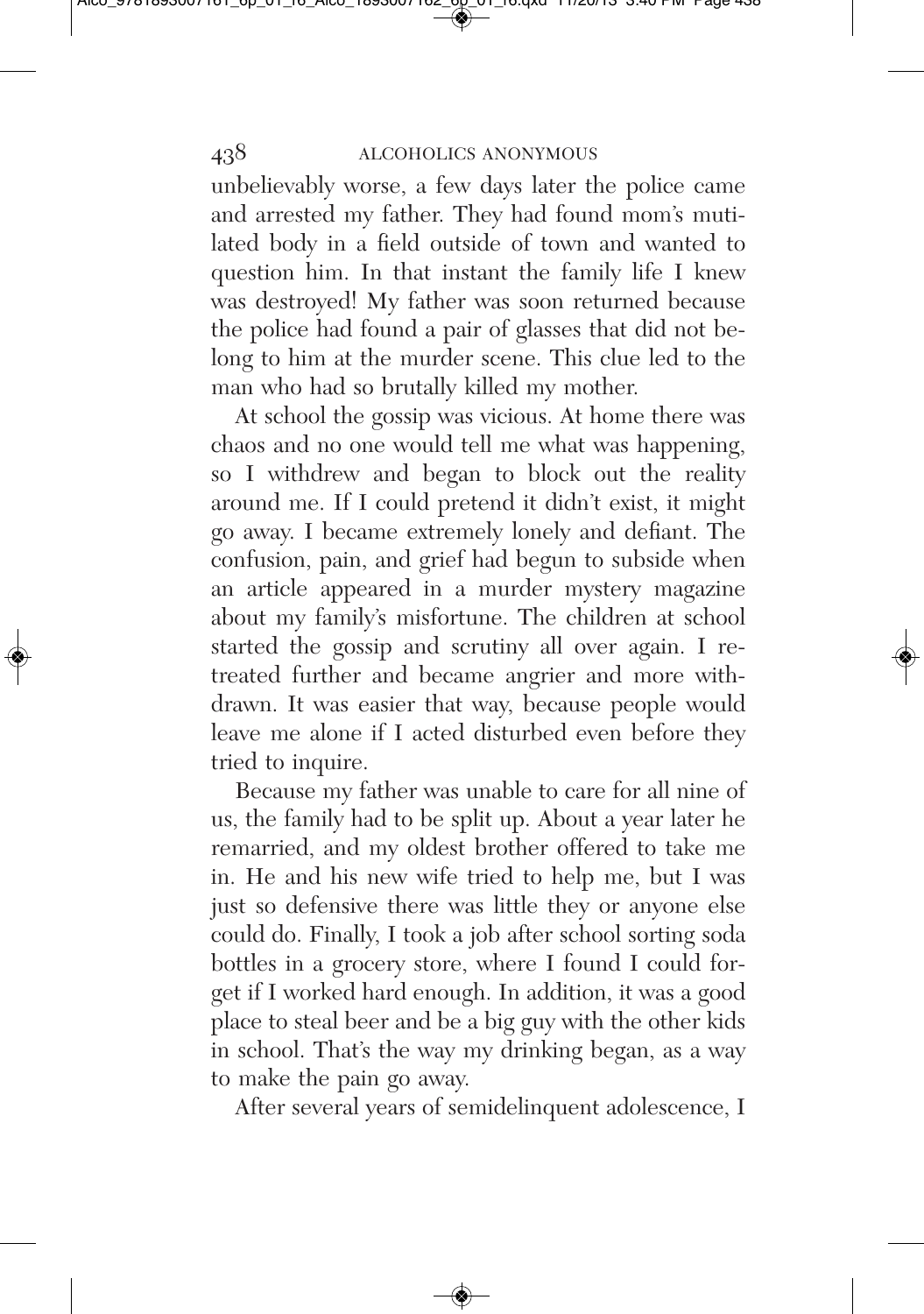unbelievably worse, a few days later the police came and arrested my father. They had found mom's mutilated body in a field outside of town and wanted to question him. In that instant the family life I knew was destroyed! My father was soon returned because the police had found a pair of glasses that did not belong to him at the murder scene. This clue led to the man who had so brutally killed my mother.

At school the gossip was vicious. At home there was chaos and no one would tell me what was happening, so I withdrew and began to block out the reality around me. If I could pretend it didn't exist, it might go away. I became extremely lonely and defiant. The confusion, pain, and grief had begun to subside when an article appeared in a murder mystery magazine about my family's misfortune. The children at school started the gossip and scrutiny all over again. I retreated further and became angrier and more withdrawn. It was easier that way, because people would leave me alone if I acted disturbed even before they tried to inquire.

Because my father was unable to care for all nine of us, the family had to be split up. About a year later he remarried, and my oldest brother offered to take me in. He and his new wife tried to help me, but I was just so defensive there was little they or anyone else could do. Finally, I took a job after school sorting soda bottles in a grocery store, where I found I could forget if I worked hard enough. In addition, it was a good place to steal beer and be a big guy with the other kids in school. That's the way my drinking began, as a way to make the pain go away.

After several years of semidelinquent adolescence, I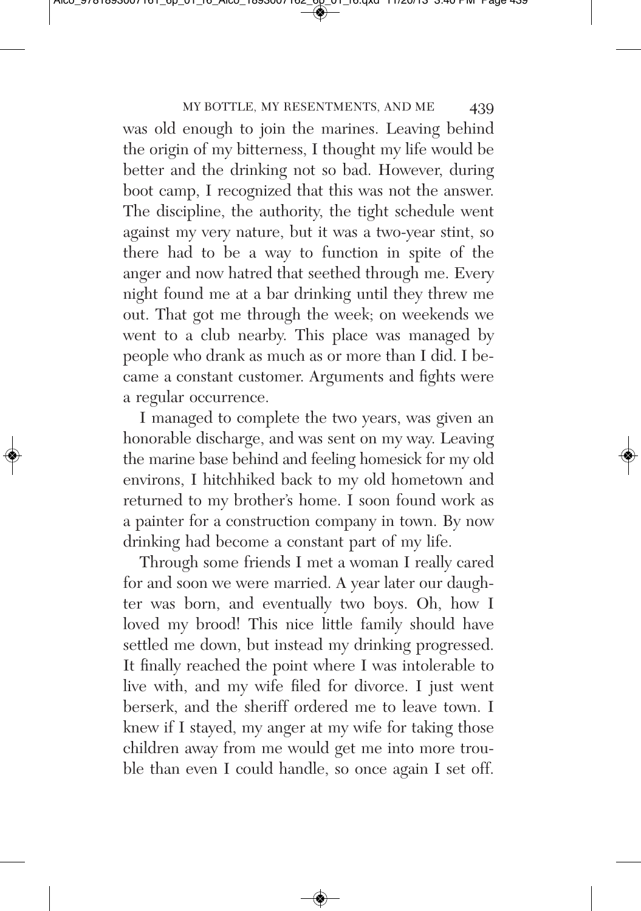was old enough to join the marines. Leaving behind the origin of my bitterness, I thought my life would be better and the drinking not so bad. However, during boot camp, I recognized that this was not the answer. The discipline, the authority, the tight schedule went against my very nature, but it was a two-year stint, so there had to be a way to function in spite of the anger and now hatred that seethed through me. Every night found me at a bar drinking until they threw me out. That got me through the week; on weekends we went to a club nearby. This place was managed by people who drank as much as or more than I did. I became a constant customer. Arguments and fights were a regular occurrence.

I managed to complete the two years, was given an honorable discharge, and was sent on my way. Leaving the marine base behind and feeling homesick for my old environs, I hitchhiked back to my old hometown and returned to my brother's home. I soon found work as a painter for a construction company in town. By now drinking had become a constant part of my life.

Through some friends I met a woman I really cared for and soon we were married. A year later our daughter was born, and eventually two boys. Oh, how I loved my brood! This nice little family should have settled me down, but instead my drinking progressed. It finally reached the point where I was intolerable to live with, and my wife filed for divorce. I just went berserk, and the sheriff ordered me to leave town. I knew if I stayed, my anger at my wife for taking those children away from me would get me into more trouble than even I could handle, so once again I set off.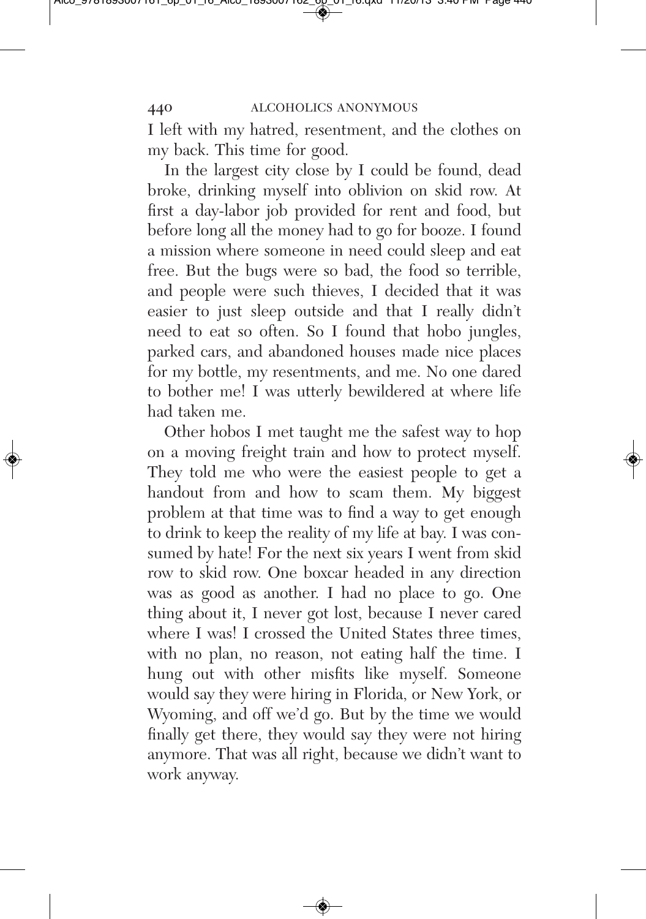I left with my hatred, resentment, and the clothes on my back. This time for good.

In the largest city close by I could be found, dead broke, drinking myself into oblivion on skid row. At first a day-labor job provided for rent and food, but before long all the money had to go for booze. I found a mission where someone in need could sleep and eat free. But the bugs were so bad, the food so terrible, and people were such thieves, I decided that it was easier to just sleep outside and that I really didn't need to eat so often. So I found that hobo jungles, parked cars, and abandoned houses made nice places for my bottle, my resentments, and me. No one dared to bother me! I was utterly bewildered at where life had taken me.

Other hobos I met taught me the safest way to hop on a moving freight train and how to protect myself. They told me who were the easiest people to get a handout from and how to scam them. My biggest problem at that time was to find a way to get enough to drink to keep the reality of my life at bay. I was consumed by hate! For the next six years I went from skid row to skid row. One boxcar headed in any direction was as good as another. I had no place to go. One thing about it, I never got lost, because I never cared where I was! I crossed the United States three times, with no plan, no reason, not eating half the time. I hung out with other misfits like myself. Someone would say they were hiring in Florida, or New York, or Wyoming, and off we'd go. But by the time we would finally get there, they would say they were not hiring anymore. That was all right, because we didn't want to work anyway.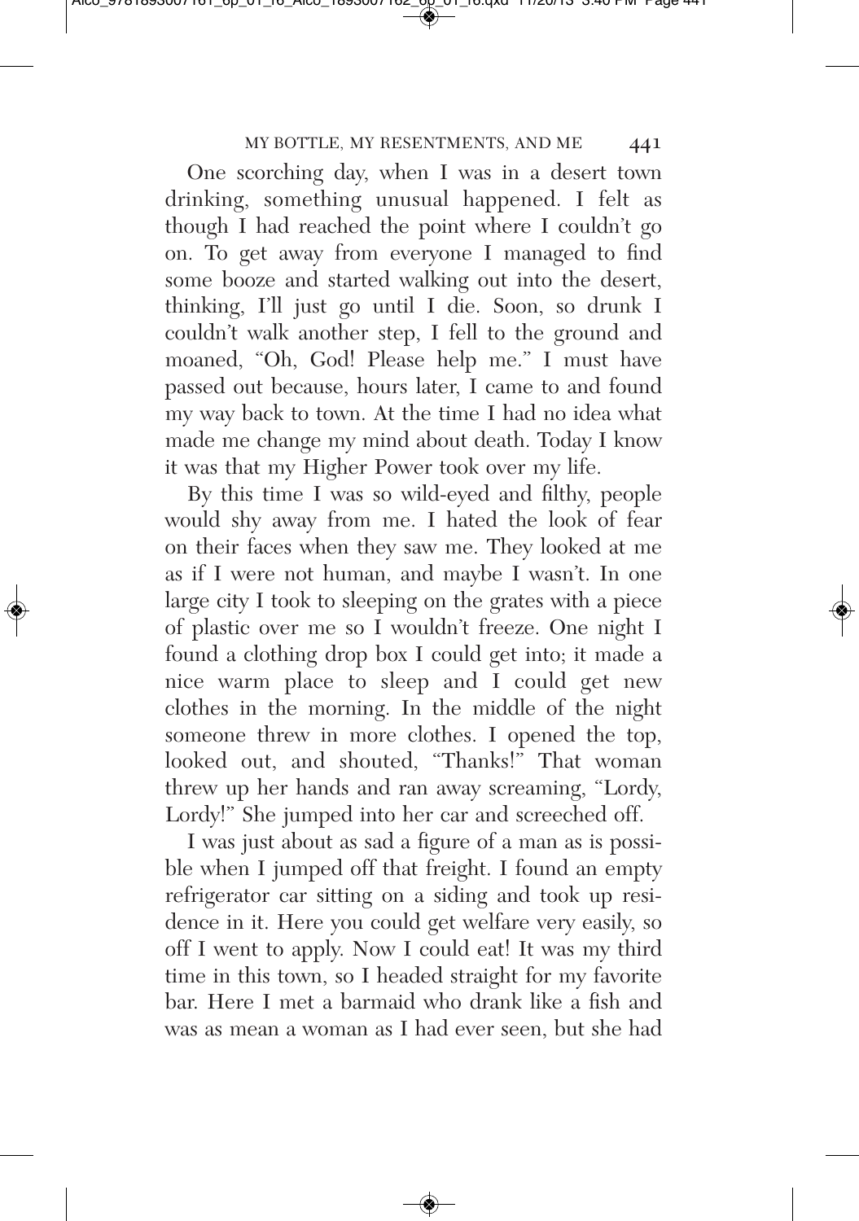One scorching day, when I was in a desert town drinking, something unusual happened. I felt as though I had reached the point where I couldn't go on. To get away from everyone I managed to find some booze and started walking out into the desert, thinking, I'll just go until I die. Soon, so drunk I couldn't walk another step, I fell to the ground and moaned, "Oh, God! Please help me." I must have passed out because, hours later, I came to and found my way back to town. At the time I had no idea what made me change my mind about death. Today I know it was that my Higher Power took over my life.

By this time I was so wild-eyed and filthy, people would shy away from me. I hated the look of fear on their faces when they saw me. They looked at me as if I were not human, and maybe I wasn't. In one large city I took to sleeping on the grates with a piece of plastic over me so I wouldn't freeze. One night I found a clothing drop box I could get into; it made a nice warm place to sleep and I could get new clothes in the morning. In the middle of the night someone threw in more clothes. I opened the top, looked out, and shouted, "Thanks!" That woman threw up her hands and ran away screaming, "Lordy, Lordy!" She jumped into her car and screeched off.

I was just about as sad a figure of a man as is possible when I jumped off that freight. I found an empty refrigerator car sitting on a siding and took up residence in it. Here you could get welfare very easily, so off I went to apply. Now I could eat! It was my third time in this town, so I headed straight for my favorite bar. Here I met a barmaid who drank like a fish and was as mean a woman as I had ever seen, but she had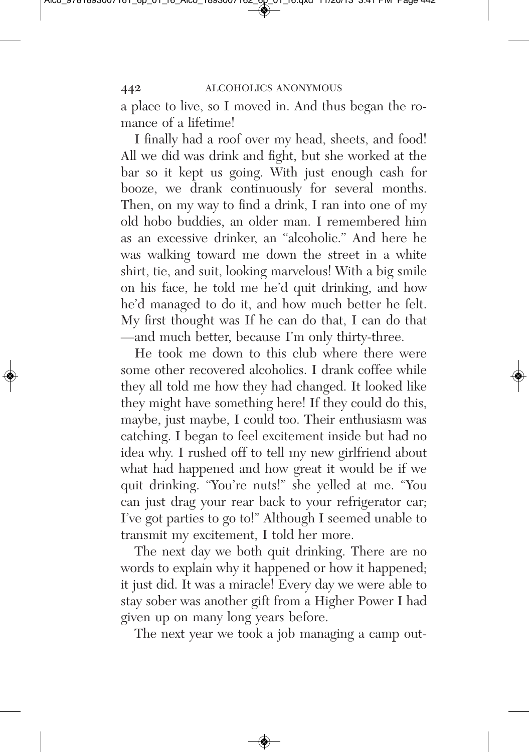a place to live, so I moved in. And thus began the romance of a lifetime!

I finally had a roof over my head, sheets, and food! All we did was drink and fight, but she worked at the bar so it kept us going. With just enough cash for booze, we drank continuously for several months. Then, on my way to find a drink, I ran into one of my old hobo buddies, an older man. I remembered him as an excessive drinker, an "alcoholic." And here he was walking toward me down the street in a white shirt, tie, and suit, looking marvelous! With a big smile on his face, he told me he'd quit drinking, and how he'd managed to do it, and how much better he felt. My first thought was If he can do that, I can do that —and much better, because I'm only thirty-three.

He took me down to this club where there were some other recovered alcoholics. I drank coffee while they all told me how they had changed. It looked like they might have something here! If they could do this, maybe, just maybe, I could too. Their enthusiasm was catching. I began to feel excitement inside but had no idea why. I rushed off to tell my new girlfriend about what had happened and how great it would be if we quit drinking. "You're nuts!" she yelled at me. "You can just drag your rear back to your refrigerator car; I've got parties to go to!" Although I seemed unable to transmit my excitement, I told her more.

The next day we both quit drinking. There are no words to explain why it happened or how it happened; it just did. It was a miracle! Every day we were able to stay sober was another gift from a Higher Power I had given up on many long years before.

The next year we took a job managing a camp out-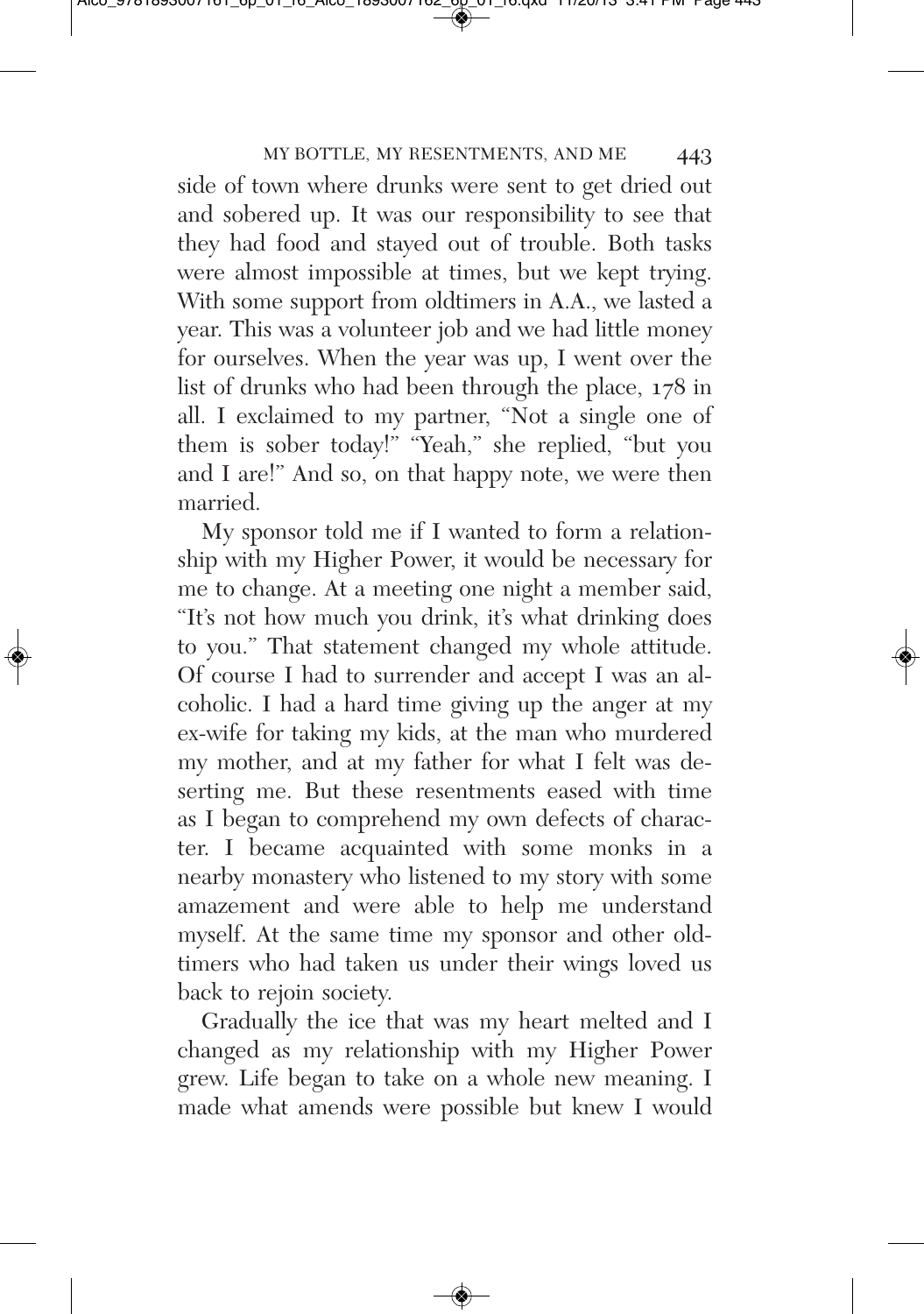side of town where drunks were sent to get dried out and sobered up. It was our responsibility to see that they had food and stayed out of trouble. Both tasks were almost impossible at times, but we kept trying. With some support from oldtimers in A.A., we lasted a year. This was a volunteer job and we had little money for ourselves. When the year was up, I went over the list of drunks who had been through the place, 178 in all. I exclaimed to my partner, "Not a single one of them is sober today!" "Yeah," she replied, "but you and I are!" And so, on that happy note, we were then married.

My sponsor told me if I wanted to form a relationship with my Higher Power, it would be necessary for me to change. At a meeting one night a member said, "It's not how much you drink, it's what drinking does to you." That statement changed my whole attitude. Of course I had to surrender and accept I was an alcoholic. I had a hard time giving up the anger at my ex-wife for taking my kids, at the man who murdered my mother, and at my father for what I felt was deserting me. But these resentments eased with time as I began to comprehend my own defects of character. I became acquainted with some monks in a nearby monastery who listened to my story with some amazement and were able to help me understand myself. At the same time my sponsor and other oldtimers who had taken us under their wings loved us back to rejoin society.

Gradually the ice that was my heart melted and I changed as my relationship with my Higher Power grew. Life began to take on a whole new meaning. I made what amends were possible but knew I would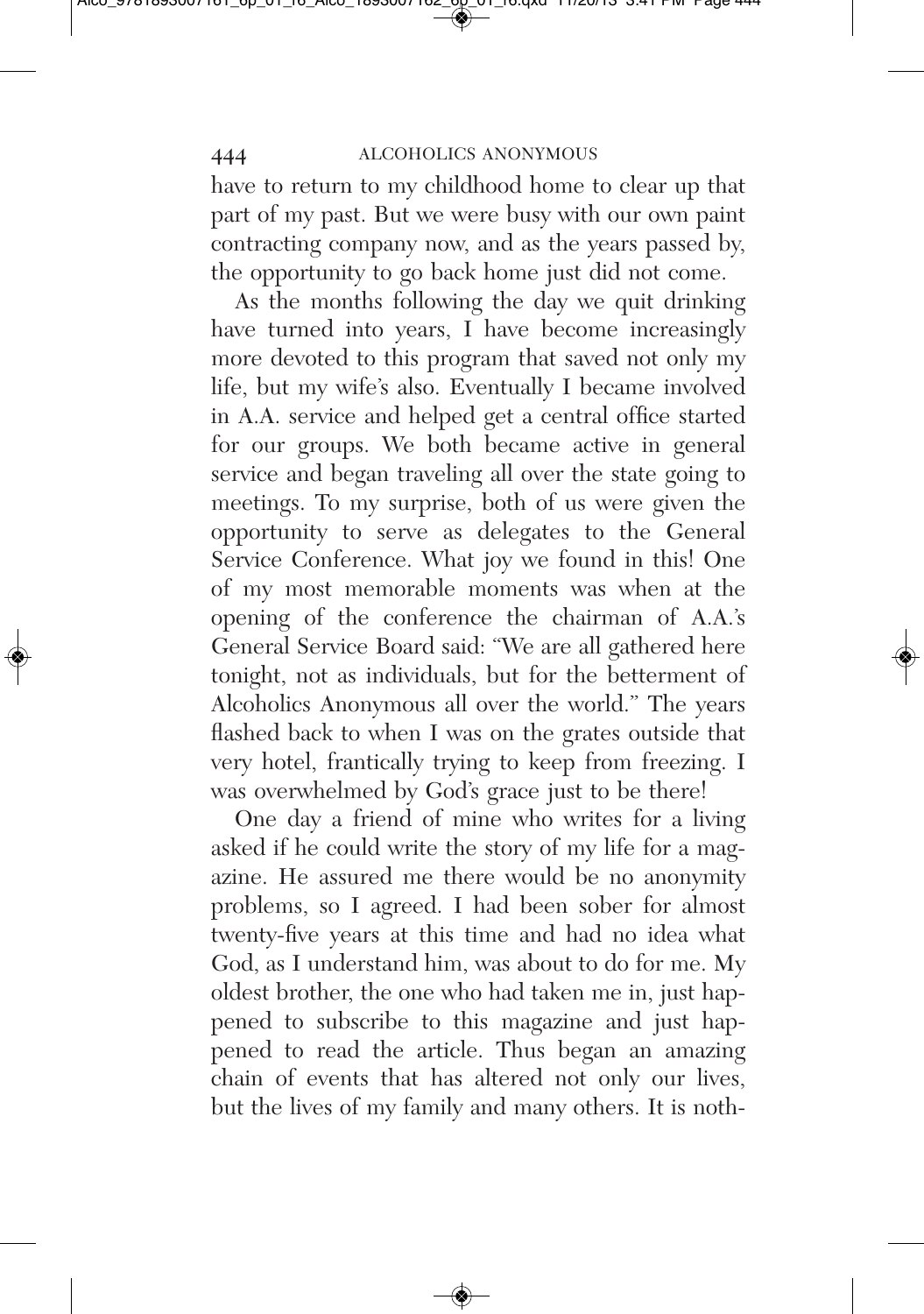have to return to my childhood home to clear up that part of my past. But we were busy with our own paint contracting company now, and as the years passed by, the opportunity to go back home just did not come.

As the months following the day we quit drinking have turned into years, I have become increasingly more devoted to this program that saved not only my life, but my wife's also. Eventually I became involved in A.A. service and helped get a central office started for our groups. We both became active in general service and began traveling all over the state going to meetings. To my surprise, both of us were given the opportunity to serve as delegates to the General Service Conference. What joy we found in this! One of my most memorable moments was when at the opening of the conference the chairman of A.A.'s General Service Board said: "We are all gathered here tonight, not as individuals, but for the betterment of Alcoholics Anonymous all over the world." The years flashed back to when I was on the grates outside that very hotel, frantically trying to keep from freezing. I was overwhelmed by God's grace just to be there!

One day a friend of mine who writes for a living asked if he could write the story of my life for a magazine. He assured me there would be no anonymity problems, so I agreed. I had been sober for almost twenty-five years at this time and had no idea what God, as I understand him, was about to do for me. My oldest brother, the one who had taken me in, just happened to subscribe to this magazine and just happened to read the article. Thus began an amazing chain of events that has altered not only our lives, but the lives of my family and many others. It is noth-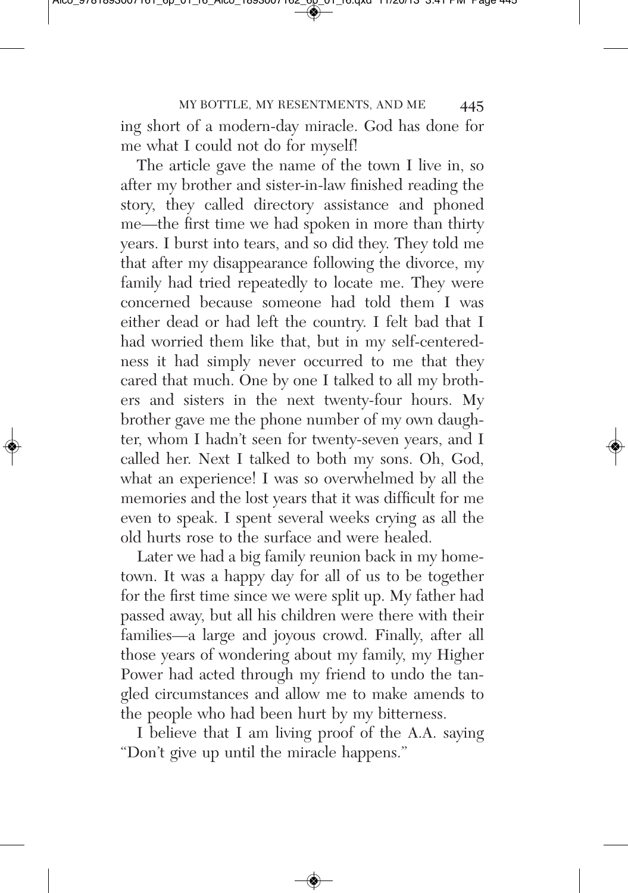ing short of a modern-day miracle. God has done for me what I could not do for myself!

The article gave the name of the town I live in, so after my brother and sister-in-law finished reading the story, they called directory assistance and phoned me—the first time we had spoken in more than thirty years. I burst into tears, and so did they. They told me that after my disappearance following the divorce, my family had tried repeatedly to locate me. They were concerned because someone had told them I was either dead or had left the country. I felt bad that I had worried them like that, but in my self-centeredness it had simply never occurred to me that they cared that much. One by one I talked to all my brothers and sisters in the next twenty-four hours. My brother gave me the phone number of my own daughter, whom I hadn't seen for twenty-seven years, and I called her. Next I talked to both my sons. Oh, God, what an experience! I was so overwhelmed by all the memories and the lost years that it was difficult for me even to speak. I spent several weeks crying as all the old hurts rose to the surface and were healed.

Later we had a big family reunion back in my hometown. It was a happy day for all of us to be together for the first time since we were split up. My father had passed away, but all his children were there with their families—a large and joyous crowd. Finally, after all those years of wondering about my family, my Higher Power had acted through my friend to undo the tangled circumstances and allow me to make amends to the people who had been hurt by my bitterness.

I believe that I am living proof of the A.A. saying "Don't give up until the miracle happens."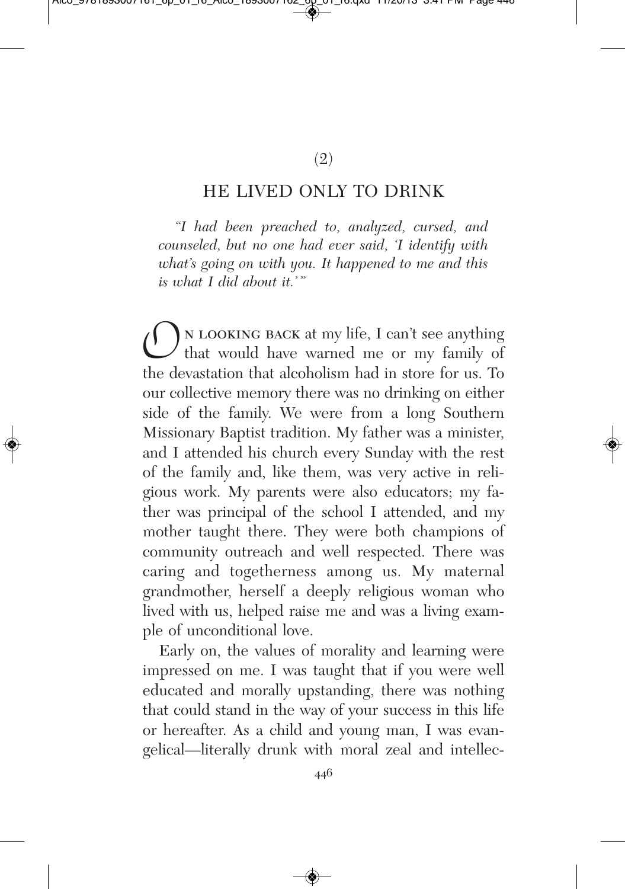(2)

## HE LIVED ONLY TO DRINK

*"I had been preached to, analyzed, cursed, and counseled, but no one had ever said, 'I identify with what's going on with you. It happened to me and this is what I did about it.'"*

On looking back at my life, I can't see anything that would have warned me or my family of the devastation that alcoholism had in store for us. To our collective memory there was no drinking on either side of the family. We were from a long Southern Missionary Baptist tradition. My father was a minister, and I attended his church every Sunday with the rest of the family and, like them, was very active in religious work. My parents were also educators; my father was principal of the school I attended, and my mother taught there. They were both champions of community outreach and well respected. There was caring and togetherness among us. My maternal grandmother, herself a deeply religious woman who lived with us, helped raise me and was a living example of unconditional love.

Early on, the values of morality and learning were impressed on me. I was taught that if you were well educated and morally upstanding, there was nothing that could stand in the way of your success in this life or hereafter. As a child and young man, I was evangelical—literally drunk with moral zeal and intellec-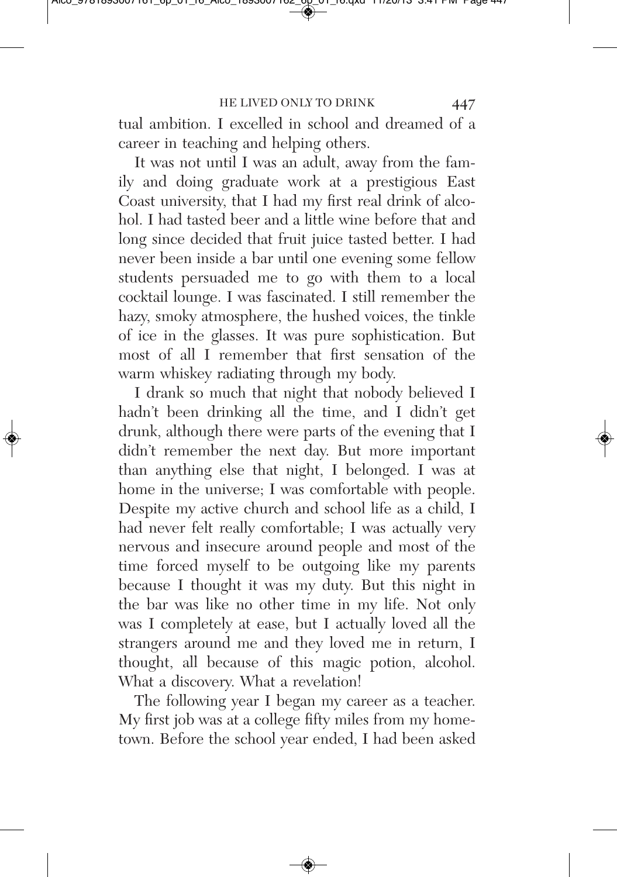tual ambition. I excelled in school and dreamed of a career in teaching and helping others.

It was not until I was an adult, away from the family and doing graduate work at a prestigious East Coast university, that I had my first real drink of alcohol. I had tasted beer and a little wine before that and long since decided that fruit juice tasted better. I had never been inside a bar until one evening some fellow students persuaded me to go with them to a local cocktail lounge. I was fascinated. I still remember the hazy, smoky atmosphere, the hushed voices, the tinkle of ice in the glasses. It was pure sophistication. But most of all I remember that first sensation of the warm whiskey radiating through my body.

I drank so much that night that nobody believed I hadn't been drinking all the time, and I didn't get drunk, although there were parts of the evening that I didn't remember the next day. But more important than anything else that night, I belonged. I was at home in the universe; I was comfortable with people. Despite my active church and school life as a child, I had never felt really comfortable; I was actually very nervous and insecure around people and most of the time forced myself to be outgoing like my parents because I thought it was my duty. But this night in the bar was like no other time in my life. Not only was I completely at ease, but I actually loved all the strangers around me and they loved me in return, I thought, all because of this magic potion, alcohol. What a discovery. What a revelation!

The following year I began my career as a teacher. My first job was at a college fifty miles from my hometown. Before the school year ended, I had been asked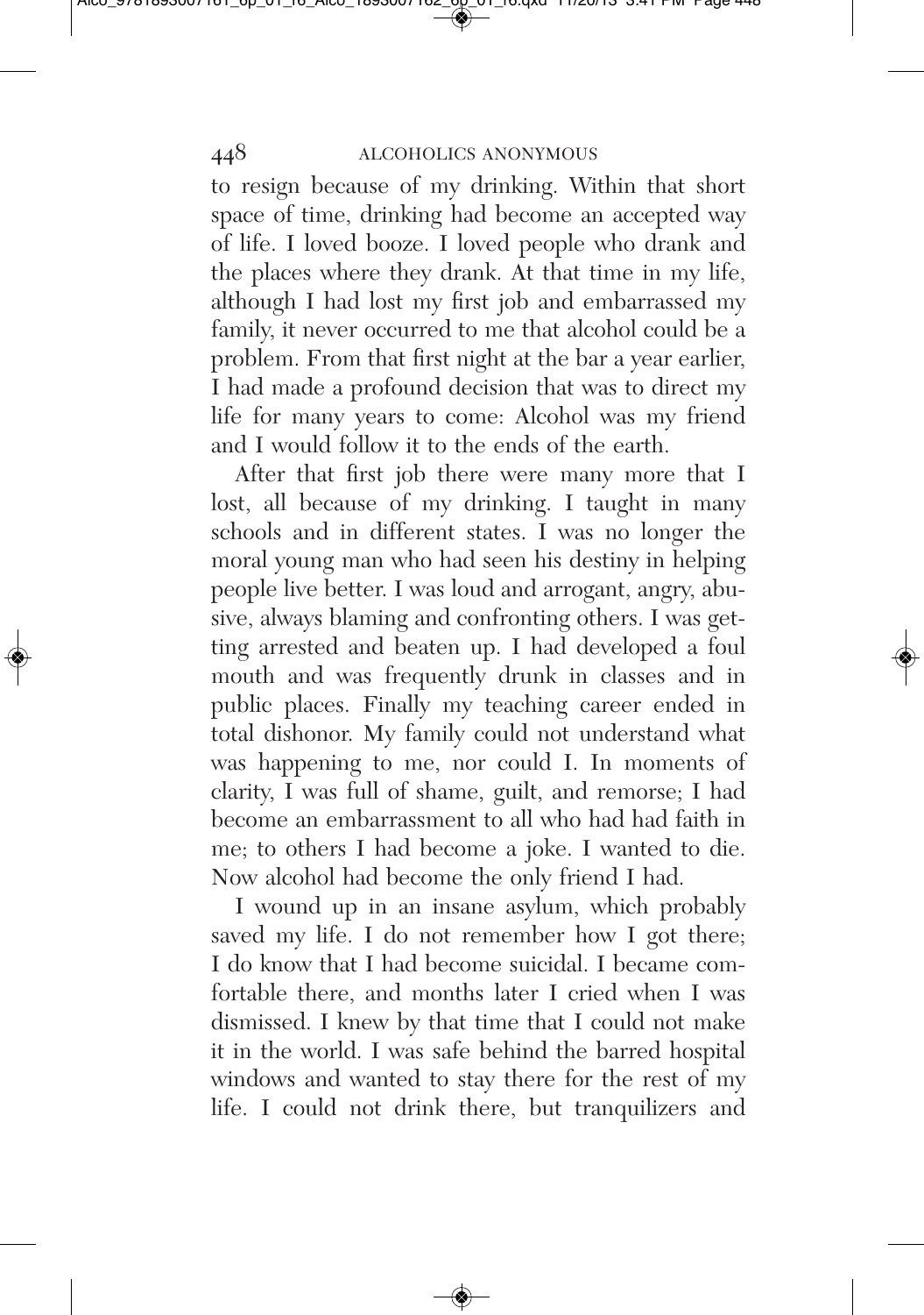to resign because of my drinking. Within that short space of time, drinking had become an accepted way of life. I loved booze. I loved people who drank and the places where they drank. At that time in my life, although I had lost my first job and embarrassed my family, it never occurred to me that alcohol could be a problem. From that first night at the bar a year earlier, I had made a profound decision that was to direct my life for many years to come: Alcohol was my friend and I would follow it to the ends of the earth.

After that first job there were many more that I lost, all because of my drinking. I taught in many schools and in different states. I was no longer the moral young man who had seen his destiny in helping people live better. I was loud and arrogant, angry, abusive, always blaming and confronting others. I was getting arrested and beaten up. I had developed a foul mouth and was frequently drunk in classes and in public places. Finally my teaching career ended in total dishonor. My family could not understand what was happening to me, nor could I. In moments of clarity, I was full of shame, guilt, and remorse; I had become an embarrassment to all who had had faith in me; to others I had become a joke. I wanted to die. Now alcohol had become the only friend I had.

I wound up in an insane asylum, which probably saved my life. I do not remember how I got there; I do know that I had become suicidal. I became comfortable there, and months later I cried when I was dismissed. I knew by that time that I could not make it in the world. I was safe behind the barred hospital windows and wanted to stay there for the rest of my life. I could not drink there, but tranquilizers and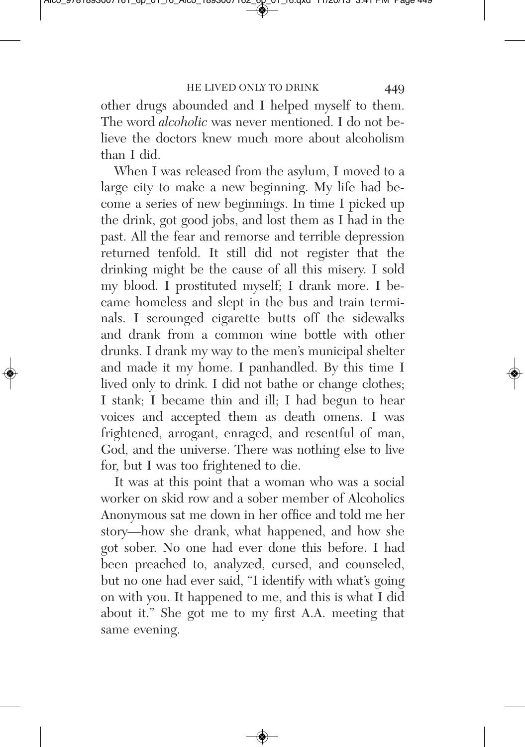other drugs abounded and I helped myself to them. The word *alcoholic* was never mentioned. I do not believe the doctors knew much more about alcoholism than I did.

When I was released from the asylum, I moved to a large city to make a new beginning. My life had become a series of new beginnings. In time I picked up the drink, got good jobs, and lost them as I had in the past. All the fear and remorse and terrible depression returned tenfold. It still did not register that the drinking might be the cause of all this misery. I sold my blood. I prostituted myself; I drank more. I became homeless and slept in the bus and train terminals. I scrounged cigarette butts off the sidewalks and drank from a common wine bottle with other drunks. I drank my way to the men's municipal shelter and made it my home. I panhandled. By this time I lived only to drink. I did not bathe or change clothes; I stank; I became thin and ill; I had begun to hear voices and accepted them as death omens. I was frightened, arrogant, enraged, and resentful of man, God, and the universe. There was nothing else to live for, but I was too frightened to die.

It was at this point that a woman who was a social worker on skid row and a sober member of Alcoholics Anonymous sat me down in her office and told me her story—how she drank, what happened, and how she got sober. No one had ever done this before. I had been preached to, analyzed, cursed, and counseled, but no one had ever said, "I identify with what's going on with you. It happened to me, and this is what I did about it." She got me to my first A.A. meeting that same evening.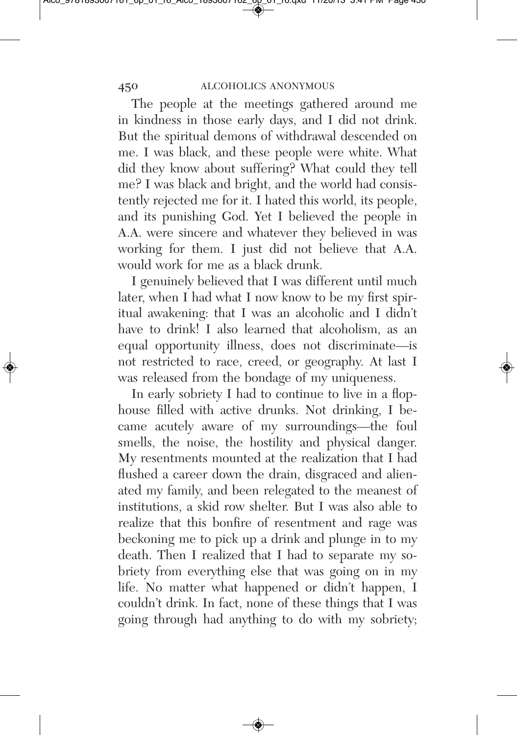The people at the meetings gathered around me in kindness in those early days, and I did not drink. But the spiritual demons of withdrawal descended on me. I was black, and these people were white. What did they know about suffering? What could they tell me? I was black and bright, and the world had consistently rejected me for it. I hated this world, its people, and its punishing God. Yet I believed the people in A.A. were sincere and whatever they believed in was working for them. I just did not believe that A.A. would work for me as a black drunk.

I genuinely believed that I was different until much later, when I had what I now know to be my first spiritual awakening: that I was an alcoholic and I didn't have to drink! I also learned that alcoholism, as an equal opportunity illness, does not discriminate—is not restricted to race, creed, or geography. At last I was released from the bondage of my uniqueness.

In early sobriety I had to continue to live in a flophouse filled with active drunks. Not drinking, I became acutely aware of my surroundings—the foul smells, the noise, the hostility and physical danger. My resentments mounted at the realization that I had flushed a career down the drain, disgraced and alienated my family, and been relegated to the meanest of institutions, a skid row shelter. But I was also able to realize that this bonfire of resentment and rage was beckoning me to pick up a drink and plunge in to my death. Then I realized that I had to separate my sobriety from everything else that was going on in my life. No matter what happened or didn't happen, I couldn't drink. In fact, none of these things that I was going through had anything to do with my sobriety;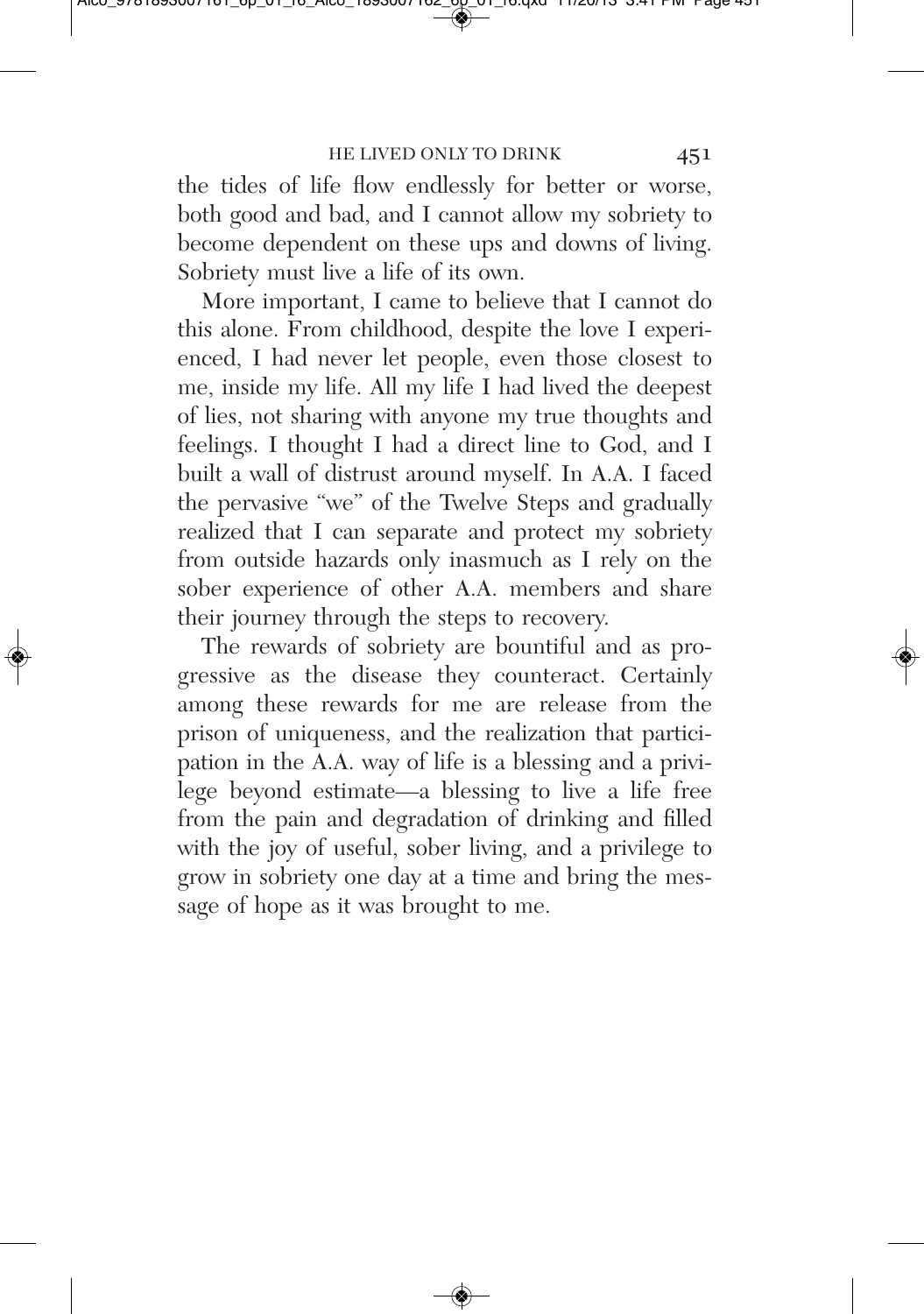the tides of life flow endlessly for better or worse, both good and bad, and I cannot allow my sobriety to become dependent on these ups and downs of living. Sobriety must live a life of its own.

More important, I came to believe that I cannot do this alone. From childhood, despite the love I experienced, I had never let people, even those closest to me, inside my life. All my life I had lived the deepest of lies, not sharing with anyone my true thoughts and feelings. I thought I had a direct line to God, and I built a wall of distrust around myself. In A.A. I faced the pervasive "we" of the Twelve Steps and gradually realized that I can separate and protect my sobriety from outside hazards only inasmuch as I rely on the sober experience of other A.A. members and share their journey through the steps to recovery.

The rewards of sobriety are bountiful and as progressive as the disease they counteract. Certainly among these rewards for me are release from the prison of uniqueness, and the realization that participation in the A.A. way of life is a blessing and a privilege beyond estimate—a blessing to live a life free from the pain and degradation of drinking and filled with the joy of useful, sober living, and a privilege to grow in sobriety one day at a time and bring the message of hope as it was brought to me.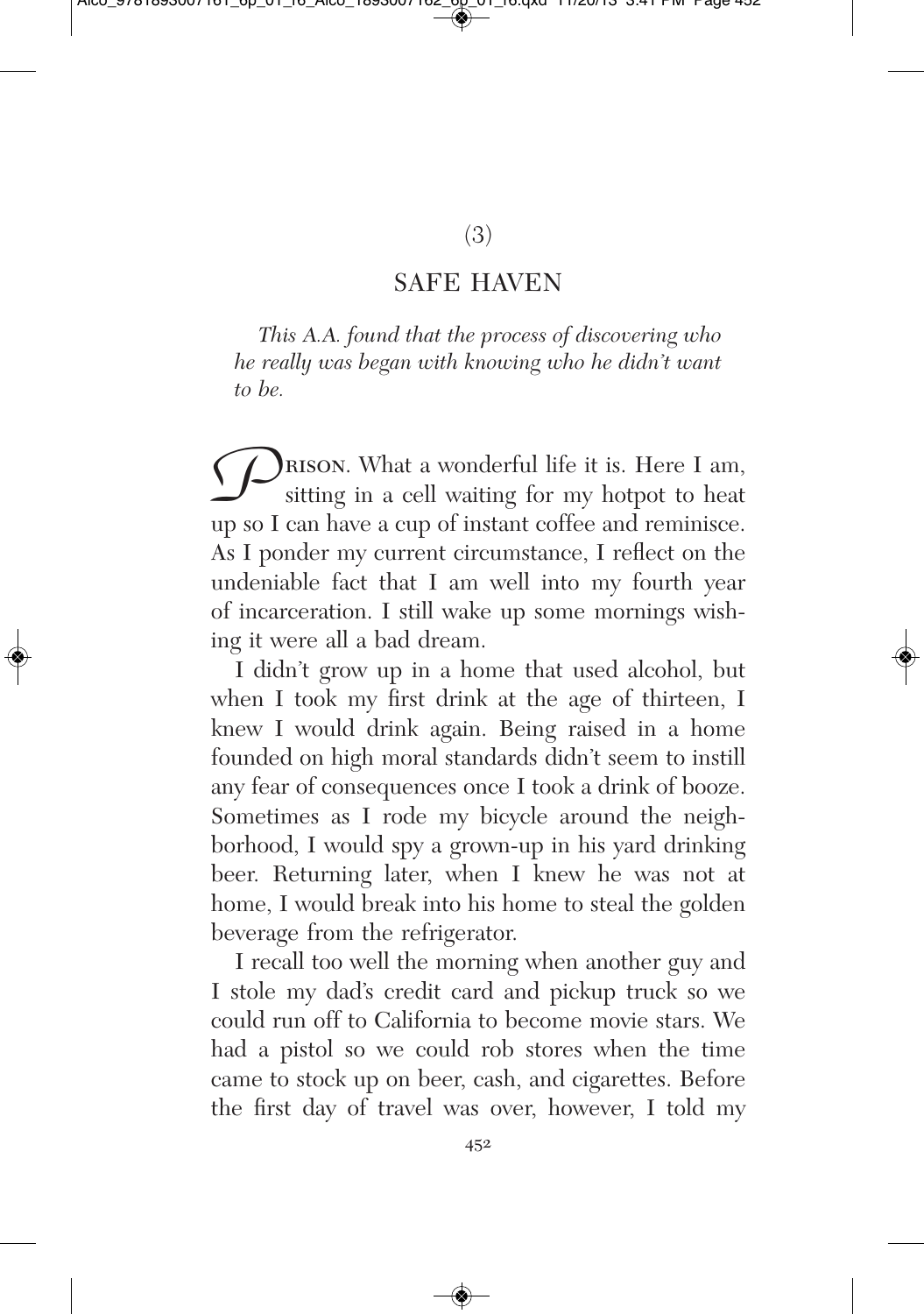(3)

## SAFE HAVEN

*This A.A. found that the process of discovering who he really was began with knowing who he didn't want to be.*

PRISON. What a wonderful life it is. Here I am, sitting in a cell waiting for my hotpot to heat up so I can have a cup of instant coffee and reminisce. As I ponder my current circumstance, I reflect on the undeniable fact that I am well into my fourth year of incarceration. I still wake up some mornings wishing it were all a bad dream.

I didn't grow up in a home that used alcohol, but when I took my first drink at the age of thirteen, I knew I would drink again. Being raised in a home founded on high moral standards didn't seem to instill any fear of consequences once I took a drink of booze. Sometimes as I rode my bicycle around the neighborhood, I would spy a grown-up in his yard drinking beer. Returning later, when I knew he was not at home, I would break into his home to steal the golden beverage from the refrigerator.

I recall too well the morning when another guy and I stole my dad's credit card and pickup truck so we could run off to California to become movie stars. We had a pistol so we could rob stores when the time came to stock up on beer, cash, and cigarettes. Before the first day of travel was over, however, I told my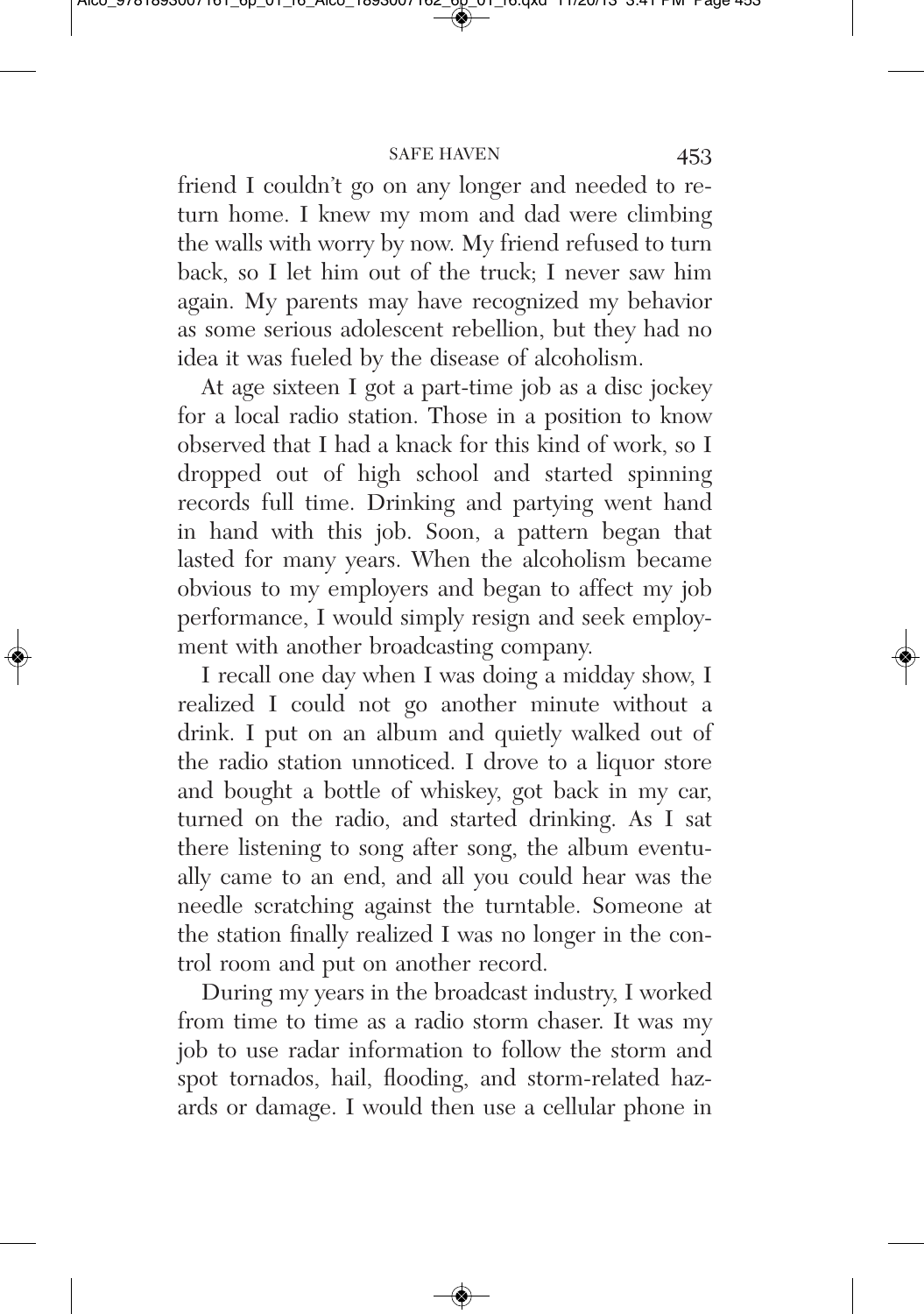friend I couldn't go on any longer and needed to return home. I knew my mom and dad were climbing the walls with worry by now. My friend refused to turn back, so I let him out of the truck; I never saw him again. My parents may have recognized my behavior as some serious adolescent rebellion, but they had no idea it was fueled by the disease of alcoholism.

At age sixteen I got a part-time job as a disc jockey for a local radio station. Those in a position to know observed that I had a knack for this kind of work, so I dropped out of high school and started spinning records full time. Drinking and partying went hand in hand with this job. Soon, a pattern began that lasted for many years. When the alcoholism became obvious to my employers and began to affect my job performance, I would simply resign and seek employment with another broadcasting company.

I recall one day when I was doing a midday show, I realized I could not go another minute without a drink. I put on an album and quietly walked out of the radio station unnoticed. I drove to a liquor store and bought a bottle of whiskey, got back in my car, turned on the radio, and started drinking. As I sat there listening to song after song, the album eventually came to an end, and all you could hear was the needle scratching against the turntable. Someone at the station finally realized I was no longer in the control room and put on another record.

During my years in the broadcast industry, I worked from time to time as a radio storm chaser. It was my job to use radar information to follow the storm and spot tornados, hail, flooding, and storm-related hazards or damage. I would then use a cellular phone in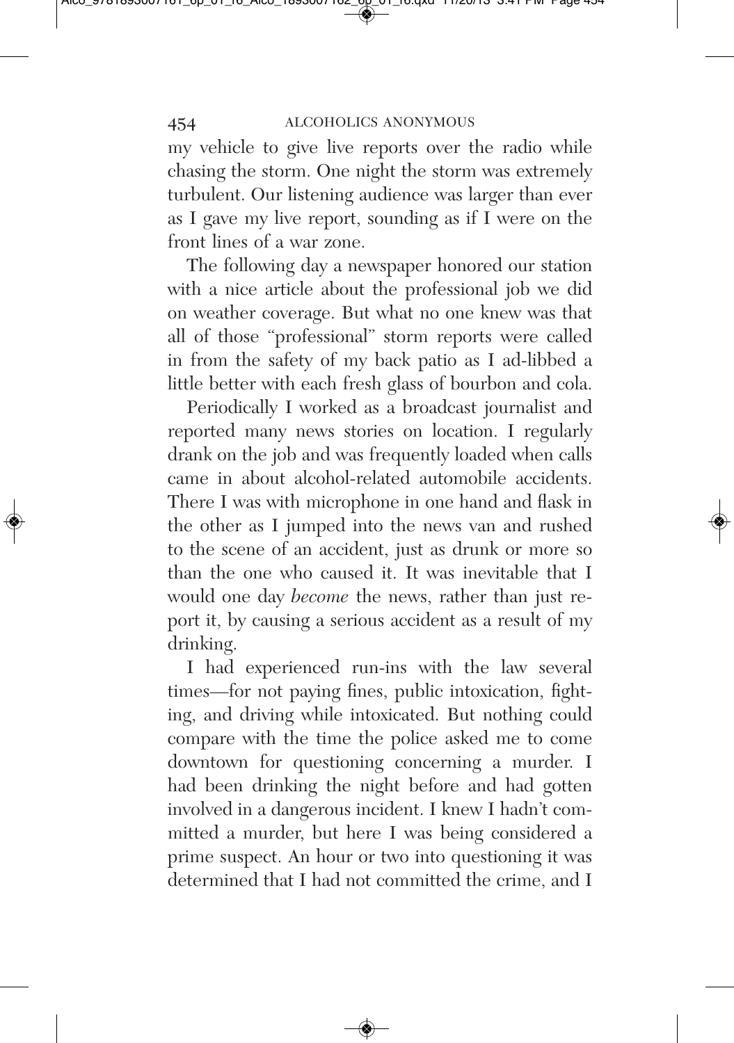my vehicle to give live reports over the radio while chasing the storm. One night the storm was extremely turbulent. Our listening audience was larger than ever as I gave my live report, sounding as if I were on the front lines of a war zone.

The following day a newspaper honored our station with a nice article about the professional job we did on weather coverage. But what no one knew was that all of those "professional" storm reports were called in from the safety of my back patio as I ad-libbed a little better with each fresh glass of bourbon and cola.

Periodically I worked as a broadcast journalist and reported many news stories on location. I regularly drank on the job and was frequently loaded when calls came in about alcohol-related automobile accidents. There I was with microphone in one hand and flask in the other as I jumped into the news van and rushed to the scene of an accident, just as drunk or more so than the one who caused it. It was inevitable that I would one day *become* the news, rather than just report it, by causing a serious accident as a result of my drinking.

I had experienced run-ins with the law several times—for not paying fines, public intoxication, fighting, and driving while intoxicated. But nothing could compare with the time the police asked me to come downtown for questioning concerning a murder. I had been drinking the night before and had gotten involved in a dangerous incident. I knew I hadn't committed a murder, but here I was being considered a prime suspect. An hour or two into questioning it was determined that I had not committed the crime, and I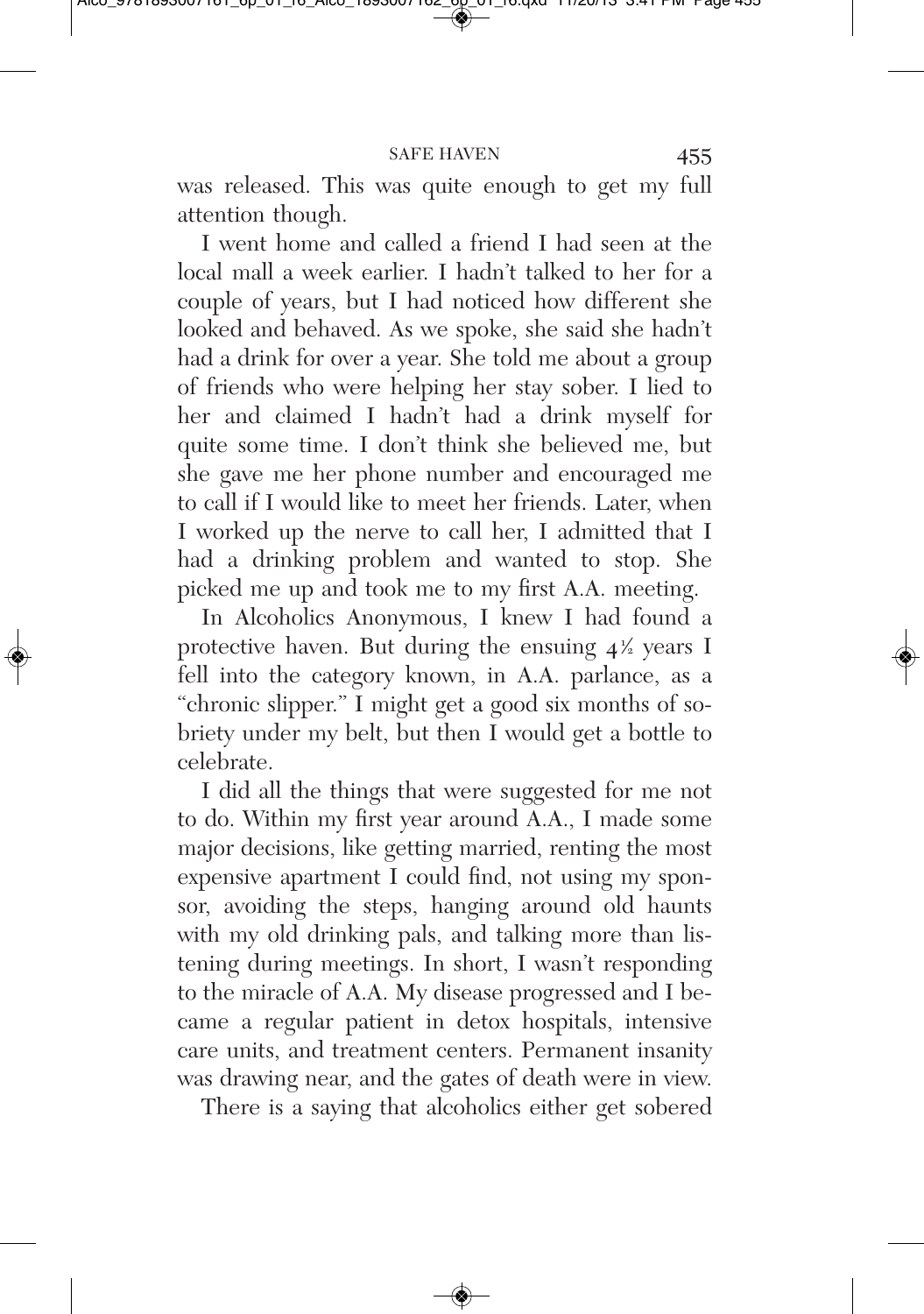was released. This was quite enough to get my full attention though.

I went home and called a friend I had seen at the local mall a week earlier. I hadn't talked to her for a couple of years, but I had noticed how different she looked and behaved. As we spoke, she said she hadn't had a drink for over a year. She told me about a group of friends who were helping her stay sober. I lied to her and claimed I hadn't had a drink myself for quite some time. I don't think she believed me, but she gave me her phone number and encouraged me to call if I would like to meet her friends. Later, when I worked up the nerve to call her, I admitted that I had a drinking problem and wanted to stop. She picked me up and took me to my first A.A. meeting.

In Alcoholics Anonymous, I knew I had found a protective haven. But during the ensuing 4½ years I fell into the category known, in A.A. parlance, as a "chronic slipper." I might get a good six months of sobriety under my belt, but then I would get a bottle to celebrate.

I did all the things that were suggested for me not to do. Within my first year around A.A., I made some major decisions, like getting married, renting the most expensive apartment I could find, not using my sponsor, avoiding the steps, hanging around old haunts with my old drinking pals, and talking more than listening during meetings. In short, I wasn't responding to the miracle of A.A. My disease progressed and I became a regular patient in detox hospitals, intensive care units, and treatment centers. Permanent insanity was drawing near, and the gates of death were in view.

There is a saying that alcoholics either get sobered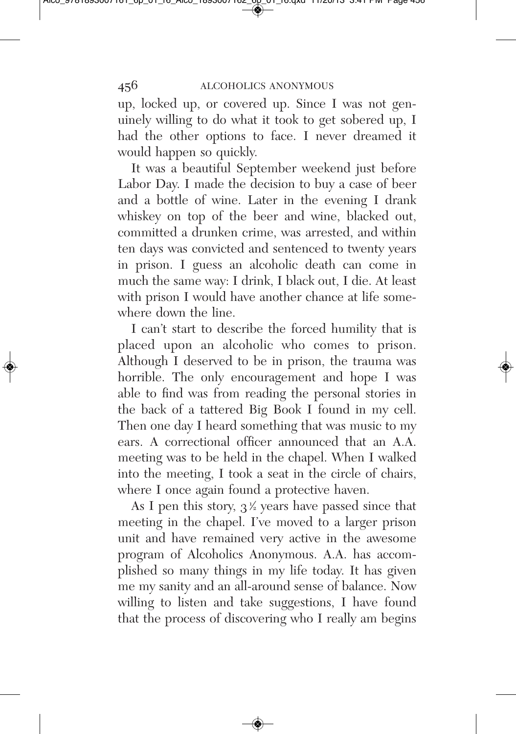up, locked up, or covered up. Since I was not genuinely willing to do what it took to get sobered up, I had the other options to face. I never dreamed it would happen so quickly.

It was a beautiful September weekend just before Labor Day. I made the decision to buy a case of beer and a bottle of wine. Later in the evening I drank whiskey on top of the beer and wine, blacked out, committed a drunken crime, was arrested, and within ten days was convicted and sentenced to twenty years in prison. I guess an alcoholic death can come in much the same way: I drink, I black out, I die. At least with prison I would have another chance at life somewhere down the line.

I can't start to describe the forced humility that is placed upon an alcoholic who comes to prison. Although I deserved to be in prison, the trauma was horrible. The only encouragement and hope I was able to find was from reading the personal stories in the back of a tattered Big Book I found in my cell. Then one day I heard something that was music to my ears. A correctional officer announced that an A.A. meeting was to be held in the chapel. When I walked into the meeting, I took a seat in the circle of chairs, where I once again found a protective haven.

As I pen this story, 3½ years have passed since that meeting in the chapel. I've moved to a larger prison unit and have remained very active in the awesome program of Alcoholics Anonymous. A.A. has accomplished so many things in my life today. It has given me my sanity and an all-around sense of balance. Now willing to listen and take suggestions, I have found that the process of discovering who I really am begins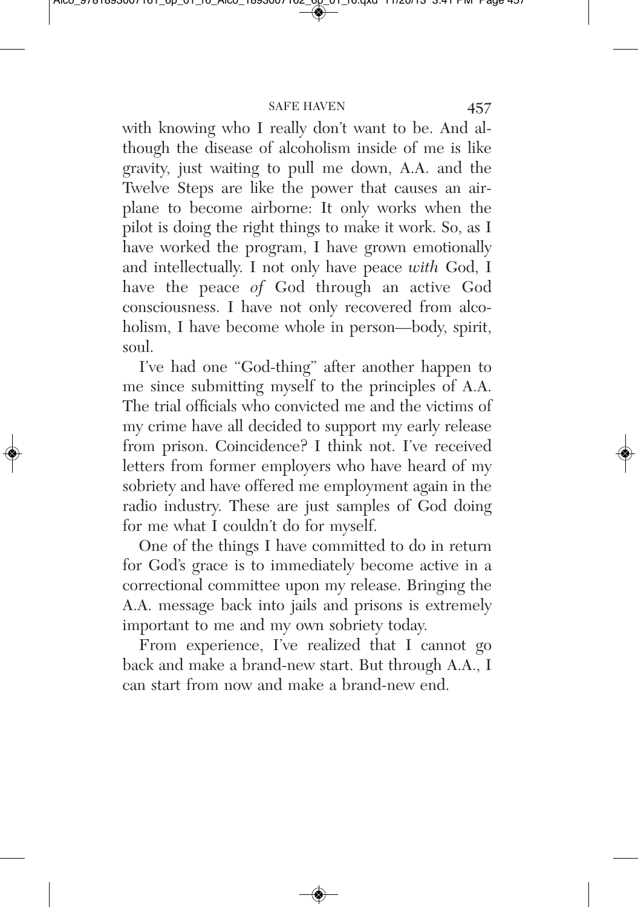with knowing who I really don't want to be. And although the disease of alcoholism inside of me is like gravity, just waiting to pull me down, A.A. and the Twelve Steps are like the power that causes an airplane to become airborne: It only works when the pilot is doing the right things to make it work. So, as I have worked the program, I have grown emotionally and intellectually. I not only have peace *with* God, I have the peace *of* God through an active God consciousness. I have not only recovered from alcoholism, I have become whole in person—body, spirit, soul.

I've had one "God-thing" after another happen to me since submitting myself to the principles of A.A. The trial officials who convicted me and the victims of my crime have all decided to support my early release from prison. Coincidence? I think not. I've received letters from former employers who have heard of my sobriety and have offered me employment again in the radio industry. These are just samples of God doing for me what I couldn't do for myself.

One of the things I have committed to do in return for God's grace is to immediately become active in a correctional committee upon my release. Bringing the A.A. message back into jails and prisons is extremely important to me and my own sobriety today.

From experience, I've realized that I cannot go back and make a brand-new start. But through A.A., I can start from now and make a brand-new end.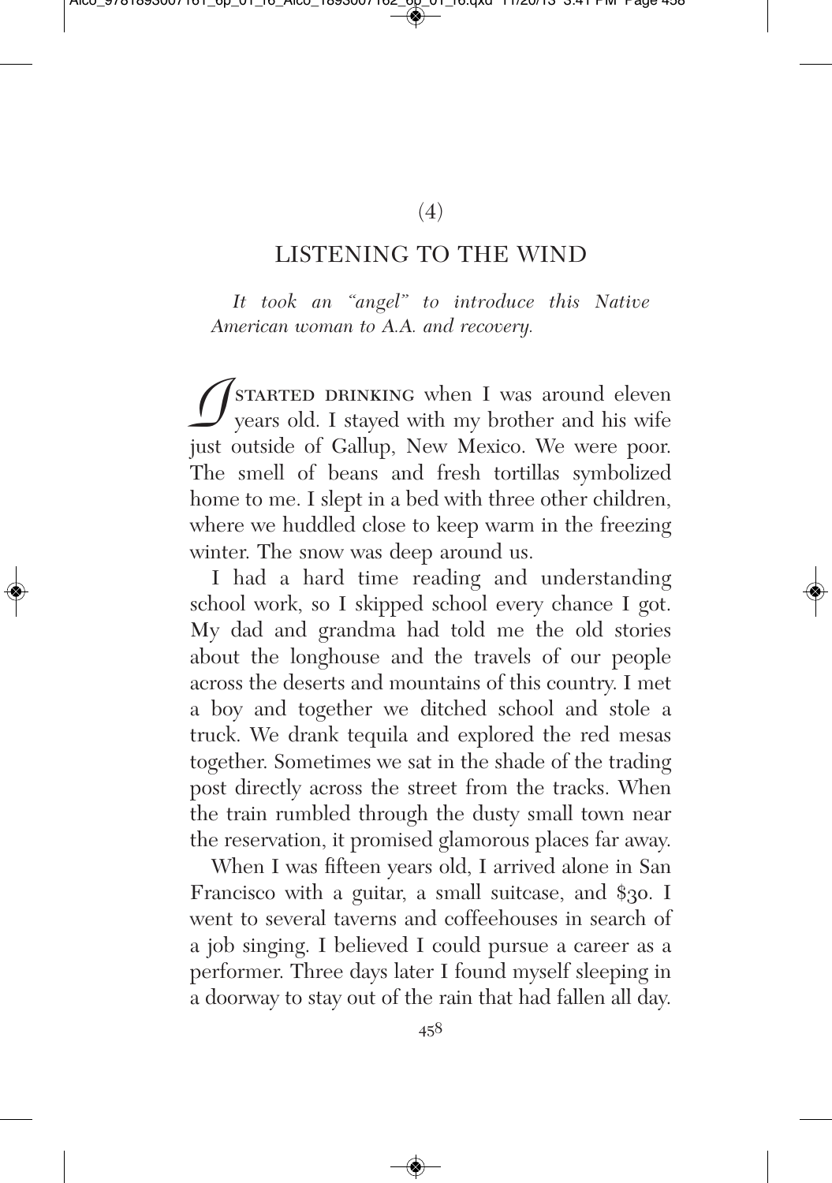(4)

## LISTENING TO THE WIND

*It took an "angel" to introduce this Native American woman to A.A. and recovery.*

I STARTED DRINKING when I was around eleven years old. I stayed with my brother and his wife just outside of Gallup, New Mexico. We were poor. The smell of beans and fresh tortillas symbolized home to me. I slept in a bed with three other children, where we huddled close to keep warm in the freezing winter. The snow was deep around us.

I had a hard time reading and understanding school work, so I skipped school every chance I got. My dad and grandma had told me the old stories about the longhouse and the travels of our people across the deserts and mountains of this country. I met a boy and together we ditched school and stole a truck. We drank tequila and explored the red mesas together. Sometimes we sat in the shade of the trading post directly across the street from the tracks. When the train rumbled through the dusty small town near the reservation, it promised glamorous places far away.

When I was fifteen years old, I arrived alone in San Francisco with a guitar, a small suitcase, and $30. I went to several taverns and coffeehouses in search of a job singing. I believed I could pursue a career as a performer. Three days later I found myself sleeping in a doorway to stay out of the rain that had fallen all day.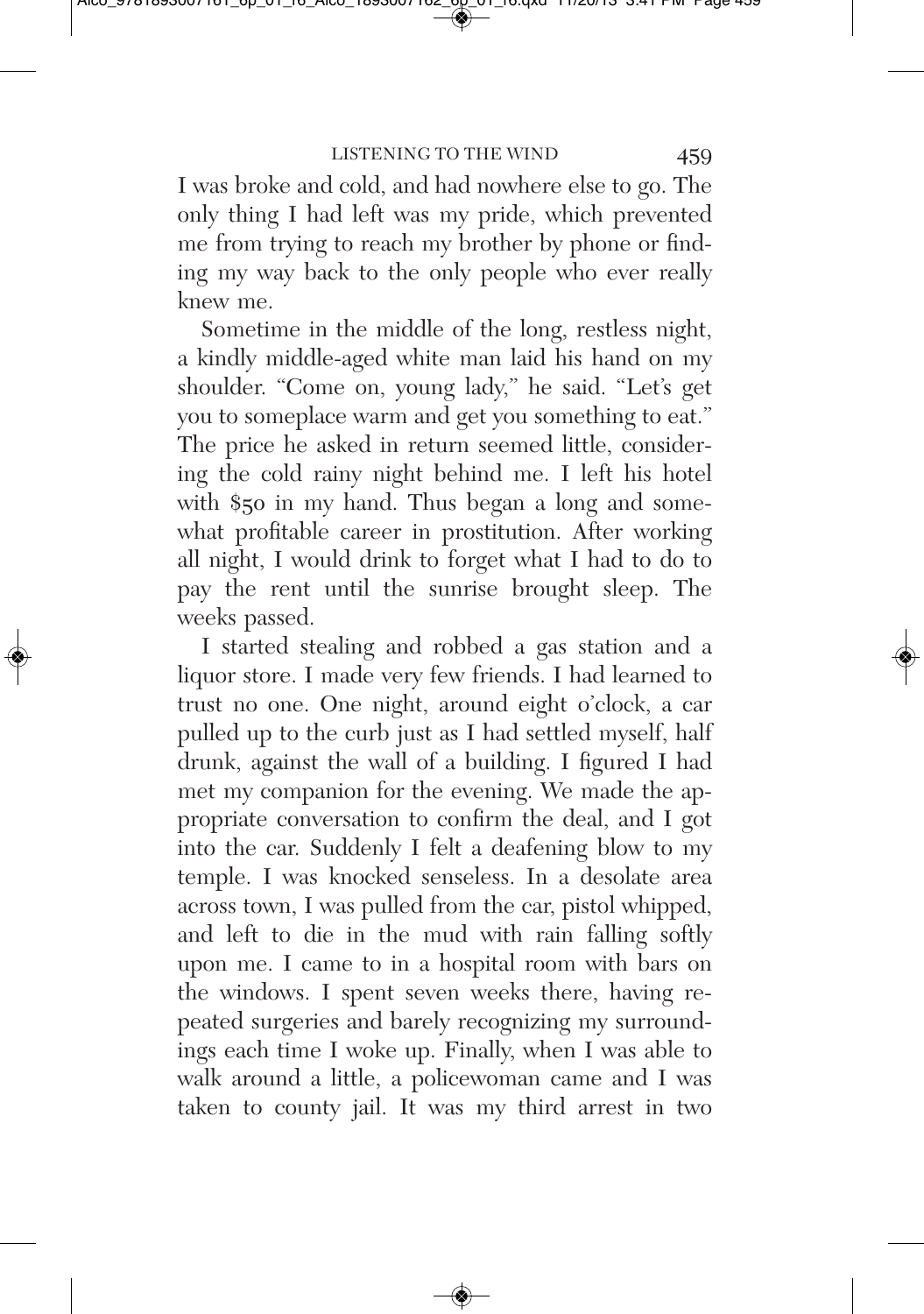I was broke and cold, and had nowhere else to go. The only thing I had left was my pride, which prevented me from trying to reach my brother by phone or finding my way back to the only people who ever really knew me.

Sometime in the middle of the long, restless night, a kindly middle-aged white man laid his hand on my shoulder. "Come on, young lady," he said. "Let's get you to someplace warm and get you something to eat." The price he asked in return seemed little, considering the cold rainy night behind me. I left his hotel with $50 in my hand. Thus began a long and somewhat profitable career in prostitution. After working all night, I would drink to forget what I had to do to pay the rent until the sunrise brought sleep. The weeks passed.

I started stealing and robbed a gas station and a liquor store. I made very few friends. I had learned to trust no one. One night, around eight o'clock, a car pulled up to the curb just as I had settled myself, half drunk, against the wall of a building. I figured I had met my companion for the evening. We made the appropriate conversation to confirm the deal, and I got into the car. Suddenly I felt a deafening blow to my temple. I was knocked senseless. In a desolate area across town, I was pulled from the car, pistol whipped, and left to die in the mud with rain falling softly upon me. I came to in a hospital room with bars on the windows. I spent seven weeks there, having repeated surgeries and barely recognizing my surroundings each time I woke up. Finally, when I was able to walk around a little, a policewoman came and I was taken to county jail. It was my third arrest in two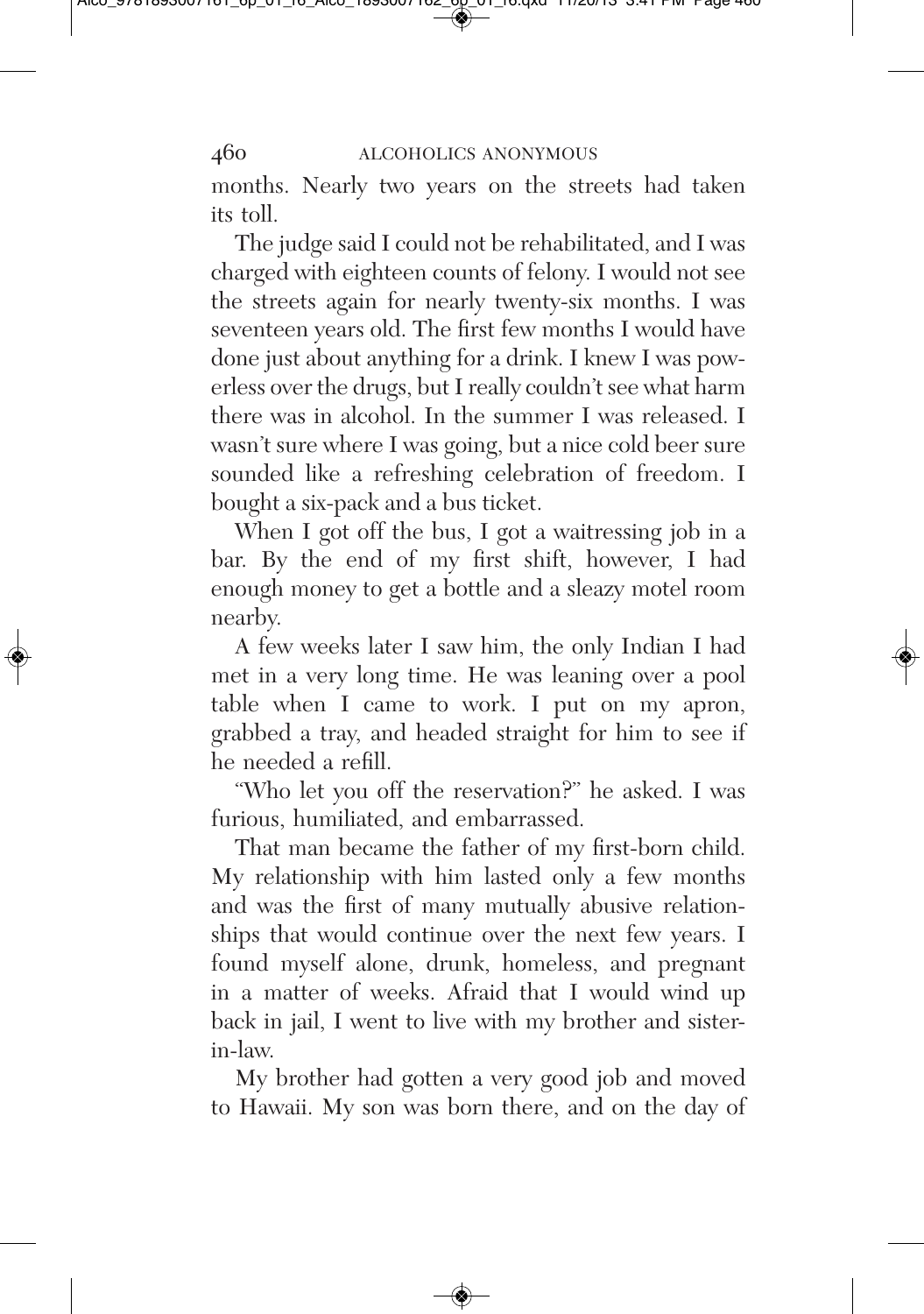months. Nearly two years on the streets had taken its toll.

The judge said I could not be rehabilitated, and I was charged with eighteen counts of felony. I would not see the streets again for nearly twenty-six months. I was seventeen years old. The first few months I would have done just about anything for a drink. I knew I was powerless over the drugs, but I really couldn't see what harm there was in alcohol. In the summer I was released. I wasn't sure where I was going, but a nice cold beer sure sounded like a refreshing celebration of freedom. I bought a six-pack and a bus ticket.

When I got off the bus, I got a waitressing job in a bar. By the end of my first shift, however, I had enough money to get a bottle and a sleazy motel room nearby.

A few weeks later I saw him, the only Indian I had met in a very long time. He was leaning over a pool table when I came to work. I put on my apron, grabbed a tray, and headed straight for him to see if he needed a refill.

"Who let you off the reservation?" he asked. I was furious, humiliated, and embarrassed.

That man became the father of my first-born child. My relationship with him lasted only a few months and was the first of many mutually abusive relationships that would continue over the next few years. I found myself alone, drunk, homeless, and pregnant in a matter of weeks. Afraid that I would wind up back in jail, I went to live with my brother and sister-in-law.

My brother had gotten a very good job and moved to Hawaii. My son was born there, and on the day of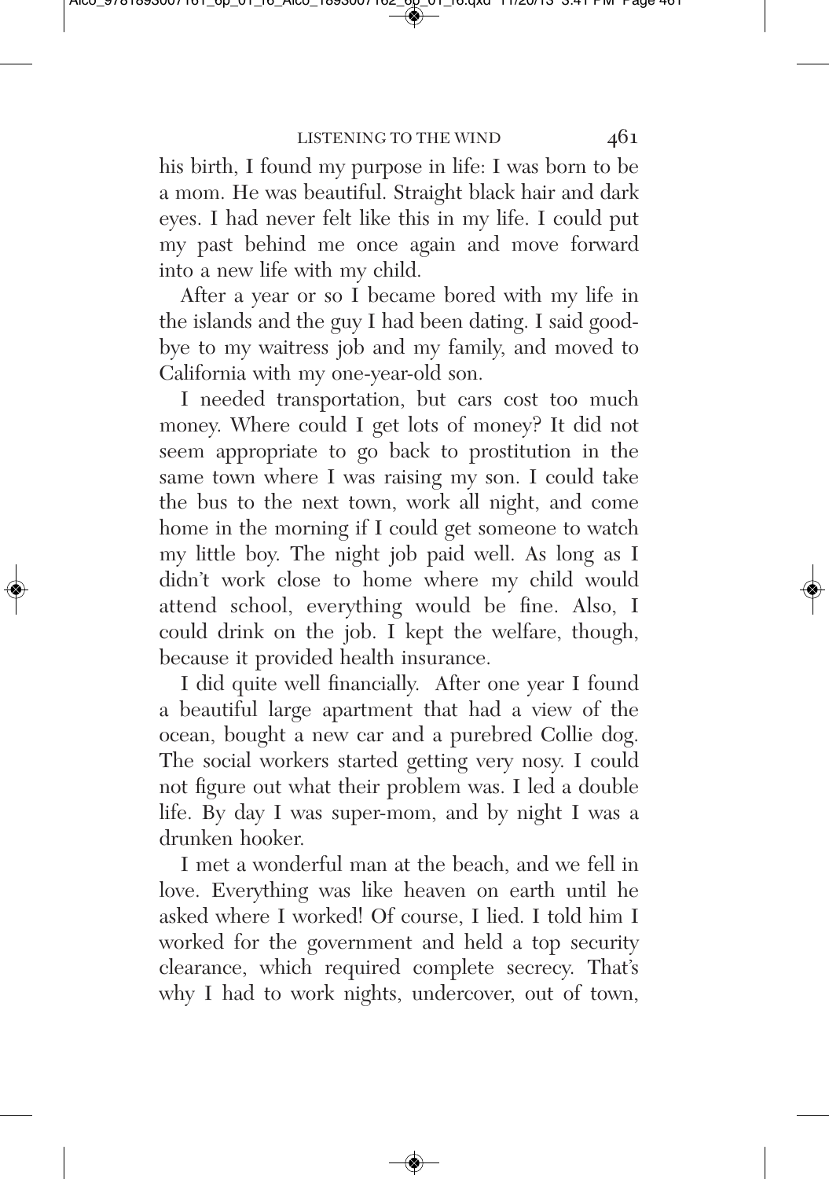his birth, I found my purpose in life: I was born to be a mom. He was beautiful. Straight black hair and dark eyes. I had never felt like this in my life. I could put my past behind me once again and move forward into a new life with my child.

After a year or so I became bored with my life in the islands and the guy I had been dating. I said goodbye to my waitress job and my family, and moved to California with my one-year-old son.

I needed transportation, but cars cost too much money. Where could I get lots of money? It did not seem appropriate to go back to prostitution in the same town where I was raising my son. I could take the bus to the next town, work all night, and come home in the morning if I could get someone to watch my little boy. The night job paid well. As long as I didn't work close to home where my child would attend school, everything would be fine. Also, I could drink on the job. I kept the welfare, though, because it provided health insurance.

I did quite well financially. After one year I found a beautiful large apartment that had a view of the ocean, bought a new car and a purebred Collie dog. The social workers started getting very nosy. I could not figure out what their problem was. I led a double life. By day I was super-mom, and by night I was a drunken hooker.

I met a wonderful man at the beach, and we fell in love. Everything was like heaven on earth until he asked where I worked! Of course, I lied. I told him I worked for the government and held a top security clearance, which required complete secrecy. That's why I had to work nights, undercover, out of town,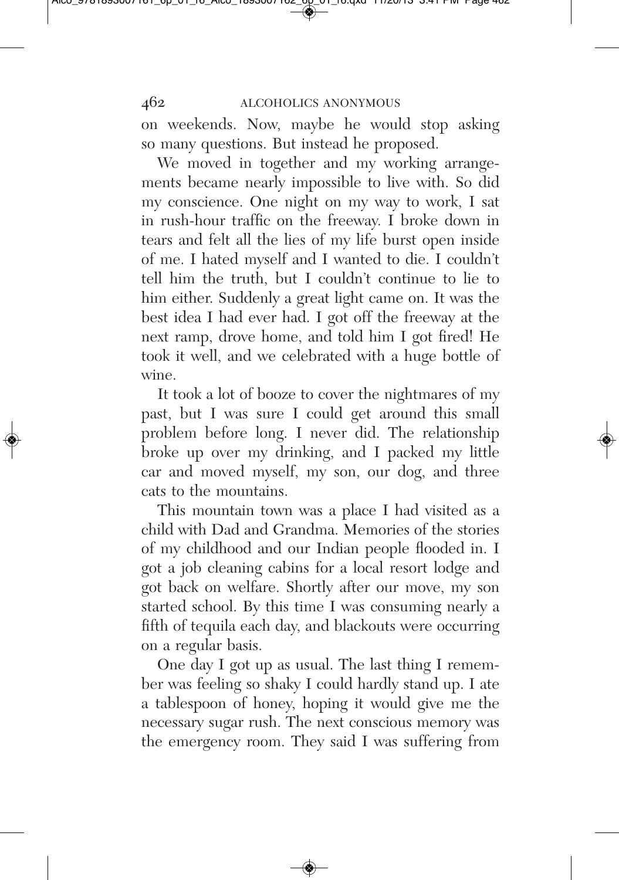on weekends. Now, maybe he would stop asking so many questions. But instead he proposed.

We moved in together and my working arrangements became nearly impossible to live with. So did my conscience. One night on my way to work, I sat in rush-hour traffic on the freeway. I broke down in tears and felt all the lies of my life burst open inside of me. I hated myself and I wanted to die. I couldn't tell him the truth, but I couldn't continue to lie to him either. Suddenly a great light came on. It was the best idea I had ever had. I got off the freeway at the next ramp, drove home, and told him I got fired! He took it well, and we celebrated with a huge bottle of wine.

It took a lot of booze to cover the nightmares of my past, but I was sure I could get around this small problem before long. I never did. The relationship broke up over my drinking, and I packed my little car and moved myself, my son, our dog, and three cats to the mountains.

This mountain town was a place I had visited as a child with Dad and Grandma. Memories of the stories of my childhood and our Indian people flooded in. I got a job cleaning cabins for a local resort lodge and got back on welfare. Shortly after our move, my son started school. By this time I was consuming nearly a fifth of tequila each day, and blackouts were occurring on a regular basis.

One day I got up as usual. The last thing I remember was feeling so shaky I could hardly stand up. I ate a tablespoon of honey, hoping it would give me the necessary sugar rush. The next conscious memory was the emergency room. They said I was suffering from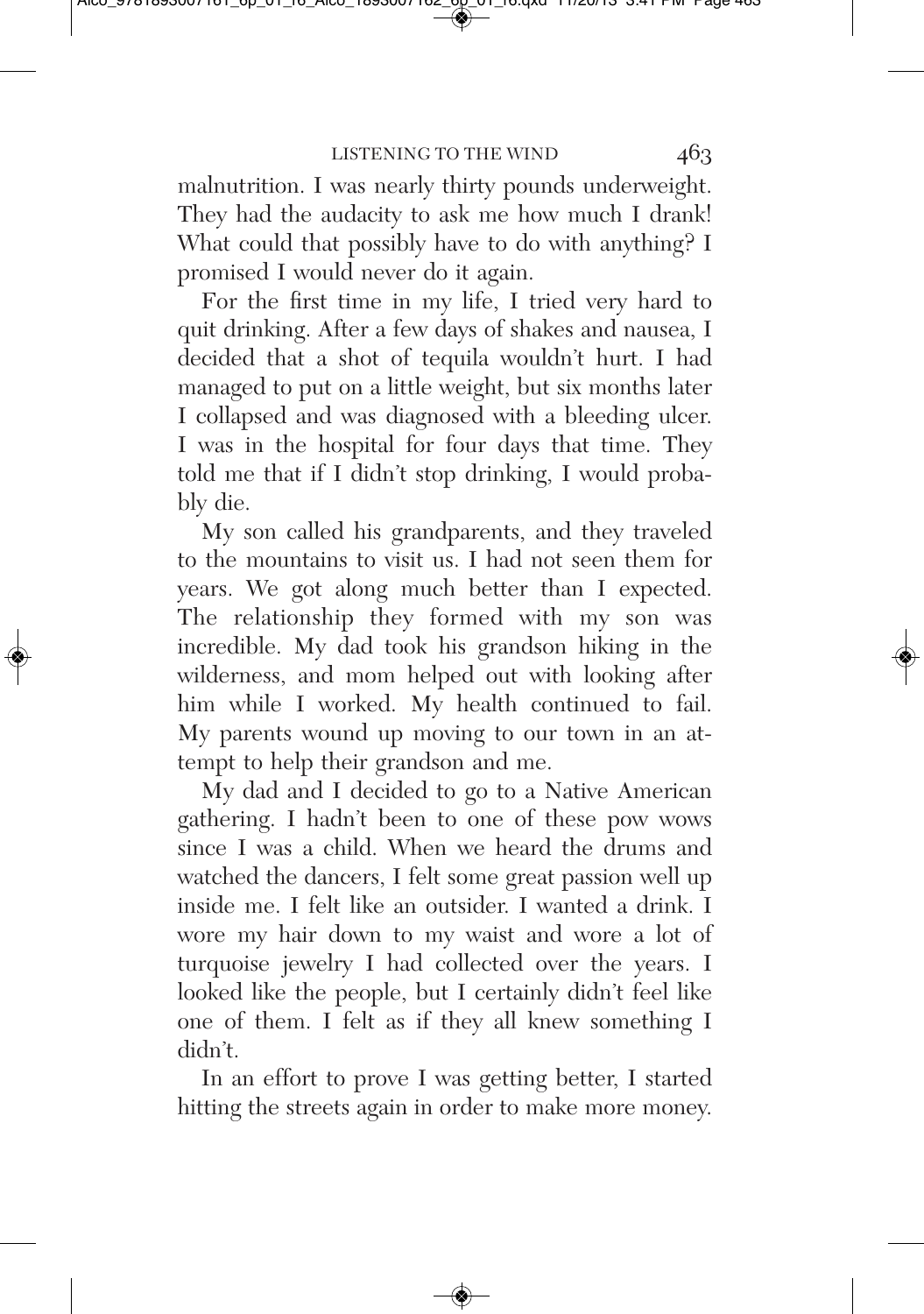malnutrition. I was nearly thirty pounds underweight. They had the audacity to ask me how much I drank! What could that possibly have to do with anything? I promised I would never do it again.

For the first time in my life, I tried very hard to quit drinking. After a few days of shakes and nausea, I decided that a shot of tequila wouldn't hurt. I had managed to put on a little weight, but six months later I collapsed and was diagnosed with a bleeding ulcer. I was in the hospital for four days that time. They told me that if I didn't stop drinking, I would probably die.

My son called his grandparents, and they traveled to the mountains to visit us. I had not seen them for years. We got along much better than I expected. The relationship they formed with my son was incredible. My dad took his grandson hiking in the wilderness, and mom helped out with looking after him while I worked. My health continued to fail. My parents wound up moving to our town in an attempt to help their grandson and me.

My dad and I decided to go to a Native American gathering. I hadn't been to one of these pow wows since I was a child. When we heard the drums and watched the dancers, I felt some great passion well up inside me. I felt like an outsider. I wanted a drink. I wore my hair down to my waist and wore a lot of turquoise jewelry I had collected over the years. I looked like the people, but I certainly didn't feel like one of them. I felt as if they all knew something I didn't.

In an effort to prove I was getting better, I started hitting the streets again in order to make more money.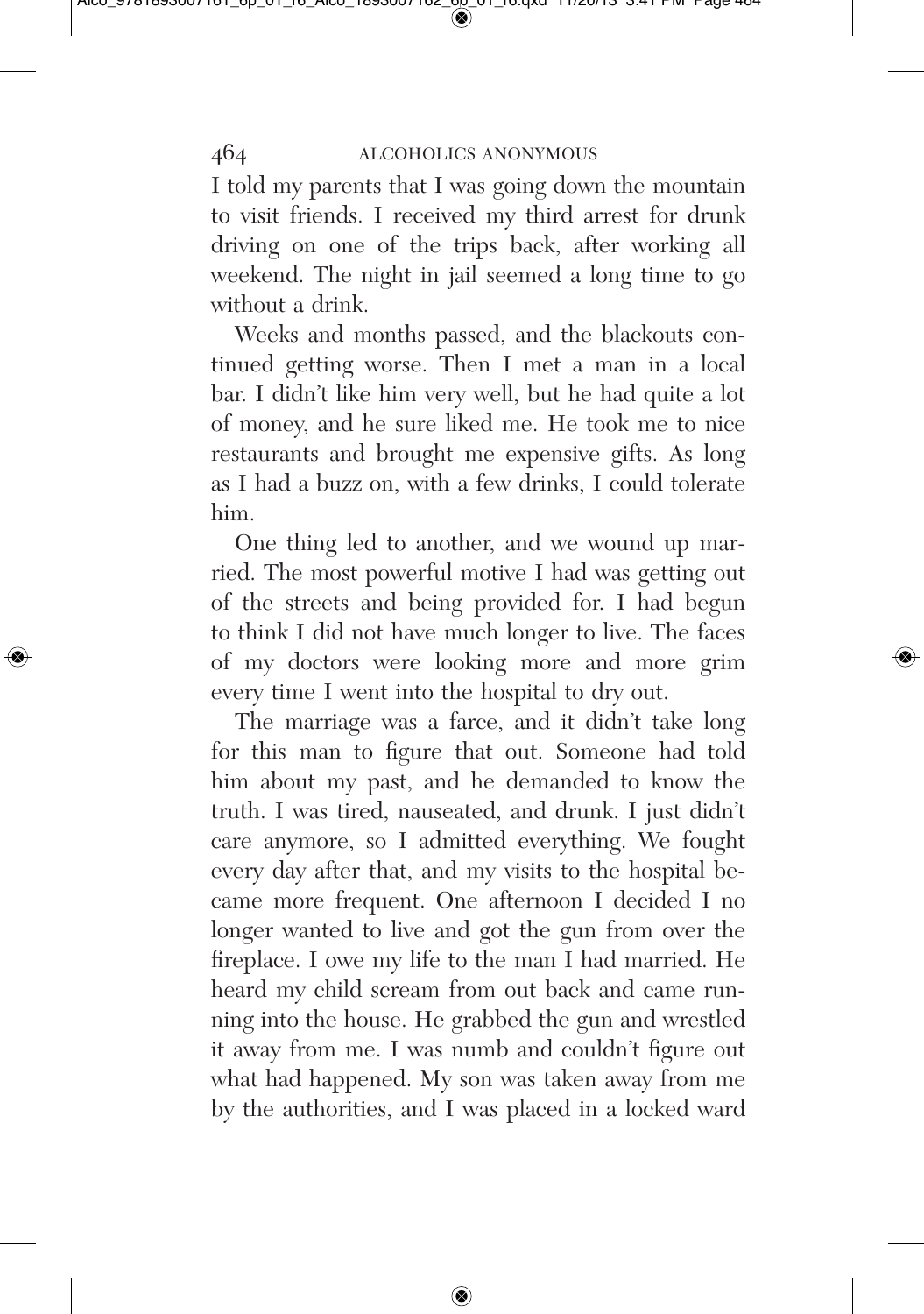I told my parents that I was going down the mountain to visit friends. I received my third arrest for drunk driving on one of the trips back, after working all weekend. The night in jail seemed a long time to go without a drink.

Weeks and months passed, and the blackouts continued getting worse. Then I met a man in a local bar. I didn't like him very well, but he had quite a lot of money, and he sure liked me. He took me to nice restaurants and brought me expensive gifts. As long as I had a buzz on, with a few drinks, I could tolerate him.

One thing led to another, and we wound up married. The most powerful motive I had was getting out of the streets and being provided for. I had begun to think I did not have much longer to live. The faces of my doctors were looking more and more grim every time I went into the hospital to dry out.

The marriage was a farce, and it didn't take long for this man to figure that out. Someone had told him about my past, and he demanded to know the truth. I was tired, nauseated, and drunk. I just didn't care anymore, so I admitted everything. We fought every day after that, and my visits to the hospital became more frequent. One afternoon I decided I no longer wanted to live and got the gun from over the fireplace. I owe my life to the man I had married. He heard my child scream from out back and came running into the house. He grabbed the gun and wrestled it away from me. I was numb and couldn't figure out what had happened. My son was taken away from me by the authorities, and I was placed in a locked ward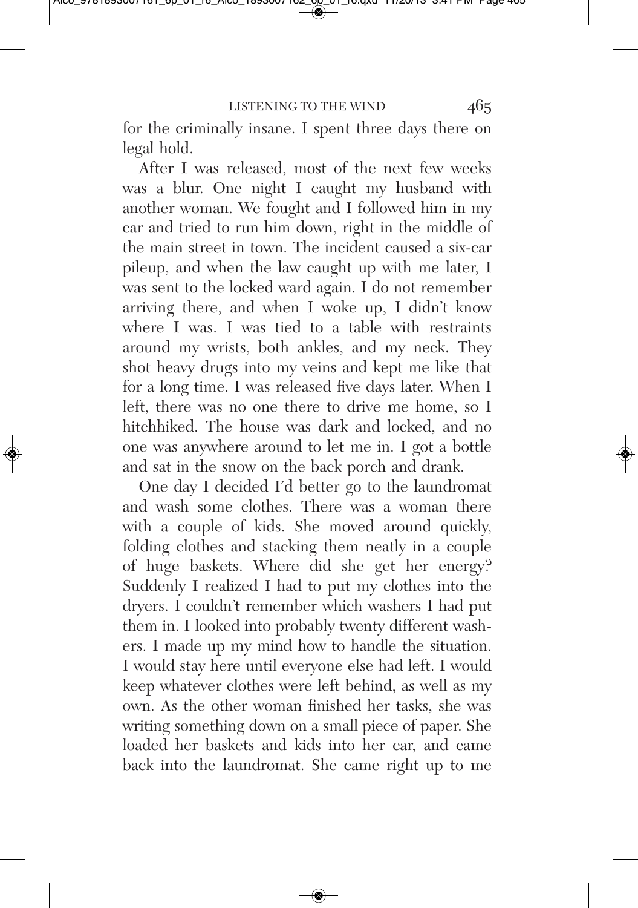for the criminally insane. I spent three days there on legal hold.

After I was released, most of the next few weeks was a blur. One night I caught my husband with another woman. We fought and I followed him in my car and tried to run him down, right in the middle of the main street in town. The incident caused a six-car pileup, and when the law caught up with me later, I was sent to the locked ward again. I do not remember arriving there, and when I woke up, I didn't know where I was. I was tied to a table with restraints around my wrists, both ankles, and my neck. They shot heavy drugs into my veins and kept me like that for a long time. I was released five days later. When I left, there was no one there to drive me home, so I hitchhiked. The house was dark and locked, and no one was anywhere around to let me in. I got a bottle and sat in the snow on the back porch and drank.

One day I decided I'd better go to the laundromat and wash some clothes. There was a woman there with a couple of kids. She moved around quickly, folding clothes and stacking them neatly in a couple of huge baskets. Where did she get her energy? Suddenly I realized I had to put my clothes into the dryers. I couldn't remember which washers I had put them in. I looked into probably twenty different washers. I made up my mind how to handle the situation. I would stay here until everyone else had left. I would keep whatever clothes were left behind, as well as my own. As the other woman finished her tasks, she was writing something down on a small piece of paper. She loaded her baskets and kids into her car, and came back into the laundromat. She came right up to me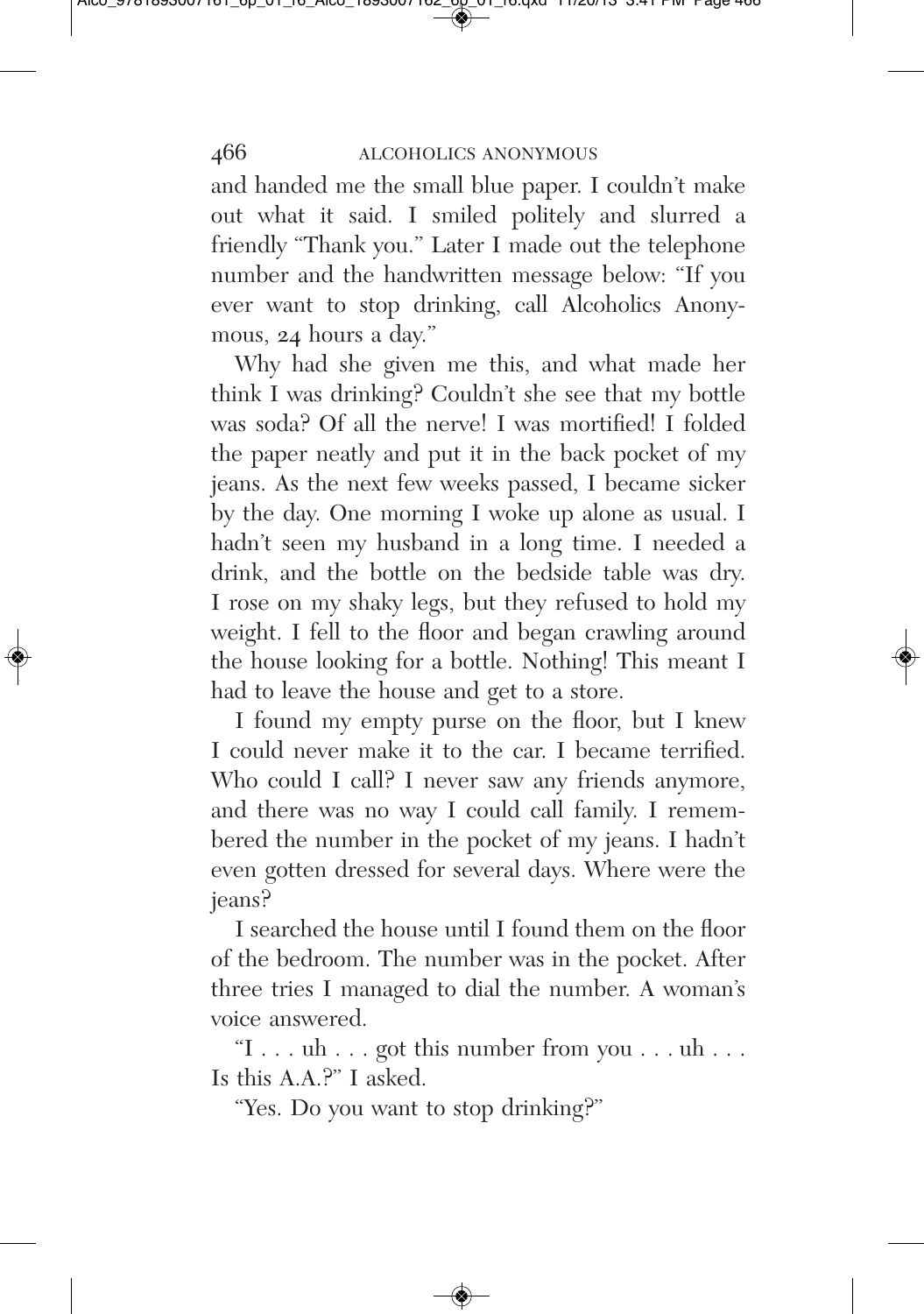and handed me the small blue paper. I couldn't make out what it said. I smiled politely and slurred a friendly "Thank you." Later I made out the telephone number and the handwritten message below: "If you ever want to stop drinking, call Alcoholics Anonymous, 24 hours a day."

Why had she given me this, and what made her think I was drinking? Couldn't she see that my bottle was soda? Of all the nerve! I was mortified! I folded the paper neatly and put it in the back pocket of my jeans. As the next few weeks passed, I became sicker by the day. One morning I woke up alone as usual. I hadn't seen my husband in a long time. I needed a drink, and the bottle on the bedside table was dry. I rose on my shaky legs, but they refused to hold my weight. I fell to the floor and began crawling around the house looking for a bottle. Nothing! This meant I had to leave the house and get to a store.

I found my empty purse on the floor, but I knew I could never make it to the car. I became terrified. Who could I call? I never saw any friends anymore, and there was no way I could call family. I remembered the number in the pocket of my jeans. I hadn't even gotten dressed for several days. Where were the jeans?

I searched the house until I found them on the floor of the bedroom. The number was in the pocket. After three tries I managed to dial the number. A woman's voice answered.

"I . . . uh . . . got this number from you . . . uh . . . Is this A.A.?" I asked.

"Yes. Do you want to stop drinking?"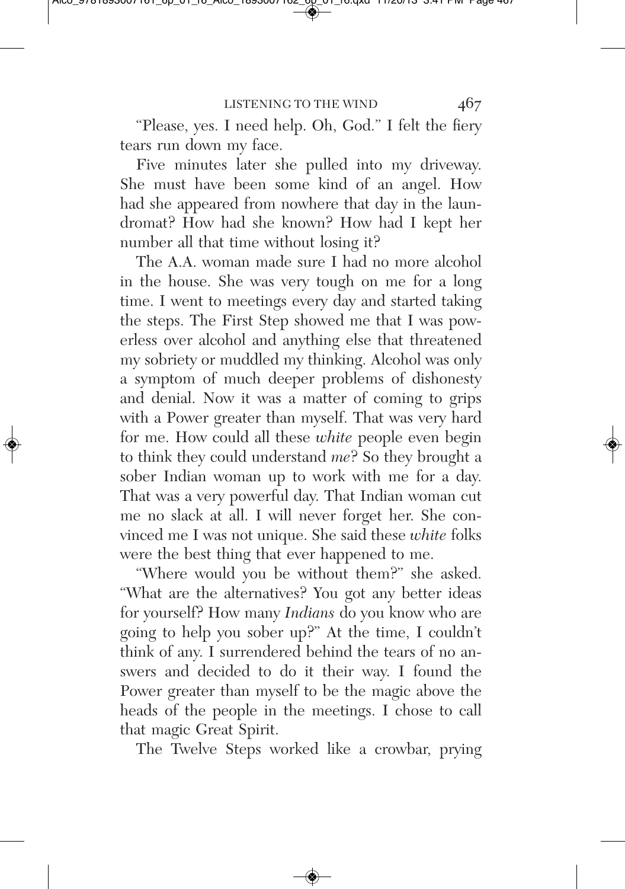"Please, yes. I need help. Oh, God." I felt the fiery tears run down my face.

Five minutes later she pulled into my driveway. She must have been some kind of an angel. How had she appeared from nowhere that day in the laundromat? How had she known? How had I kept her number all that time without losing it?

The A.A. woman made sure I had no more alcohol in the house. She was very tough on me for a long time. I went to meetings every day and started taking the steps. The First Step showed me that I was powerless over alcohol and anything else that threatened my sobriety or muddled my thinking. Alcohol was only a symptom of much deeper problems of dishonesty and denial. Now it was a matter of coming to grips with a Power greater than myself. That was very hard for me. How could all these *white* people even begin to think they could understand *me*? So they brought a sober Indian woman up to work with me for a day. That was a very powerful day. That Indian woman cut me no slack at all. I will never forget her. She convinced me I was not unique. She said these *white* folks were the best thing that ever happened to me.

"Where would you be without them?" she asked. "What are the alternatives? You got any better ideas for yourself? How many *Indians* do you know who are going to help you sober up?" At the time, I couldn't think of any. I surrendered behind the tears of no answers and decided to do it their way. I found the Power greater than myself to be the magic above the heads of the people in the meetings. I chose to call that magic Great Spirit.

The Twelve Steps worked like a crowbar, prying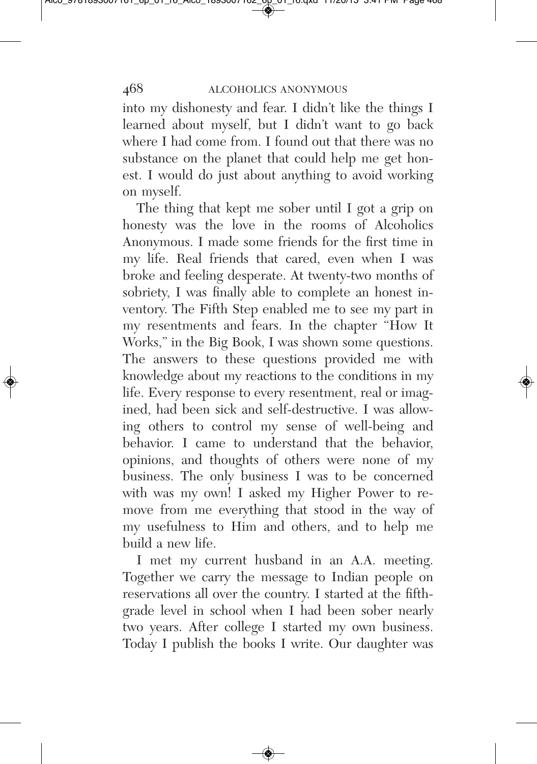into my dishonesty and fear. I didn't like the things I learned about myself, but I didn't want to go back where I had come from. I found out that there was no substance on the planet that could help me get honest. I would do just about anything to avoid working on myself.

The thing that kept me sober until I got a grip on honesty was the love in the rooms of Alcoholics Anonymous. I made some friends for the first time in my life. Real friends that cared, even when I was broke and feeling desperate. At twenty-two months of sobriety, I was finally able to complete an honest inventory. The Fifth Step enabled me to see my part in my resentments and fears. In the chapter "How It Works," in the Big Book, I was shown some questions. The answers to these questions provided me with knowledge about my reactions to the conditions in my life. Every response to every resentment, real or imagined, had been sick and self-destructive. I was allowing others to control my sense of well-being and behavior. I came to understand that the behavior, opinions, and thoughts of others were none of my business. The only business I was to be concerned with was my own! I asked my Higher Power to remove from me everything that stood in the way of my usefulness to Him and others, and to help me build a new life.

I met my current husband in an A.A. meeting. Together we carry the message to Indian people on reservations all over the country. I started at the fifth-grade level in school when I had been sober nearly two years. After college I started my own business. Today I publish the books I write. Our daughter was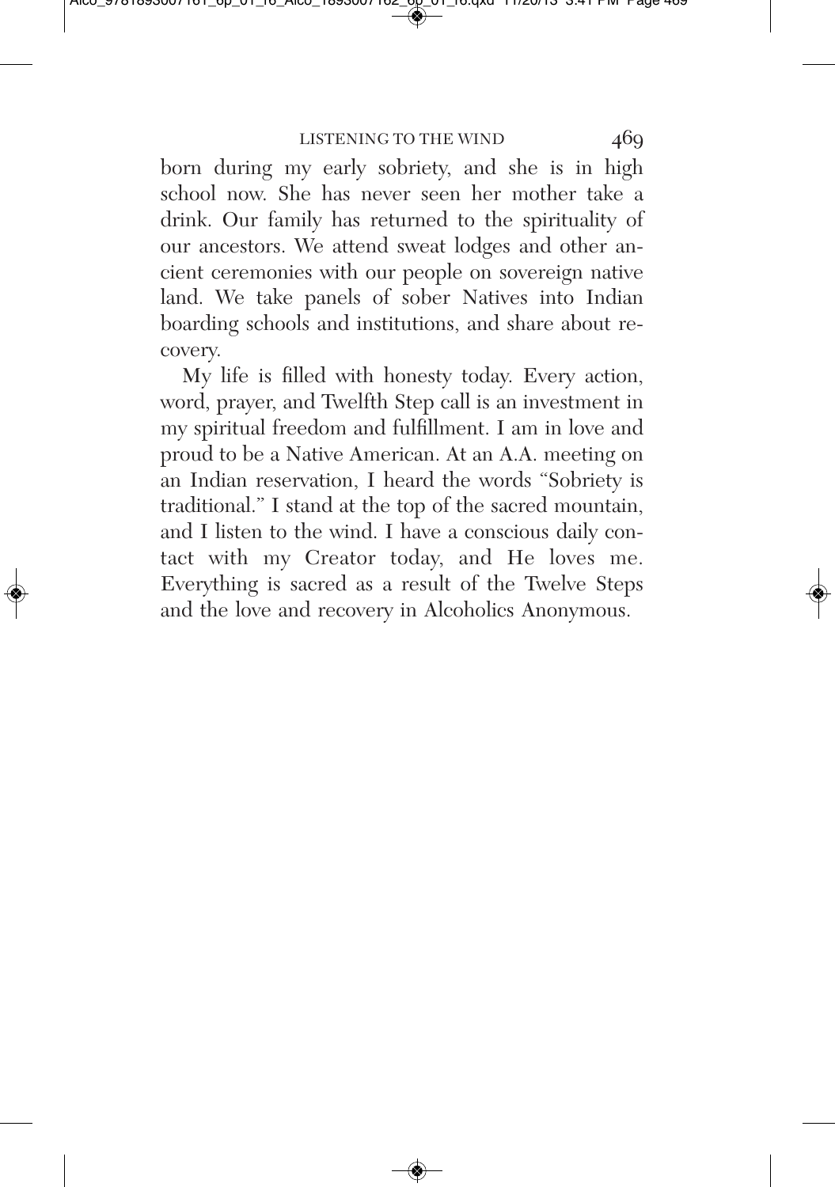born during my early sobriety, and she is in high school now. She has never seen her mother take a drink. Our family has returned to the spirituality of our ancestors. We attend sweat lodges and other ancient ceremonies with our people on sovereign native land. We take panels of sober Natives into Indian boarding schools and institutions, and share about recovery.

My life is filled with honesty today. Every action, word, prayer, and Twelfth Step call is an investment in my spiritual freedom and fulfillment. I am in love and proud to be a Native American. At an A.A. meeting on an Indian reservation, I heard the words "Sobriety is traditional." I stand at the top of the sacred mountain, and I listen to the wind. I have a conscious daily contact with my Creator today, and He loves me. Everything is sacred as a result of the Twelve Steps and the love and recovery in Alcoholics Anonymous.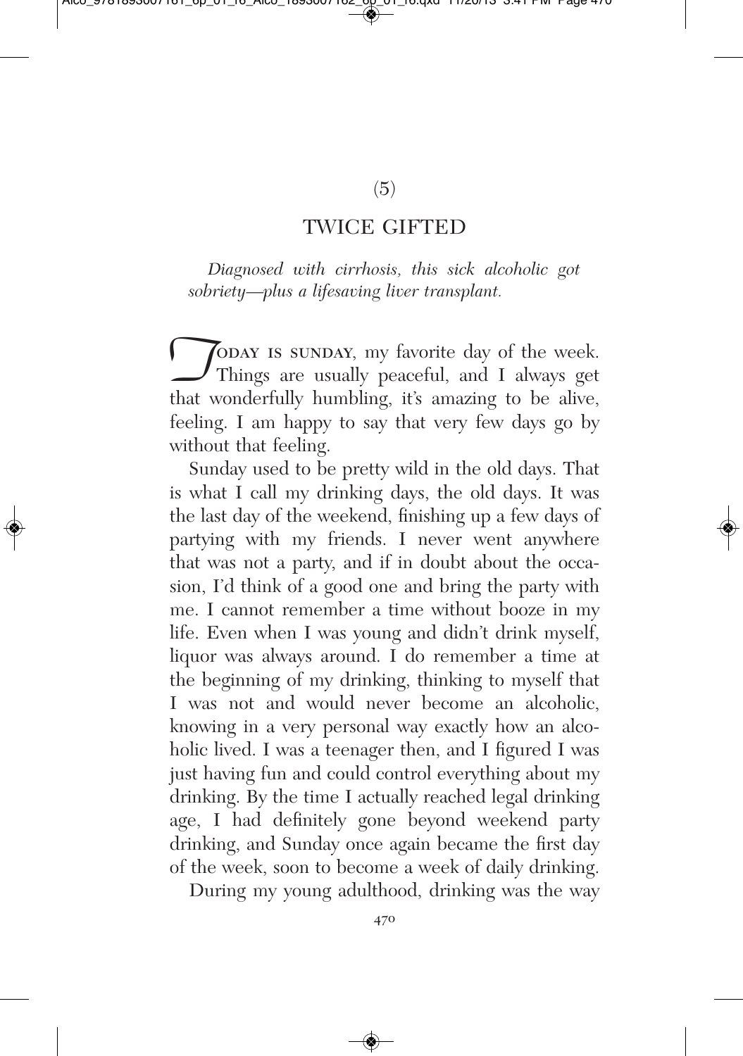(5)

## TWICE GIFTED

*Diagnosed with cirrhosis, this sick alcoholic got sobriety—plus a lifesaving liver transplant.*

TODAY IS SUNDAY, my favorite day of the week. Things are usually peaceful, and I always get that wonderfully humbling, it's amazing to be alive, feeling. I am happy to say that very few days go by without that feeling.

Sunday used to be pretty wild in the old days. That is what I call my drinking days, the old days. It was the last day of the weekend, finishing up a few days of partying with my friends. I never went anywhere that was not a party, and if in doubt about the occasion, I'd think of a good one and bring the party with me. I cannot remember a time without booze in my life. Even when I was young and didn't drink myself, liquor was always around. I do remember a time at the beginning of my drinking, thinking to myself that I was not and would never become an alcoholic, knowing in a very personal way exactly how an alcoholic lived. I was a teenager then, and I figured I was just having fun and could control everything about my drinking. By the time I actually reached legal drinking age, I had definitely gone beyond weekend party drinking, and Sunday once again became the first day of the week, soon to become a week of daily drinking.

During my young adulthood, drinking was the way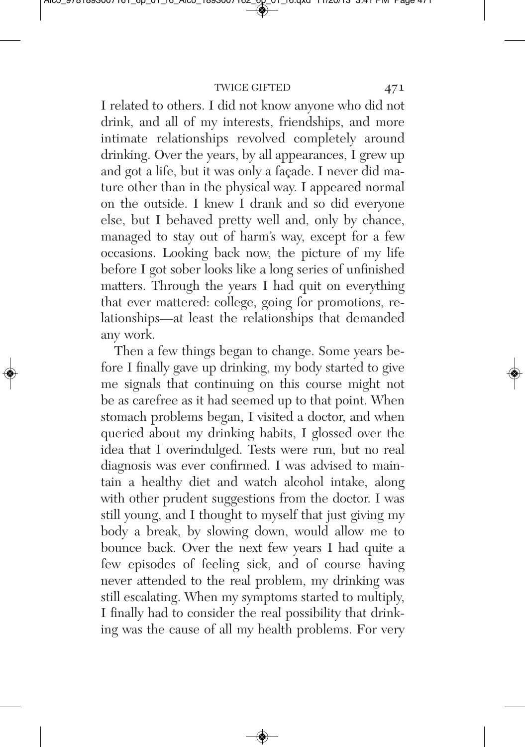I related to others. I did not know anyone who did not drink, and all of my interests, friendships, and more intimate relationships revolved completely around drinking. Over the years, by all appearances, I grew up and got a life, but it was only a façade. I never did mature other than in the physical way. I appeared normal on the outside. I knew I drank and so did everyone else, but I behaved pretty well and, only by chance, managed to stay out of harm's way, except for a few occasions. Looking back now, the picture of my life before I got sober looks like a long series of unfinished matters. Through the years I had quit on everything that ever mattered: college, going for promotions, relationships—at least the relationships that demanded any work.

Then a few things began to change. Some years before I finally gave up drinking, my body started to give me signals that continuing on this course might not be as carefree as it had seemed up to that point. When stomach problems began, I visited a doctor, and when queried about my drinking habits, I glossed over the idea that I overindulged. Tests were run, but no real diagnosis was ever confirmed. I was advised to maintain a healthy diet and watch alcohol intake, along with other prudent suggestions from the doctor. I was still young, and I thought to myself that just giving my body a break, by slowing down, would allow me to bounce back. Over the next few years I had quite a few episodes of feeling sick, and of course having never attended to the real problem, my drinking was still escalating. When my symptoms started to multiply, I finally had to consider the real possibility that drinking was the cause of all my health problems. For very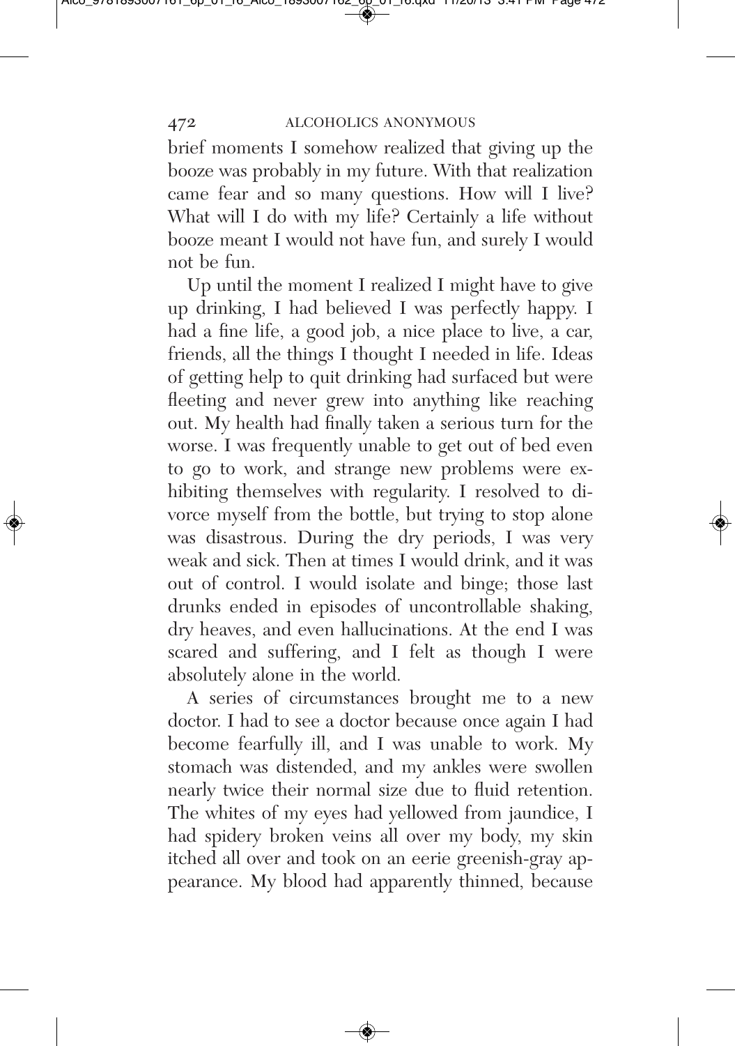brief moments I somehow realized that giving up the booze was probably in my future. With that realization came fear and so many questions. How will I live? What will I do with my life? Certainly a life without booze meant I would not have fun, and surely I would not be fun.

Up until the moment I realized I might have to give up drinking, I had believed I was perfectly happy. I had a fine life, a good job, a nice place to live, a car, friends, all the things I thought I needed in life. Ideas of getting help to quit drinking had surfaced but were fleeting and never grew into anything like reaching out. My health had finally taken a serious turn for the worse. I was frequently unable to get out of bed even to go to work, and strange new problems were exhibiting themselves with regularity. I resolved to divorce myself from the bottle, but trying to stop alone was disastrous. During the dry periods, I was very weak and sick. Then at times I would drink, and it was out of control. I would isolate and binge; those last drunks ended in episodes of uncontrollable shaking, dry heaves, and even hallucinations. At the end I was scared and suffering, and I felt as though I were absolutely alone in the world.

A series of circumstances brought me to a new doctor. I had to see a doctor because once again I had become fearfully ill, and I was unable to work. My stomach was distended, and my ankles were swollen nearly twice their normal size due to fluid retention. The whites of my eyes had yellowed from jaundice, I had spidery broken veins all over my body, my skin itched all over and took on an eerie greenish-gray appearance. My blood had apparently thinned, because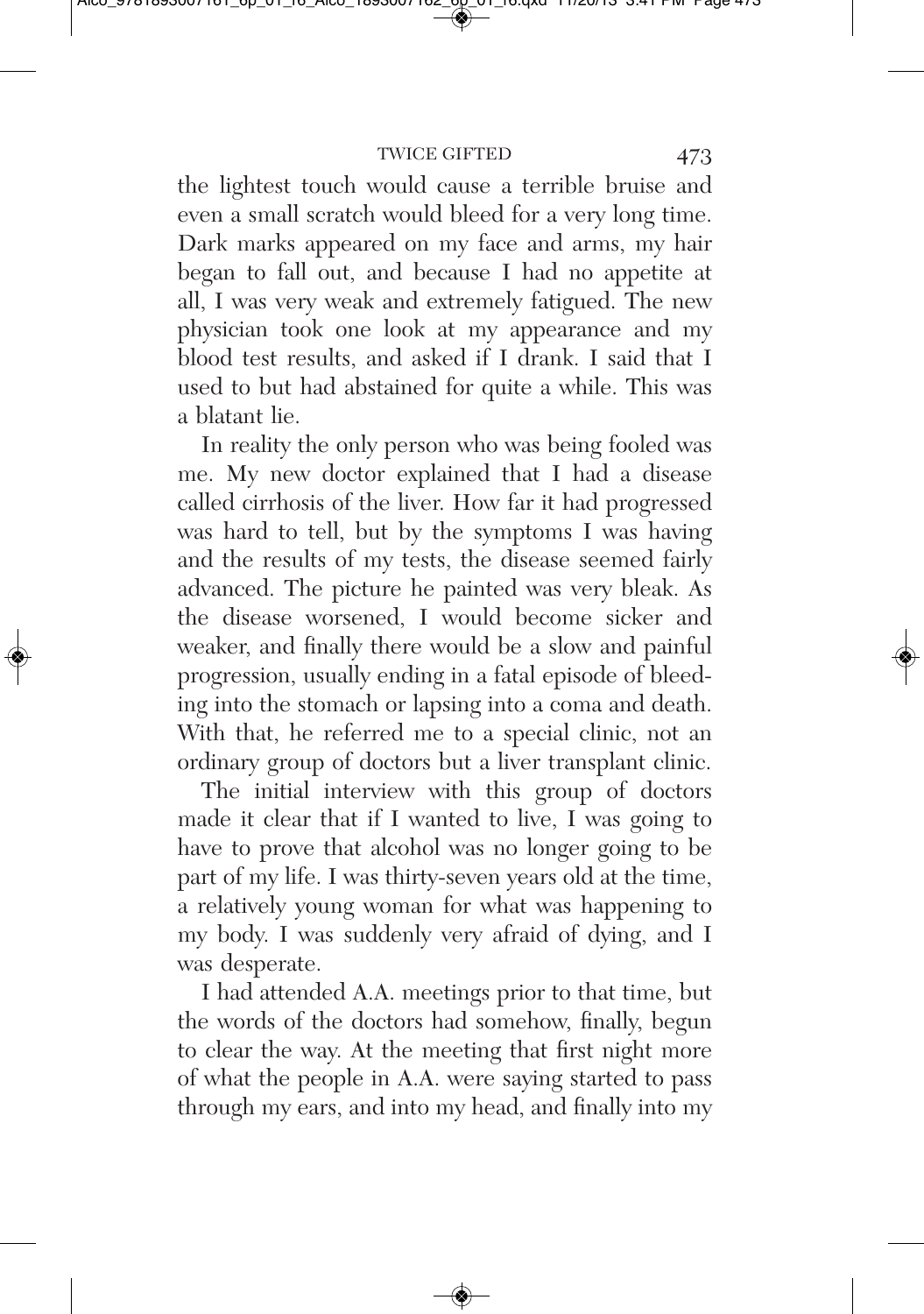the lightest touch would cause a terrible bruise and even a small scratch would bleed for a very long time. Dark marks appeared on my face and arms, my hair began to fall out, and because I had no appetite at all, I was very weak and extremely fatigued. The new physician took one look at my appearance and my blood test results, and asked if I drank. I said that I used to but had abstained for quite a while. This was a blatant lie.

In reality the only person who was being fooled was me. My new doctor explained that I had a disease called cirrhosis of the liver. How far it had progressed was hard to tell, but by the symptoms I was having and the results of my tests, the disease seemed fairly advanced. The picture he painted was very bleak. As the disease worsened, I would become sicker and weaker, and finally there would be a slow and painful progression, usually ending in a fatal episode of bleeding into the stomach or lapsing into a coma and death. With that, he referred me to a special clinic, not an ordinary group of doctors but a liver transplant clinic.

The initial interview with this group of doctors made it clear that if I wanted to live, I was going to have to prove that alcohol was no longer going to be part of my life. I was thirty-seven years old at the time, a relatively young woman for what was happening to my body. I was suddenly very afraid of dying, and I was desperate.

I had attended A.A. meetings prior to that time, but the words of the doctors had somehow, finally, begun to clear the way. At the meeting that first night more of what the people in A.A. were saying started to pass through my ears, and into my head, and finally into my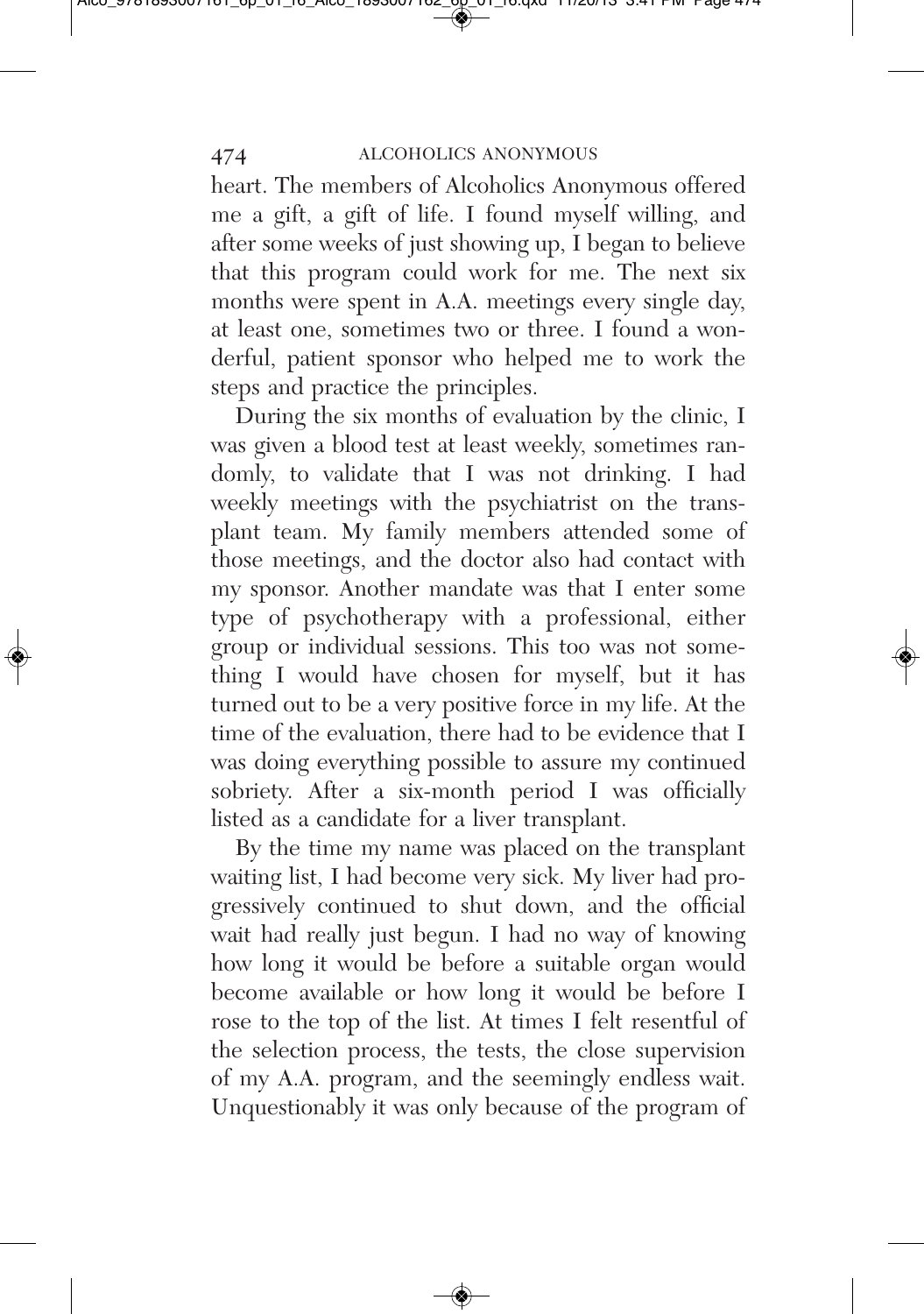heart. The members of Alcoholics Anonymous offered me a gift, a gift of life. I found myself willing, and after some weeks of just showing up, I began to believe that this program could work for me. The next six months were spent in A.A. meetings every single day, at least one, sometimes two or three. I found a wonderful, patient sponsor who helped me to work the steps and practice the principles.

During the six months of evaluation by the clinic, I was given a blood test at least weekly, sometimes randomly, to validate that I was not drinking. I had weekly meetings with the psychiatrist on the transplant team. My family members attended some of those meetings, and the doctor also had contact with my sponsor. Another mandate was that I enter some type of psychotherapy with a professional, either group or individual sessions. This too was not something I would have chosen for myself, but it has turned out to be a very positive force in my life. At the time of the evaluation, there had to be evidence that I was doing everything possible to assure my continued sobriety. After a six-month period I was officially listed as a candidate for a liver transplant.

By the time my name was placed on the transplant waiting list, I had become very sick. My liver had progressively continued to shut down, and the official wait had really just begun. I had no way of knowing how long it would be before a suitable organ would become available or how long it would be before I rose to the top of the list. At times I felt resentful of the selection process, the tests, the close supervision of my A.A. program, and the seemingly endless wait. Unquestionably it was only because of the program of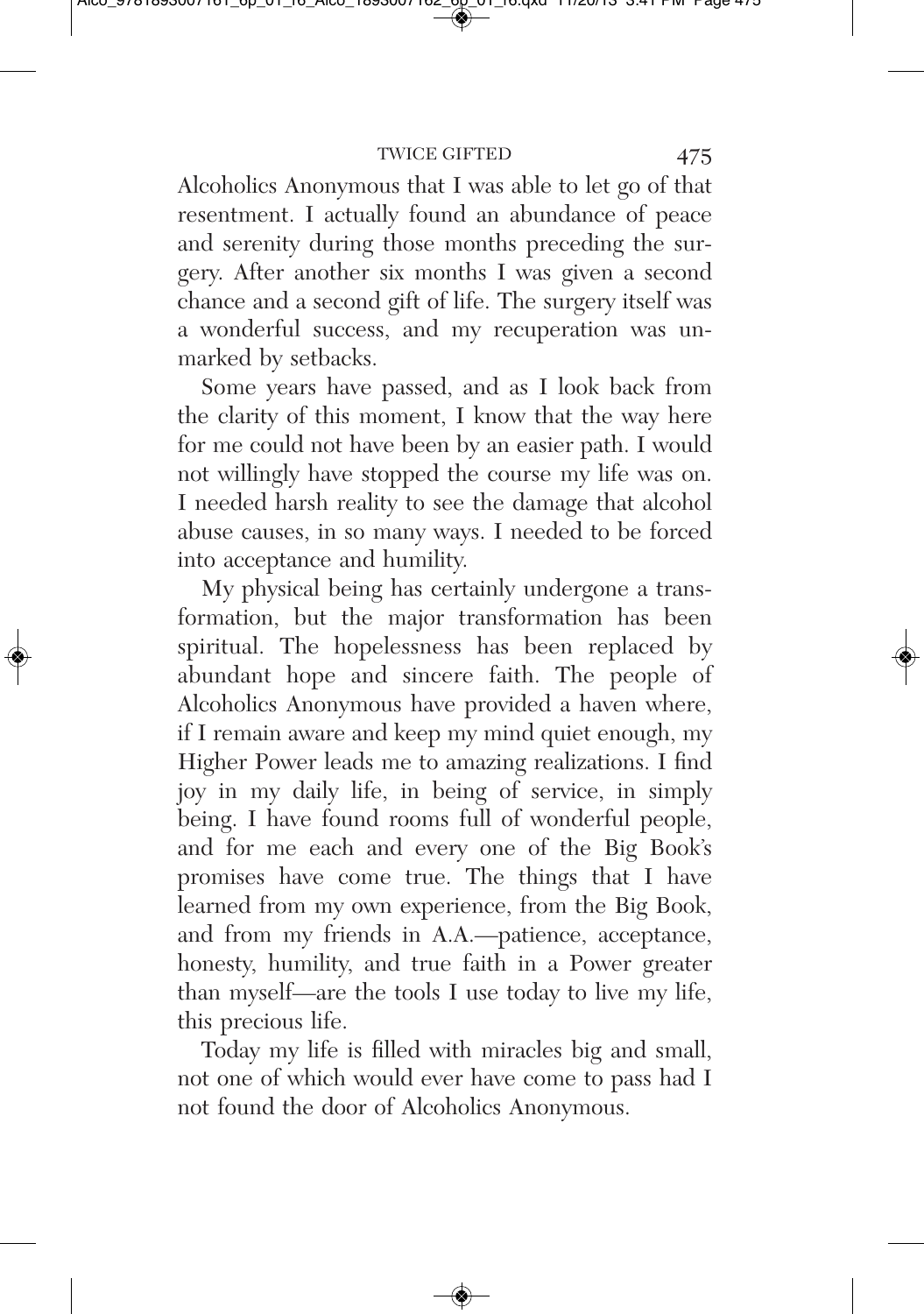Alcoholics Anonymous that I was able to let go of that resentment. I actually found an abundance of peace and serenity during those months preceding the surgery. After another six months I was given a second chance and a second gift of life. The surgery itself was a wonderful success, and my recuperation was unmarked by setbacks.

Some years have passed, and as I look back from the clarity of this moment, I know that the way here for me could not have been by an easier path. I would not willingly have stopped the course my life was on. I needed harsh reality to see the damage that alcohol abuse causes, in so many ways. I needed to be forced into acceptance and humility.

My physical being has certainly undergone a transformation, but the major transformation has been spiritual. The hopelessness has been replaced by abundant hope and sincere faith. The people of Alcoholics Anonymous have provided a haven where, if I remain aware and keep my mind quiet enough, my Higher Power leads me to amazing realizations. I find joy in my daily life, in being of service, in simply being. I have found rooms full of wonderful people, and for me each and every one of the Big Book's promises have come true. The things that I have learned from my own experience, from the Big Book, and from my friends in A.A.—patience, acceptance, honesty, humility, and true faith in a Power greater than myself—are the tools I use today to live my life, this precious life.

Today my life is filled with miracles big and small, not one of which would ever have come to pass had I not found the door of Alcoholics Anonymous.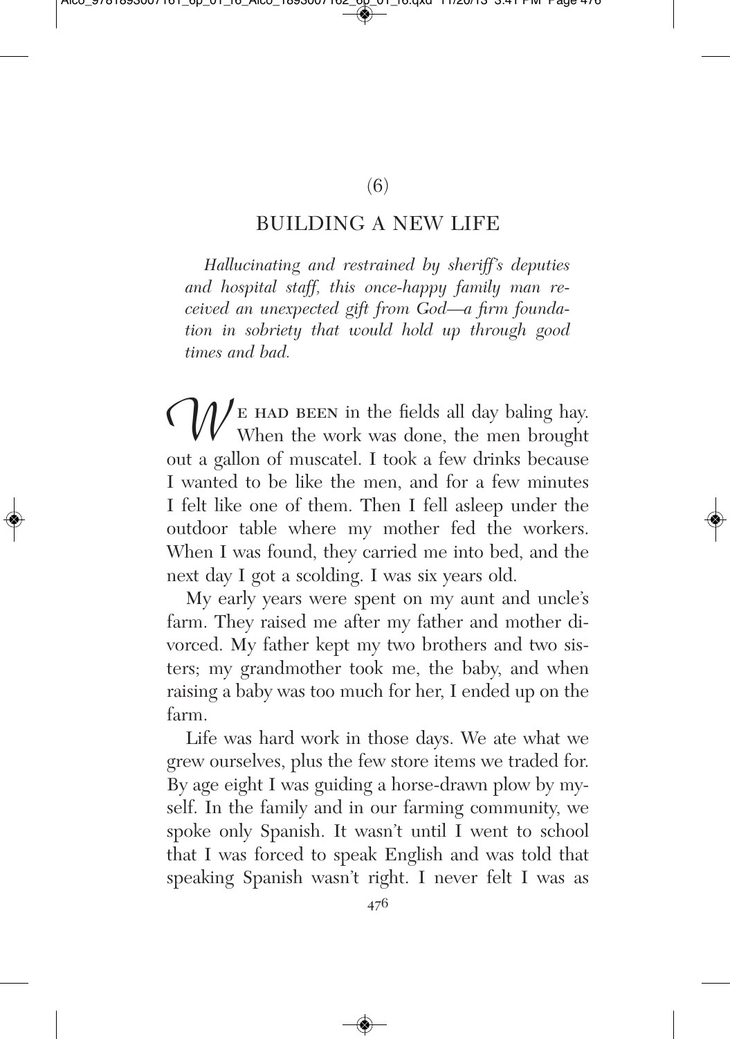(6)

## BUILDING A NEW LIFE

*Hallucinating and restrained by sheriff's deputies and hospital staff, this once-happy family man received an unexpected gift from God—a firm foundation in sobriety that would hold up through good times and bad.*

We had been in the fields all day baling hay. When the work was done, the men brought out a gallon of muscatel. I took a few drinks because I wanted to be like the men, and for a few minutes I felt like one of them. Then I fell asleep under the outdoor table where my mother fed the workers. When I was found, they carried me into bed, and the next day I got a scolding. I was six years old.

My early years were spent on my aunt and uncle's farm. They raised me after my father and mother divorced. My father kept my two brothers and two sisters; my grandmother took me, the baby, and when raising a baby was too much for her, I ended up on the farm.

Life was hard work in those days. We ate what we grew ourselves, plus the few store items we traded for. By age eight I was guiding a horse-drawn plow by myself. In the family and in our farming community, we spoke only Spanish. It wasn't until I went to school that I was forced to speak English and was told that speaking Spanish wasn't right. I never felt I was as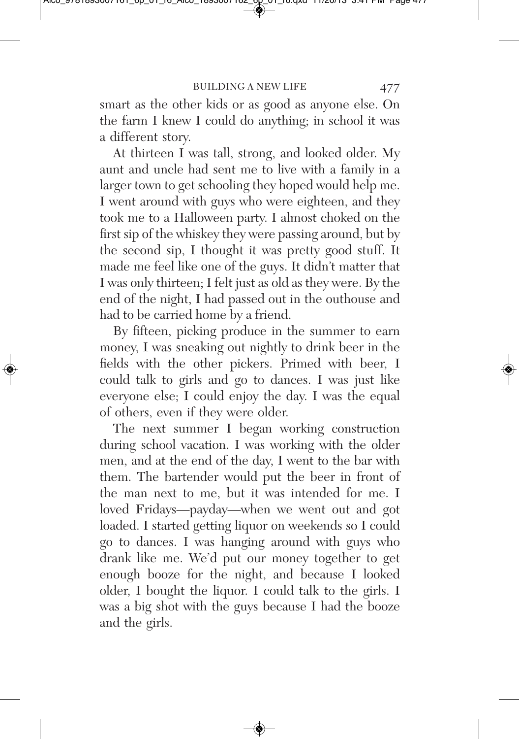smart as the other kids or as good as anyone else. On the farm I knew I could do anything; in school it was a different story.

At thirteen I was tall, strong, and looked older. My aunt and uncle had sent me to live with a family in a larger town to get schooling they hoped would help me. I went around with guys who were eighteen, and they took me to a Halloween party. I almost choked on the first sip of the whiskey they were passing around, but by the second sip, I thought it was pretty good stuff. It made me feel like one of the guys. It didn't matter that I was only thirteen; I felt just as old as they were. By the end of the night, I had passed out in the outhouse and had to be carried home by a friend.

By fifteen, picking produce in the summer to earn money, I was sneaking out nightly to drink beer in the fields with the other pickers. Primed with beer, I could talk to girls and go to dances. I was just like everyone else; I could enjoy the day. I was the equal of others, even if they were older.

The next summer I began working construction during school vacation. I was working with the older men, and at the end of the day, I went to the bar with them. The bartender would put the beer in front of the man next to me, but it was intended for me. I loved Fridays—payday—when we went out and got loaded. I started getting liquor on weekends so I could go to dances. I was hanging around with guys who drank like me. We'd put our money together to get enough booze for the night, and because I looked older, I bought the liquor. I could talk to the girls. I was a big shot with the guys because I had the booze and the girls.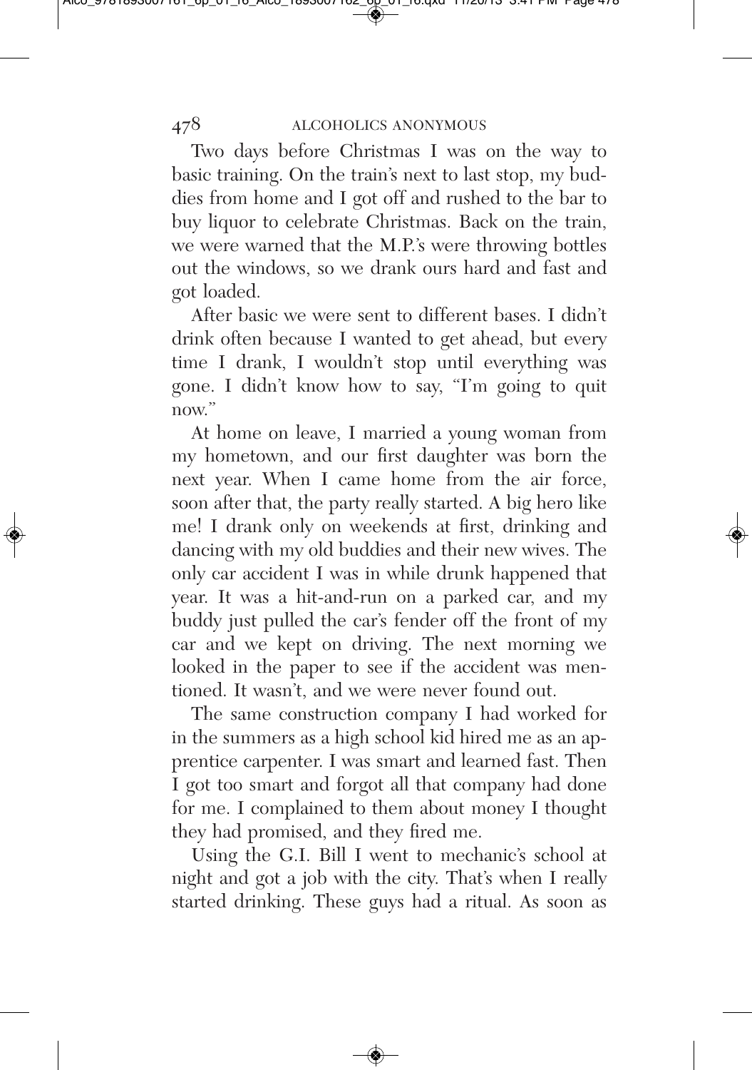Two days before Christmas I was on the way to basic training. On the train's next to last stop, my buddies from home and I got off and rushed to the bar to buy liquor to celebrate Christmas. Back on the train, we were warned that the M.P.'s were throwing bottles out the windows, so we drank ours hard and fast and got loaded.

After basic we were sent to different bases. I didn't drink often because I wanted to get ahead, but every time I drank, I wouldn't stop until everything was gone. I didn't know how to say, "I'm going to quit now."

At home on leave, I married a young woman from my hometown, and our first daughter was born the next year. When I came home from the air force, soon after that, the party really started. A big hero like me! I drank only on weekends at first, drinking and dancing with my old buddies and their new wives. The only car accident I was in while drunk happened that year. It was a hit-and-run on a parked car, and my buddy just pulled the car's fender off the front of my car and we kept on driving. The next morning we looked in the paper to see if the accident was mentioned. It wasn't, and we were never found out.

The same construction company I had worked for in the summers as a high school kid hired me as an apprentice carpenter. I was smart and learned fast. Then I got too smart and forgot all that company had done for me. I complained to them about money I thought they had promised, and they fired me.

Using the G.I. Bill I went to mechanic's school at night and got a job with the city. That's when I really started drinking. These guys had a ritual. As soon as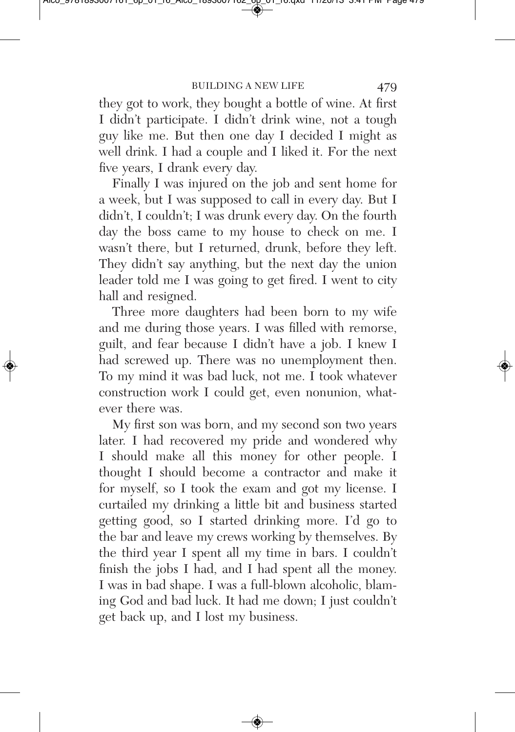they got to work, they bought a bottle of wine. At first I didn't participate. I didn't drink wine, not a tough guy like me. But then one day I decided I might as well drink. I had a couple and I liked it. For the next five years, I drank every day.

Finally I was injured on the job and sent home for a week, but I was supposed to call in every day. But I didn't, I couldn't; I was drunk every day. On the fourth day the boss came to my house to check on me. I wasn't there, but I returned, drunk, before they left. They didn't say anything, but the next day the union leader told me I was going to get fired. I went to city hall and resigned.

Three more daughters had been born to my wife and me during those years. I was filled with remorse, guilt, and fear because I didn't have a job. I knew I had screwed up. There was no unemployment then. To my mind it was bad luck, not me. I took whatever construction work I could get, even nonunion, whatever there was.

My first son was born, and my second son two years later. I had recovered my pride and wondered why I should make all this money for other people. I thought I should become a contractor and make it for myself, so I took the exam and got my license. I curtailed my drinking a little bit and business started getting good, so I started drinking more. I'd go to the bar and leave my crews working by themselves. By the third year I spent all my time in bars. I couldn't finish the jobs I had, and I had spent all the money. I was in bad shape. I was a full-blown alcoholic, blaming God and bad luck. It had me down; I just couldn't get back up, and I lost my business.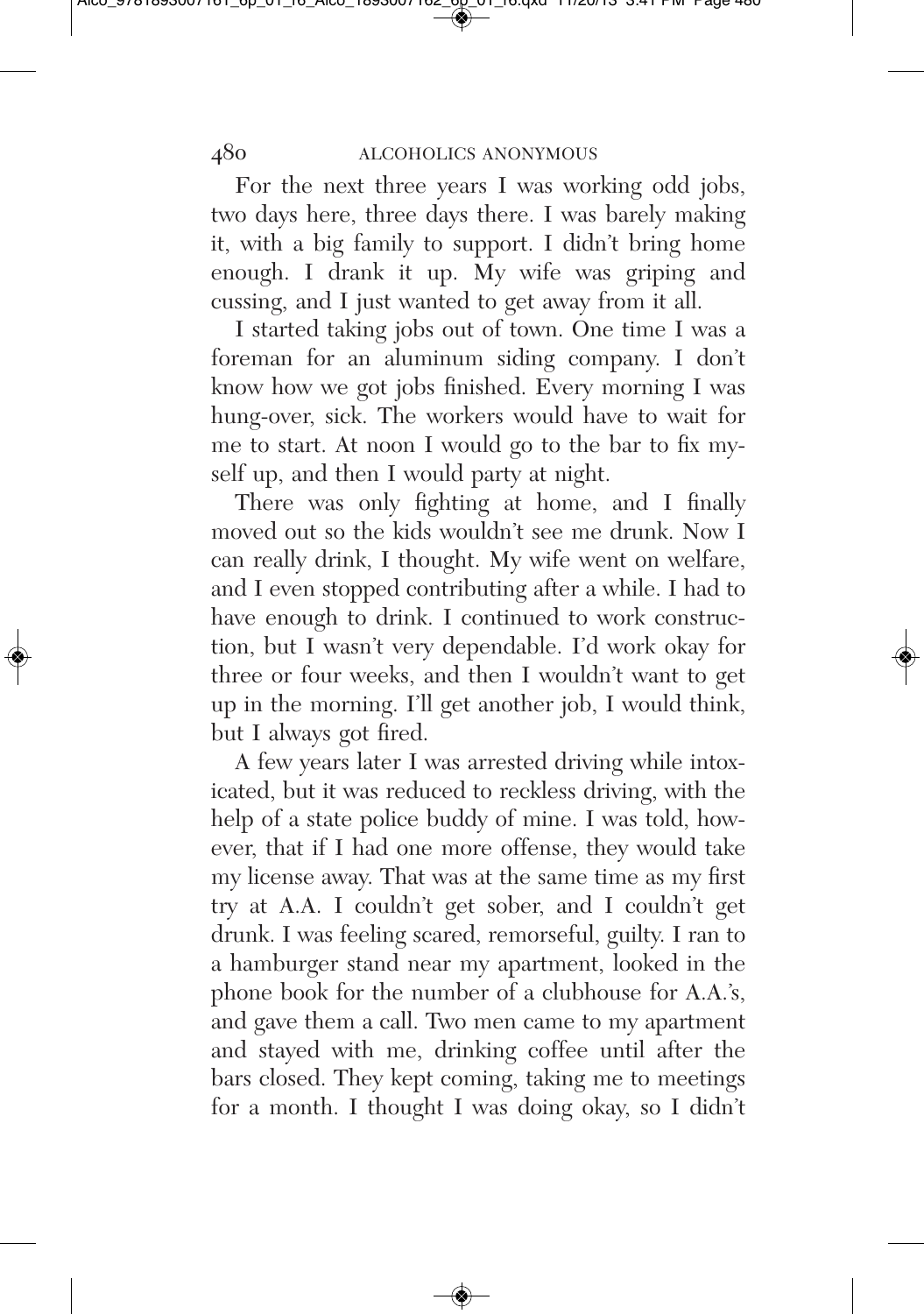For the next three years I was working odd jobs, two days here, three days there. I was barely making it, with a big family to support. I didn't bring home enough. I drank it up. My wife was griping and cussing, and I just wanted to get away from it all.

I started taking jobs out of town. One time I was a foreman for an aluminum siding company. I don't know how we got jobs finished. Every morning I was hung-over, sick. The workers would have to wait for me to start. At noon I would go to the bar to fix myself up, and then I would party at night.

There was only fighting at home, and I finally moved out so the kids wouldn't see me drunk. Now I can really drink, I thought. My wife went on welfare, and I even stopped contributing after a while. I had to have enough to drink. I continued to work construction, but I wasn't very dependable. I'd work okay for three or four weeks, and then I wouldn't want to get up in the morning. I'll get another job, I would think, but I always got fired.

A few years later I was arrested driving while intoxicated, but it was reduced to reckless driving, with the help of a state police buddy of mine. I was told, however, that if I had one more offense, they would take my license away. That was at the same time as my first try at A.A. I couldn't get sober, and I couldn't get drunk. I was feeling scared, remorseful, guilty. I ran to a hamburger stand near my apartment, looked in the phone book for the number of a clubhouse for A.A.'s, and gave them a call. Two men came to my apartment and stayed with me, drinking coffee until after the bars closed. They kept coming, taking me to meetings for a month. I thought I was doing okay, so I didn't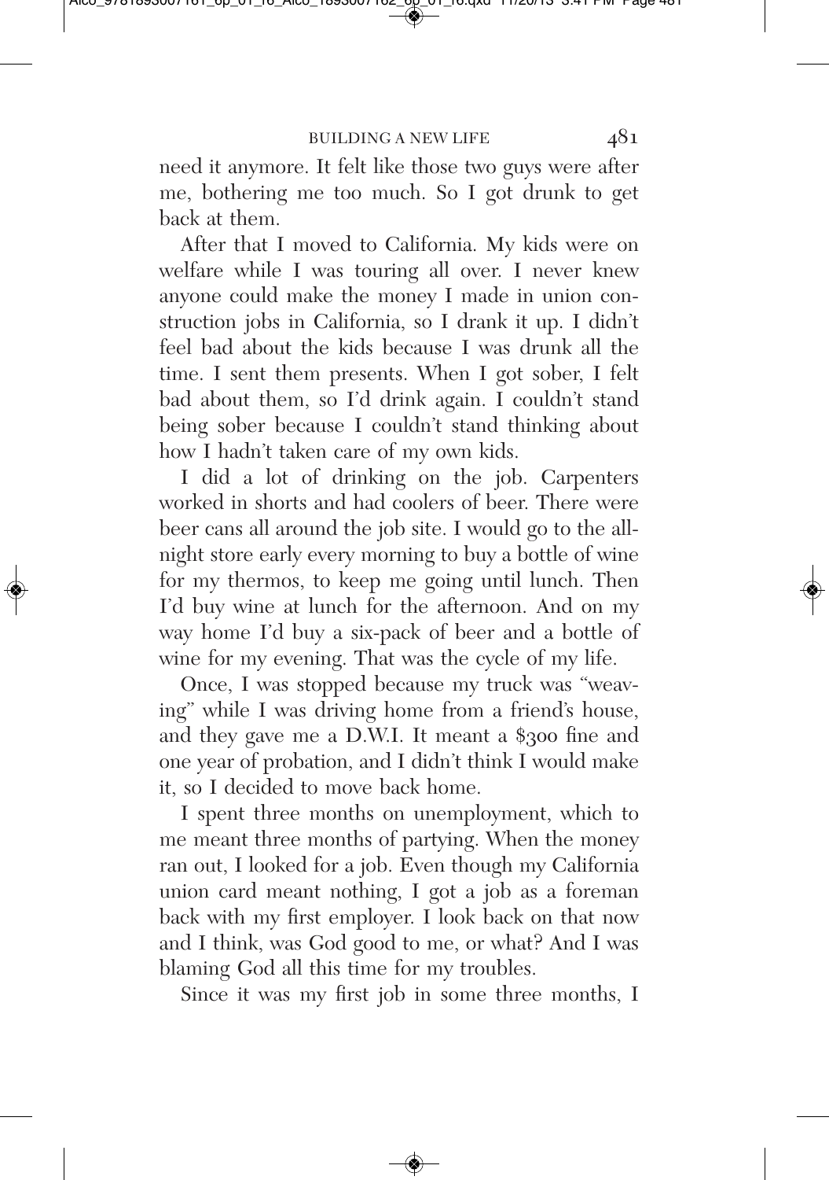need it anymore. It felt like those two guys were after me, bothering me too much. So I got drunk to get back at them.

After that I moved to California. My kids were on welfare while I was touring all over. I never knew anyone could make the money I made in union construction jobs in California, so I drank it up. I didn't feel bad about the kids because I was drunk all the time. I sent them presents. When I got sober, I felt bad about them, so I'd drink again. I couldn't stand being sober because I couldn't stand thinking about how I hadn't taken care of my own kids.

I did a lot of drinking on the job. Carpenters worked in shorts and had coolers of beer. There were beer cans all around the job site. I would go to the all-night store early every morning to buy a bottle of wine for my thermos, to keep me going until lunch. Then I'd buy wine at lunch for the afternoon. And on my way home I'd buy a six-pack of beer and a bottle of wine for my evening. That was the cycle of my life.

Once, I was stopped because my truck was "weaving" while I was driving home from a friend's house, and they gave me a D.W.I. It meant a $300 fine and one year of probation, and I didn't think I would make it, so I decided to move back home.

I spent three months on unemployment, which to me meant three months of partying. When the money ran out, I looked for a job. Even though my California union card meant nothing, I got a job as a foreman back with my first employer. I look back on that now and I think, was God good to me, or what? And I was blaming God all this time for my troubles.

Since it was my first job in some three months, I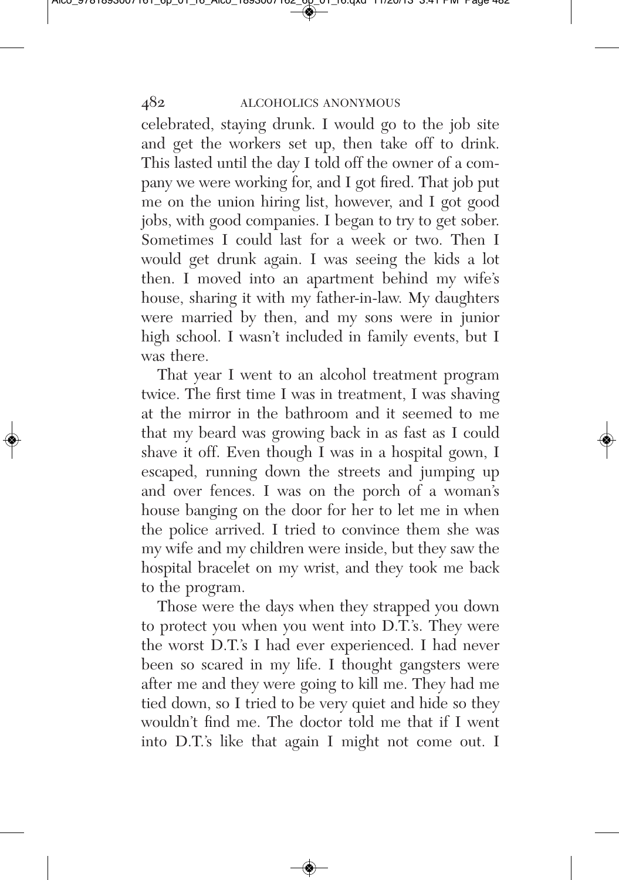celebrated, staying drunk. I would go to the job site and get the workers set up, then take off to drink. This lasted until the day I told off the owner of a company we were working for, and I got fired. That job put me on the union hiring list, however, and I got good jobs, with good companies. I began to try to get sober. Sometimes I could last for a week or two. Then I would get drunk again. I was seeing the kids a lot then. I moved into an apartment behind my wife's house, sharing it with my father-in-law. My daughters were married by then, and my sons were in junior high school. I wasn't included in family events, but I was there.

That year I went to an alcohol treatment program twice. The first time I was in treatment, I was shaving at the mirror in the bathroom and it seemed to me that my beard was growing back in as fast as I could shave it off. Even though I was in a hospital gown, I escaped, running down the streets and jumping up and over fences. I was on the porch of a woman's house banging on the door for her to let me in when the police arrived. I tried to convince them she was my wife and my children were inside, but they saw the hospital bracelet on my wrist, and they took me back to the program.

Those were the days when they strapped you down to protect you when you went into D.T.'s. They were the worst D.T.'s I had ever experienced. I had never been so scared in my life. I thought gangsters were after me and they were going to kill me. They had me tied down, so I tried to be very quiet and hide so they wouldn't find me. The doctor told me that if I went into D.T.'s like that again I might not come out. I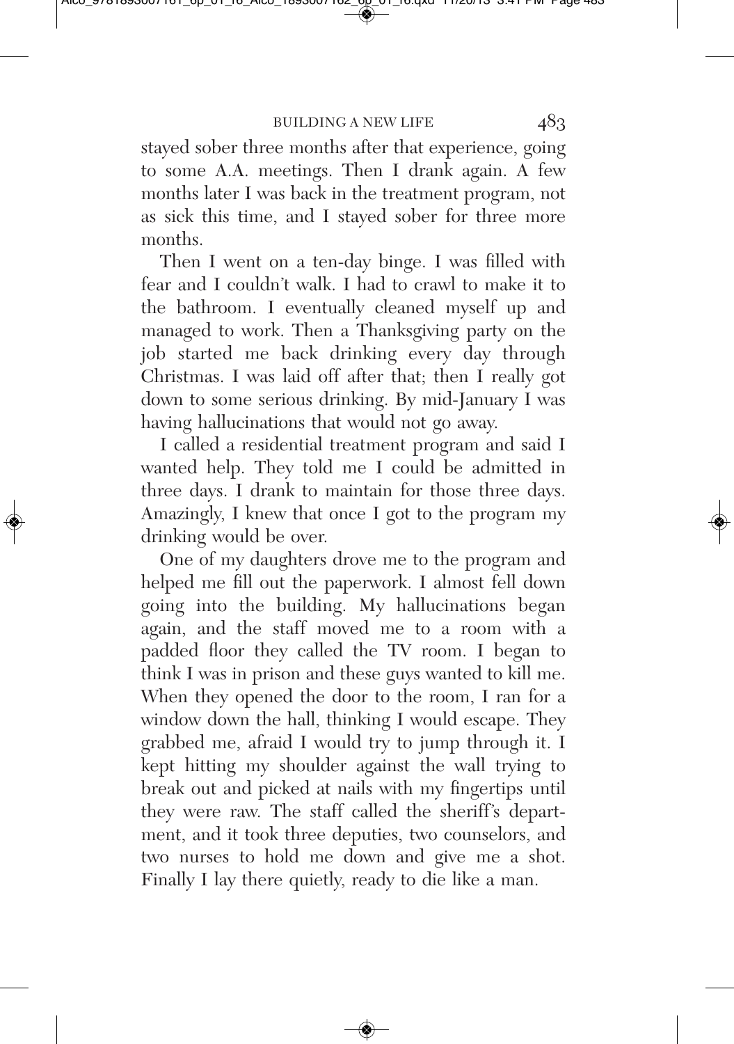stayed sober three months after that experience, going to some A.A. meetings. Then I drank again. A few months later I was back in the treatment program, not as sick this time, and I stayed sober for three more months.

Then I went on a ten-day binge. I was filled with fear and I couldn't walk. I had to crawl to make it to the bathroom. I eventually cleaned myself up and managed to work. Then a Thanksgiving party on the job started me back drinking every day through Christmas. I was laid off after that; then I really got down to some serious drinking. By mid-January I was having hallucinations that would not go away.

I called a residential treatment program and said I wanted help. They told me I could be admitted in three days. I drank to maintain for those three days. Amazingly, I knew that once I got to the program my drinking would be over.

One of my daughters drove me to the program and helped me fill out the paperwork. I almost fell down going into the building. My hallucinations began again, and the staff moved me to a room with a padded floor they called the TV room. I began to think I was in prison and these guys wanted to kill me. When they opened the door to the room, I ran for a window down the hall, thinking I would escape. They grabbed me, afraid I would try to jump through it. I kept hitting my shoulder against the wall trying to break out and picked at nails with my fingertips until they were raw. The staff called the sheriff's department, and it took three deputies, two counselors, and two nurses to hold me down and give me a shot. Finally I lay there quietly, ready to die like a man.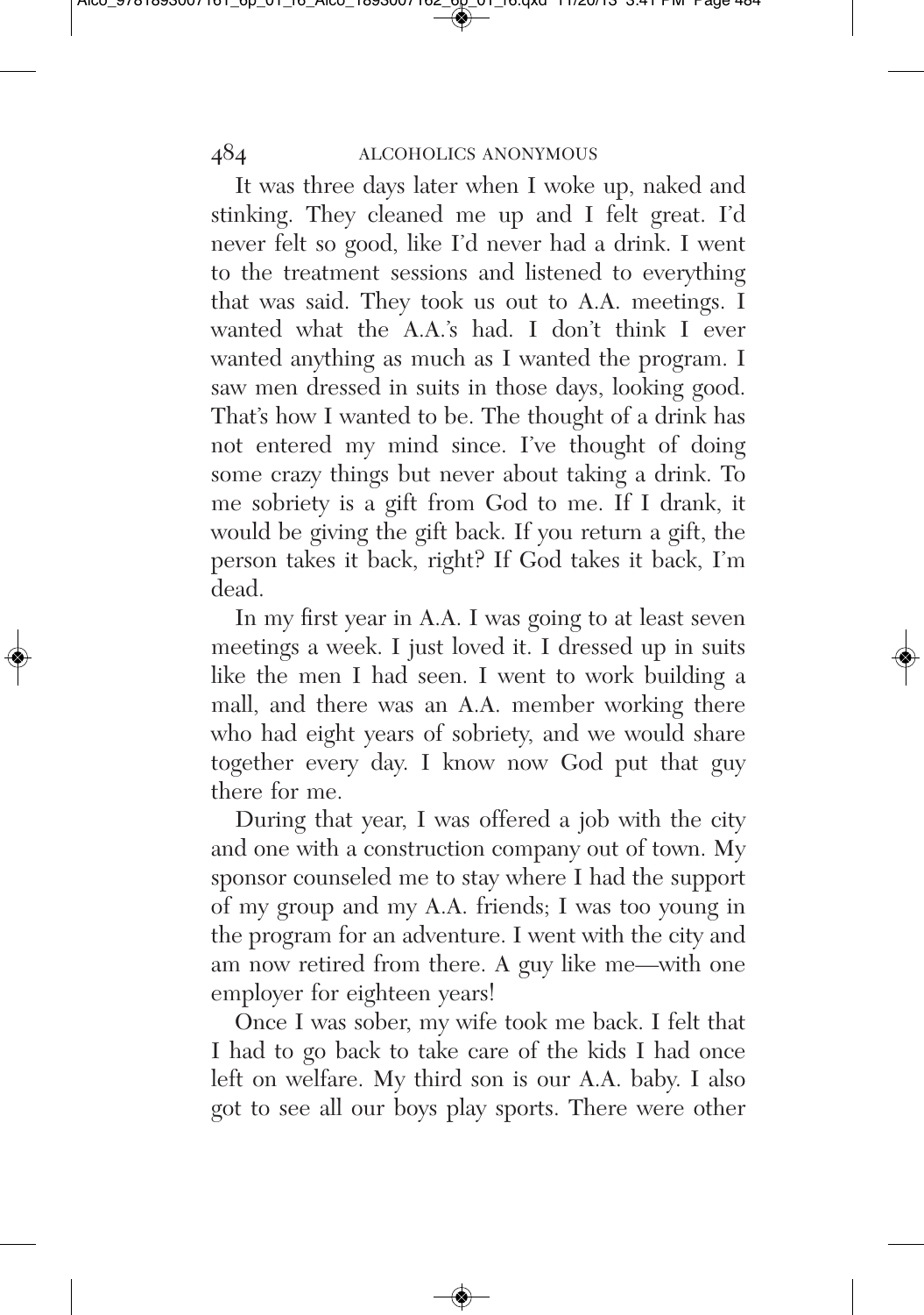It was three days later when I woke up, naked and stinking. They cleaned me up and I felt great. I'd never felt so good, like I'd never had a drink. I went to the treatment sessions and listened to everything that was said. They took us out to A.A. meetings. I wanted what the A.A.'s had. I don't think I ever wanted anything as much as I wanted the program. I saw men dressed in suits in those days, looking good. That's how I wanted to be. The thought of a drink has not entered my mind since. I've thought of doing some crazy things but never about taking a drink. To me sobriety is a gift from God to me. If I drank, it would be giving the gift back. If you return a gift, the person takes it back, right? If God takes it back, I'm dead.

In my first year in A.A. I was going to at least seven meetings a week. I just loved it. I dressed up in suits like the men I had seen. I went to work building a mall, and there was an A.A. member working there who had eight years of sobriety, and we would share together every day. I know now God put that guy there for me.

During that year, I was offered a job with the city and one with a construction company out of town. My sponsor counseled me to stay where I had the support of my group and my A.A. friends; I was too young in the program for an adventure. I went with the city and am now retired from there. A guy like me—with one employer for eighteen years!

Once I was sober, my wife took me back. I felt that I had to go back to take care of the kids I had once left on welfare. My third son is our A.A. baby. I also got to see all our boys play sports. There were other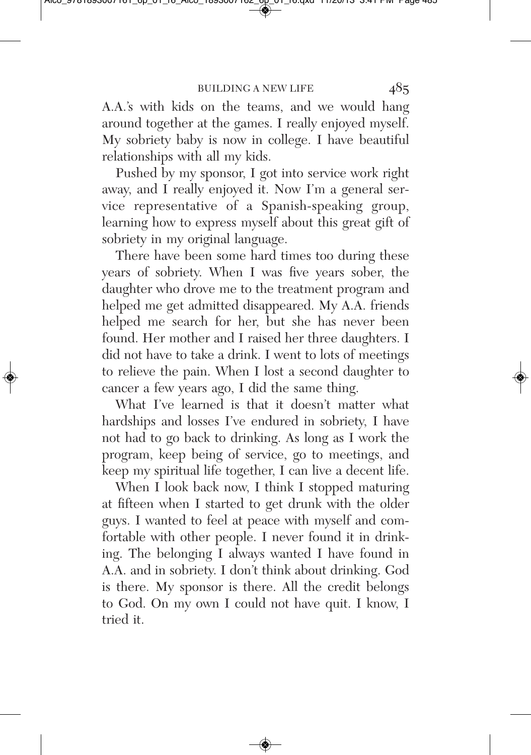A.A.'s with kids on the teams, and we would hang around together at the games. I really enjoyed myself. My sobriety baby is now in college. I have beautiful relationships with all my kids.

Pushed by my sponsor, I got into service work right away, and I really enjoyed it. Now I'm a general service representative of a Spanish-speaking group, learning how to express myself about this great gift of sobriety in my original language.

There have been some hard times too during these years of sobriety. When I was five years sober, the daughter who drove me to the treatment program and helped me get admitted disappeared. My A.A. friends helped me search for her, but she has never been found. Her mother and I raised her three daughters. I did not have to take a drink. I went to lots of meetings to relieve the pain. When I lost a second daughter to cancer a few years ago, I did the same thing.

What I've learned is that it doesn't matter what hardships and losses I've endured in sobriety, I have not had to go back to drinking. As long as I work the program, keep being of service, go to meetings, and keep my spiritual life together, I can live a decent life.

When I look back now, I think I stopped maturing at fifteen when I started to get drunk with the older guys. I wanted to feel at peace with myself and comfortable with other people. I never found it in drinking. The belonging I always wanted I have found in A.A. and in sobriety. I don't think about drinking. God is there. My sponsor is there. All the credit belongs to God. On my own I could not have quit. I know, I tried it.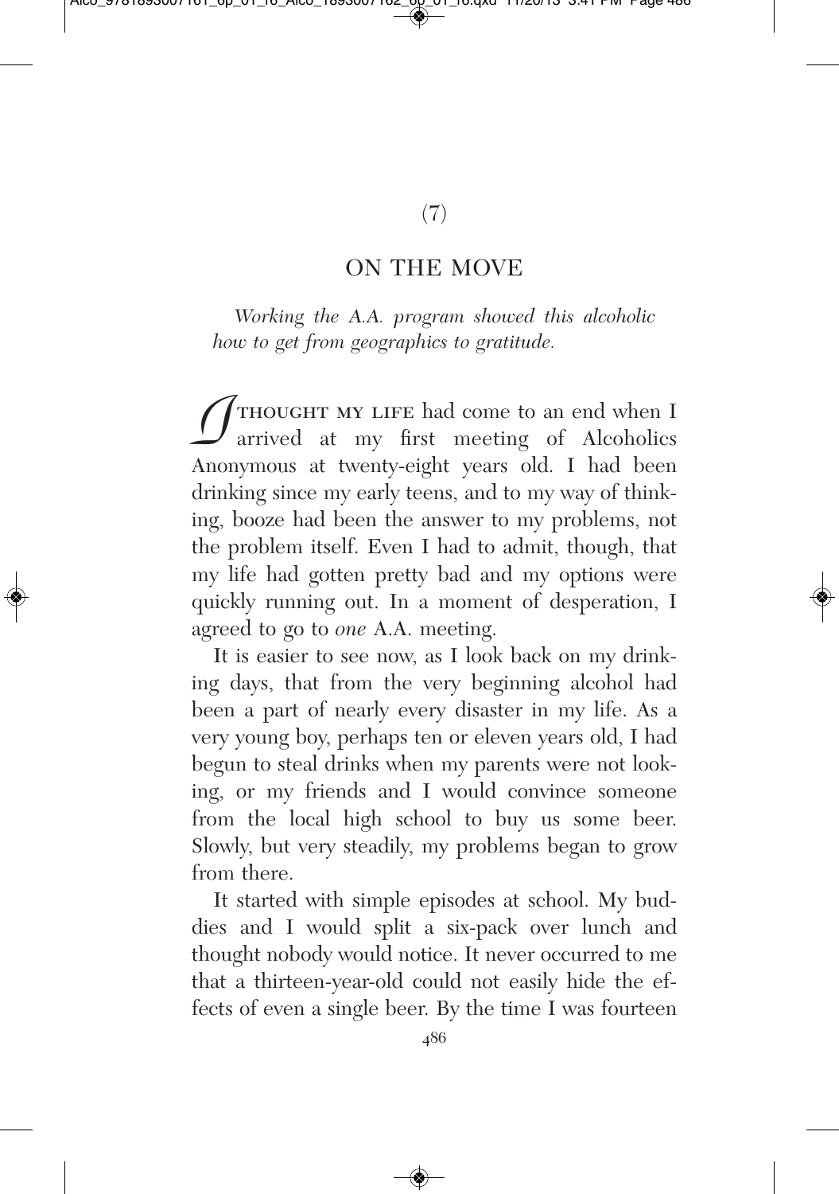(7)

## ON THE MOVE

*Working the A.A. program showed this alcoholic how to get from geographics to gratitude.*

I THOUGHT MY LIFE had come to an end when I arrived at my first meeting of Alcoholics Anonymous at twenty-eight years old. I had been drinking since my early teens, and to my way of thinking, booze had been the answer to my problems, not the problem itself. Even I had to admit, though, that my life had gotten pretty bad and my options were quickly running out. In a moment of desperation, I agreed to go to *one* A.A. meeting.

It is easier to see now, as I look back on my drinking days, that from the very beginning alcohol had been a part of nearly every disaster in my life. As a very young boy, perhaps ten or eleven years old, I had begun to steal drinks when my parents were not looking, or my friends and I would convince someone from the local high school to buy us some beer. Slowly, but very steadily, my problems began to grow from there.

It started with simple episodes at school. My buddies and I would split a six-pack over lunch and thought nobody would notice. It never occurred to me that a thirteen-year-old could not easily hide the effects of even a single beer. By the time I was fourteen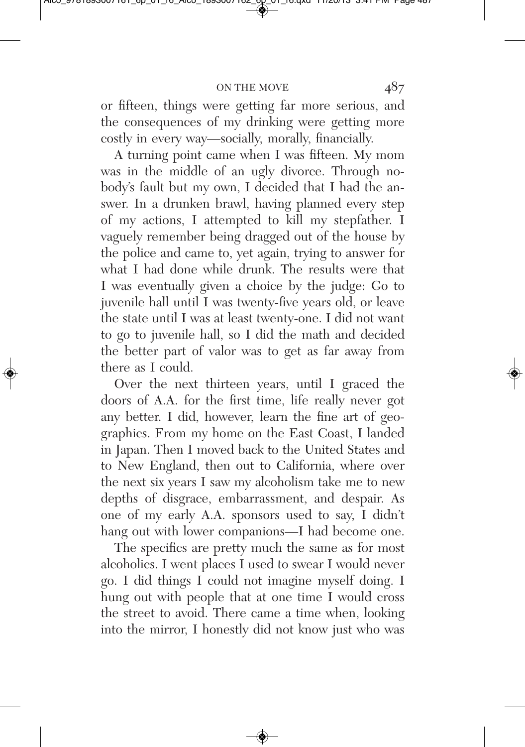or fifteen, things were getting far more serious, and the consequences of my drinking were getting more costly in every way—socially, morally, financially.

A turning point came when I was fifteen. My mom was in the middle of an ugly divorce. Through nobody's fault but my own, I decided that I had the answer. In a drunken brawl, having planned every step of my actions, I attempted to kill my stepfather. I vaguely remember being dragged out of the house by the police and came to, yet again, trying to answer for what I had done while drunk. The results were that I was eventually given a choice by the judge: Go to juvenile hall until I was twenty-five years old, or leave the state until I was at least twenty-one. I did not want to go to juvenile hall, so I did the math and decided the better part of valor was to get as far away from there as I could.

Over the next thirteen years, until I graced the doors of A.A. for the first time, life really never got any better. I did, however, learn the fine art of geographics. From my home on the East Coast, I landed in Japan. Then I moved back to the United States and to New England, then out to California, where over the next six years I saw my alcoholism take me to new depths of disgrace, embarrassment, and despair. As one of my early A.A. sponsors used to say, I didn't hang out with lower companions—I had become one.

The specifics are pretty much the same as for most alcoholics. I went places I used to swear I would never go. I did things I could not imagine myself doing. I hung out with people that at one time I would cross the street to avoid. There came a time when, looking into the mirror, I honestly did not know just who was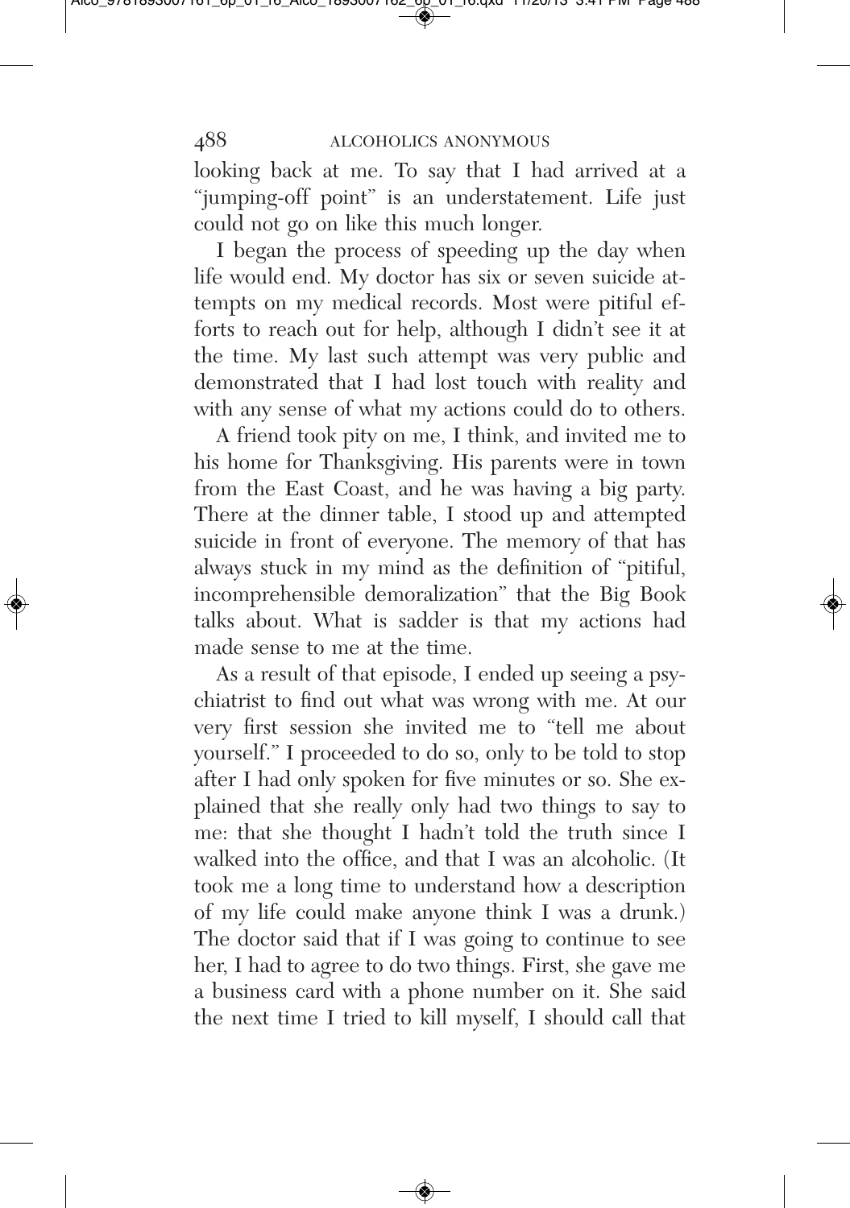looking back at me. To say that I had arrived at a "jumping-off point" is an understatement. Life just could not go on like this much longer.

I began the process of speeding up the day when life would end. My doctor has six or seven suicide attempts on my medical records. Most were pitiful efforts to reach out for help, although I didn't see it at the time. My last such attempt was very public and demonstrated that I had lost touch with reality and with any sense of what my actions could do to others.

A friend took pity on me, I think, and invited me to his home for Thanksgiving. His parents were in town from the East Coast, and he was having a big party. There at the dinner table, I stood up and attempted suicide in front of everyone. The memory of that has always stuck in my mind as the definition of "pitiful, incomprehensible demoralization" that the Big Book talks about. What is sadder is that my actions had made sense to me at the time.

As a result of that episode, I ended up seeing a psychiatrist to find out what was wrong with me. At our very first session she invited me to "tell me about yourself." I proceeded to do so, only to be told to stop after I had only spoken for five minutes or so. She explained that she really only had two things to say to me: that she thought I hadn't told the truth since I walked into the office, and that I was an alcoholic. (It took me a long time to understand how a description of my life could make anyone think I was a drunk.) The doctor said that if I was going to continue to see her, I had to agree to do two things. First, she gave me a business card with a phone number on it. She said the next time I tried to kill myself, I should call that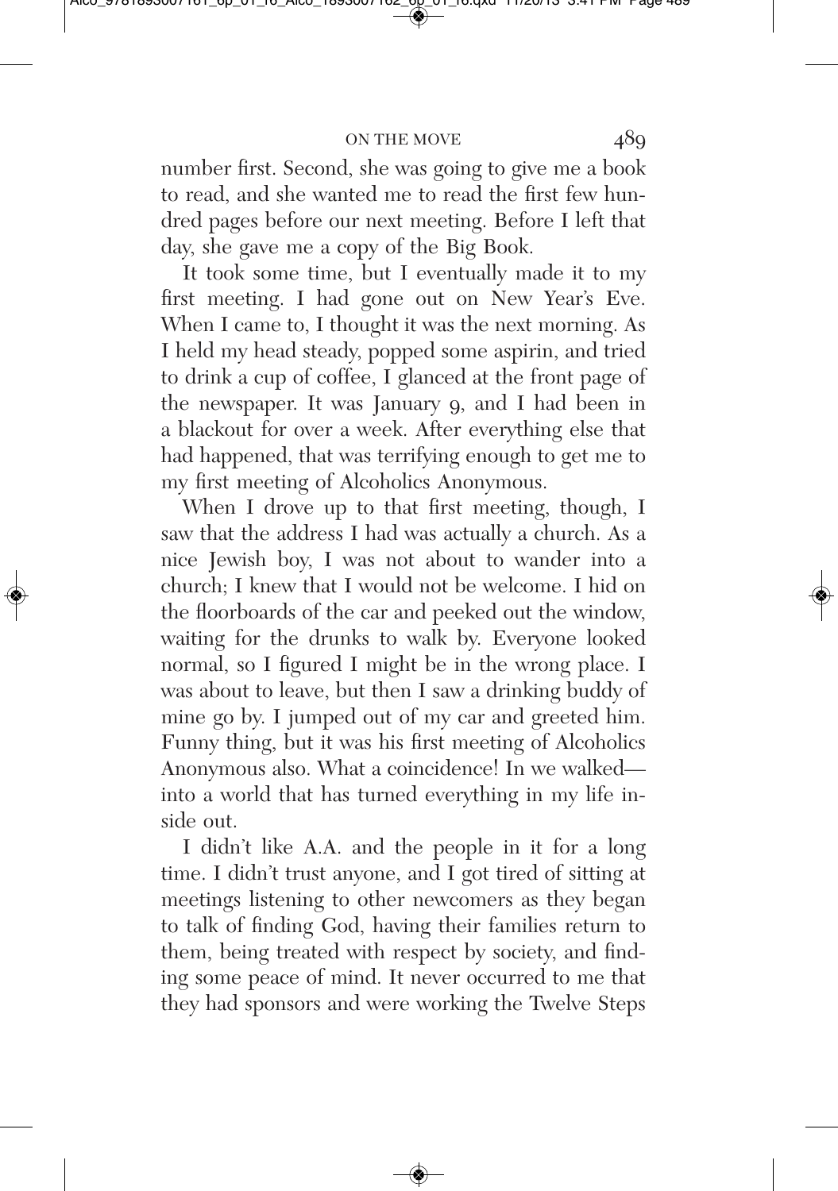number first. Second, she was going to give me a book to read, and she wanted me to read the first few hundred pages before our next meeting. Before I left that day, she gave me a copy of the Big Book.

It took some time, but I eventually made it to my first meeting. I had gone out on New Year's Eve. When I came to, I thought it was the next morning. As I held my head steady, popped some aspirin, and tried to drink a cup of coffee, I glanced at the front page of the newspaper. It was January 9, and I had been in a blackout for over a week. After everything else that had happened, that was terrifying enough to get me to my first meeting of Alcoholics Anonymous.

When I drove up to that first meeting, though, I saw that the address I had was actually a church. As a nice Jewish boy, I was not about to wander into a church; I knew that I would not be welcome. I hid on the floorboards of the car and peeked out the window, waiting for the drunks to walk by. Everyone looked normal, so I figured I might be in the wrong place. I was about to leave, but then I saw a drinking buddy of mine go by. I jumped out of my car and greeted him. Funny thing, but it was his first meeting of Alcoholics Anonymous also. What a coincidence! In we walked—into a world that has turned everything in my life inside out.

I didn't like A.A. and the people in it for a long time. I didn't trust anyone, and I got tired of sitting at meetings listening to other newcomers as they began to talk of finding God, having their families return to them, being treated with respect by society, and finding some peace of mind. It never occurred to me that they had sponsors and were working the Twelve Steps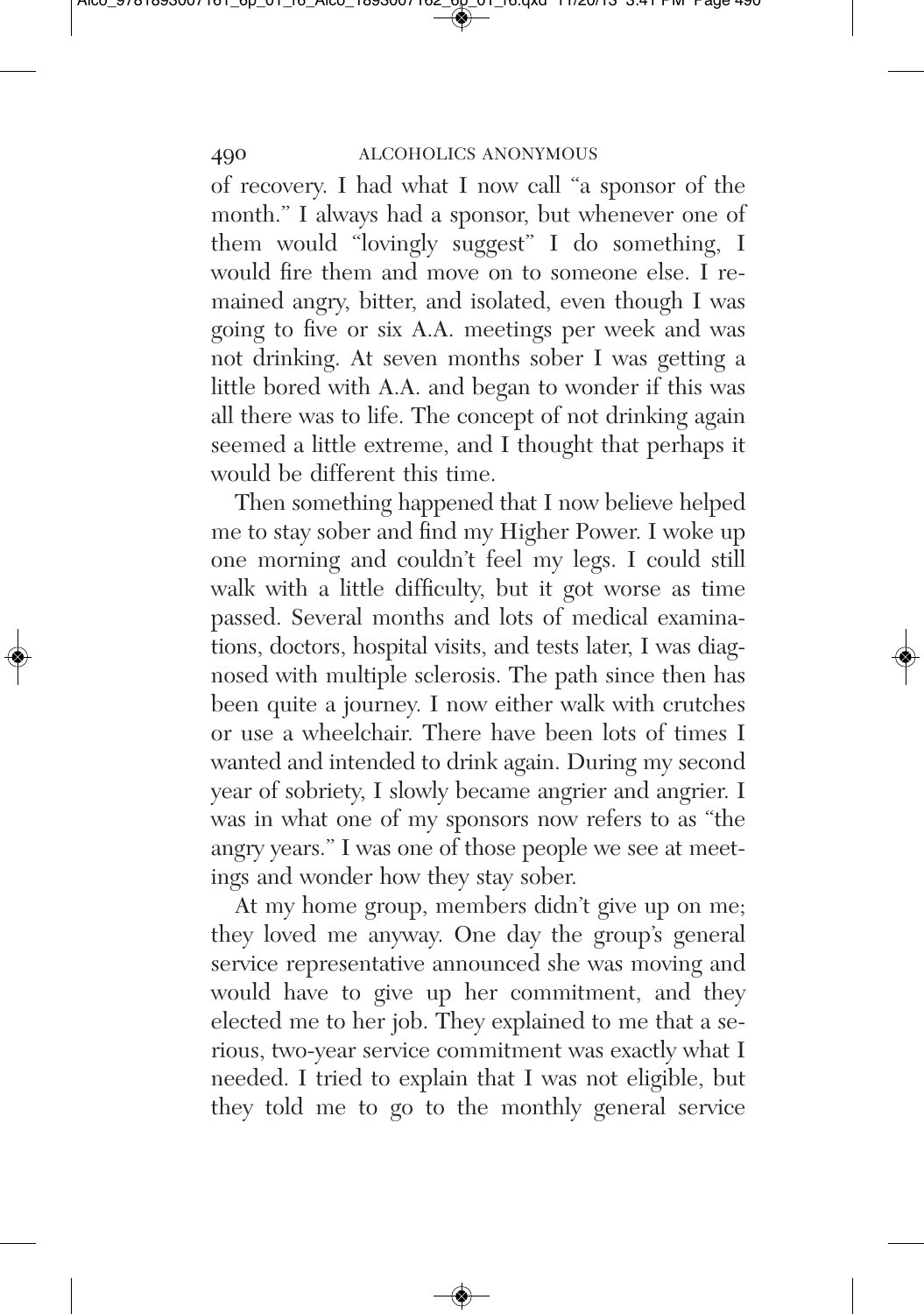of recovery. I had what I now call "a sponsor of the month." I always had a sponsor, but whenever one of them would "lovingly suggest" I do something, I would fire them and move on to someone else. I remained angry, bitter, and isolated, even though I was going to five or six A.A. meetings per week and was not drinking. At seven months sober I was getting a little bored with A.A. and began to wonder if this was all there was to life. The concept of not drinking again seemed a little extreme, and I thought that perhaps it would be different this time.

Then something happened that I now believe helped me to stay sober and find my Higher Power. I woke up one morning and couldn't feel my legs. I could still walk with a little difficulty, but it got worse as time passed. Several months and lots of medical examinations, doctors, hospital visits, and tests later, I was diagnosed with multiple sclerosis. The path since then has been quite a journey. I now either walk with crutches or use a wheelchair. There have been lots of times I wanted and intended to drink again. During my second year of sobriety, I slowly became angrier and angrier. I was in what one of my sponsors now refers to as "the angry years." I was one of those people we see at meetings and wonder how they stay sober.

At my home group, members didn't give up on me; they loved me anyway. One day the group's general service representative announced she was moving and would have to give up her commitment, and they elected me to her job. They explained to me that a serious, two-year service commitment was exactly what I needed. I tried to explain that I was not eligible, but they told me to go to the monthly general service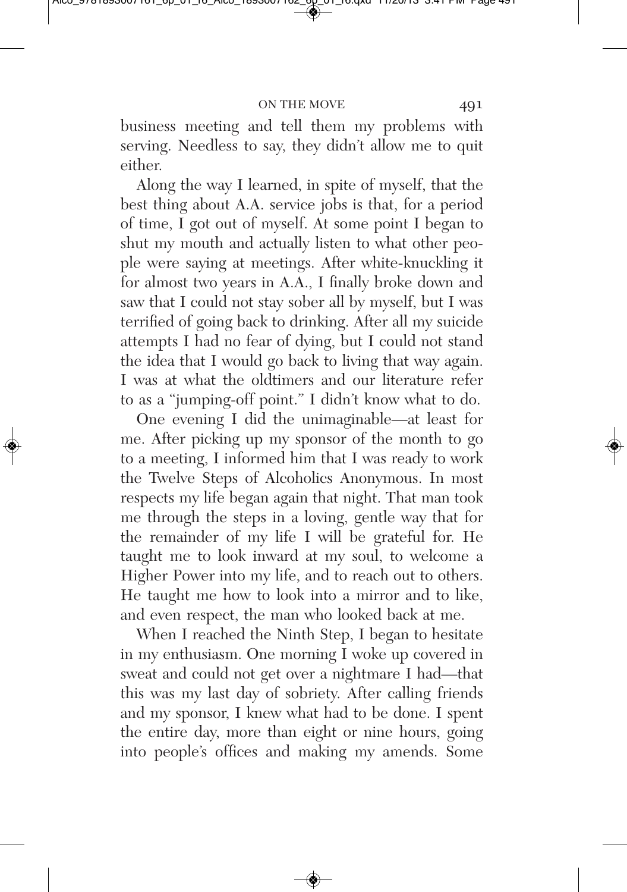business meeting and tell them my problems with serving. Needless to say, they didn't allow me to quit either.

Along the way I learned, in spite of myself, that the best thing about A.A. service jobs is that, for a period of time, I got out of myself. At some point I began to shut my mouth and actually listen to what other people were saying at meetings. After white-knuckling it for almost two years in A.A., I finally broke down and saw that I could not stay sober all by myself, but I was terrified of going back to drinking. After all my suicide attempts I had no fear of dying, but I could not stand the idea that I would go back to living that way again. I was at what the oldtimers and our literature refer to as a "jumping-off point." I didn't know what to do.

One evening I did the unimaginable—at least for me. After picking up my sponsor of the month to go to a meeting, I informed him that I was ready to work the Twelve Steps of Alcoholics Anonymous. In most respects my life began again that night. That man took me through the steps in a loving, gentle way that for the remainder of my life I will be grateful for. He taught me to look inward at my soul, to welcome a Higher Power into my life, and to reach out to others. He taught me how to look into a mirror and to like, and even respect, the man who looked back at me.

When I reached the Ninth Step, I began to hesitate in my enthusiasm. One morning I woke up covered in sweat and could not get over a nightmare I had—that this was my last day of sobriety. After calling friends and my sponsor, I knew what had to be done. I spent the entire day, more than eight or nine hours, going into people's offices and making my amends. Some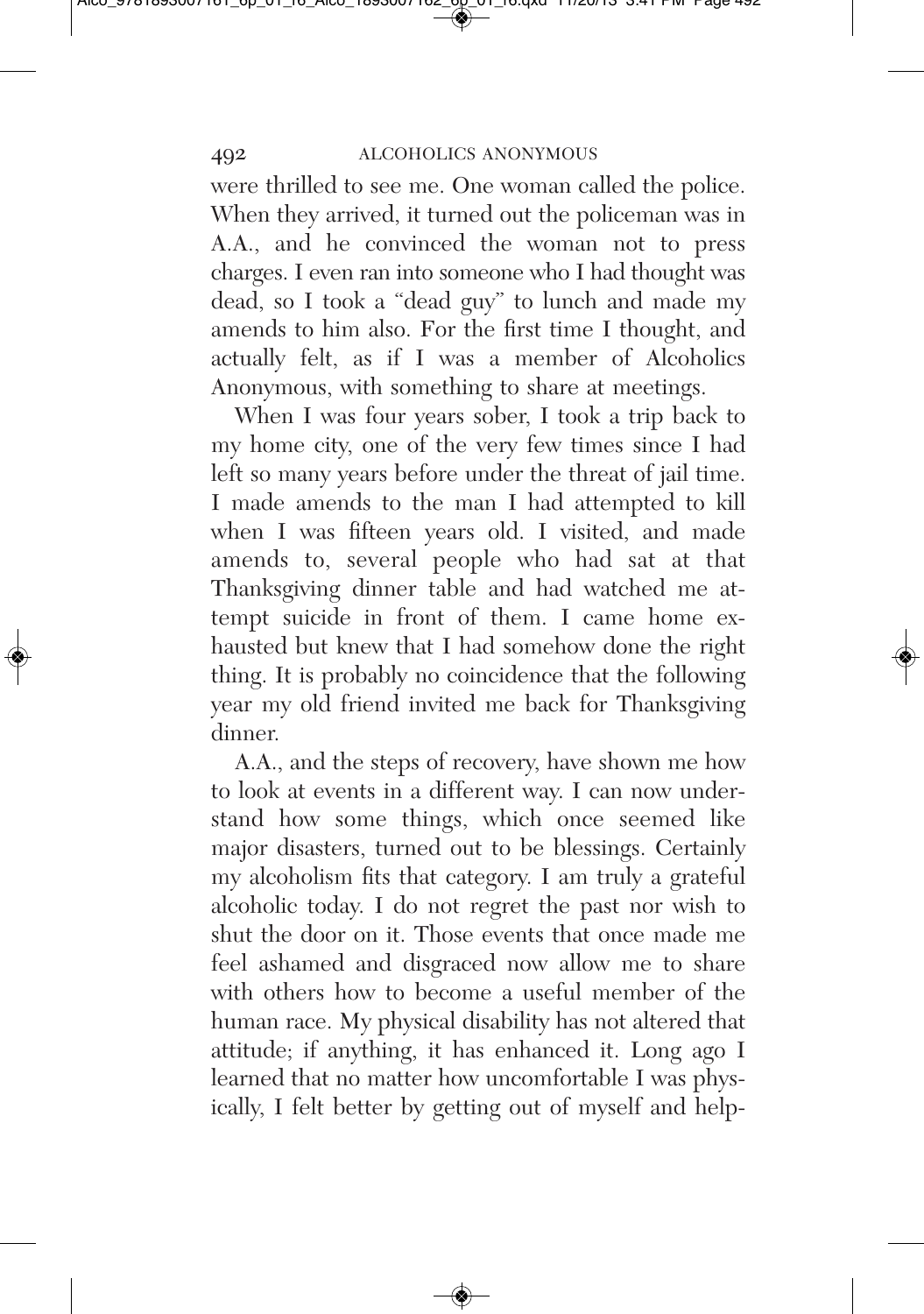were thrilled to see me. One woman called the police. When they arrived, it turned out the policeman was in A.A., and he convinced the woman not to press charges. I even ran into someone who I had thought was dead, so I took a "dead guy" to lunch and made my amends to him also. For the first time I thought, and actually felt, as if I was a member of Alcoholics Anonymous, with something to share at meetings.

When I was four years sober, I took a trip back to my home city, one of the very few times since I had left so many years before under the threat of jail time. I made amends to the man I had attempted to kill when I was fifteen years old. I visited, and made amends to, several people who had sat at that Thanksgiving dinner table and had watched me attempt suicide in front of them. I came home exhausted but knew that I had somehow done the right thing. It is probably no coincidence that the following year my old friend invited me back for Thanksgiving dinner.

A.A., and the steps of recovery, have shown me how to look at events in a different way. I can now understand how some things, which once seemed like major disasters, turned out to be blessings. Certainly my alcoholism fits that category. I am truly a grateful alcoholic today. I do not regret the past nor wish to shut the door on it. Those events that once made me feel ashamed and disgraced now allow me to share with others how to become a useful member of the human race. My physical disability has not altered that attitude; if anything, it has enhanced it. Long ago I learned that no matter how uncomfortable I was physically, I felt better by getting out of myself and help-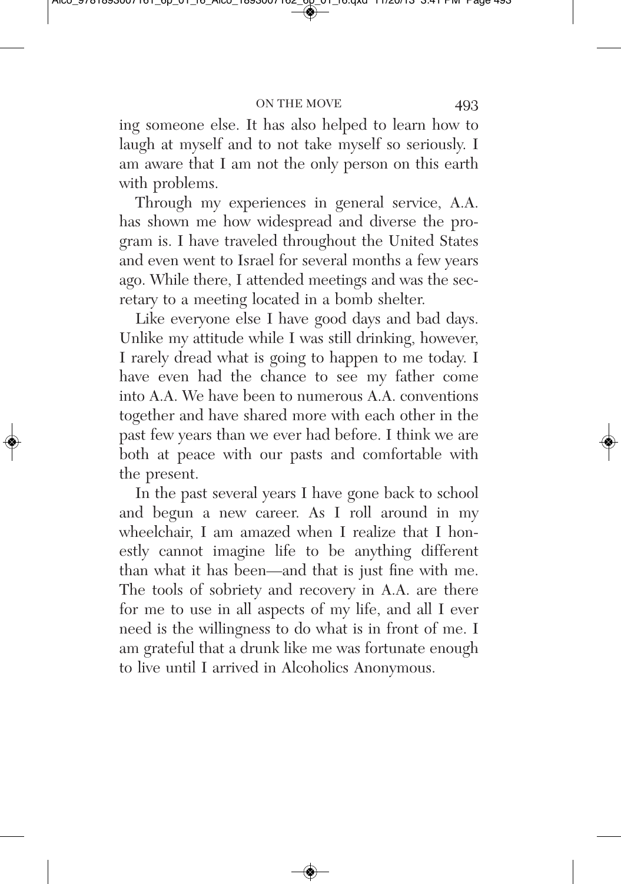ing someone else. It has also helped to learn how to laugh at myself and to not take myself so seriously. I am aware that I am not the only person on this earth with problems.

Through my experiences in general service, A.A. has shown me how widespread and diverse the program is. I have traveled throughout the United States and even went to Israel for several months a few years ago. While there, I attended meetings and was the secretary to a meeting located in a bomb shelter.

Like everyone else I have good days and bad days. Unlike my attitude while I was still drinking, however, I rarely dread what is going to happen to me today. I have even had the chance to see my father come into A.A. We have been to numerous A.A. conventions together and have shared more with each other in the past few years than we ever had before. I think we are both at peace with our pasts and comfortable with the present.

In the past several years I have gone back to school and begun a new career. As I roll around in my wheelchair, I am amazed when I realize that I honestly cannot imagine life to be anything different than what it has been—and that is just fine with me. The tools of sobriety and recovery in A.A. are there for me to use in all aspects of my life, and all I ever need is the willingness to do what is in front of me. I am grateful that a drunk like me was fortunate enough to live until I arrived in Alcoholics Anonymous.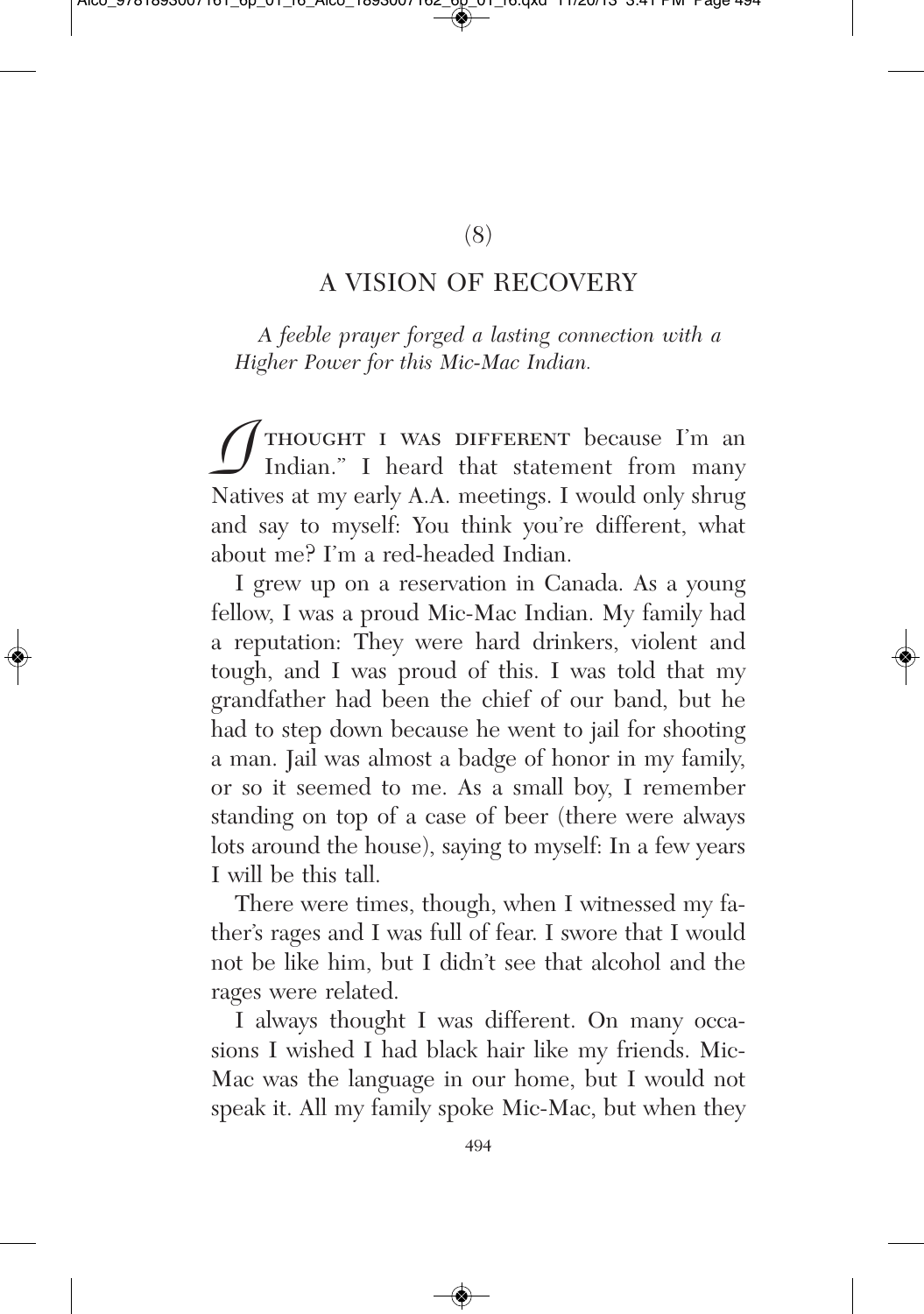(8)

## A VISION OF RECOVERY

*A feeble prayer forged a lasting connection with a Higher Power for this Mic-Mac Indian.*

"I THOUGHT I WAS DIFFERENT because I'm an Indian." I heard that statement from many Natives at my early A.A. meetings. I would only shrug and say to myself: You think you're different, what about me? I'm a red-headed Indian.

I grew up on a reservation in Canada. As a young fellow, I was a proud Mic-Mac Indian. My family had a reputation: They were hard drinkers, violent and tough, and I was proud of this. I was told that my grandfather had been the chief of our band, but he had to step down because he went to jail for shooting a man. Jail was almost a badge of honor in my family, or so it seemed to me. As a small boy, I remember standing on top of a case of beer (there were always lots around the house), saying to myself: In a few years I will be this tall.

There were times, though, when I witnessed my father's rages and I was full of fear. I swore that I would not be like him, but I didn't see that alcohol and the rages were related.

I always thought I was different. On many occasions I wished I had black hair like my friends. Mic-Mac was the language in our home, but I would not speak it. All my family spoke Mic-Mac, but when they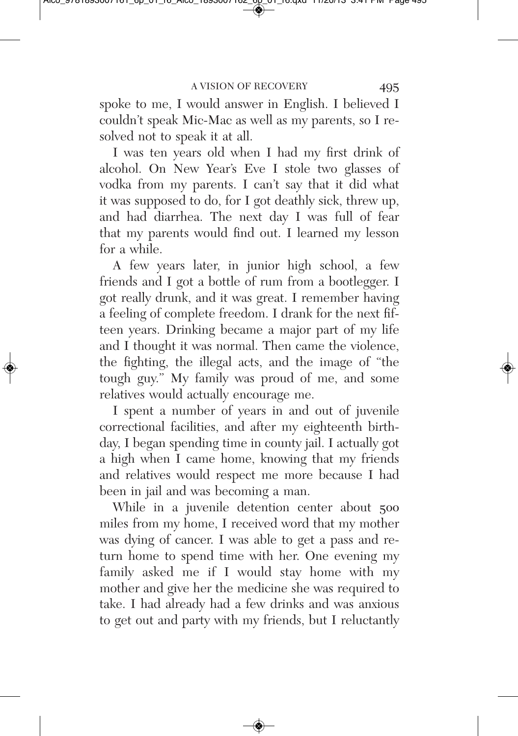spoke to me, I would answer in English. I believed I couldn't speak Mic-Mac as well as my parents, so I resolved not to speak it at all.

I was ten years old when I had my first drink of alcohol. On New Year's Eve I stole two glasses of vodka from my parents. I can't say that it did what it was supposed to do, for I got deathly sick, threw up, and had diarrhea. The next day I was full of fear that my parents would find out. I learned my lesson for a while.

A few years later, in junior high school, a few friends and I got a bottle of rum from a bootlegger. I got really drunk, and it was great. I remember having a feeling of complete freedom. I drank for the next fifteen years. Drinking became a major part of my life and I thought it was normal. Then came the violence, the fighting, the illegal acts, and the image of "the tough guy." My family was proud of me, and some relatives would actually encourage me.

I spent a number of years in and out of juvenile correctional facilities, and after my eighteenth birthday, I began spending time in county jail. I actually got a high when I came home, knowing that my friends and relatives would respect me more because I had been in jail and was becoming a man.

While in a juvenile detention center about 500 miles from my home, I received word that my mother was dying of cancer. I was able to get a pass and return home to spend time with her. One evening my family asked me if I would stay home with my mother and give her the medicine she was required to take. I had already had a few drinks and was anxious to get out and party with my friends, but I reluctantly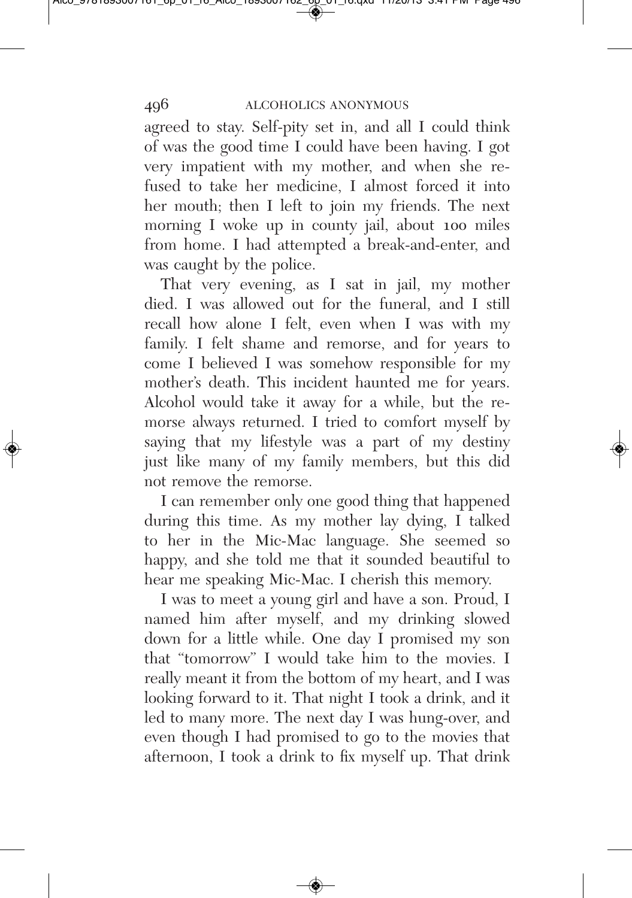agreed to stay. Self-pity set in, and all I could think of was the good time I could have been having. I got very impatient with my mother, and when she refused to take her medicine, I almost forced it into her mouth; then I left to join my friends. The next morning I woke up in county jail, about 100 miles from home. I had attempted a break-and-enter, and was caught by the police.

That very evening, as I sat in jail, my mother died. I was allowed out for the funeral, and I still recall how alone I felt, even when I was with my family. I felt shame and remorse, and for years to come I believed I was somehow responsible for my mother's death. This incident haunted me for years. Alcohol would take it away for a while, but the remorse always returned. I tried to comfort myself by saying that my lifestyle was a part of my destiny just like many of my family members, but this did not remove the remorse.

I can remember only one good thing that happened during this time. As my mother lay dying, I talked to her in the Mic-Mac language. She seemed so happy, and she told me that it sounded beautiful to hear me speaking Mic-Mac. I cherish this memory.

I was to meet a young girl and have a son. Proud, I named him after myself, and my drinking slowed down for a little while. One day I promised my son that "tomorrow" I would take him to the movies. I really meant it from the bottom of my heart, and I was looking forward to it. That night I took a drink, and it led to many more. The next day I was hung-over, and even though I had promised to go to the movies that afternoon, I took a drink to fix myself up. That drink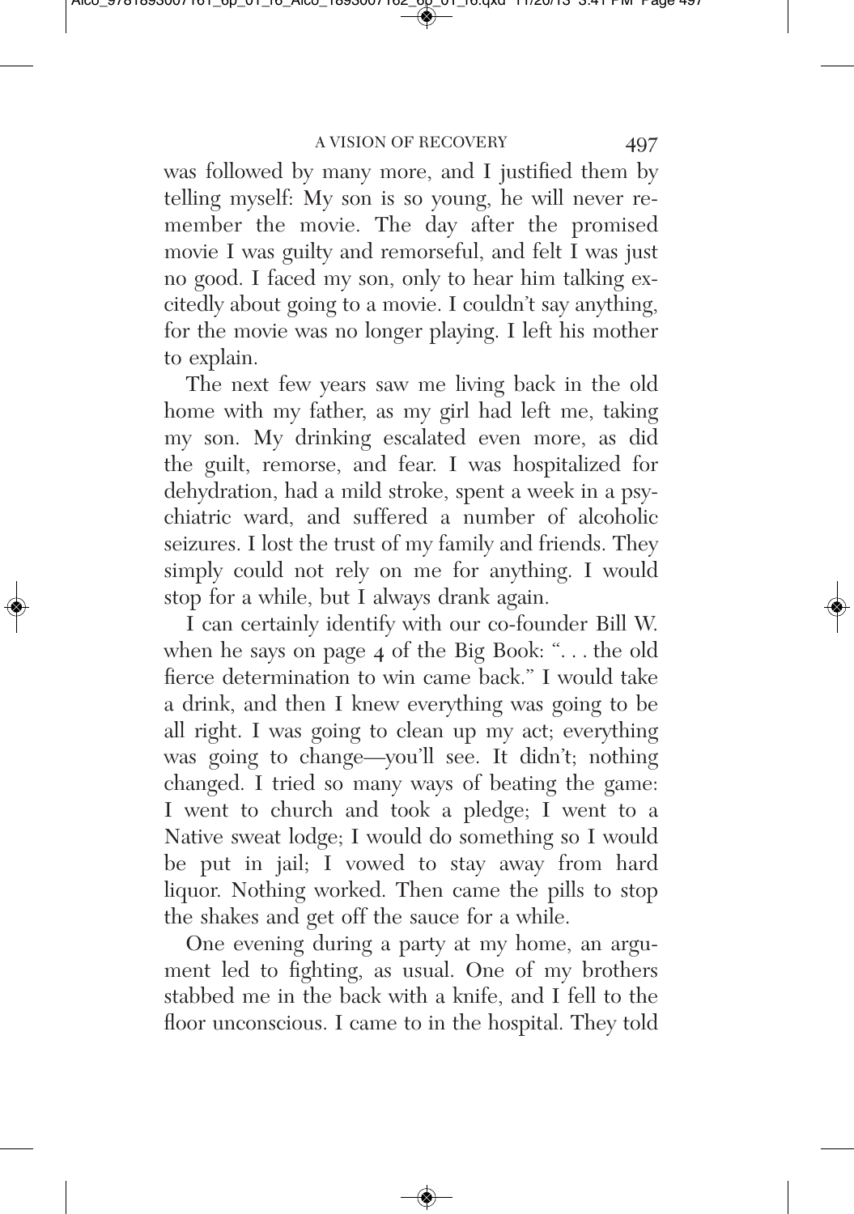was followed by many more, and I justified them by telling myself: My son is so young, he will never remember the movie. The day after the promised movie I was guilty and remorseful, and felt I was just no good. I faced my son, only to hear him talking excitedly about going to a movie. I couldn't say anything, for the movie was no longer playing. I left his mother to explain.

The next few years saw me living back in the old home with my father, as my girl had left me, taking my son. My drinking escalated even more, as did the guilt, remorse, and fear. I was hospitalized for dehydration, had a mild stroke, spent a week in a psychiatric ward, and suffered a number of alcoholic seizures. I lost the trust of my family and friends. They simply could not rely on me for anything. I would stop for a while, but I always drank again.

I can certainly identify with our co-founder Bill W. when he says on page 4 of the Big Book: ". . . the old fierce determination to win came back." I would take a drink, and then I knew everything was going to be all right. I was going to clean up my act; everything was going to change—you'll see. It didn't; nothing changed. I tried so many ways of beating the game: I went to church and took a pledge; I went to a Native sweat lodge; I would do something so I would be put in jail; I vowed to stay away from hard liquor. Nothing worked. Then came the pills to stop the shakes and get off the sauce for a while.

One evening during a party at my home, an argument led to fighting, as usual. One of my brothers stabbed me in the back with a knife, and I fell to the floor unconscious. I came to in the hospital. They told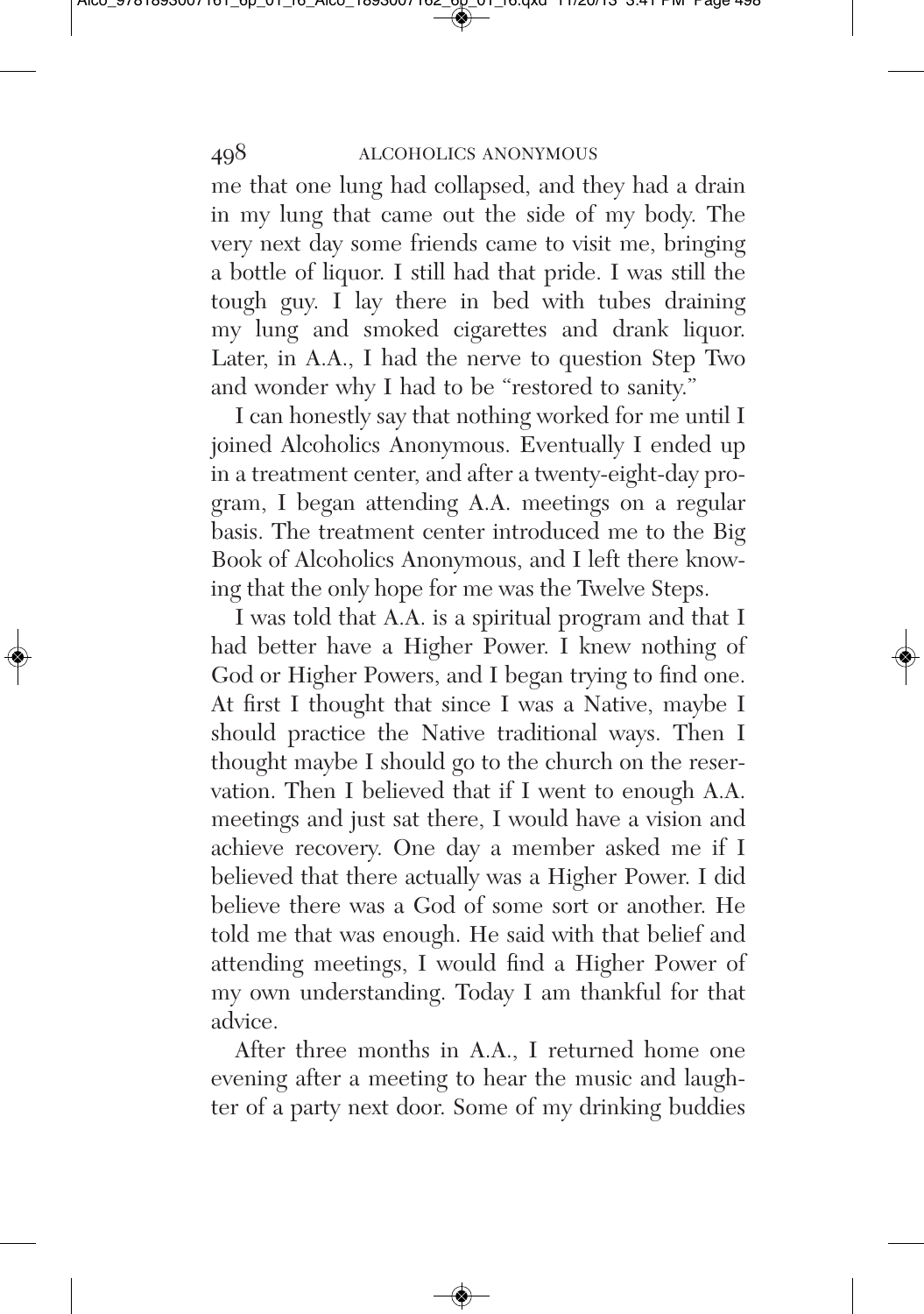me that one lung had collapsed, and they had a drain in my lung that came out the side of my body. The very next day some friends came to visit me, bringing a bottle of liquor. I still had that pride. I was still the tough guy. I lay there in bed with tubes draining my lung and smoked cigarettes and drank liquor. Later, in A.A., I had the nerve to question Step Two and wonder why I had to be "restored to sanity."

I can honestly say that nothing worked for me until I joined Alcoholics Anonymous. Eventually I ended up in a treatment center, and after a twenty-eight-day program, I began attending A.A. meetings on a regular basis. The treatment center introduced me to the Big Book of Alcoholics Anonymous, and I left there knowing that the only hope for me was the Twelve Steps.

I was told that A.A. is a spiritual program and that I had better have a Higher Power. I knew nothing of God or Higher Powers, and I began trying to find one. At first I thought that since I was a Native, maybe I should practice the Native traditional ways. Then I thought maybe I should go to the church on the reservation. Then I believed that if I went to enough A.A. meetings and just sat there, I would have a vision and achieve recovery. One day a member asked me if I believed that there actually was a Higher Power. I did believe there was a God of some sort or another. He told me that was enough. He said with that belief and attending meetings, I would find a Higher Power of my own understanding. Today I am thankful for that advice.

After three months in A.A., I returned home one evening after a meeting to hear the music and laughter of a party next door. Some of my drinking buddies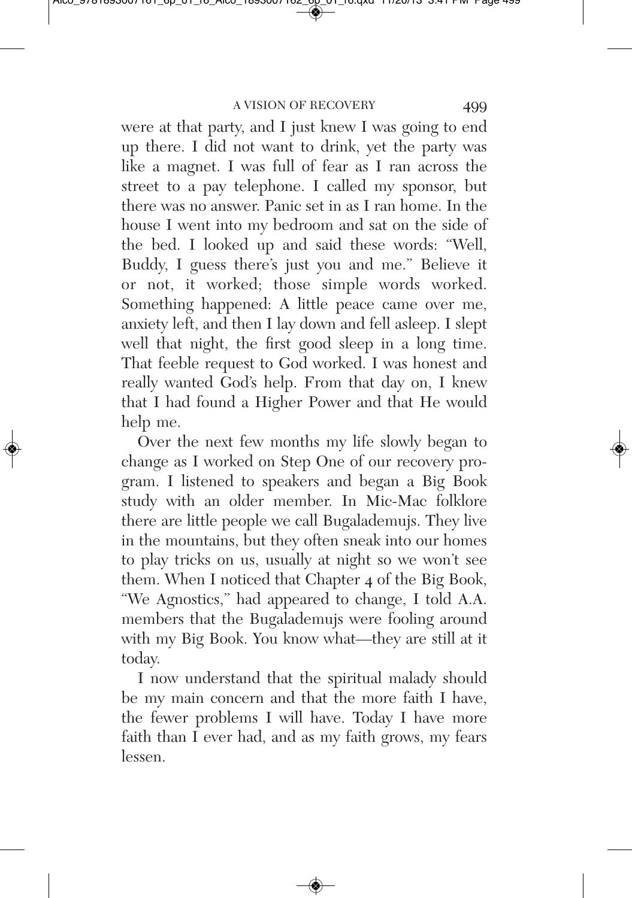were at that party, and I just knew I was going to end up there. I did not want to drink, yet the party was like a magnet. I was full of fear as I ran across the street to a pay telephone. I called my sponsor, but there was no answer. Panic set in as I ran home. In the house I went into my bedroom and sat on the side of the bed. I looked up and said these words: "Well, Buddy, I guess there's just you and me." Believe it or not, it worked; those simple words worked. Something happened: A little peace came over me, anxiety left, and then I lay down and fell asleep. I slept well that night, the first good sleep in a long time. That feeble request to God worked. I was honest and really wanted God's help. From that day on, I knew that I had found a Higher Power and that He would help me.

Over the next few months my life slowly began to change as I worked on Step One of our recovery program. I listened to speakers and began a Big Book study with an older member. In Mic-Mac folklore there are little people we call Bugalademujs. They live in the mountains, but they often sneak into our homes to play tricks on us, usually at night so we won't see them. When I noticed that Chapter 4 of the Big Book, "We Agnostics," had appeared to change, I told A.A. members that the Bugalademujs were fooling around with my Big Book. You know what—they are still at it today.

I now understand that the spiritual malady should be my main concern and that the more faith I have, the fewer problems I will have. Today I have more faith than I ever had, and as my faith grows, my fears lessen.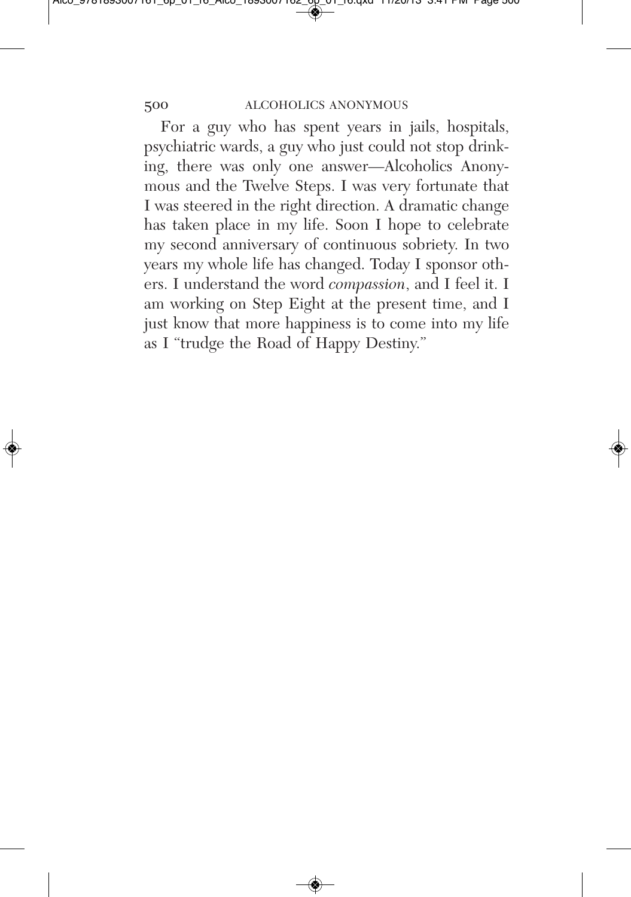For a guy who has spent years in jails, hospitals, psychiatric wards, a guy who just could not stop drinking, there was only one answer—Alcoholics Anonymous and the Twelve Steps. I was very fortunate that I was steered in the right direction. A dramatic change has taken place in my life. Soon I hope to celebrate my second anniversary of continuous sobriety. In two years my whole life has changed. Today I sponsor others. I understand the word *compassion*, and I feel it. I am working on Step Eight at the present time, and I just know that more happiness is to come into my life as I "trudge the Road of Happy Destiny."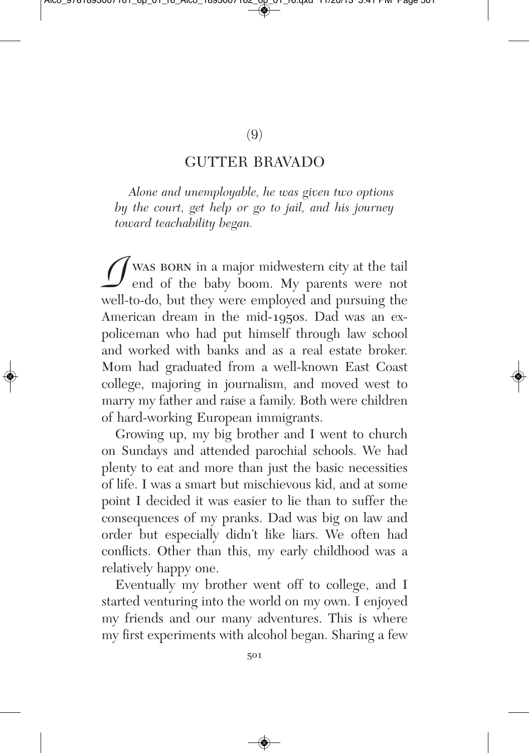(9)

## GUTTER BRAVADO

*Alone and unemployable, he was given two options by the court, get help or go to jail, and his journey toward teachability began.*

I WAS BORN in a major midwestern city at the tail end of the baby boom. My parents were not well-to-do, but they were employed and pursuing the American dream in the mid-1950s. Dad was an ex-policeman who had put himself through law school and worked with banks and as a real estate broker. Mom had graduated from a well-known East Coast college, majoring in journalism, and moved west to marry my father and raise a family. Both were children of hard-working European immigrants.

Growing up, my big brother and I went to church on Sundays and attended parochial schools. We had plenty to eat and more than just the basic necessities of life. I was a smart but mischievous kid, and at some point I decided it was easier to lie than to suffer the consequences of my pranks. Dad was big on law and order but especially didn't like liars. We often had conflicts. Other than this, my early childhood was a relatively happy one.

Eventually my brother went off to college, and I started venturing into the world on my own. I enjoyed my friends and our many adventures. This is where my first experiments with alcohol began. Sharing a few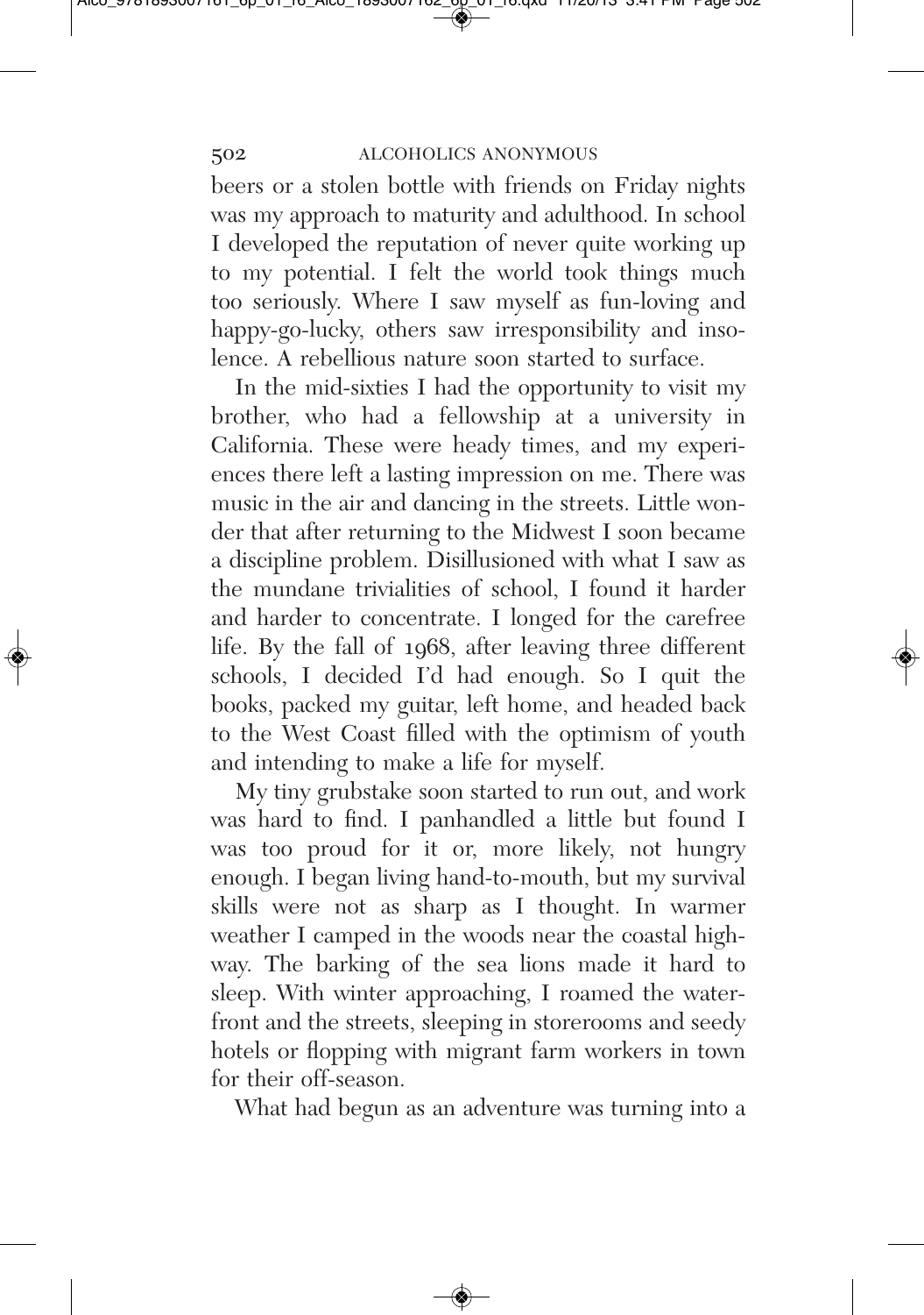beers or a stolen bottle with friends on Friday nights was my approach to maturity and adulthood. In school I developed the reputation of never quite working up to my potential. I felt the world took things much too seriously. Where I saw myself as fun-loving and happy-go-lucky, others saw irresponsibility and insolence. A rebellious nature soon started to surface.

In the mid-sixties I had the opportunity to visit my brother, who had a fellowship at a university in California. These were heady times, and my experiences there left a lasting impression on me. There was music in the air and dancing in the streets. Little wonder that after returning to the Midwest I soon became a discipline problem. Disillusioned with what I saw as the mundane trivialities of school, I found it harder and harder to concentrate. I longed for the carefree life. By the fall of 1968, after leaving three different schools, I decided I'd had enough. So I quit the books, packed my guitar, left home, and headed back to the West Coast filled with the optimism of youth and intending to make a life for myself.

My tiny grubstake soon started to run out, and work was hard to find. I panhandled a little but found I was too proud for it or, more likely, not hungry enough. I began living hand-to-mouth, but my survival skills were not as sharp as I thought. In warmer weather I camped in the woods near the coastal highway. The barking of the sea lions made it hard to sleep. With winter approaching, I roamed the waterfront and the streets, sleeping in storerooms and seedy hotels or flopping with migrant farm workers in town for their off-season.

What had begun as an adventure was turning into a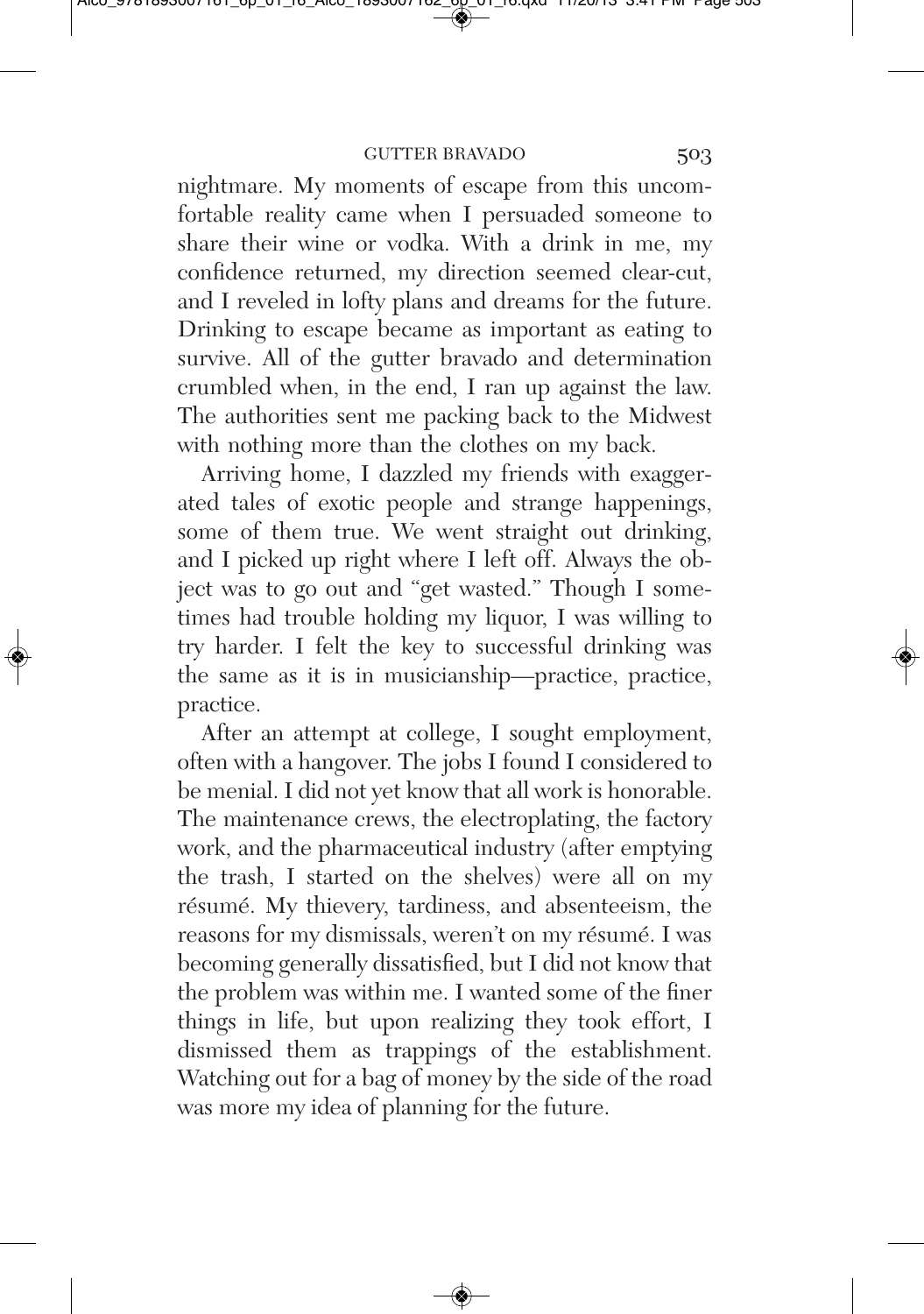nightmare. My moments of escape from this uncomfortable reality came when I persuaded someone to share their wine or vodka. With a drink in me, my confidence returned, my direction seemed clear-cut, and I reveled in lofty plans and dreams for the future. Drinking to escape became as important as eating to survive. All of the gutter bravado and determination crumbled when, in the end, I ran up against the law. The authorities sent me packing back to the Midwest with nothing more than the clothes on my back.

Arriving home, I dazzled my friends with exaggerated tales of exotic people and strange happenings, some of them true. We went straight out drinking, and I picked up right where I left off. Always the object was to go out and "get wasted." Though I sometimes had trouble holding my liquor, I was willing to try harder. I felt the key to successful drinking was the same as it is in musicianship—practice, practice, practice.

After an attempt at college, I sought employment, often with a hangover. The jobs I found I considered to be menial. I did not yet know that all work is honorable. The maintenance crews, the electroplating, the factory work, and the pharmaceutical industry (after emptying the trash, I started on the shelves) were all on my résumé. My thievery, tardiness, and absenteeism, the reasons for my dismissals, weren't on my résumé. I was becoming generally dissatisfied, but I did not know that the problem was within me. I wanted some of the finer things in life, but upon realizing they took effort, I dismissed them as trappings of the establishment. Watching out for a bag of money by the side of the road was more my idea of planning for the future.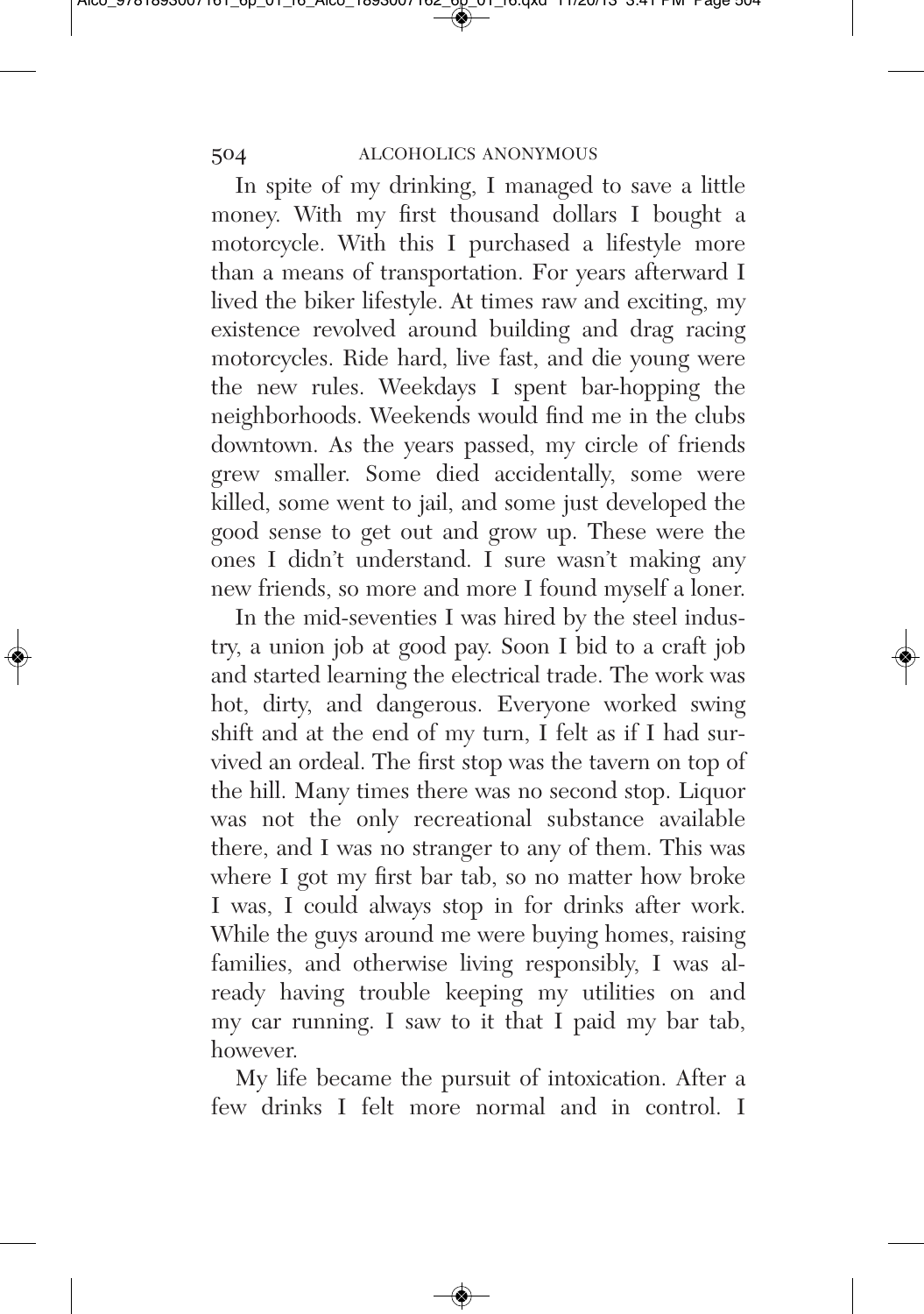In spite of my drinking, I managed to save a little money. With my first thousand dollars I bought a motorcycle. With this I purchased a lifestyle more than a means of transportation. For years afterward I lived the biker lifestyle. At times raw and exciting, my existence revolved around building and drag racing motorcycles. Ride hard, live fast, and die young were the new rules. Weekdays I spent bar-hopping the neighborhoods. Weekends would find me in the clubs downtown. As the years passed, my circle of friends grew smaller. Some died accidentally, some were killed, some went to jail, and some just developed the good sense to get out and grow up. These were the ones I didn't understand. I sure wasn't making any new friends, so more and more I found myself a loner.

In the mid-seventies I was hired by the steel industry, a union job at good pay. Soon I bid to a craft job and started learning the electrical trade. The work was hot, dirty, and dangerous. Everyone worked swing shift and at the end of my turn, I felt as if I had survived an ordeal. The first stop was the tavern on top of the hill. Many times there was no second stop. Liquor was not the only recreational substance available there, and I was no stranger to any of them. This was where I got my first bar tab, so no matter how broke I was, I could always stop in for drinks after work. While the guys around me were buying homes, raising families, and otherwise living responsibly, I was already having trouble keeping my utilities on and my car running. I saw to it that I paid my bar tab, however.

My life became the pursuit of intoxication. After a few drinks I felt more normal and in control. I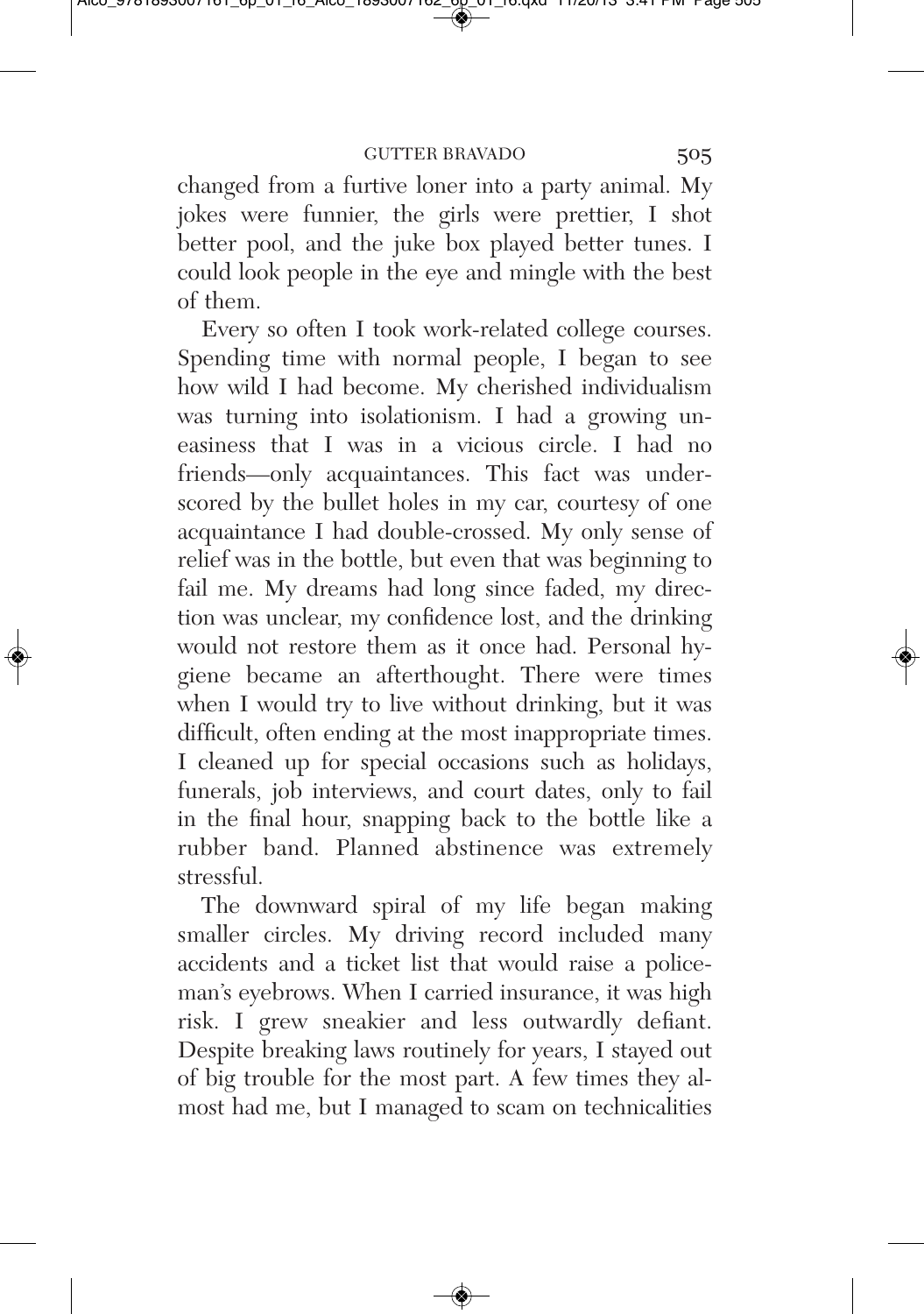changed from a furtive loner into a party animal. My jokes were funnier, the girls were prettier, I shot better pool, and the juke box played better tunes. I could look people in the eye and mingle with the best of them.

Every so often I took work-related college courses. Spending time with normal people, I began to see how wild I had become. My cherished individualism was turning into isolationism. I had a growing uneasiness that I was in a vicious circle. I had no friends—only acquaintances. This fact was underscored by the bullet holes in my car, courtesy of one acquaintance I had double-crossed. My only sense of relief was in the bottle, but even that was beginning to fail me. My dreams had long since faded, my direction was unclear, my confidence lost, and the drinking would not restore them as it once had. Personal hygiene became an afterthought. There were times when I would try to live without drinking, but it was difficult, often ending at the most inappropriate times. I cleaned up for special occasions such as holidays, funerals, job interviews, and court dates, only to fail in the final hour, snapping back to the bottle like a rubber band. Planned abstinence was extremely stressful.

The downward spiral of my life began making smaller circles. My driving record included many accidents and a ticket list that would raise a policeman's eyebrows. When I carried insurance, it was high risk. I grew sneakier and less outwardly defiant. Despite breaking laws routinely for years, I stayed out of big trouble for the most part. A few times they almost had me, but I managed to scam on technicalities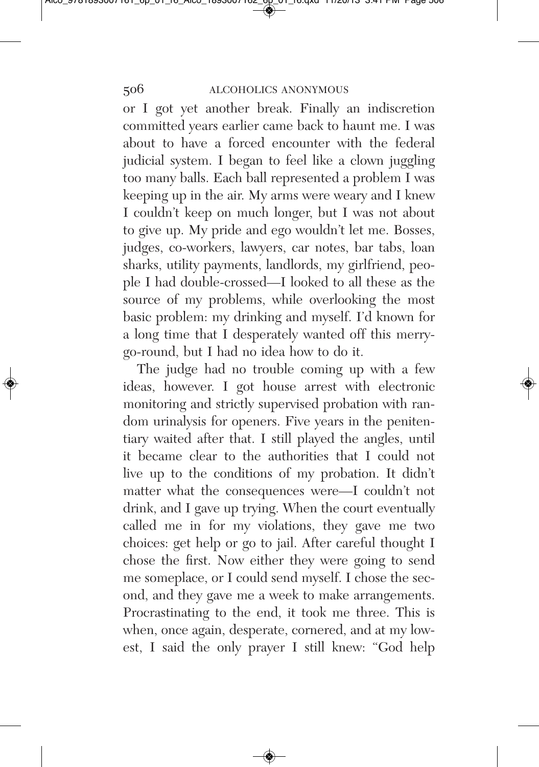or I got yet another break. Finally an indiscretion committed years earlier came back to haunt me. I was about to have a forced encounter with the federal judicial system. I began to feel like a clown juggling too many balls. Each ball represented a problem I was keeping up in the air. My arms were weary and I knew I couldn't keep on much longer, but I was not about to give up. My pride and ego wouldn't let me. Bosses, judges, co-workers, lawyers, car notes, bar tabs, loan sharks, utility payments, landlords, my girlfriend, people I had double-crossed—I looked to all these as the source of my problems, while overlooking the most basic problem: my drinking and myself. I'd known for a long time that I desperately wanted off this merry-go-round, but I had no idea how to do it.

The judge had no trouble coming up with a few ideas, however. I got house arrest with electronic monitoring and strictly supervised probation with random urinalysis for openers. Five years in the penitentiary waited after that. I still played the angles, until it became clear to the authorities that I could not live up to the conditions of my probation. It didn't matter what the consequences were—I couldn't not drink, and I gave up trying. When the court eventually called me in for my violations, they gave me two choices: get help or go to jail. After careful thought I chose the first. Now either they were going to send me someplace, or I could send myself. I chose the second, and they gave me a week to make arrangements. Procrastinating to the end, it took me three. This is when, once again, desperate, cornered, and at my lowest, I said the only prayer I still knew: "God help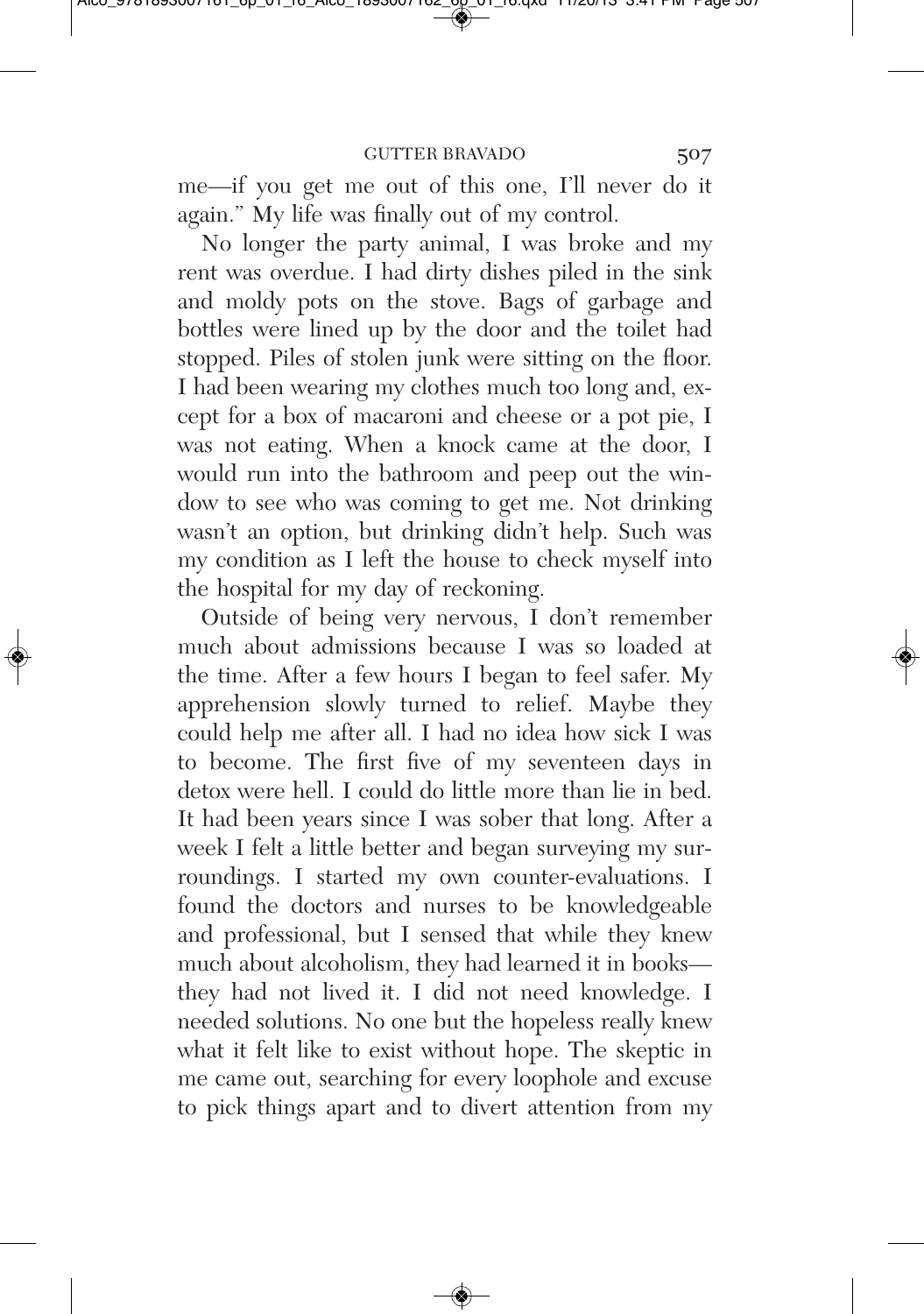me—if you get me out of this one, I'll never do it again." My life was finally out of my control.

No longer the party animal, I was broke and my rent was overdue. I had dirty dishes piled in the sink and moldy pots on the stove. Bags of garbage and bottles were lined up by the door and the toilet had stopped. Piles of stolen junk were sitting on the floor. I had been wearing my clothes much too long and, except for a box of macaroni and cheese or a pot pie, I was not eating. When a knock came at the door, I would run into the bathroom and peep out the window to see who was coming to get me. Not drinking wasn't an option, but drinking didn't help. Such was my condition as I left the house to check myself into the hospital for my day of reckoning.

Outside of being very nervous, I don't remember much about admissions because I was so loaded at the time. After a few hours I began to feel safer. My apprehension slowly turned to relief. Maybe they could help me after all. I had no idea how sick I was to become. The first five of my seventeen days in detox were hell. I could do little more than lie in bed. It had been years since I was sober that long. After a week I felt a little better and began surveying my surroundings. I started my own counter-evaluations. I found the doctors and nurses to be knowledgeable and professional, but I sensed that while they knew much about alcoholism, they had learned it in books—they had not lived it. I did not need knowledge. I needed solutions. No one but the hopeless really knew what it felt like to exist without hope. The skeptic in me came out, searching for every loophole and excuse to pick things apart and to divert attention from my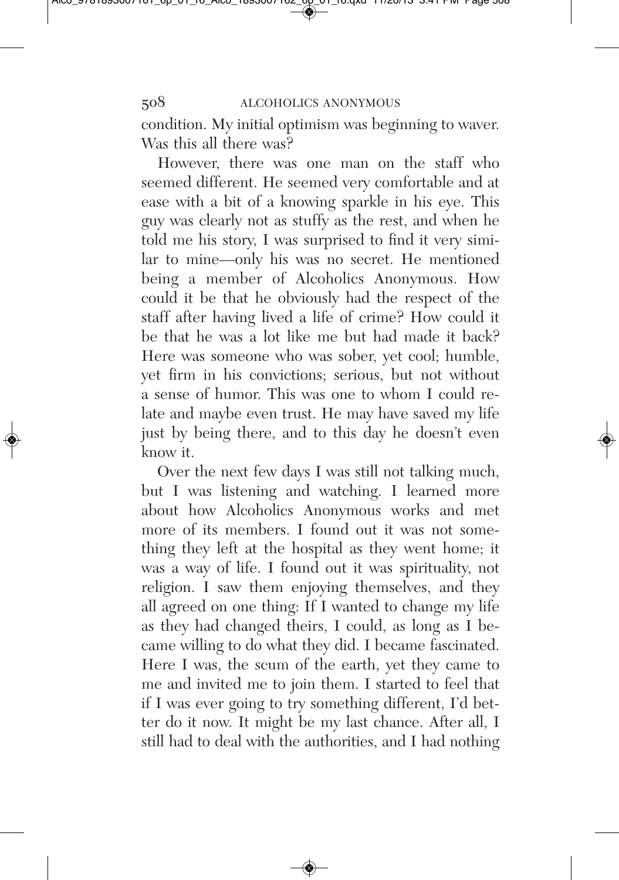condition. My initial optimism was beginning to waver. Was this all there was?

However, there was one man on the staff who seemed different. He seemed very comfortable and at ease with a bit of a knowing sparkle in his eye. This guy was clearly not as stuffy as the rest, and when he told me his story, I was surprised to find it very similar to mine—only his was no secret. He mentioned being a member of Alcoholics Anonymous. How could it be that he obviously had the respect of the staff after having lived a life of crime? How could it be that he was a lot like me but had made it back? Here was someone who was sober, yet cool; humble, yet firm in his convictions; serious, but not without a sense of humor. This was one to whom I could relate and maybe even trust. He may have saved my life just by being there, and to this day he doesn't even know it.

Over the next few days I was still not talking much, but I was listening and watching. I learned more about how Alcoholics Anonymous works and met more of its members. I found out it was not something they left at the hospital as they went home; it was a way of life. I found out it was spirituality, not religion. I saw them enjoying themselves, and they all agreed on one thing: If I wanted to change my life as they had changed theirs, I could, as long as I became willing to do what they did. I became fascinated. Here I was, the scum of the earth, yet they came to me and invited me to join them. I started to feel that if I was ever going to try something different, I'd better do it now. It might be my last chance. After all, I still had to deal with the authorities, and I had nothing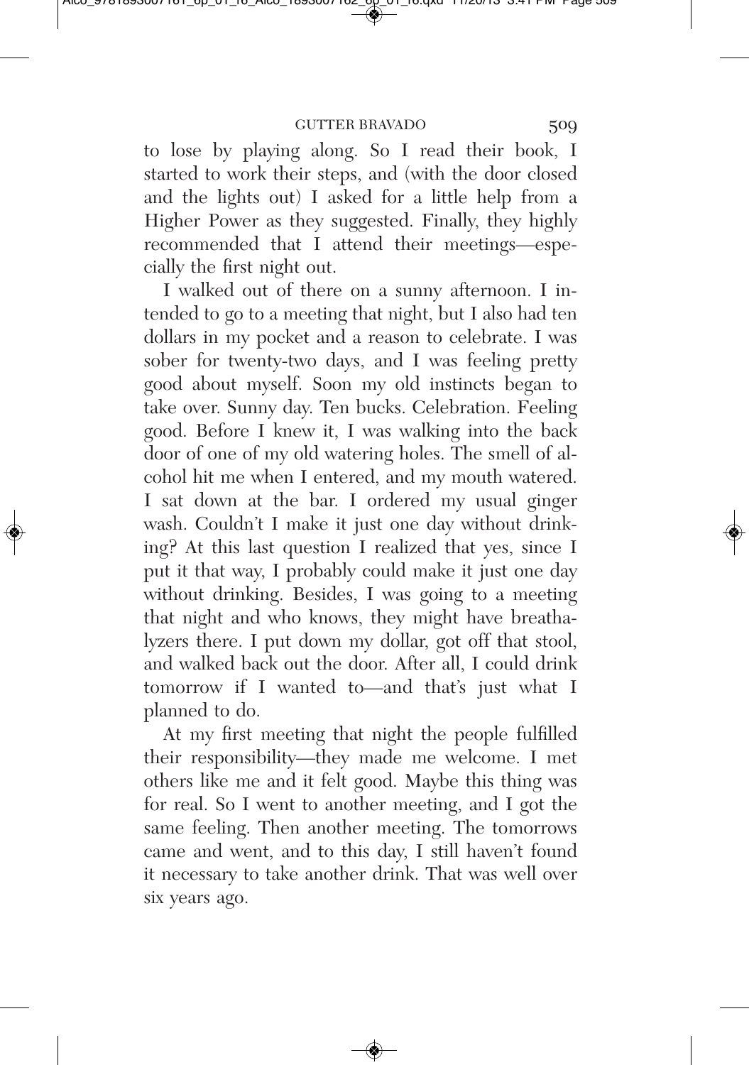to lose by playing along. So I read their book, I started to work their steps, and (with the door closed and the lights out) I asked for a little help from a Higher Power as they suggested. Finally, they highly recommended that I attend their meetings—especially the first night out.

I walked out of there on a sunny afternoon. I intended to go to a meeting that night, but I also had ten dollars in my pocket and a reason to celebrate. I was sober for twenty-two days, and I was feeling pretty good about myself. Soon my old instincts began to take over. Sunny day. Ten bucks. Celebration. Feeling good. Before I knew it, I was walking into the back door of one of my old watering holes. The smell of alcohol hit me when I entered, and my mouth watered. I sat down at the bar. I ordered my usual ginger wash. Couldn't I make it just one day without drinking? At this last question I realized that yes, since I put it that way, I probably could make it just one day without drinking. Besides, I was going to a meeting that night and who knows, they might have breathalyzers there. I put down my dollar, got off that stool, and walked back out the door. After all, I could drink tomorrow if I wanted to—and that's just what I planned to do.

At my first meeting that night the people fulfilled their responsibility—they made me welcome. I met others like me and it felt good. Maybe this thing was for real. So I went to another meeting, and I got the same feeling. Then another meeting. The tomorrows came and went, and to this day, I still haven't found it necessary to take another drink. That was well over six years ago.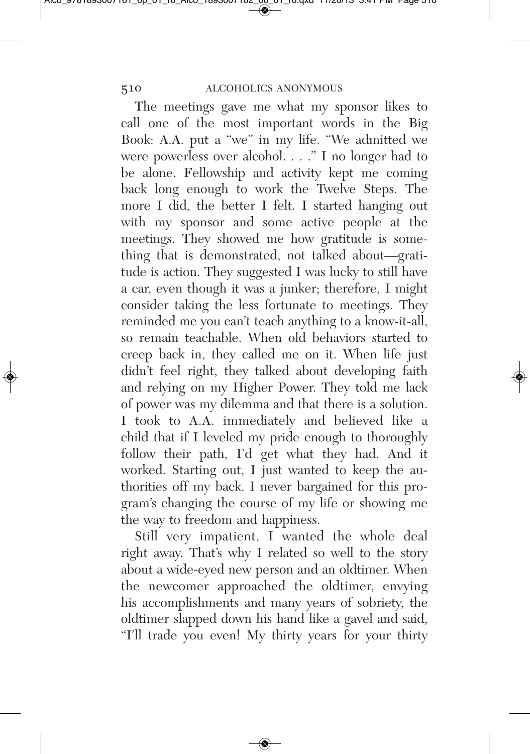The meetings gave me what my sponsor likes to call one of the most important words in the Big Book: A.A. put a "we" in my life. "We admitted we were powerless over alcohol. . . ." I no longer had to be alone. Fellowship and activity kept me coming back long enough to work the Twelve Steps. The more I did, the better I felt. I started hanging out with my sponsor and some active people at the meetings. They showed me how gratitude is something that is demonstrated, not talked about—gratitude is action. They suggested I was lucky to still have a car, even though it was a junker; therefore, I might consider taking the less fortunate to meetings. They reminded me you can't teach anything to a know-it-all, so remain teachable. When old behaviors started to creep back in, they called me on it. When life just didn't feel right, they talked about developing faith and relying on my Higher Power. They told me lack of power was my dilemma and that there is a solution. I took to A.A. immediately and believed like a child that if I leveled my pride enough to thoroughly follow their path, I'd get what they had. And it worked. Starting out, I just wanted to keep the authorities off my back. I never bargained for this program's changing the course of my life or showing me the way to freedom and happiness.

Still very impatient, I wanted the whole deal right away. That's why I related so well to the story about a wide-eyed new person and an oldtimer. When the newcomer approached the oldtimer, envying his accomplishments and many years of sobriety, the oldtimer slapped down his hand like a gavel and said, "I'll trade you even! My thirty years for your thirty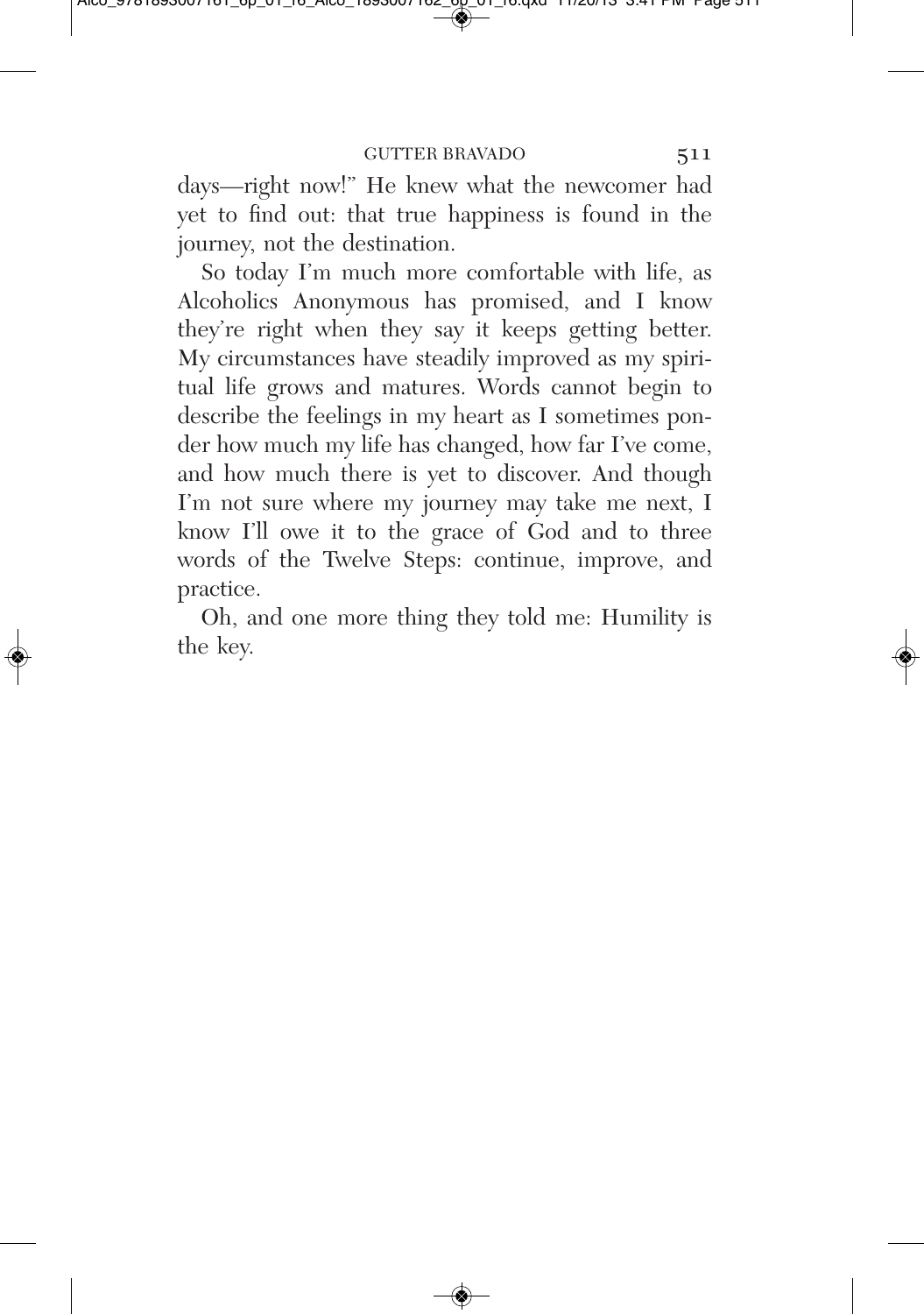days—right now!" He knew what the newcomer had yet to find out: that true happiness is found in the journey, not the destination.

So today I'm much more comfortable with life, as Alcoholics Anonymous has promised, and I know they're right when they say it keeps getting better. My circumstances have steadily improved as my spiritual life grows and matures. Words cannot begin to describe the feelings in my heart as I sometimes ponder how much my life has changed, how far I've come, and how much there is yet to discover. And though I'm not sure where my journey may take me next, I know I'll owe it to the grace of God and to three words of the Twelve Steps: continue, improve, and practice.

Oh, and one more thing they told me: Humility is the key.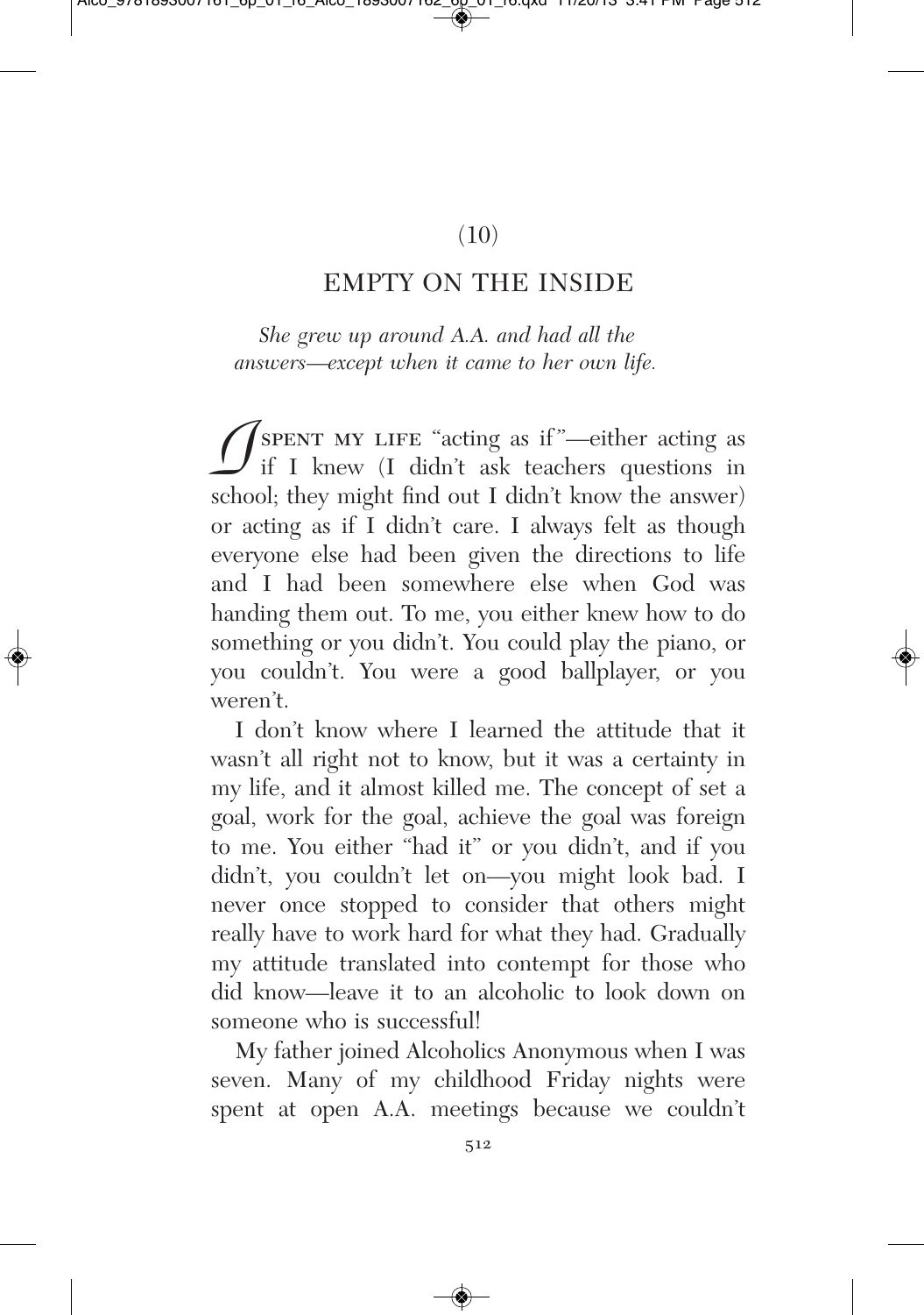(10)

## EMPTY ON THE INSIDE

*She grew up around A.A. and had all the answers—except when it came to her own life.*

I SPENT MY LIFE "acting as if"—either acting as if I knew (I didn't ask teachers questions in school; they might find out I didn't know the answer) or acting as if I didn't care. I always felt as though everyone else had been given the directions to life and I had been somewhere else when God was handing them out. To me, you either knew how to do something or you didn't. You could play the piano, or you couldn't. You were a good ballplayer, or you weren't.

I don't know where I learned the attitude that it wasn't all right not to know, but it was a certainty in my life, and it almost killed me. The concept of set a goal, work for the goal, achieve the goal was foreign to me. You either "had it" or you didn't, and if you didn't, you couldn't let on—you might look bad. I never once stopped to consider that others might really have to work hard for what they had. Gradually my attitude translated into contempt for those who did know—leave it to an alcoholic to look down on someone who is successful!

My father joined Alcoholics Anonymous when I was seven. Many of my childhood Friday nights were spent at open A.A. meetings because we couldn't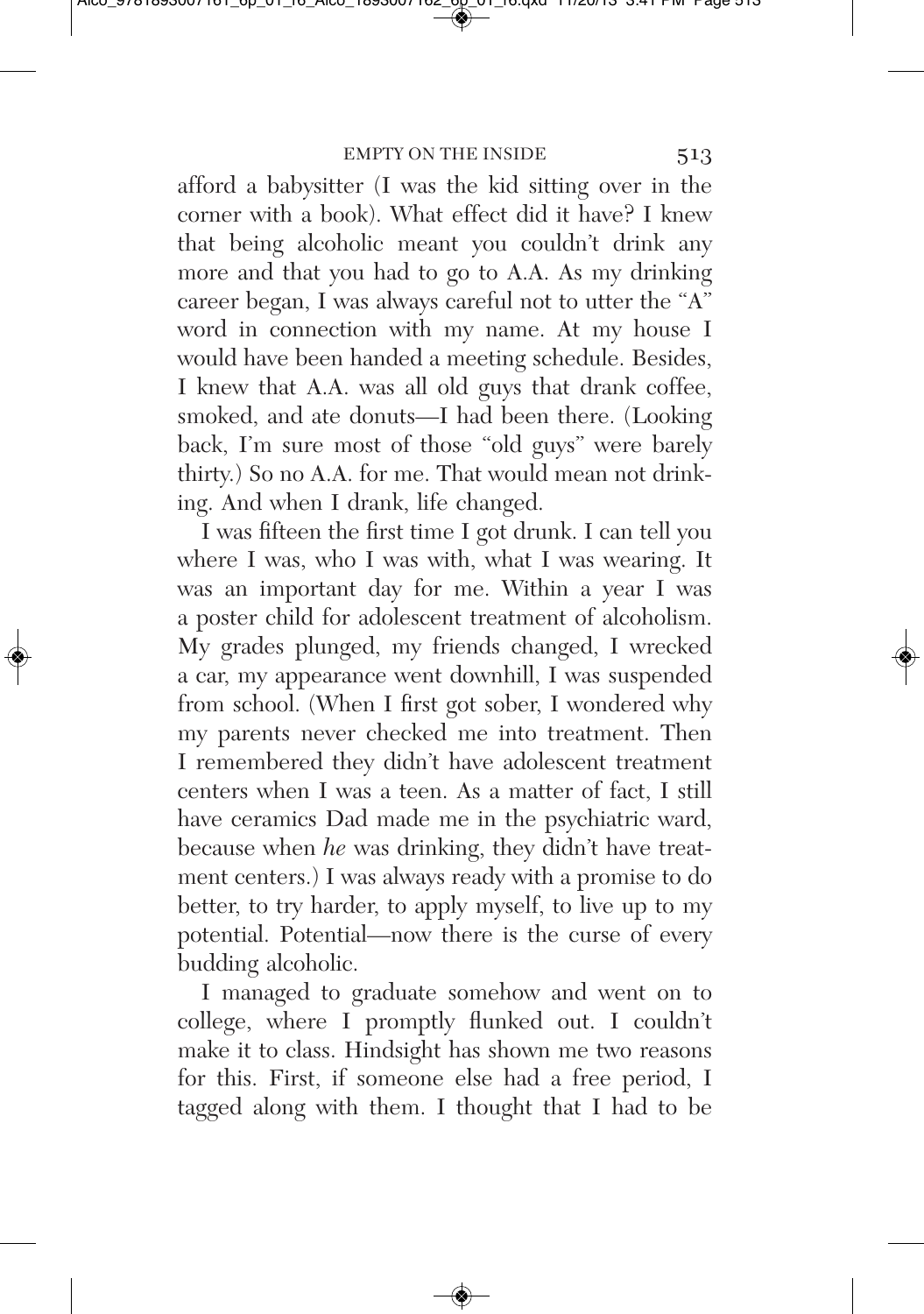afford a babysitter (I was the kid sitting over in the corner with a book). What effect did it have? I knew that being alcoholic meant you couldn't drink any more and that you had to go to A.A. As my drinking career began, I was always careful not to utter the "A" word in connection with my name. At my house I would have been handed a meeting schedule. Besides, I knew that A.A. was all old guys that drank coffee, smoked, and ate donuts—I had been there. (Looking back, I'm sure most of those "old guys" were barely thirty.) So no A.A. for me. That would mean not drinking. And when I drank, life changed.

I was fifteen the first time I got drunk. I can tell you where I was, who I was with, what I was wearing. It was an important day for me. Within a year I was a poster child for adolescent treatment of alcoholism. My grades plunged, my friends changed, I wrecked a car, my appearance went downhill, I was suspended from school. (When I first got sober, I wondered why my parents never checked me into treatment. Then I remembered they didn't have adolescent treatment centers when I was a teen. As a matter of fact, I still have ceramics Dad made me in the psychiatric ward, because when *he* was drinking, they didn't have treatment centers.) I was always ready with a promise to do better, to try harder, to apply myself, to live up to my potential. Potential—now there is the curse of every budding alcoholic.

I managed to graduate somehow and went on to college, where I promptly flunked out. I couldn't make it to class. Hindsight has shown me two reasons for this. First, if someone else had a free period, I tagged along with them. I thought that I had to be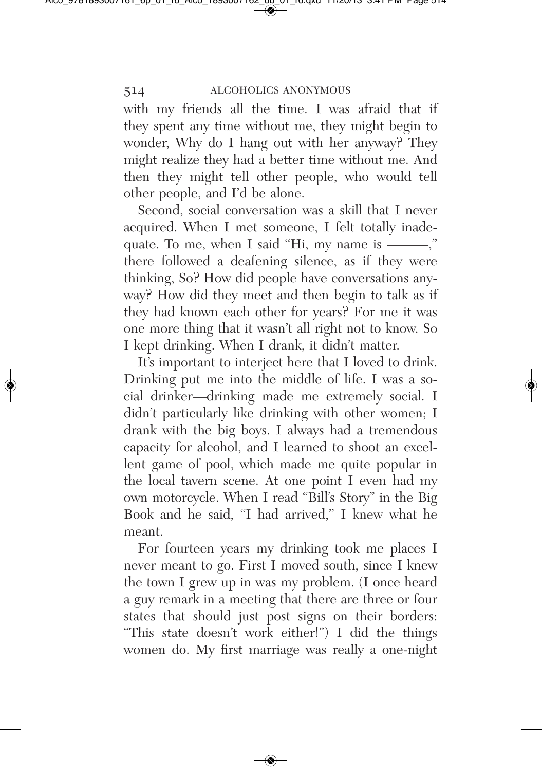with my friends all the time. I was afraid that if they spent any time without me, they might begin to wonder, Why do I hang out with her anyway? They might realize they had a better time without me. And then they might tell other people, who would tell other people, and I'd be alone.

Second, social conversation was a skill that I never acquired. When I met someone, I felt totally inadequate. To me, when I said "Hi, my name is ———," there followed a deafening silence, as if they were thinking, So? How did people have conversations anyway? How did they meet and then begin to talk as if they had known each other for years? For me it was one more thing that it wasn't all right not to know. So I kept drinking. When I drank, it didn't matter.

It's important to interject here that I loved to drink. Drinking put me into the middle of life. I was a social drinker—drinking made me extremely social. I didn't particularly like drinking with other women; I drank with the big boys. I always had a tremendous capacity for alcohol, and I learned to shoot an excellent game of pool, which made me quite popular in the local tavern scene. At one point I even had my own motorcycle. When I read "Bill's Story" in the Big Book and he said, "I had arrived," I knew what he meant.

For fourteen years my drinking took me places I never meant to go. First I moved south, since I knew the town I grew up in was my problem. (I once heard a guy remark in a meeting that there are three or four states that should just post signs on their borders: "This state doesn't work either!") I did the things women do. My first marriage was really a one-night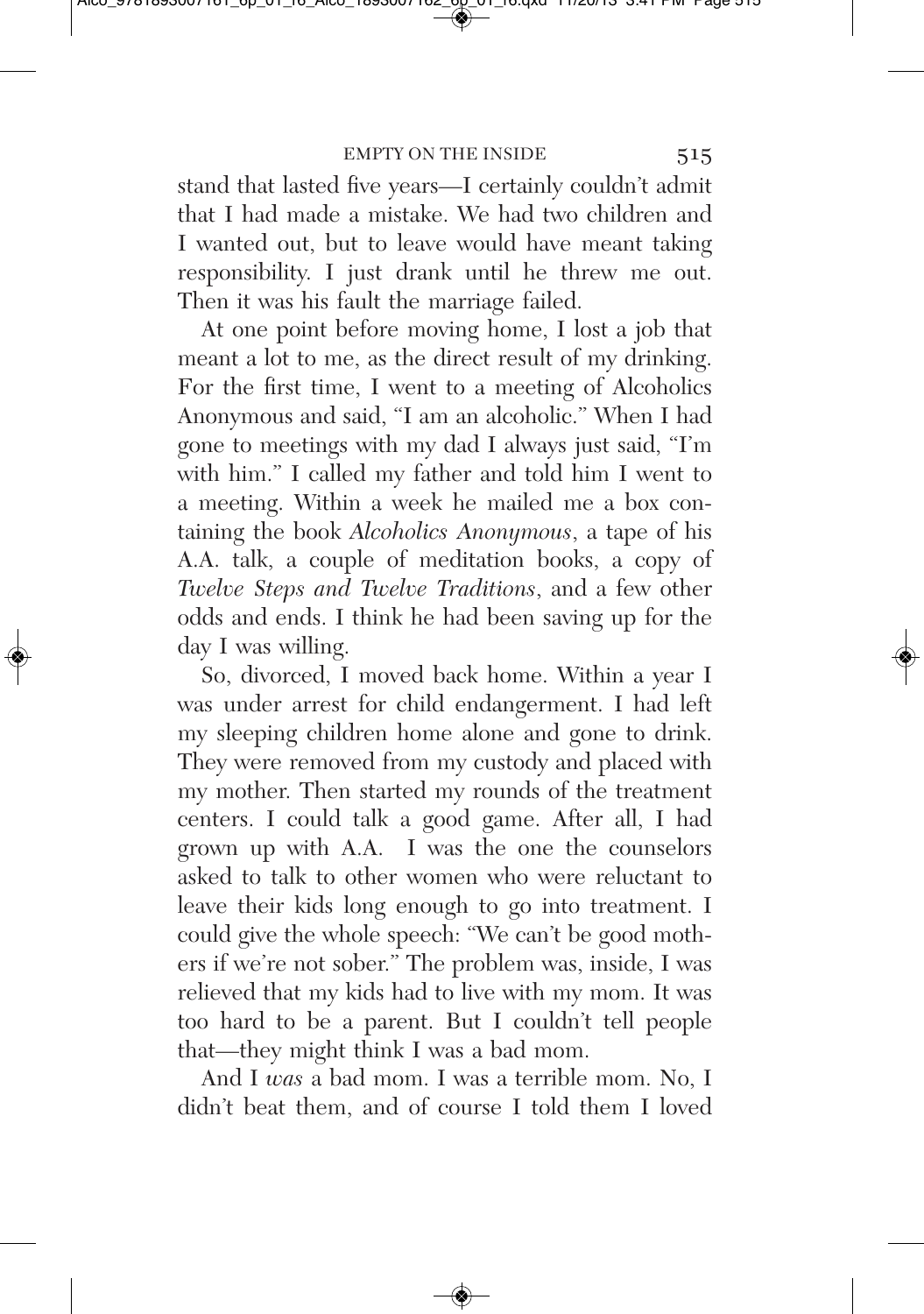stand that lasted five years—I certainly couldn't admit that I had made a mistake. We had two children and I wanted out, but to leave would have meant taking responsibility. I just drank until he threw me out. Then it was his fault the marriage failed.

At one point before moving home, I lost a job that meant a lot to me, as the direct result of my drinking. For the first time, I went to a meeting of Alcoholics Anonymous and said, "I am an alcoholic." When I had gone to meetings with my dad I always just said, "I'm with him." I called my father and told him I went to a meeting. Within a week he mailed me a box containing the book *Alcoholics Anonymous*, a tape of his A.A. talk, a couple of meditation books, a copy of *Twelve Steps and Twelve Traditions*, and a few other odds and ends. I think he had been saving up for the day I was willing.

So, divorced, I moved back home. Within a year I was under arrest for child endangerment. I had left my sleeping children home alone and gone to drink. They were removed from my custody and placed with my mother. Then started my rounds of the treatment centers. I could talk a good game. After all, I had grown up with A.A. I was the one the counselors asked to talk to other women who were reluctant to leave their kids long enough to go into treatment. I could give the whole speech: "We can't be good mothers if we're not sober." The problem was, inside, I was relieved that my kids had to live with my mom. It was too hard to be a parent. But I couldn't tell people that—they might think I was a bad mom.

And I *was* a bad mom. I was a terrible mom. No, I didn't beat them, and of course I told them I loved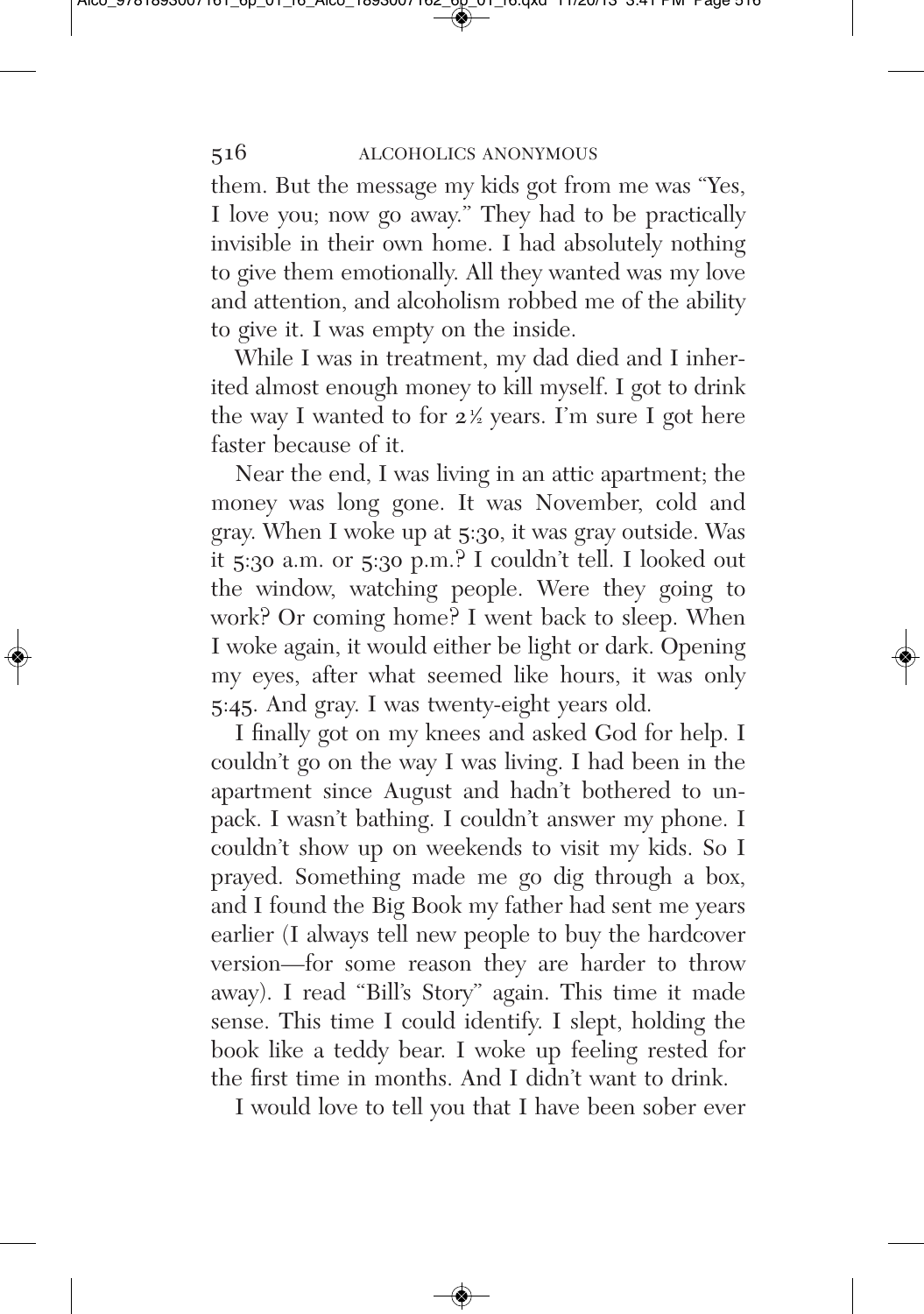them. But the message my kids got from me was "Yes, I love you; now go away." They had to be practically invisible in their own home. I had absolutely nothing to give them emotionally. All they wanted was my love and attention, and alcoholism robbed me of the ability to give it. I was empty on the inside.

While I was in treatment, my dad died and I inherited almost enough money to kill myself. I got to drink the way I wanted to for 2½ years. I'm sure I got here faster because of it.

Near the end, I was living in an attic apartment; the money was long gone. It was November, cold and gray. When I woke up at 5:30, it was gray outside. Was it 5:30 a.m. or 5:30 p.m.? I couldn't tell. I looked out the window, watching people. Were they going to work? Or coming home? I went back to sleep. When I woke again, it would either be light or dark. Opening my eyes, after what seemed like hours, it was only 5:45. And gray. I was twenty-eight years old.

I finally got on my knees and asked God for help. I couldn't go on the way I was living. I had been in the apartment since August and hadn't bothered to unpack. I wasn't bathing. I couldn't answer my phone. I couldn't show up on weekends to visit my kids. So I prayed. Something made me go dig through a box, and I found the Big Book my father had sent me years earlier (I always tell new people to buy the hardcover version—for some reason they are harder to throw away). I read "Bill's Story" again. This time it made sense. This time I could identify. I slept, holding the book like a teddy bear. I woke up feeling rested for the first time in months. And I didn't want to drink.

I would love to tell you that I have been sober ever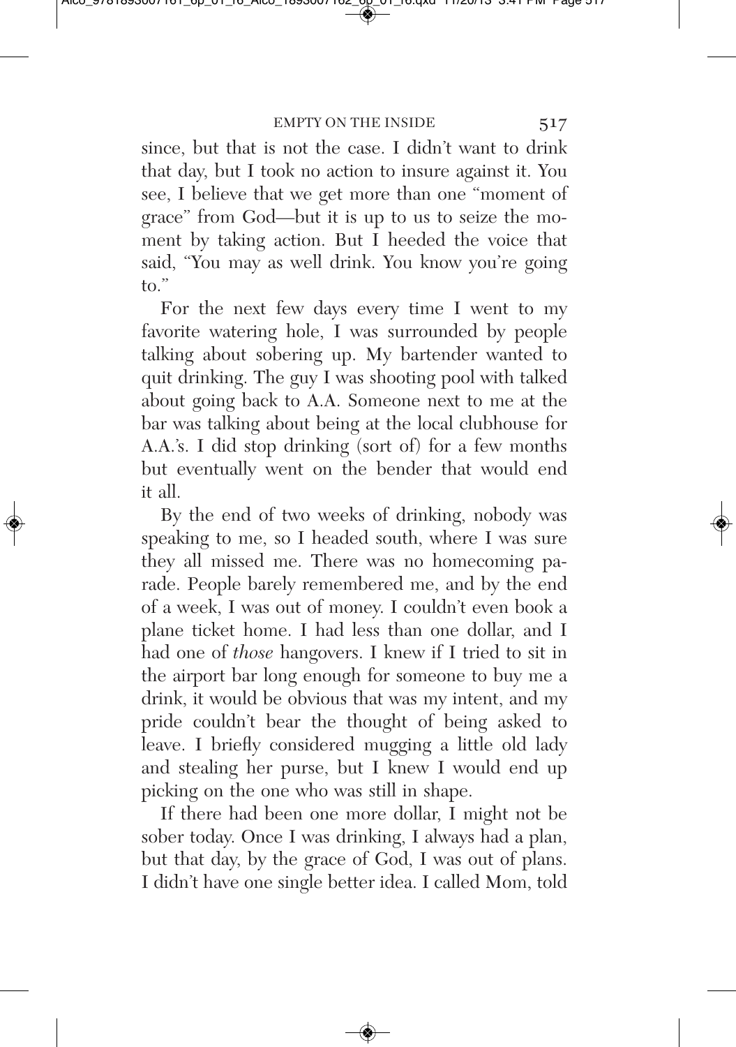since, but that is not the case. I didn't want to drink that day, but I took no action to insure against it. You see, I believe that we get more than one "moment of grace" from God—but it is up to us to seize the moment by taking action. But I heeded the voice that said, "You may as well drink. You know you're going to."

For the next few days every time I went to my favorite watering hole, I was surrounded by people talking about sobering up. My bartender wanted to quit drinking. The guy I was shooting pool with talked about going back to A.A. Someone next to me at the bar was talking about being at the local clubhouse for A.A.'s. I did stop drinking (sort of) for a few months but eventually went on the bender that would end it all.

By the end of two weeks of drinking, nobody was speaking to me, so I headed south, where I was sure they all missed me. There was no homecoming parade. People barely remembered me, and by the end of a week, I was out of money. I couldn't even book a plane ticket home. I had less than one dollar, and I had one of *those* hangovers. I knew if I tried to sit in the airport bar long enough for someone to buy me a drink, it would be obvious that was my intent, and my pride couldn't bear the thought of being asked to leave. I briefly considered mugging a little old lady and stealing her purse, but I knew I would end up picking on the one who was still in shape.

If there had been one more dollar, I might not be sober today. Once I was drinking, I always had a plan, but that day, by the grace of God, I was out of plans. I didn't have one single better idea. I called Mom, told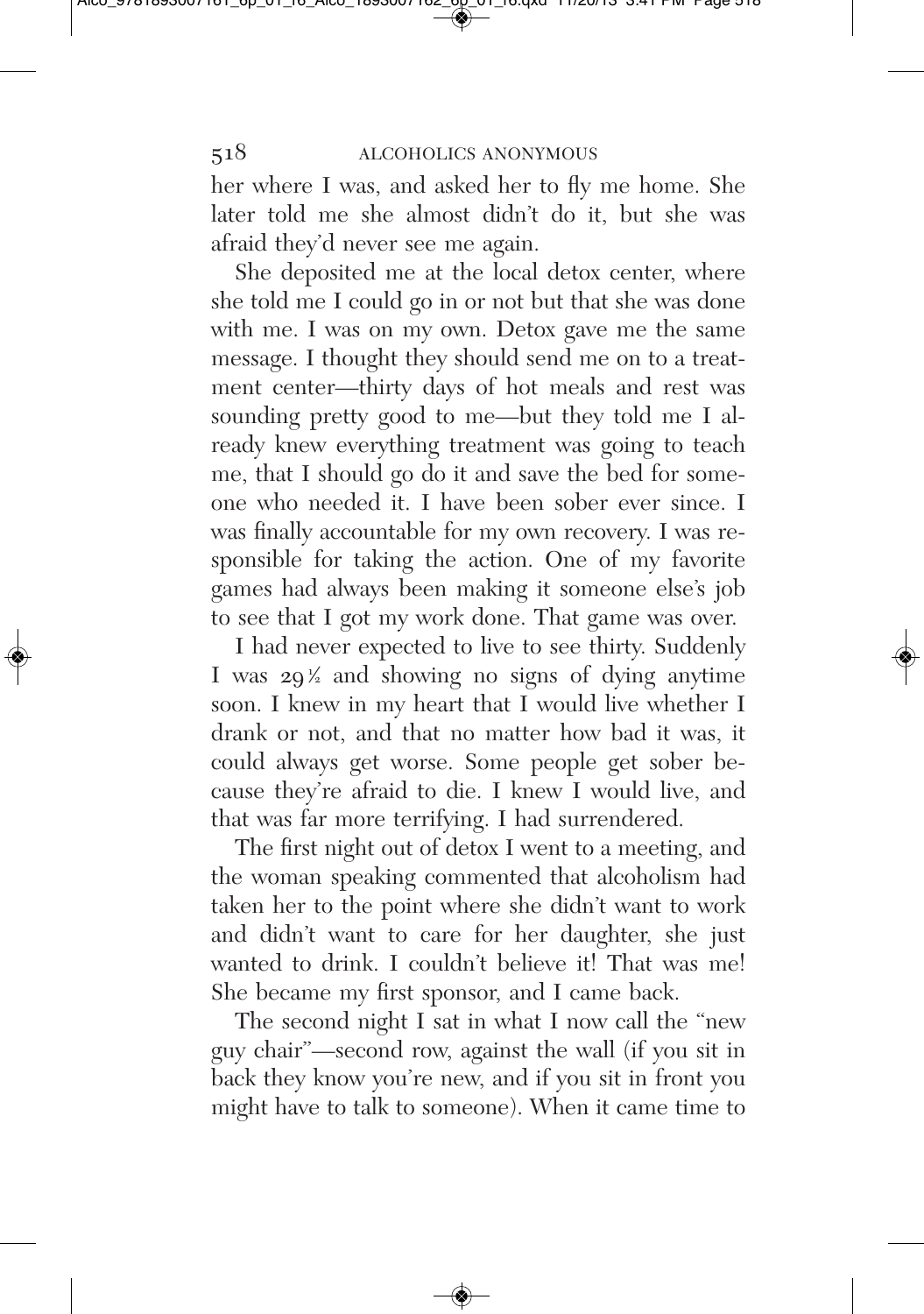her where I was, and asked her to fly me home. She later told me she almost didn't do it, but she was afraid they'd never see me again.

She deposited me at the local detox center, where she told me I could go in or not but that she was done with me. I was on my own. Detox gave me the same message. I thought they should send me on to a treatment center—thirty days of hot meals and rest was sounding pretty good to me—but they told me I already knew everything treatment was going to teach me, that I should go do it and save the bed for someone who needed it. I have been sober ever since. I was finally accountable for my own recovery. I was responsible for taking the action. One of my favorite games had always been making it someone else's job to see that I got my work done. That game was over.

I had never expected to live to see thirty. Suddenly I was 29½ and showing no signs of dying anytime soon. I knew in my heart that I would live whether I drank or not, and that no matter how bad it was, it could always get worse. Some people get sober because they're afraid to die. I knew I would live, and that was far more terrifying. I had surrendered.

The first night out of detox I went to a meeting, and the woman speaking commented that alcoholism had taken her to the point where she didn't want to work and didn't want to care for her daughter, she just wanted to drink. I couldn't believe it! That was me! She became my first sponsor, and I came back.

The second night I sat in what I now call the "new guy chair"—second row, against the wall (if you sit in back they know you're new, and if you sit in front you might have to talk to someone). When it came time to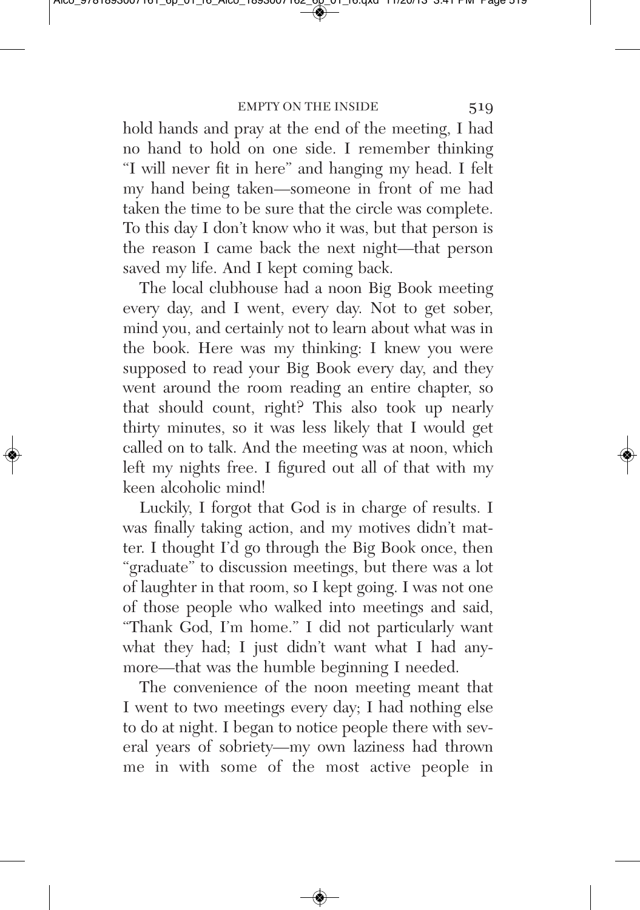hold hands and pray at the end of the meeting, I had no hand to hold on one side. I remember thinking "I will never fit in here" and hanging my head. I felt my hand being taken—someone in front of me had taken the time to be sure that the circle was complete. To this day I don't know who it was, but that person is the reason I came back the next night—that person saved my life. And I kept coming back.

The local clubhouse had a noon Big Book meeting every day, and I went, every day. Not to get sober, mind you, and certainly not to learn about what was in the book. Here was my thinking: I knew you were supposed to read your Big Book every day, and they went around the room reading an entire chapter, so that should count, right? This also took up nearly thirty minutes, so it was less likely that I would get called on to talk. And the meeting was at noon, which left my nights free. I figured out all of that with my keen alcoholic mind!

Luckily, I forgot that God is in charge of results. I was finally taking action, and my motives didn't matter. I thought I'd go through the Big Book once, then "graduate" to discussion meetings, but there was a lot of laughter in that room, so I kept going. I was not one of those people who walked into meetings and said, "Thank God, I'm home." I did not particularly want what they had; I just didn't want what I had anymore—that was the humble beginning I needed.

The convenience of the noon meeting meant that I went to two meetings every day; I had nothing else to do at night. I began to notice people there with several years of sobriety—my own laziness had thrown me in with some of the most active people in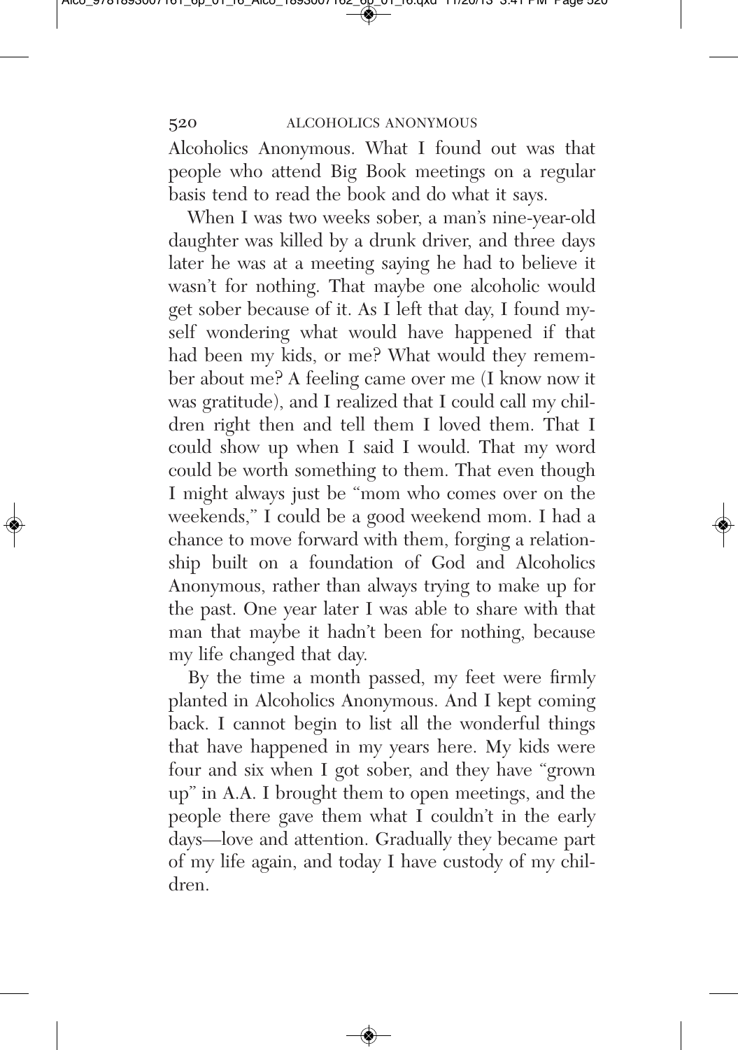Alcoholics Anonymous. What I found out was that people who attend Big Book meetings on a regular basis tend to read the book and do what it says.

When I was two weeks sober, a man's nine-year-old daughter was killed by a drunk driver, and three days later he was at a meeting saying he had to believe it wasn't for nothing. That maybe one alcoholic would get sober because of it. As I left that day, I found myself wondering what would have happened if that had been my kids, or me? What would they remember about me? A feeling came over me (I know now it was gratitude), and I realized that I could call my children right then and tell them I loved them. That I could show up when I said I would. That my word could be worth something to them. That even though I might always just be "mom who comes over on the weekends," I could be a good weekend mom. I had a chance to move forward with them, forging a relationship built on a foundation of God and Alcoholics Anonymous, rather than always trying to make up for the past. One year later I was able to share with that man that maybe it hadn't been for nothing, because my life changed that day.

By the time a month passed, my feet were firmly planted in Alcoholics Anonymous. And I kept coming back. I cannot begin to list all the wonderful things that have happened in my years here. My kids were four and six when I got sober, and they have "grown up" in A.A. I brought them to open meetings, and the people there gave them what I couldn't in the early days—love and attention. Gradually they became part of my life again, and today I have custody of my children.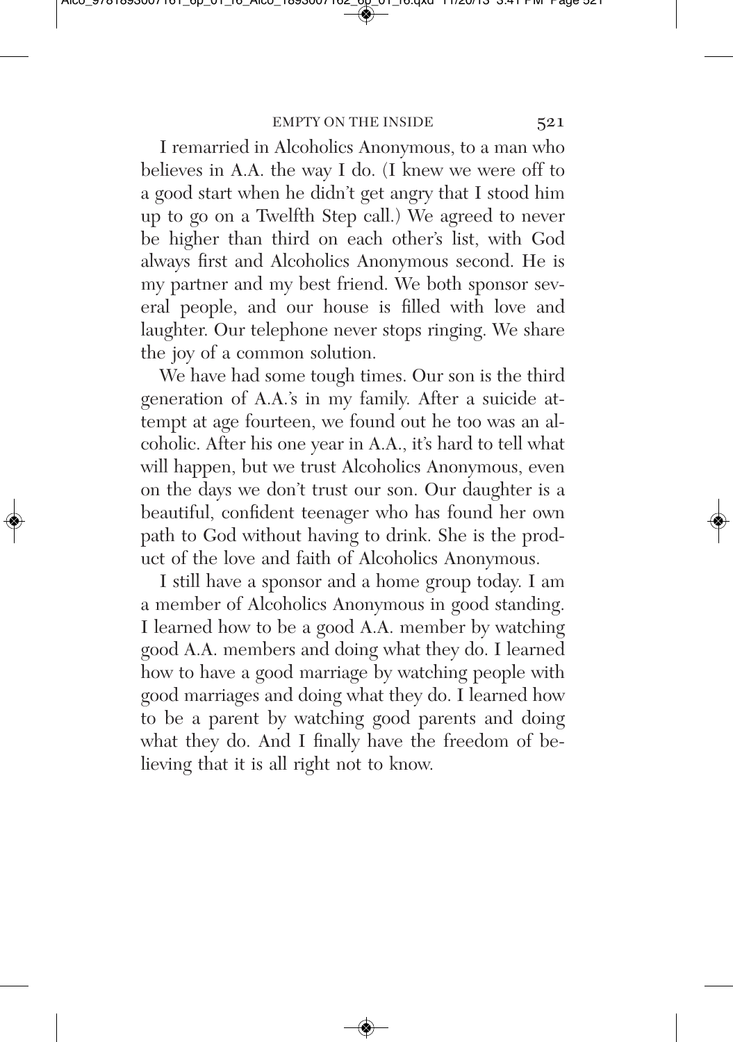I remarried in Alcoholics Anonymous, to a man who believes in A.A. the way I do. (I knew we were off to a good start when he didn't get angry that I stood him up to go on a Twelfth Step call.) We agreed to never be higher than third on each other's list, with God always first and Alcoholics Anonymous second. He is my partner and my best friend. We both sponsor several people, and our house is filled with love and laughter. Our telephone never stops ringing. We share the joy of a common solution.

We have had some tough times. Our son is the third generation of A.A.'s in my family. After a suicide attempt at age fourteen, we found out he too was an alcoholic. After his one year in A.A., it's hard to tell what will happen, but we trust Alcoholics Anonymous, even on the days we don't trust our son. Our daughter is a beautiful, confident teenager who has found her own path to God without having to drink. She is the product of the love and faith of Alcoholics Anonymous.

I still have a sponsor and a home group today. I am a member of Alcoholics Anonymous in good standing. I learned how to be a good A.A. member by watching good A.A. members and doing what they do. I learned how to have a good marriage by watching people with good marriages and doing what they do. I learned how to be a parent by watching good parents and doing what they do. And I finally have the freedom of believing that it is all right not to know.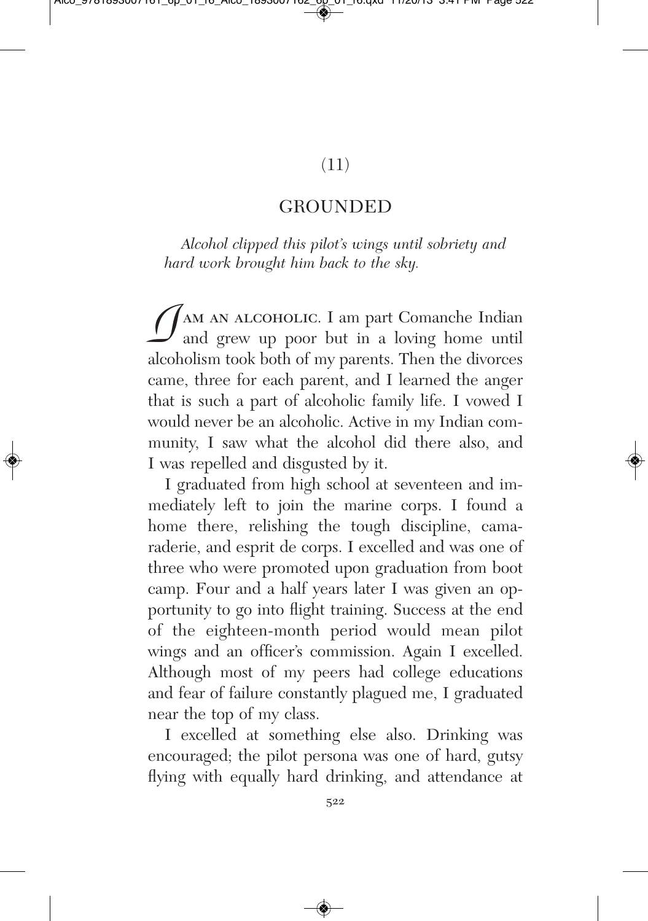(11)

# GROUNDED

*Alcohol clipped this pilot's wings until sobriety and hard work brought him back to the sky.*

I AM AN ALCOHOLIC. I am part Comanche Indian and grew up poor but in a loving home until alcoholism took both of my parents. Then the divorces came, three for each parent, and I learned the anger that is such a part of alcoholic family life. I vowed I would never be an alcoholic. Active in my Indian community, I saw what the alcohol did there also, and I was repelled and disgusted by it.

I graduated from high school at seventeen and immediately left to join the marine corps. I found a home there, relishing the tough discipline, camaraderie, and esprit de corps. I excelled and was one of three who were promoted upon graduation from boot camp. Four and a half years later I was given an opportunity to go into flight training. Success at the end of the eighteen-month period would mean pilot wings and an officer's commission. Again I excelled. Although most of my peers had college educations and fear of failure constantly plagued me, I graduated near the top of my class.

I excelled at something else also. Drinking was encouraged; the pilot persona was one of hard, gutsy flying with equally hard drinking, and attendance at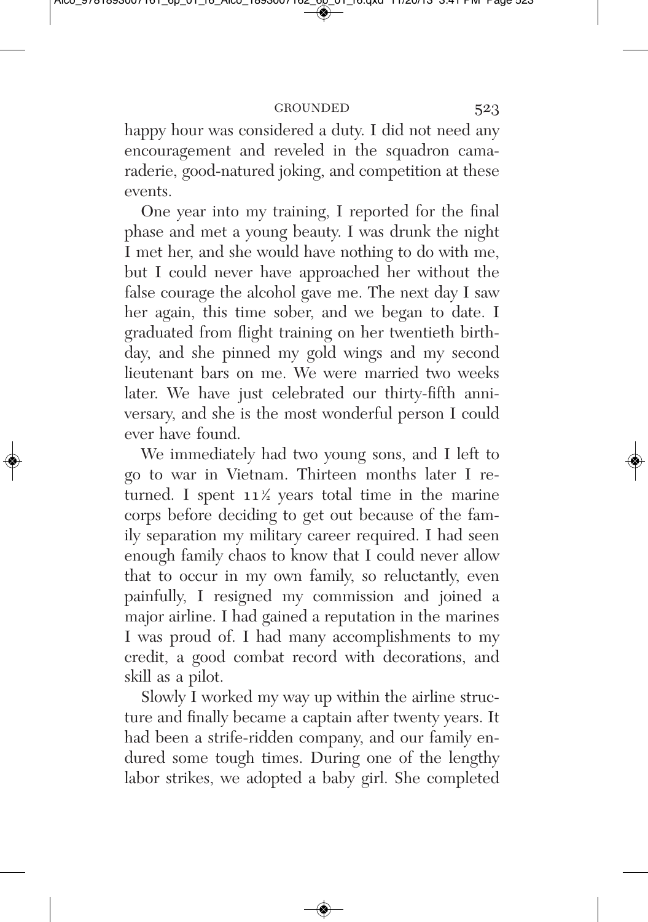happy hour was considered a duty. I did not need any encouragement and reveled in the squadron camaraderie, good-natured joking, and competition at these events.

One year into my training, I reported for the final phase and met a young beauty. I was drunk the night I met her, and she would have nothing to do with me, but I could never have approached her without the false courage the alcohol gave me. The next day I saw her again, this time sober, and we began to date. I graduated from flight training on her twentieth birthday, and she pinned my gold wings and my second lieutenant bars on me. We were married two weeks later. We have just celebrated our thirty-fifth anniversary, and she is the most wonderful person I could ever have found.

We immediately had two young sons, and I left to go to war in Vietnam. Thirteen months later I returned. I spent 11½ years total time in the marine corps before deciding to get out because of the family separation my military career required. I had seen enough family chaos to know that I could never allow that to occur in my own family, so reluctantly, even painfully, I resigned my commission and joined a major airline. I had gained a reputation in the marines I was proud of. I had many accomplishments to my credit, a good combat record with decorations, and skill as a pilot.

Slowly I worked my way up within the airline structure and finally became a captain after twenty years. It had been a strife-ridden company, and our family endured some tough times. During one of the lengthy labor strikes, we adopted a baby girl. She completed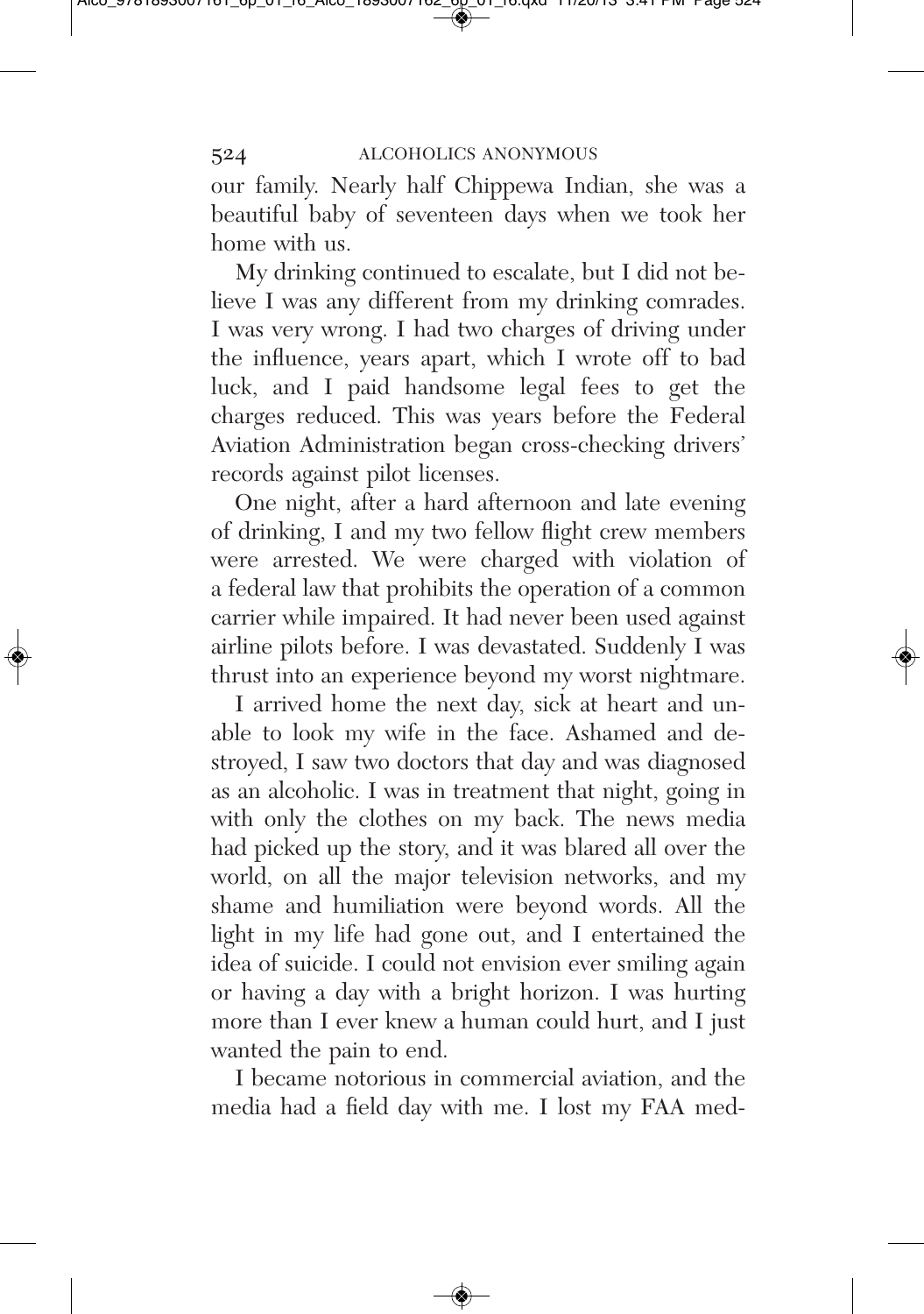our family. Nearly half Chippewa Indian, she was a beautiful baby of seventeen days when we took her home with us.

My drinking continued to escalate, but I did not believe I was any different from my drinking comrades. I was very wrong. I had two charges of driving under the influence, years apart, which I wrote off to bad luck, and I paid handsome legal fees to get the charges reduced. This was years before the Federal Aviation Administration began cross-checking drivers' records against pilot licenses.

One night, after a hard afternoon and late evening of drinking, I and my two fellow flight crew members were arrested. We were charged with violation of a federal law that prohibits the operation of a common carrier while impaired. It had never been used against airline pilots before. I was devastated. Suddenly I was thrust into an experience beyond my worst nightmare.

I arrived home the next day, sick at heart and unable to look my wife in the face. Ashamed and destroyed, I saw two doctors that day and was diagnosed as an alcoholic. I was in treatment that night, going in with only the clothes on my back. The news media had picked up the story, and it was blared all over the world, on all the major television networks, and my shame and humiliation were beyond words. All the light in my life had gone out, and I entertained the idea of suicide. I could not envision ever smiling again or having a day with a bright horizon. I was hurting more than I ever knew a human could hurt, and I just wanted the pain to end.

I became notorious in commercial aviation, and the media had a field day with me. I lost my FAA med-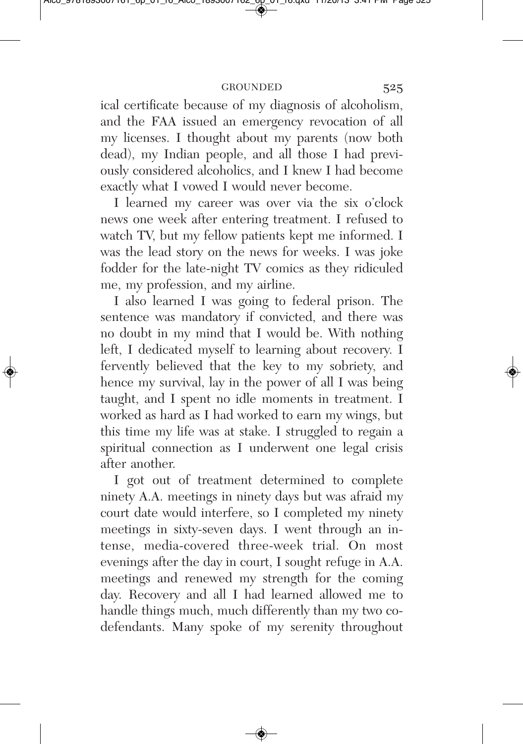ical certificate because of my diagnosis of alcoholism, and the FAA issued an emergency revocation of all my licenses. I thought about my parents (now both dead), my Indian people, and all those I had previously considered alcoholics, and I knew I had become exactly what I vowed I would never become.

I learned my career was over via the six o'clock news one week after entering treatment. I refused to watch TV, but my fellow patients kept me informed. I was the lead story on the news for weeks. I was joke fodder for the late-night TV comics as they ridiculed me, my profession, and my airline.

I also learned I was going to federal prison. The sentence was mandatory if convicted, and there was no doubt in my mind that I would be. With nothing left, I dedicated myself to learning about recovery. I fervently believed that the key to my sobriety, and hence my survival, lay in the power of all I was being taught, and I spent no idle moments in treatment. I worked as hard as I had worked to earn my wings, but this time my life was at stake. I struggled to regain a spiritual connection as I underwent one legal crisis after another.

I got out of treatment determined to complete ninety A.A. meetings in ninety days but was afraid my court date would interfere, so I completed my ninety meetings in sixty-seven days. I went through an intense, media-covered three-week trial. On most evenings after the day in court, I sought refuge in A.A. meetings and renewed my strength for the coming day. Recovery and all I had learned allowed me to handle things much, much differently than my two codefendants. Many spoke of my serenity throughout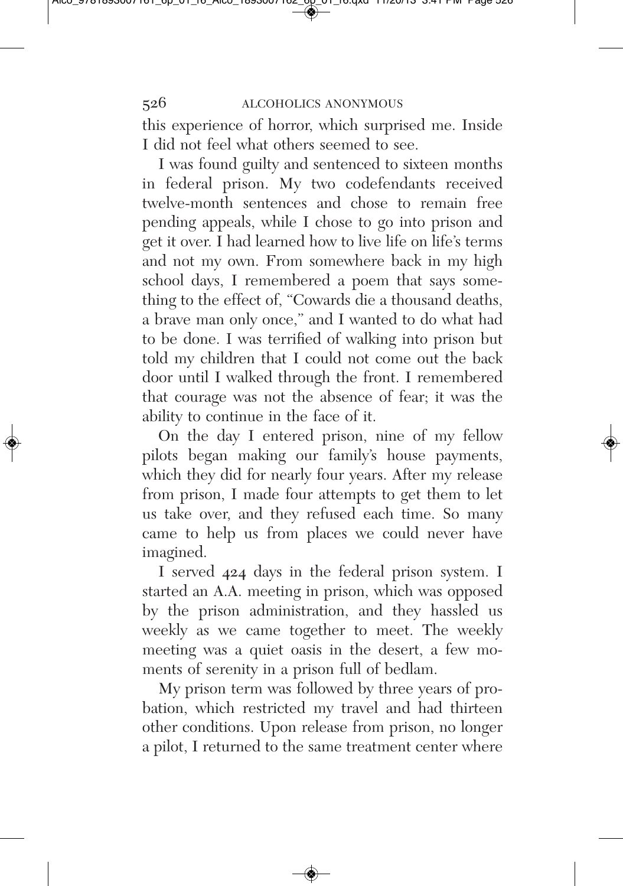this experience of horror, which surprised me. Inside I did not feel what others seemed to see.

I was found guilty and sentenced to sixteen months in federal prison. My two codefendants received twelve-month sentences and chose to remain free pending appeals, while I chose to go into prison and get it over. I had learned how to live life on life's terms and not my own. From somewhere back in my high school days, I remembered a poem that says something to the effect of, "Cowards die a thousand deaths, a brave man only once," and I wanted to do what had to be done. I was terrified of walking into prison but told my children that I could not come out the back door until I walked through the front. I remembered that courage was not the absence of fear; it was the ability to continue in the face of it.

On the day I entered prison, nine of my fellow pilots began making our family's house payments, which they did for nearly four years. After my release from prison, I made four attempts to get them to let us take over, and they refused each time. So many came to help us from places we could never have imagined.

I served 424 days in the federal prison system. I started an A.A. meeting in prison, which was opposed by the prison administration, and they hassled us weekly as we came together to meet. The weekly meeting was a quiet oasis in the desert, a few moments of serenity in a prison full of bedlam.

My prison term was followed by three years of probation, which restricted my travel and had thirteen other conditions. Upon release from prison, no longer a pilot, I returned to the same treatment center where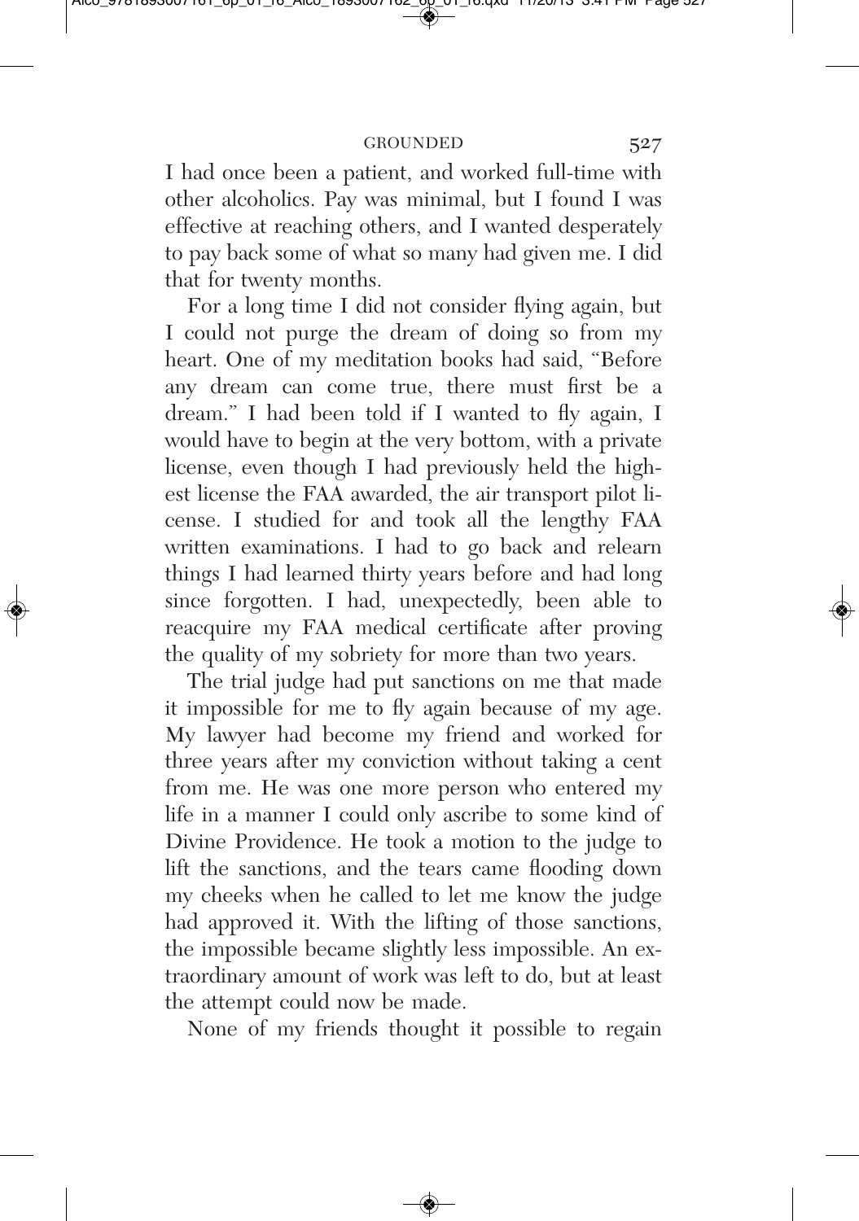I had once been a patient, and worked full-time with other alcoholics. Pay was minimal, but I found I was effective at reaching others, and I wanted desperately to pay back some of what so many had given me. I did that for twenty months.

For a long time I did not consider flying again, but I could not purge the dream of doing so from my heart. One of my meditation books had said, "Before any dream can come true, there must first be a dream." I had been told if I wanted to fly again, I would have to begin at the very bottom, with a private license, even though I had previously held the highest license the FAA awarded, the air transport pilot license. I studied for and took all the lengthy FAA written examinations. I had to go back and relearn things I had learned thirty years before and had long since forgotten. I had, unexpectedly, been able to reacquire my FAA medical certificate after proving the quality of my sobriety for more than two years.

The trial judge had put sanctions on me that made it impossible for me to fly again because of my age. My lawyer had become my friend and worked for three years after my conviction without taking a cent from me. He was one more person who entered my life in a manner I could only ascribe to some kind of Divine Providence. He took a motion to the judge to lift the sanctions, and the tears came flooding down my cheeks when he called to let me know the judge had approved it. With the lifting of those sanctions, the impossible became slightly less impossible. An extraordinary amount of work was left to do, but at least the attempt could now be made.

None of my friends thought it possible to regain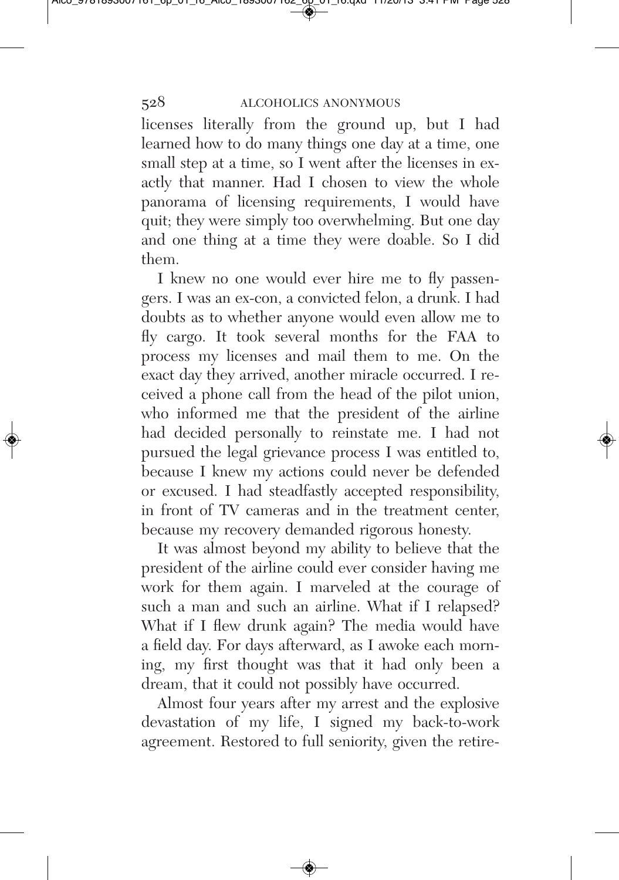licenses literally from the ground up, but I had learned how to do many things one day at a time, one small step at a time, so I went after the licenses in exactly that manner. Had I chosen to view the whole panorama of licensing requirements, I would have quit; they were simply too overwhelming. But one day and one thing at a time they were doable. So I did them.

I knew no one would ever hire me to fly passengers. I was an ex-con, a convicted felon, a drunk. I had doubts as to whether anyone would even allow me to fly cargo. It took several months for the FAA to process my licenses and mail them to me. On the exact day they arrived, another miracle occurred. I received a phone call from the head of the pilot union, who informed me that the president of the airline had decided personally to reinstate me. I had not pursued the legal grievance process I was entitled to, because I knew my actions could never be defended or excused. I had steadfastly accepted responsibility, in front of TV cameras and in the treatment center, because my recovery demanded rigorous honesty.

It was almost beyond my ability to believe that the president of the airline could ever consider having me work for them again. I marveled at the courage of such a man and such an airline. What if I relapsed? What if I flew drunk again? The media would have a field day. For days afterward, as I awoke each morning, my first thought was that it had only been a dream, that it could not possibly have occurred.

Almost four years after my arrest and the explosive devastation of my life, I signed my back-to-work agreement. Restored to full seniority, given the retire-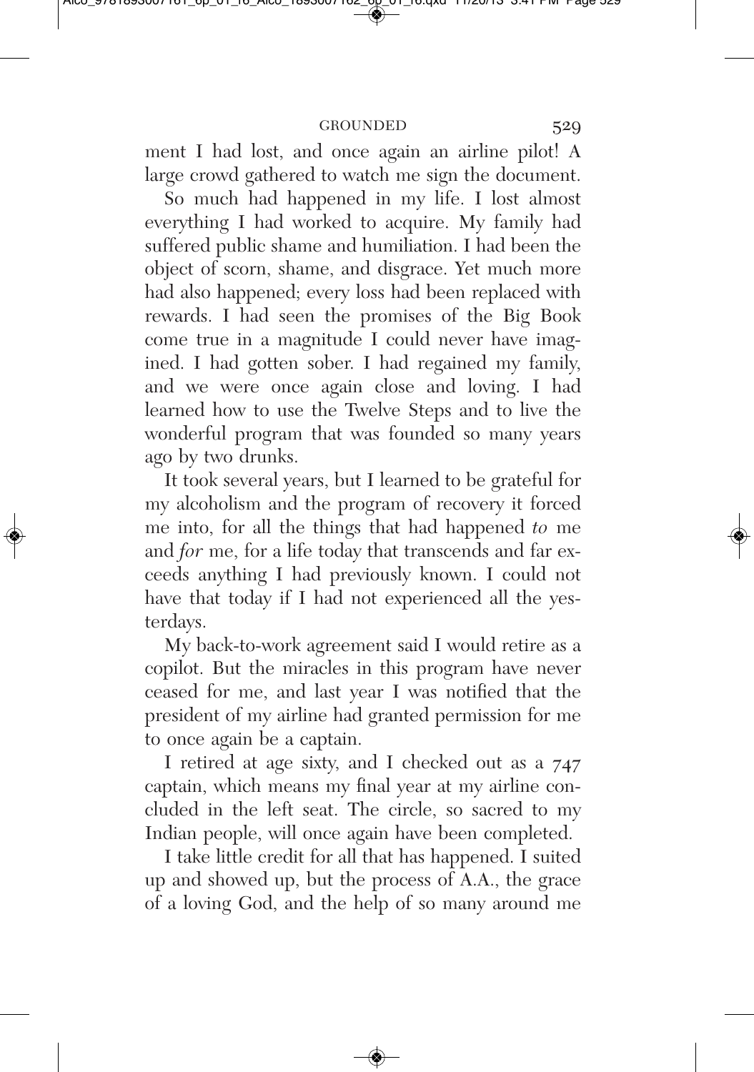ment I had lost, and once again an airline pilot! A large crowd gathered to watch me sign the document.

So much had happened in my life. I lost almost everything I had worked to acquire. My family had suffered public shame and humiliation. I had been the object of scorn, shame, and disgrace. Yet much more had also happened; every loss had been replaced with rewards. I had seen the promises of the Big Book come true in a magnitude I could never have imagined. I had gotten sober. I had regained my family, and we were once again close and loving. I had learned how to use the Twelve Steps and to live the wonderful program that was founded so many years ago by two drunks.

It took several years, but I learned to be grateful for my alcoholism and the program of recovery it forced me into, for all the things that had happened *to* me and *for* me, for a life today that transcends and far exceeds anything I had previously known. I could not have that today if I had not experienced all the yesterdays.

My back-to-work agreement said I would retire as a copilot. But the miracles in this program have never ceased for me, and last year I was notified that the president of my airline had granted permission for me to once again be a captain.

I retired at age sixty, and I checked out as a 747 captain, which means my final year at my airline concluded in the left seat. The circle, so sacred to my Indian people, will once again have been completed.

I take little credit for all that has happened. I suited up and showed up, but the process of A.A., the grace of a loving God, and the help of so many around me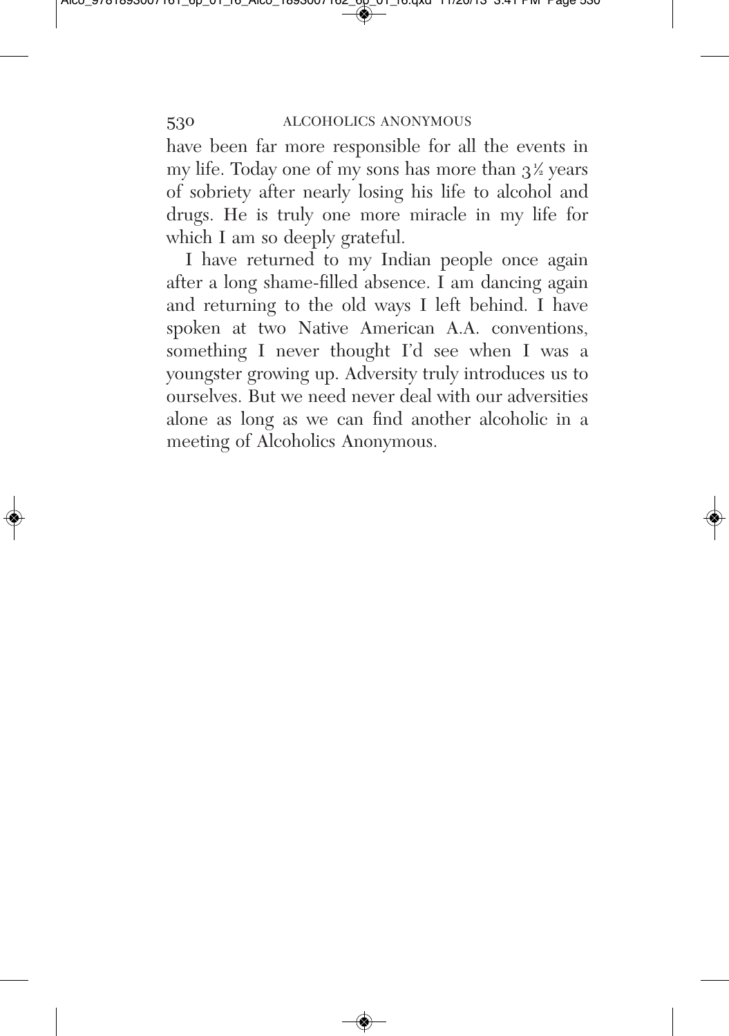have been far more responsible for all the events in my life. Today one of my sons has more than 3½ years of sobriety after nearly losing his life to alcohol and drugs. He is truly one more miracle in my life for which I am so deeply grateful.

I have returned to my Indian people once again after a long shame-filled absence. I am dancing again and returning to the old ways I left behind. I have spoken at two Native American A.A. conventions, something I never thought I'd see when I was a youngster growing up. Adversity truly introduces us to ourselves. But we need never deal with our adversities alone as long as we can find another alcoholic in a meeting of Alcoholics Anonymous.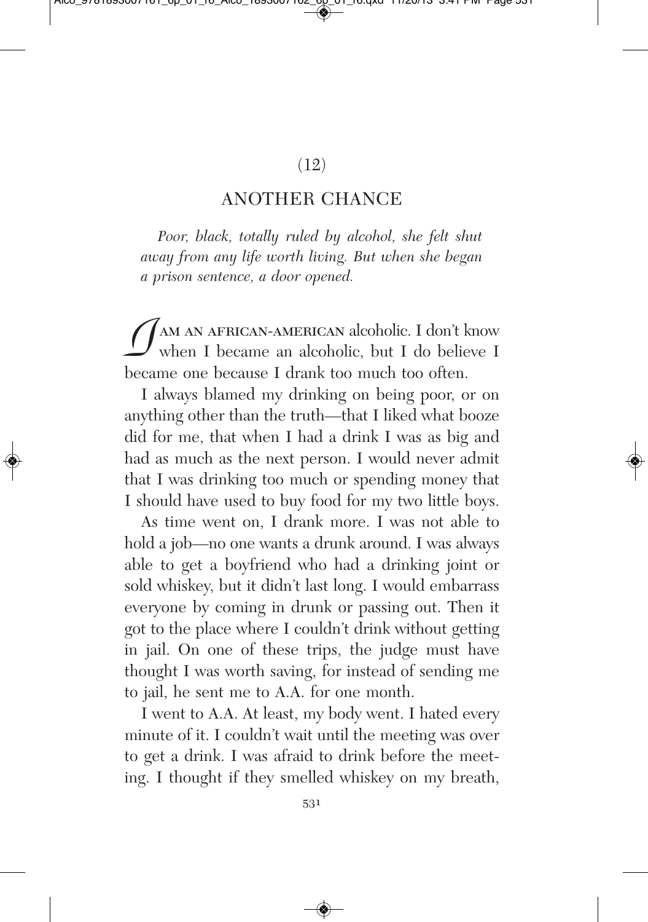(12)

## ANOTHER CHANCE

*Poor, black, totally ruled by alcohol, she felt shut away from any life worth living. But when she began a prison sentence, a door opened.*

I AM AN AFRICAN-AMERICAN alcoholic. I don't know when I became an alcoholic, but I do believe I became one because I drank too much too often.

I always blamed my drinking on being poor, or on anything other than the truth—that I liked what booze did for me, that when I had a drink I was as big and had as much as the next person. I would never admit that I was drinking too much or spending money that I should have used to buy food for my two little boys.

As time went on, I drank more. I was not able to hold a job—no one wants a drunk around. I was always able to get a boyfriend who had a drinking joint or sold whiskey, but it didn't last long. I would embarrass everyone by coming in drunk or passing out. Then it got to the place where I couldn't drink without getting in jail. On one of these trips, the judge must have thought I was worth saving, for instead of sending me to jail, he sent me to A.A. for one month.

I went to A.A. At least, my body went. I hated every minute of it. I couldn't wait until the meeting was over to get a drink. I was afraid to drink before the meeting. I thought if they smelled whiskey on my breath,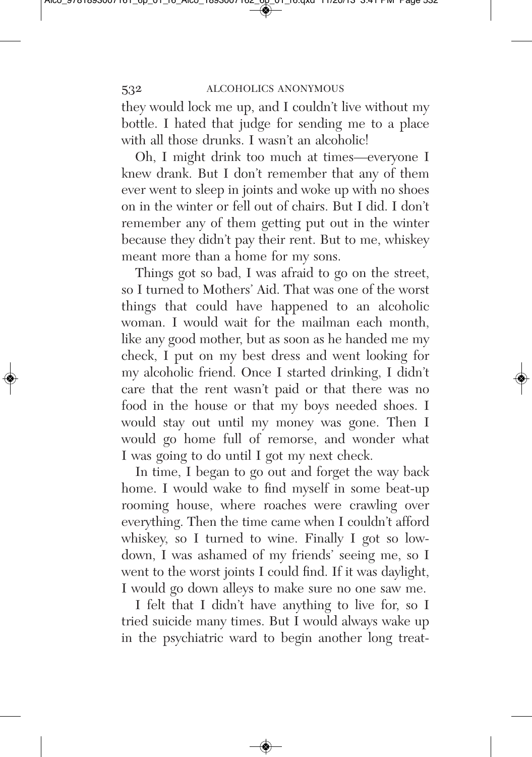they would lock me up, and I couldn't live without my bottle. I hated that judge for sending me to a place with all those drunks. I wasn't an alcoholic!

Oh, I might drink too much at times—everyone I knew drank. But I don't remember that any of them ever went to sleep in joints and woke up with no shoes on in the winter or fell out of chairs. But I did. I don't remember any of them getting put out in the winter because they didn't pay their rent. But to me, whiskey meant more than a home for my sons.

Things got so bad, I was afraid to go on the street, so I turned to Mothers' Aid. That was one of the worst things that could have happened to an alcoholic woman. I would wait for the mailman each month, like any good mother, but as soon as he handed me my check, I put on my best dress and went looking for my alcoholic friend. Once I started drinking, I didn't care that the rent wasn't paid or that there was no food in the house or that my boys needed shoes. I would stay out until my money was gone. Then I would go home full of remorse, and wonder what I was going to do until I got my next check.

In time, I began to go out and forget the way back home. I would wake to find myself in some beat-up rooming house, where roaches were crawling over everything. Then the time came when I couldn't afford whiskey, so I turned to wine. Finally I got so low-down, I was ashamed of my friends' seeing me, so I went to the worst joints I could find. If it was daylight, I would go down alleys to make sure no one saw me.

I felt that I didn't have anything to live for, so I tried suicide many times. But I would always wake up in the psychiatric ward to begin another long treat-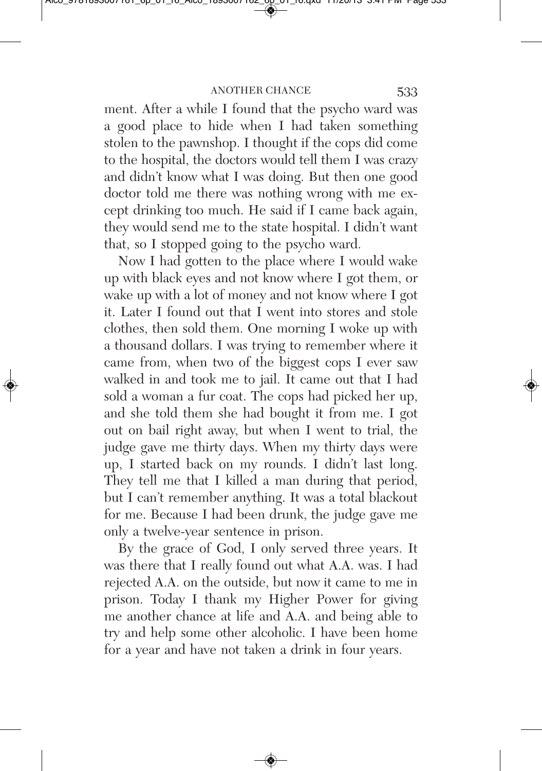ment. After a while I found that the psycho ward was a good place to hide when I had taken something stolen to the pawnshop. I thought if the cops did come to the hospital, the doctors would tell them I was crazy and didn't know what I was doing. But then one good doctor told me there was nothing wrong with me except drinking too much. He said if I came back again, they would send me to the state hospital. I didn't want that, so I stopped going to the psycho ward.

Now I had gotten to the place where I would wake up with black eyes and not know where I got them, or wake up with a lot of money and not know where I got it. Later I found out that I went into stores and stole clothes, then sold them. One morning I woke up with a thousand dollars. I was trying to remember where it came from, when two of the biggest cops I ever saw walked in and took me to jail. It came out that I had sold a woman a fur coat. The cops had picked her up, and she told them she had bought it from me. I got out on bail right away, but when I went to trial, the judge gave me thirty days. When my thirty days were up, I started back on my rounds. I didn't last long. They tell me that I killed a man during that period, but I can't remember anything. It was a total blackout for me. Because I had been drunk, the judge gave me only a twelve-year sentence in prison.

By the grace of God, I only served three years. It was there that I really found out what A.A. was. I had rejected A.A. on the outside, but now it came to me in prison. Today I thank my Higher Power for giving me another chance at life and A.A. and being able to try and help some other alcoholic. I have been home for a year and have not taken a drink in four years.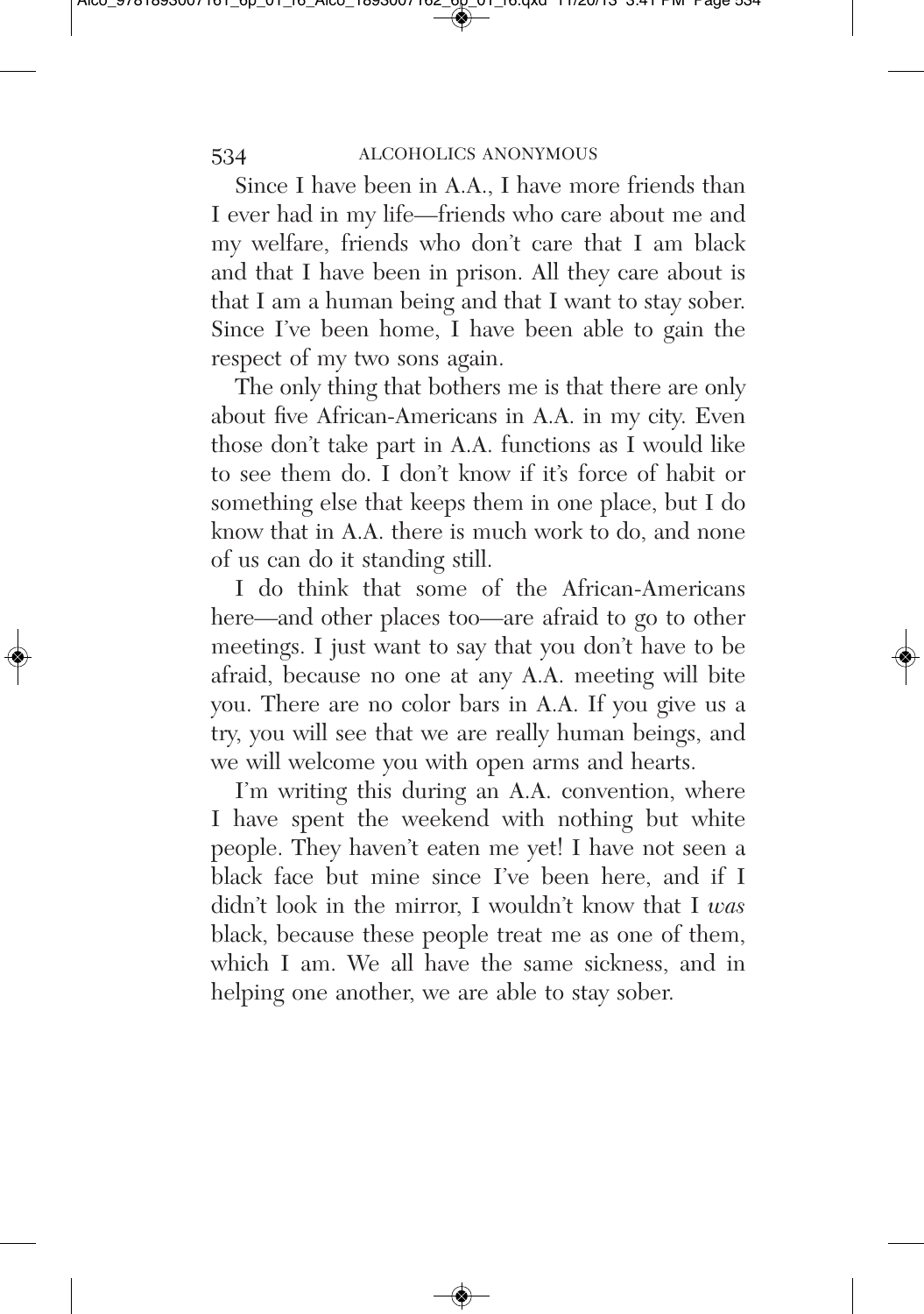Since I have been in A.A., I have more friends than I ever had in my life—friends who care about me and my welfare, friends who don't care that I am black and that I have been in prison. All they care about is that I am a human being and that I want to stay sober. Since I've been home, I have been able to gain the respect of my two sons again.

The only thing that bothers me is that there are only about five African-Americans in A.A. in my city. Even those don't take part in A.A. functions as I would like to see them do. I don't know if it's force of habit or something else that keeps them in one place, but I do know that in A.A. there is much work to do, and none of us can do it standing still.

I do think that some of the African-Americans here—and other places too—are afraid to go to other meetings. I just want to say that you don't have to be afraid, because no one at any A.A. meeting will bite you. There are no color bars in A.A. If you give us a try, you will see that we are really human beings, and we will welcome you with open arms and hearts.

I'm writing this during an A.A. convention, where I have spent the weekend with nothing but white people. They haven't eaten me yet! I have not seen a black face but mine since I've been here, and if I didn't look in the mirror, I wouldn't know that I *was* black, because these people treat me as one of them, which I am. We all have the same sickness, and in helping one another, we are able to stay sober.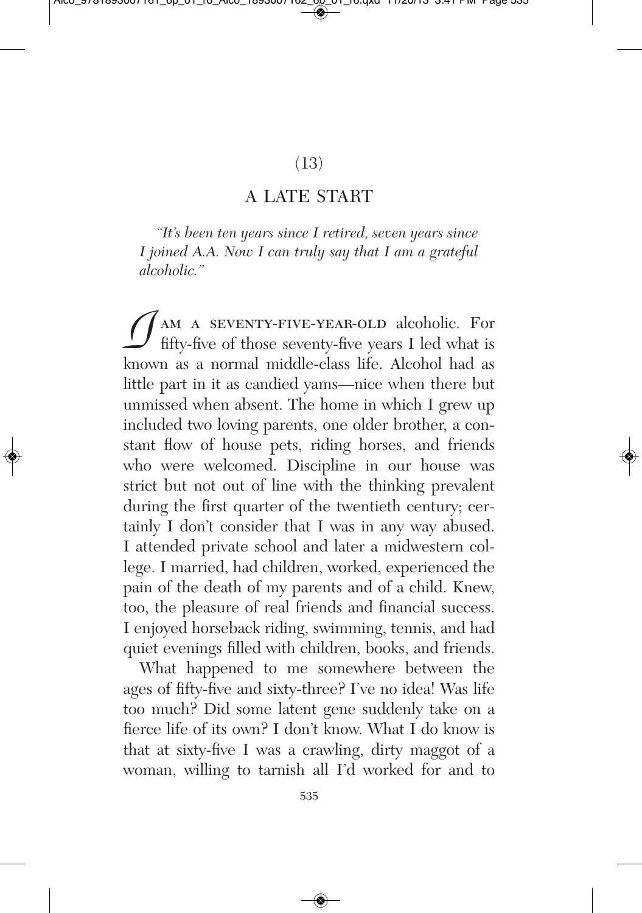(13)

## A LATE START

*"It's been ten years since I retired, seven years since I joined A.A. Now I can truly say that I am a grateful alcoholic."*

I AM A SEVENTY-FIVE-YEAR-OLD alcoholic. For fifty-five of those seventy-five years I led what is known as a normal middle-class life. Alcohol had as little part in it as candied yams—nice when there but unmissed when absent. The home in which I grew up included two loving parents, one older brother, a constant flow of house pets, riding horses, and friends who were welcomed. Discipline in our house was strict but not out of line with the thinking prevalent during the first quarter of the twentieth century; certainly I don't consider that I was in any way abused. I attended private school and later a midwestern college. I married, had children, worked, experienced the pain of the death of my parents and of a child. Knew, too, the pleasure of real friends and financial success. I enjoyed horseback riding, swimming, tennis, and had quiet evenings filled with children, books, and friends.

What happened to me somewhere between the ages of fifty-five and sixty-three? I've no idea! Was life too much? Did some latent gene suddenly take on a fierce life of its own? I don't know. What I do know is that at sixty-five I was a crawling, dirty maggot of a woman, willing to tarnish all I'd worked for and to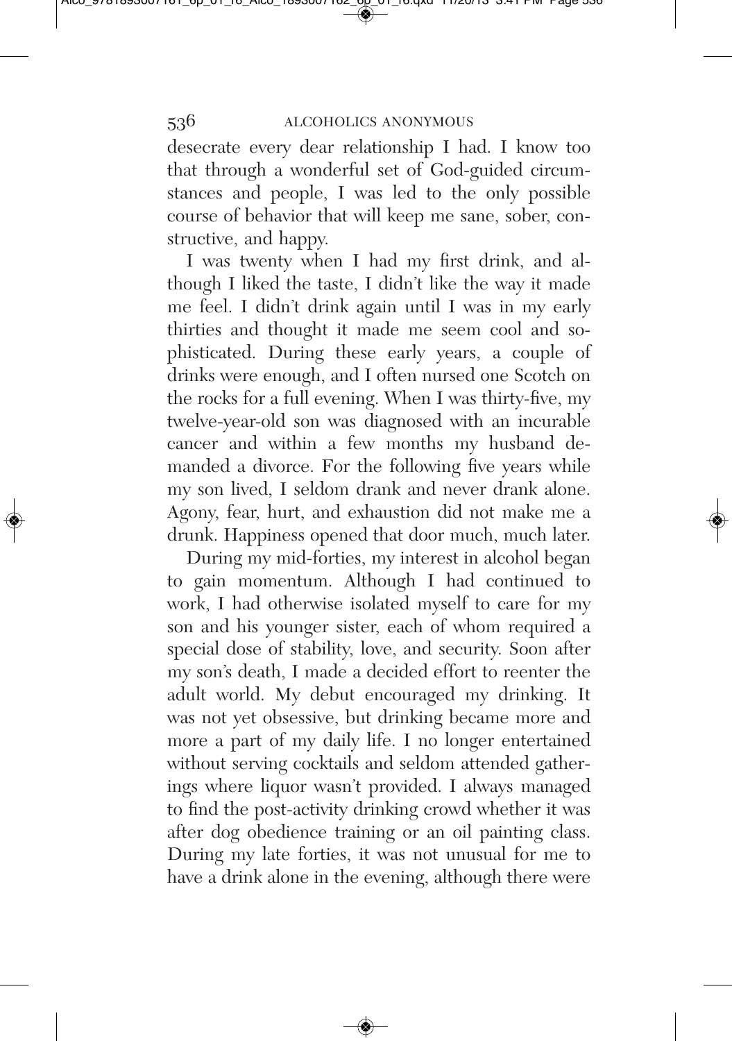desecrate every dear relationship I had. I know too that through a wonderful set of God-guided circumstances and people, I was led to the only possible course of behavior that will keep me sane, sober, constructive, and happy.

I was twenty when I had my first drink, and although I liked the taste, I didn't like the way it made me feel. I didn't drink again until I was in my early thirties and thought it made me seem cool and sophisticated. During these early years, a couple of drinks were enough, and I often nursed one Scotch on the rocks for a full evening. When I was thirty-five, my twelve-year-old son was diagnosed with an incurable cancer and within a few months my husband demanded a divorce. For the following five years while my son lived, I seldom drank and never drank alone. Agony, fear, hurt, and exhaustion did not make me a drunk. Happiness opened that door much, much later.

During my mid-forties, my interest in alcohol began to gain momentum. Although I had continued to work, I had otherwise isolated myself to care for my son and his younger sister, each of whom required a special dose of stability, love, and security. Soon after my son's death, I made a decided effort to reenter the adult world. My debut encouraged my drinking. It was not yet obsessive, but drinking became more and more a part of my daily life. I no longer entertained without serving cocktails and seldom attended gatherings where liquor wasn't provided. I always managed to find the post-activity drinking crowd whether it was after dog obedience training or an oil painting class. During my late forties, it was not unusual for me to have a drink alone in the evening, although there were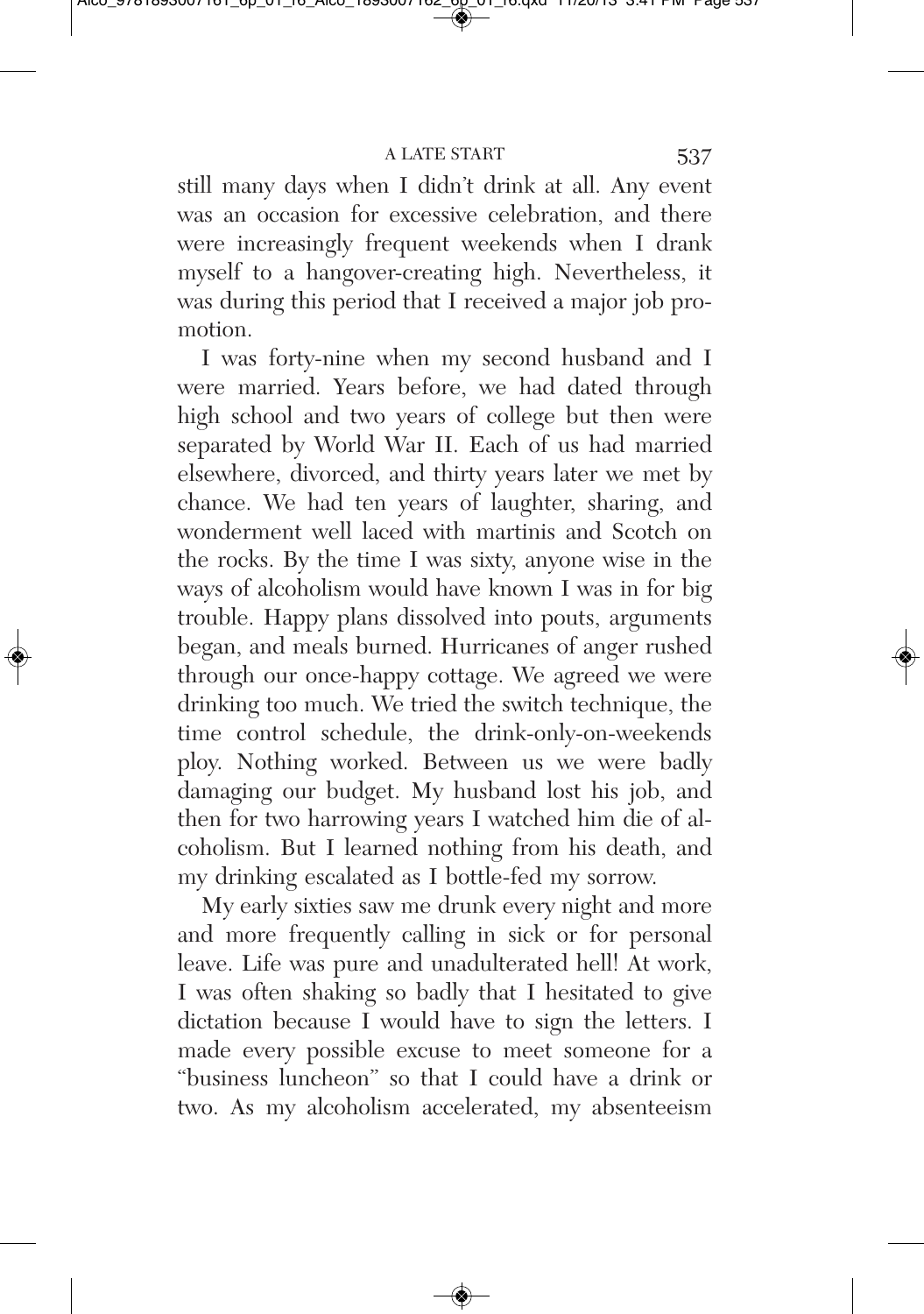still many days when I didn't drink at all. Any event was an occasion for excessive celebration, and there were increasingly frequent weekends when I drank myself to a hangover-creating high. Nevertheless, it was during this period that I received a major job promotion.

I was forty-nine when my second husband and I were married. Years before, we had dated through high school and two years of college but then were separated by World War II. Each of us had married elsewhere, divorced, and thirty years later we met by chance. We had ten years of laughter, sharing, and wonderment well laced with martinis and Scotch on the rocks. By the time I was sixty, anyone wise in the ways of alcoholism would have known I was in for big trouble. Happy plans dissolved into pouts, arguments began, and meals burned. Hurricanes of anger rushed through our once-happy cottage. We agreed we were drinking too much. We tried the switch technique, the time control schedule, the drink-only-on-weekends ploy. Nothing worked. Between us we were badly damaging our budget. My husband lost his job, and then for two harrowing years I watched him die of alcoholism. But I learned nothing from his death, and my drinking escalated as I bottle-fed my sorrow.

My early sixties saw me drunk every night and more and more frequently calling in sick or for personal leave. Life was pure and unadulterated hell! At work, I was often shaking so badly that I hesitated to give dictation because I would have to sign the letters. I made every possible excuse to meet someone for a "business luncheon" so that I could have a drink or two. As my alcoholism accelerated, my absenteeism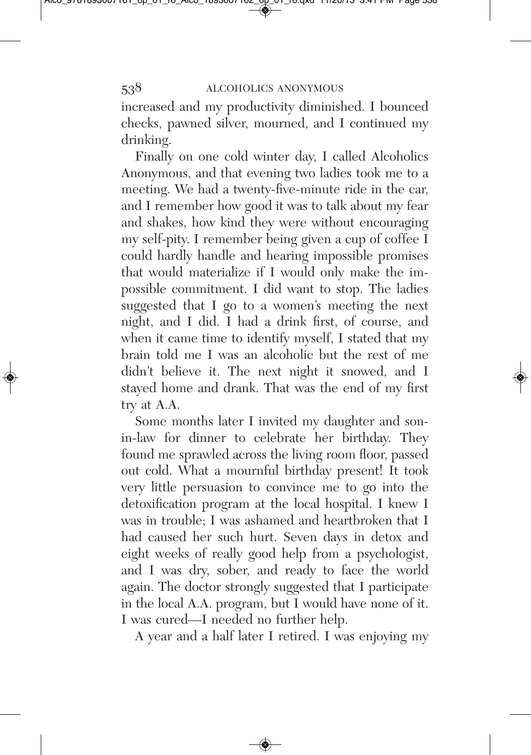increased and my productivity diminished. I bounced checks, pawned silver, mourned, and I continued my drinking.

Finally on one cold winter day, I called Alcoholics Anonymous, and that evening two ladies took me to a meeting. We had a twenty-five-minute ride in the car, and I remember how good it was to talk about my fear and shakes, how kind they were without encouraging my self-pity. I remember being given a cup of coffee I could hardly handle and hearing impossible promises that would materialize if I would only make the impossible commitment. I did want to stop. The ladies suggested that I go to a women's meeting the next night, and I did. I had a drink first, of course, and when it came time to identify myself, I stated that my brain told me I was an alcoholic but the rest of me didn't believe it. The next night it snowed, and I stayed home and drank. That was the end of my first try at A.A.

Some months later I invited my daughter and son-in-law for dinner to celebrate her birthday. They found me sprawled across the living room floor, passed out cold. What a mournful birthday present! It took very little persuasion to convince me to go into the detoxification program at the local hospital. I knew I was in trouble; I was ashamed and heartbroken that I had caused her such hurt. Seven days in detox and eight weeks of really good help from a psychologist, and I was dry, sober, and ready to face the world again. The doctor strongly suggested that I participate in the local A.A. program, but I would have none of it. I was cured—I needed no further help.

A year and a half later I retired. I was enjoying my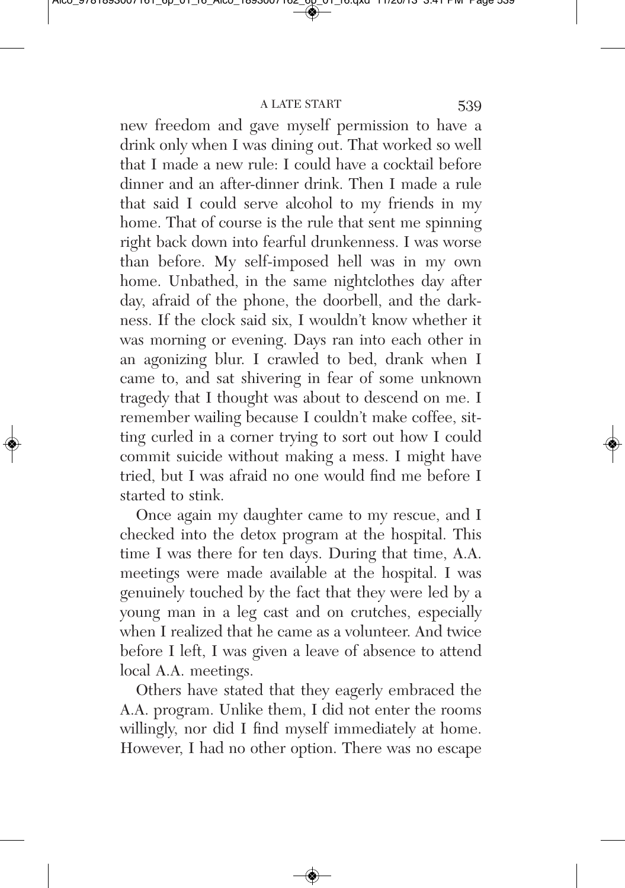new freedom and gave myself permission to have a drink only when I was dining out. That worked so well that I made a new rule: I could have a cocktail before dinner and an after-dinner drink. Then I made a rule that said I could serve alcohol to my friends in my home. That of course is the rule that sent me spinning right back down into fearful drunkenness. I was worse than before. My self-imposed hell was in my own home. Unbathed, in the same nightclothes day after day, afraid of the phone, the doorbell, and the darkness. If the clock said six, I wouldn't know whether it was morning or evening. Days ran into each other in an agonizing blur. I crawled to bed, drank when I came to, and sat shivering in fear of some unknown tragedy that I thought was about to descend on me. I remember wailing because I couldn't make coffee, sitting curled in a corner trying to sort out how I could commit suicide without making a mess. I might have tried, but I was afraid no one would find me before I started to stink.

Once again my daughter came to my rescue, and I checked into the detox program at the hospital. This time I was there for ten days. During that time, A.A. meetings were made available at the hospital. I was genuinely touched by the fact that they were led by a young man in a leg cast and on crutches, especially when I realized that he came as a volunteer. And twice before I left, I was given a leave of absence to attend local A.A. meetings.

Others have stated that they eagerly embraced the A.A. program. Unlike them, I did not enter the rooms willingly, nor did I find myself immediately at home. However, I had no other option. There was no escape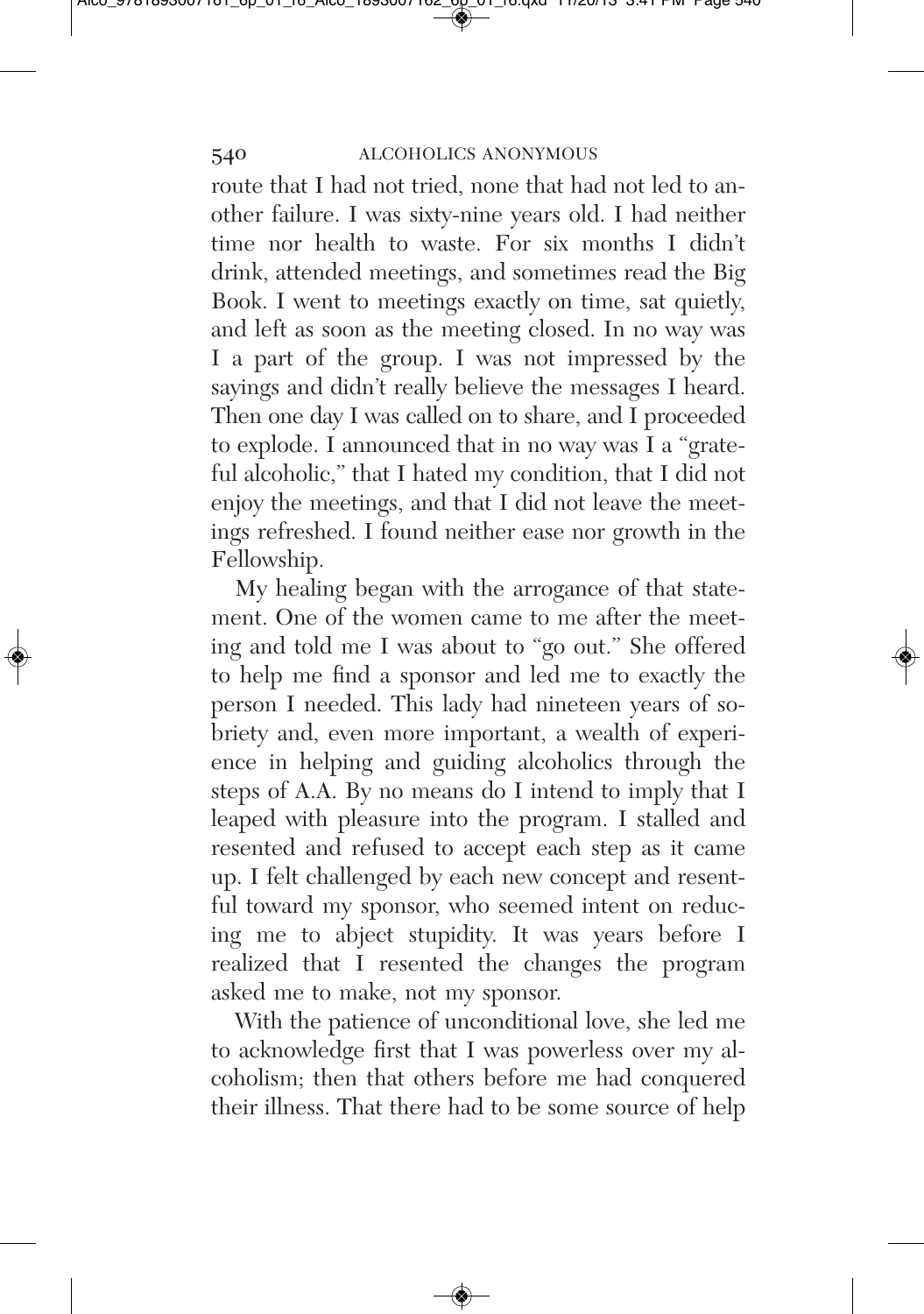route that I had not tried, none that had not led to another failure. I was sixty-nine years old. I had neither time nor health to waste. For six months I didn't drink, attended meetings, and sometimes read the Big Book. I went to meetings exactly on time, sat quietly, and left as soon as the meeting closed. In no way was I a part of the group. I was not impressed by the sayings and didn't really believe the messages I heard. Then one day I was called on to share, and I proceeded to explode. I announced that in no way was I a "grateful alcoholic," that I hated my condition, that I did not enjoy the meetings, and that I did not leave the meetings refreshed. I found neither ease nor growth in the Fellowship.

My healing began with the arrogance of that statement. One of the women came to me after the meeting and told me I was about to "go out." She offered to help me find a sponsor and led me to exactly the person I needed. This lady had nineteen years of sobriety and, even more important, a wealth of experience in helping and guiding alcoholics through the steps of A.A. By no means do I intend to imply that I leaped with pleasure into the program. I stalled and resented and refused to accept each step as it came up. I felt challenged by each new concept and resentful toward my sponsor, who seemed intent on reducing me to abject stupidity. It was years before I realized that I resented the changes the program asked me to make, not my sponsor.

With the patience of unconditional love, she led me to acknowledge first that I was powerless over my alcoholism; then that others before me had conquered their illness. That there had to be some source of help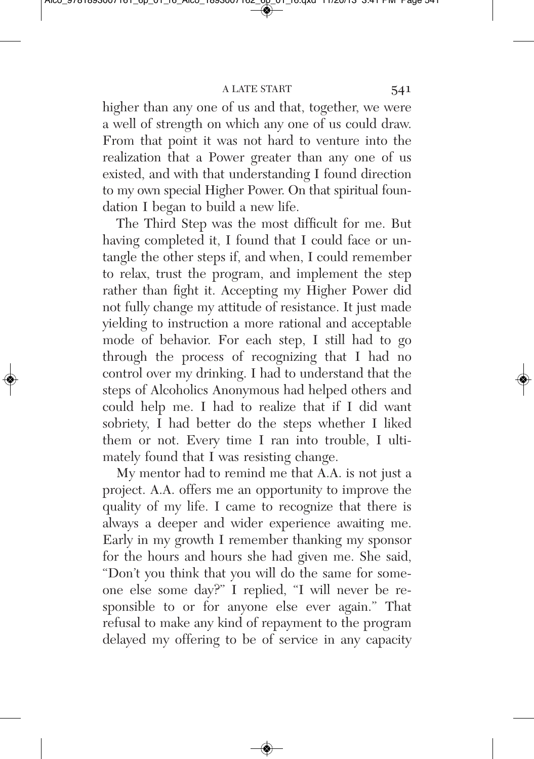higher than any one of us and that, together, we were a well of strength on which any one of us could draw. From that point it was not hard to venture into the realization that a Power greater than any one of us existed, and with that understanding I found direction to my own special Higher Power. On that spiritual foundation I began to build a new life.

The Third Step was the most difficult for me. But having completed it, I found that I could face or untangle the other steps if, and when, I could remember to relax, trust the program, and implement the step rather than fight it. Accepting my Higher Power did not fully change my attitude of resistance. It just made yielding to instruction a more rational and acceptable mode of behavior. For each step, I still had to go through the process of recognizing that I had no control over my drinking. I had to understand that the steps of Alcoholics Anonymous had helped others and could help me. I had to realize that if I did want sobriety, I had better do the steps whether I liked them or not. Every time I ran into trouble, I ultimately found that I was resisting change.

My mentor had to remind me that A.A. is not just a project. A.A. offers me an opportunity to improve the quality of my life. I came to recognize that there is always a deeper and wider experience awaiting me. Early in my growth I remember thanking my sponsor for the hours and hours she had given me. She said, "Don't you think that you will do the same for someone else some day?" I replied, "I will never be responsible to or for anyone else ever again." That refusal to make any kind of repayment to the program delayed my offering to be of service in any capacity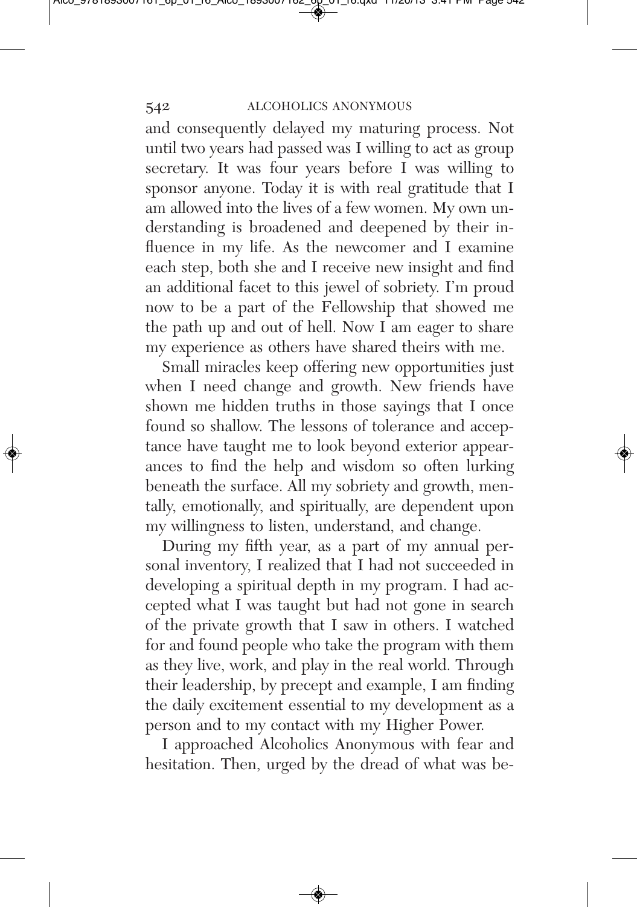and consequently delayed my maturing process. Not until two years had passed was I willing to act as group secretary. It was four years before I was willing to sponsor anyone. Today it is with real gratitude that I am allowed into the lives of a few women. My own understanding is broadened and deepened by their influence in my life. As the newcomer and I examine each step, both she and I receive new insight and find an additional facet to this jewel of sobriety. I'm proud now to be a part of the Fellowship that showed me the path up and out of hell. Now I am eager to share my experience as others have shared theirs with me.

Small miracles keep offering new opportunities just when I need change and growth. New friends have shown me hidden truths in those sayings that I once found so shallow. The lessons of tolerance and acceptance have taught me to look beyond exterior appearances to find the help and wisdom so often lurking beneath the surface. All my sobriety and growth, mentally, emotionally, and spiritually, are dependent upon my willingness to listen, understand, and change.

During my fifth year, as a part of my annual personal inventory, I realized that I had not succeeded in developing a spiritual depth in my program. I had accepted what I was taught but had not gone in search of the private growth that I saw in others. I watched for and found people who take the program with them as they live, work, and play in the real world. Through their leadership, by precept and example, I am finding the daily excitement essential to my development as a person and to my contact with my Higher Power.

I approached Alcoholics Anonymous with fear and hesitation. Then, urged by the dread of what was be-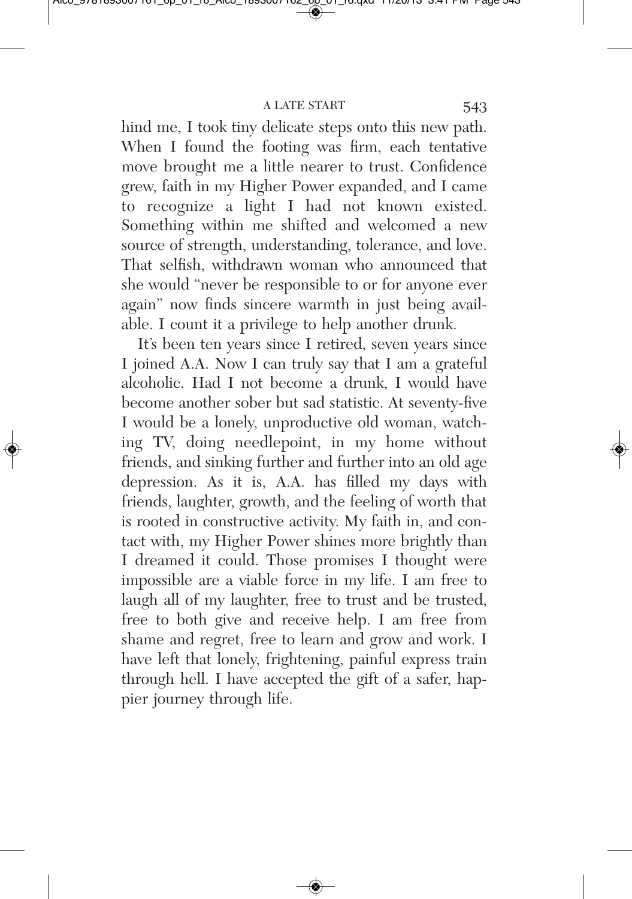hind me, I took tiny delicate steps onto this new path. When I found the footing was firm, each tentative move brought me a little nearer to trust. Confidence grew, faith in my Higher Power expanded, and I came to recognize a light I had not known existed. Something within me shifted and welcomed a new source of strength, understanding, tolerance, and love. That selfish, withdrawn woman who announced that she would "never be responsible to or for anyone ever again" now finds sincere warmth in just being available. I count it a privilege to help another drunk.

It's been ten years since I retired, seven years since I joined A.A. Now I can truly say that I am a grateful alcoholic. Had I not become a drunk, I would have become another sober but sad statistic. At seventy-five I would be a lonely, unproductive old woman, watching TV, doing needlepoint, in my home without friends, and sinking further and further into an old age depression. As it is, A.A. has filled my days with friends, laughter, growth, and the feeling of worth that is rooted in constructive activity. My faith in, and contact with, my Higher Power shines more brightly than I dreamed it could. Those promises I thought were impossible are a viable force in my life. I am free to laugh all of my laughter, free to trust and be trusted, free to both give and receive help. I am free from shame and regret, free to learn and grow and work. I have left that lonely, frightening, painful express train through hell. I have accepted the gift of a safer, happier journey through life.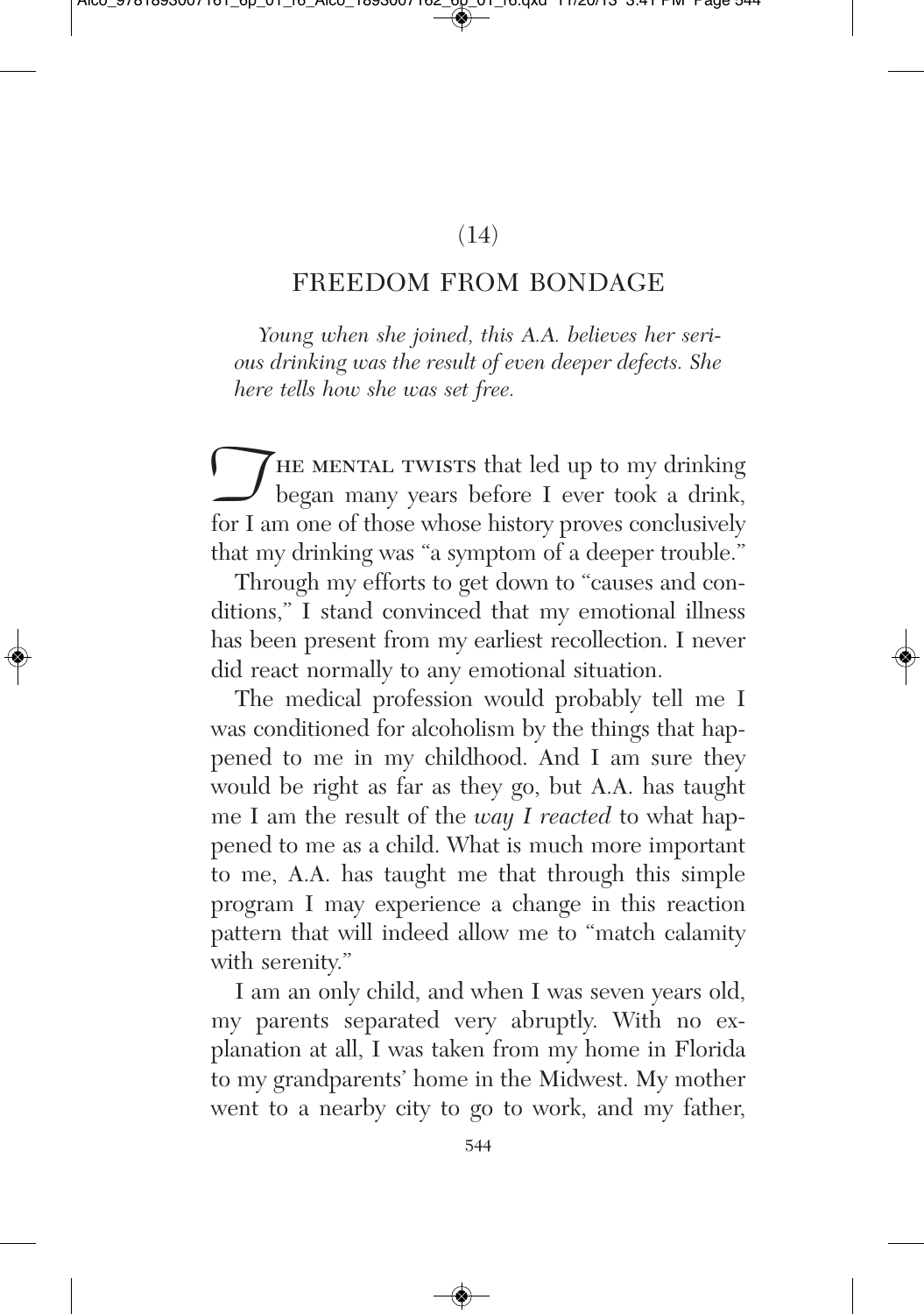(14)

## FREEDOM FROM BONDAGE

*Young when she joined, this A.A. believes her serious drinking was the result of even deeper defects. She here tells how she was set free.*

The mental twists that led up to my drinking began many years before I ever took a drink, for I am one of those whose history proves conclusively that my drinking was "a symptom of a deeper trouble."

Through my efforts to get down to "causes and conditions," I stand convinced that my emotional illness has been present from my earliest recollection. I never did react normally to any emotional situation.

The medical profession would probably tell me I was conditioned for alcoholism by the things that happened to me in my childhood. And I am sure they would be right as far as they go, but A.A. has taught me I am the result of the *way I reacted* to what happened to me as a child. What is much more important to me, A.A. has taught me that through this simple program I may experience a change in this reaction pattern that will indeed allow me to "match calamity with serenity."

I am an only child, and when I was seven years old, my parents separated very abruptly. With no explanation at all, I was taken from my home in Florida to my grandparents' home in the Midwest. My mother went to a nearby city to go to work, and my father,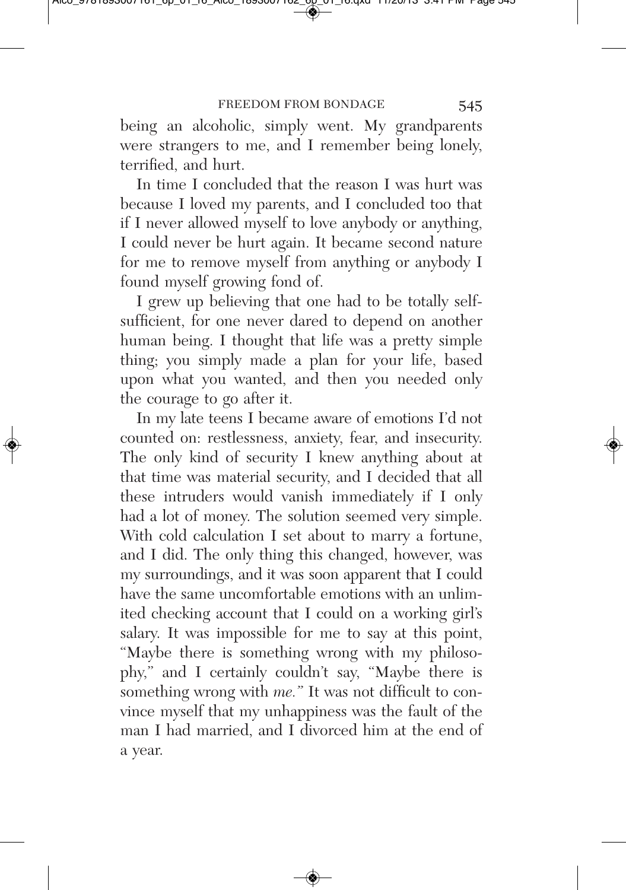being an alcoholic, simply went. My grandparents were strangers to me, and I remember being lonely, terrified, and hurt.

In time I concluded that the reason I was hurt was because I loved my parents, and I concluded too that if I never allowed myself to love anybody or anything, I could never be hurt again. It became second nature for me to remove myself from anything or anybody I found myself growing fond of.

I grew up believing that one had to be totally self-sufficient, for one never dared to depend on another human being. I thought that life was a pretty simple thing; you simply made a plan for your life, based upon what you wanted, and then you needed only the courage to go after it.

In my late teens I became aware of emotions I'd not counted on: restlessness, anxiety, fear, and insecurity. The only kind of security I knew anything about at that time was material security, and I decided that all these intruders would vanish immediately if I only had a lot of money. The solution seemed very simple. With cold calculation I set about to marry a fortune, and I did. The only thing this changed, however, was my surroundings, and it was soon apparent that I could have the same uncomfortable emotions with an unlimited checking account that I could on a working girl's salary. It was impossible for me to say at this point, "Maybe there is something wrong with my philosophy," and I certainly couldn't say, "Maybe there is something wrong with *me.*" It was not difficult to convince myself that my unhappiness was the fault of the man I had married, and I divorced him at the end of a year.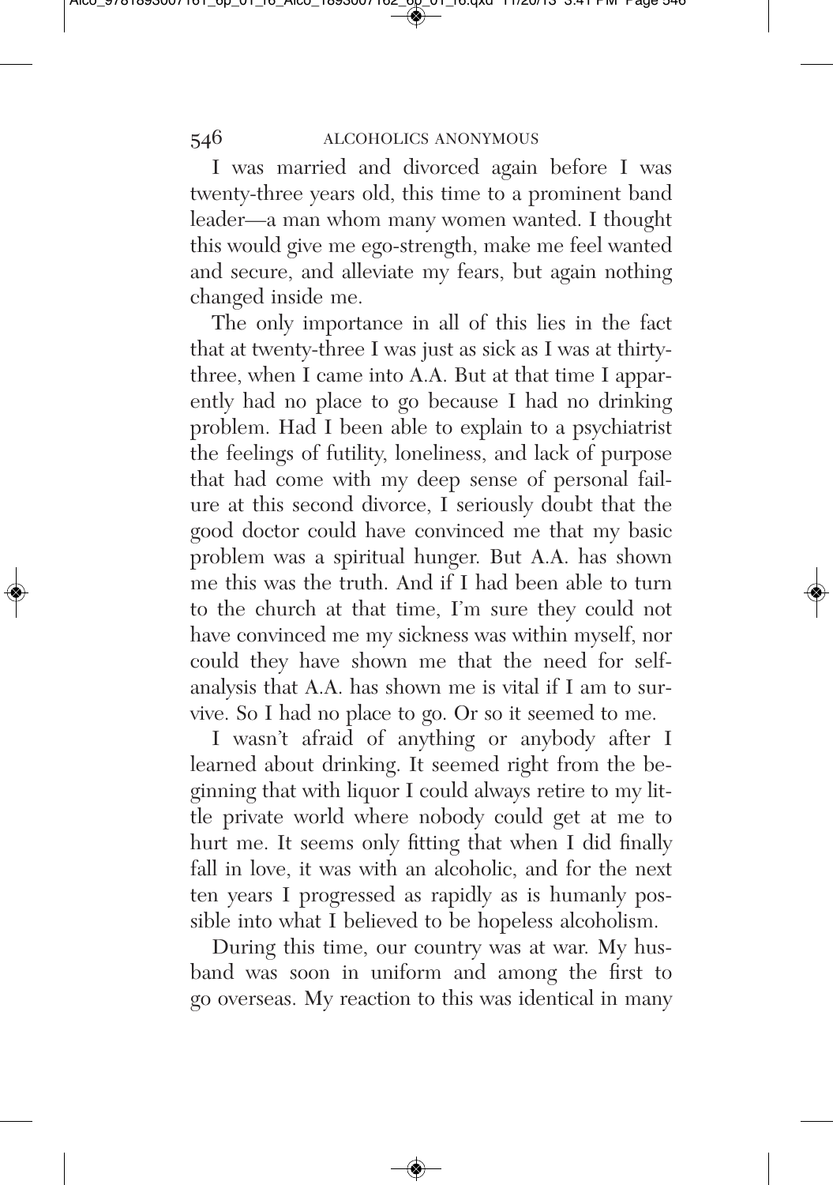I was married and divorced again before I was twenty-three years old, this time to a prominent band leader—a man whom many women wanted. I thought this would give me ego-strength, make me feel wanted and secure, and alleviate my fears, but again nothing changed inside me.

The only importance in all of this lies in the fact that at twenty-three I was just as sick as I was at thirty-three, when I came into A.A. But at that time I apparently had no place to go because I had no drinking problem. Had I been able to explain to a psychiatrist the feelings of futility, loneliness, and lack of purpose that had come with my deep sense of personal failure at this second divorce, I seriously doubt that the good doctor could have convinced me that my basic problem was a spiritual hunger. But A.A. has shown me this was the truth. And if I had been able to turn to the church at that time, I'm sure they could not have convinced me my sickness was within myself, nor could they have shown me that the need for self-analysis that A.A. has shown me is vital if I am to survive. So I had no place to go. Or so it seemed to me.

I wasn't afraid of anything or anybody after I learned about drinking. It seemed right from the beginning that with liquor I could always retire to my little private world where nobody could get at me to hurt me. It seems only fitting that when I did finally fall in love, it was with an alcoholic, and for the next ten years I progressed as rapidly as is humanly possible into what I believed to be hopeless alcoholism.

During this time, our country was at war. My husband was soon in uniform and among the first to go overseas. My reaction to this was identical in many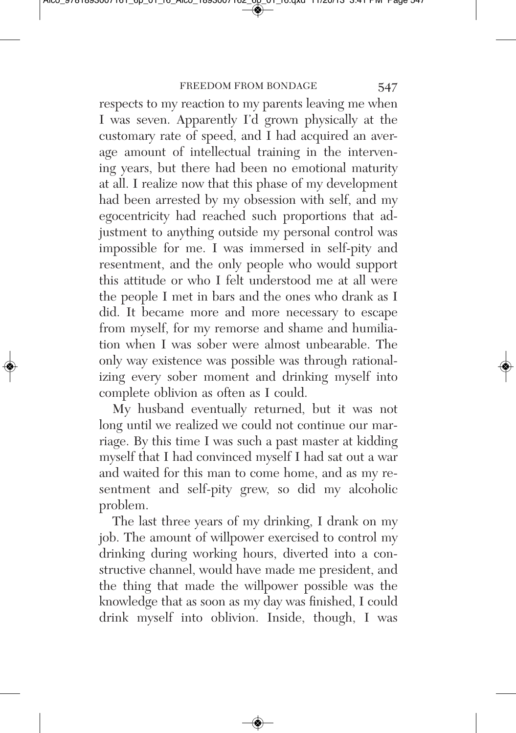respects to my reaction to my parents leaving me when I was seven. Apparently I'd grown physically at the customary rate of speed, and I had acquired an average amount of intellectual training in the intervening years, but there had been no emotional maturity at all. I realize now that this phase of my development had been arrested by my obsession with self, and my egocentricity had reached such proportions that adjustment to anything outside my personal control was impossible for me. I was immersed in self-pity and resentment, and the only people who would support this attitude or who I felt understood me at all were the people I met in bars and the ones who drank as I did. It became more and more necessary to escape from myself, for my remorse and shame and humiliation when I was sober were almost unbearable. The only way existence was possible was through rationalizing every sober moment and drinking myself into complete oblivion as often as I could.

My husband eventually returned, but it was not long until we realized we could not continue our marriage. By this time I was such a past master at kidding myself that I had convinced myself I had sat out a war and waited for this man to come home, and as my resentment and self-pity grew, so did my alcoholic problem.

The last three years of my drinking, I drank on my job. The amount of willpower exercised to control my drinking during working hours, diverted into a constructive channel, would have made me president, and the thing that made the willpower possible was the knowledge that as soon as my day was finished, I could drink myself into oblivion. Inside, though, I was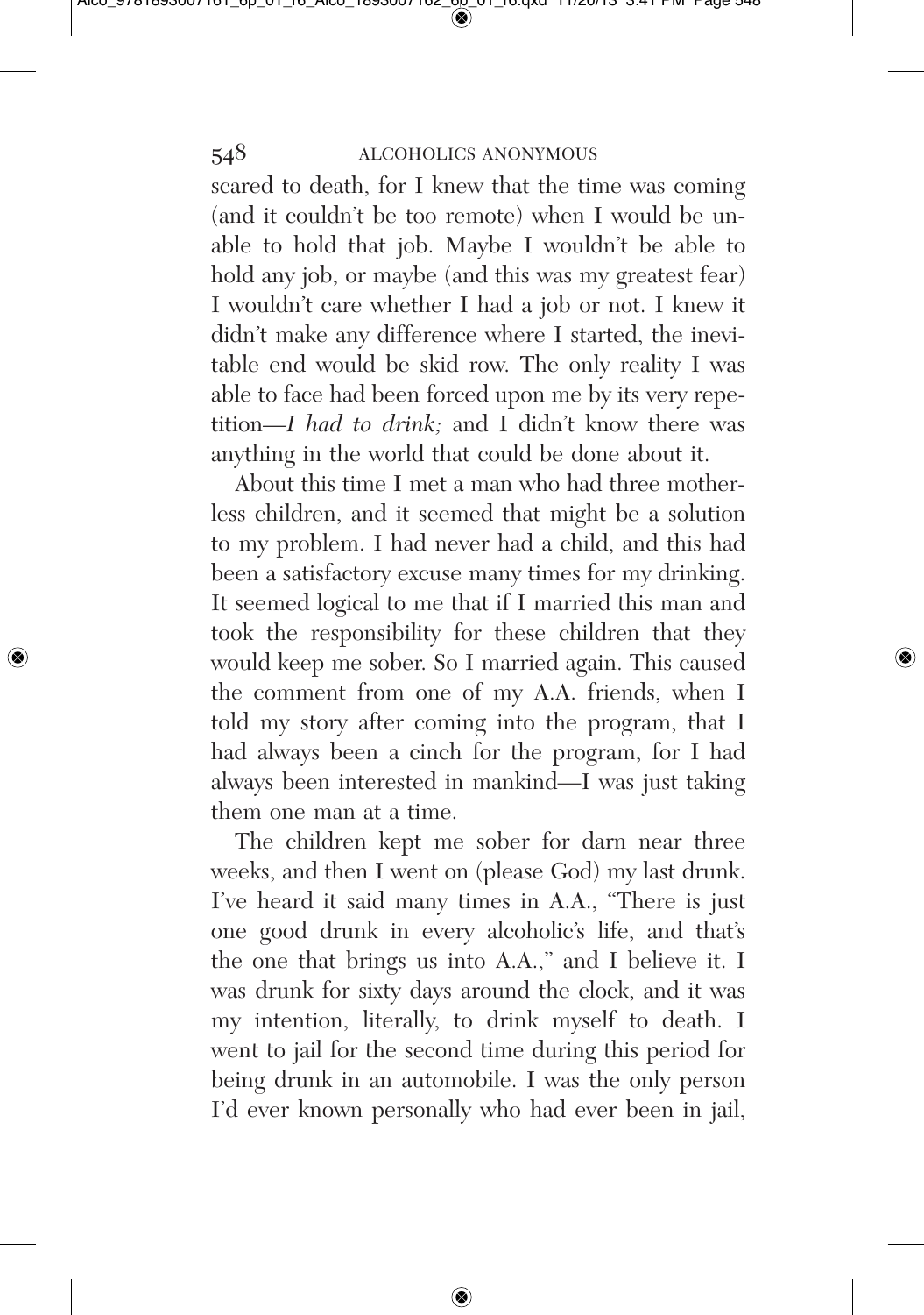scared to death, for I knew that the time was coming (and it couldn't be too remote) when I would be unable to hold that job. Maybe I wouldn't be able to hold any job, or maybe (and this was my greatest fear) I wouldn't care whether I had a job or not. I knew it didn't make any difference where I started, the inevitable end would be skid row. The only reality I was able to face had been forced upon me by its very repetition—*I had to drink;* and I didn't know there was anything in the world that could be done about it.

About this time I met a man who had three motherless children, and it seemed that might be a solution to my problem. I had never had a child, and this had been a satisfactory excuse many times for my drinking. It seemed logical to me that if I married this man and took the responsibility for these children that they would keep me sober. So I married again. This caused the comment from one of my A.A. friends, when I told my story after coming into the program, that I had always been a cinch for the program, for I had always been interested in mankind—I was just taking them one man at a time.

The children kept me sober for darn near three weeks, and then I went on (please God) my last drunk. I've heard it said many times in A.A., "There is just one good drunk in every alcoholic's life, and that's the one that brings us into A.A.," and I believe it. I was drunk for sixty days around the clock, and it was my intention, literally, to drink myself to death. I went to jail for the second time during this period for being drunk in an automobile. I was the only person I'd ever known personally who had ever been in jail,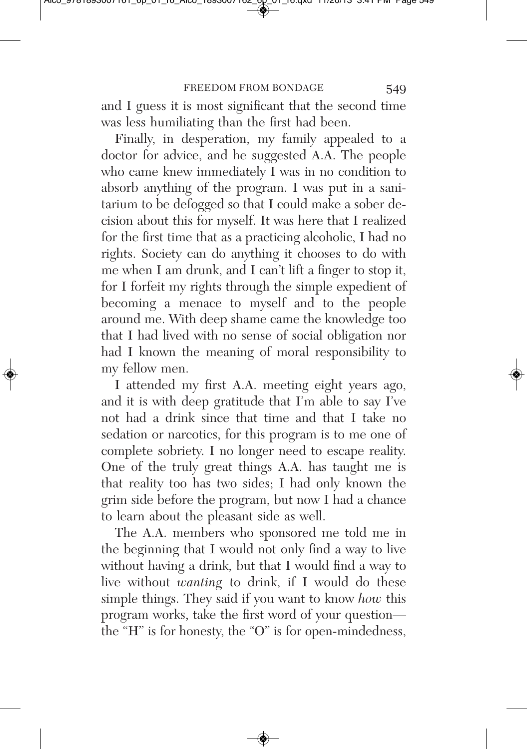and I guess it is most significant that the second time was less humiliating than the first had been.

Finally, in desperation, my family appealed to a doctor for advice, and he suggested A.A. The people who came knew immediately I was in no condition to absorb anything of the program. I was put in a sanitarium to be defogged so that I could make a sober decision about this for myself. It was here that I realized for the first time that as a practicing alcoholic, I had no rights. Society can do anything it chooses to do with me when I am drunk, and I can't lift a finger to stop it, for I forfeit my rights through the simple expedient of becoming a menace to myself and to the people around me. With deep shame came the knowledge too that I had lived with no sense of social obligation nor had I known the meaning of moral responsibility to my fellow men.

I attended my first A.A. meeting eight years ago, and it is with deep gratitude that I'm able to say I've not had a drink since that time and that I take no sedation or narcotics, for this program is to me one of complete sobriety. I no longer need to escape reality. One of the truly great things A.A. has taught me is that reality too has two sides; I had only known the grim side before the program, but now I had a chance to learn about the pleasant side as well.

The A.A. members who sponsored me told me in the beginning that I would not only find a way to live without having a drink, but that I would find a way to live without *wanting* to drink, if I would do these simple things. They said if you want to know *how* this program works, take the first word of your question—the "H" is for honesty, the "O" is for open-mindedness,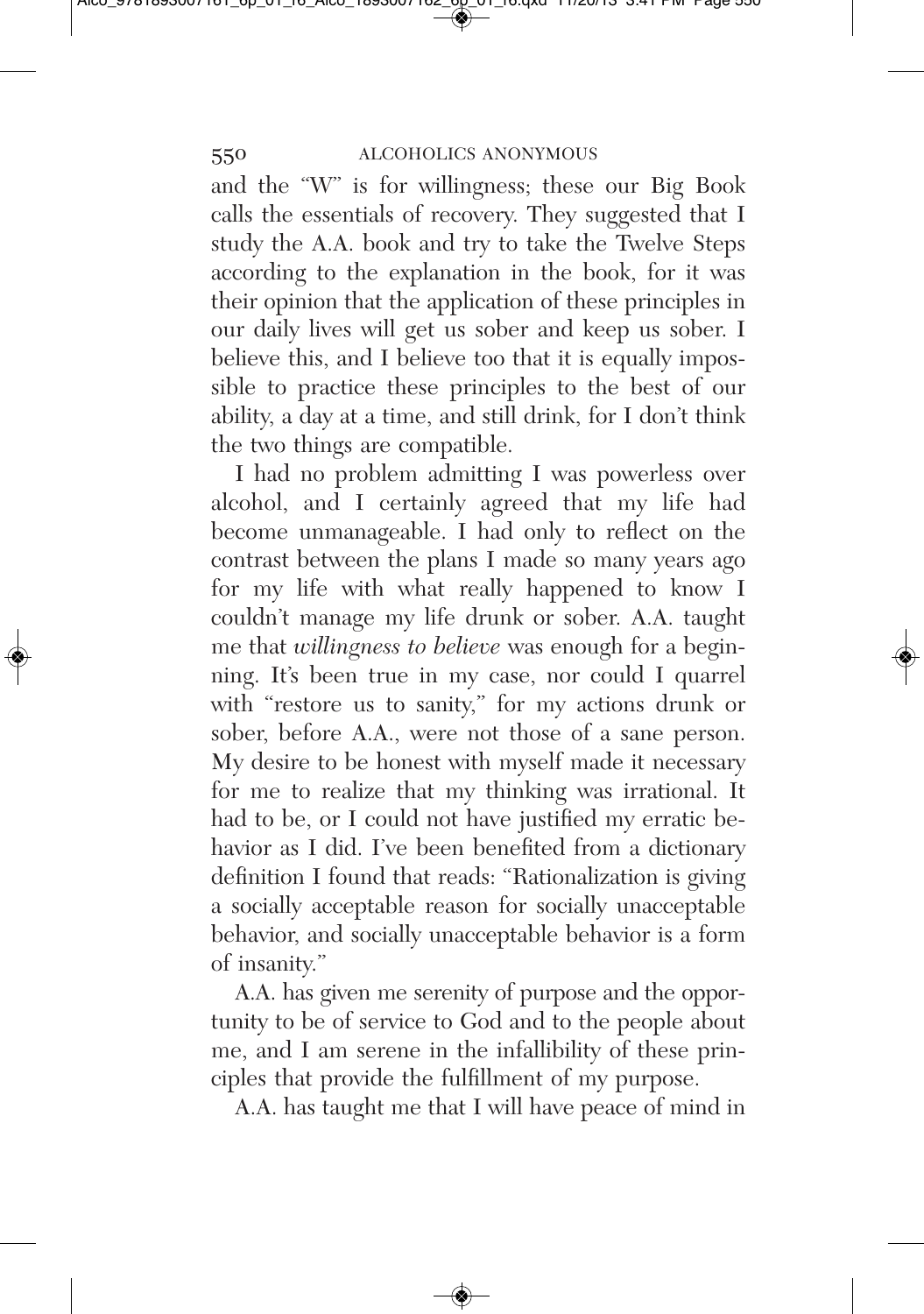and the "W" is for willingness; these our Big Book calls the essentials of recovery. They suggested that I study the A.A. book and try to take the Twelve Steps according to the explanation in the book, for it was their opinion that the application of these principles in our daily lives will get us sober and keep us sober. I believe this, and I believe too that it is equally impossible to practice these principles to the best of our ability, a day at a time, and still drink, for I don't think the two things are compatible.

I had no problem admitting I was powerless over alcohol, and I certainly agreed that my life had become unmanageable. I had only to reflect on the contrast between the plans I made so many years ago for my life with what really happened to know I couldn't manage my life drunk or sober. A.A. taught me that *willingness to believe* was enough for a beginning. It's been true in my case, nor could I quarrel with "restore us to sanity," for my actions drunk or sober, before A.A., were not those of a sane person. My desire to be honest with myself made it necessary for me to realize that my thinking was irrational. It had to be, or I could not have justified my erratic behavior as I did. I've been benefited from a dictionary definition I found that reads: "Rationalization is giving a socially acceptable reason for socially unacceptable behavior, and socially unacceptable behavior is a form of insanity."

A.A. has given me serenity of purpose and the opportunity to be of service to God and to the people about me, and I am serene in the infallibility of these principles that provide the fulfillment of my purpose.

A.A. has taught me that I will have peace of mind in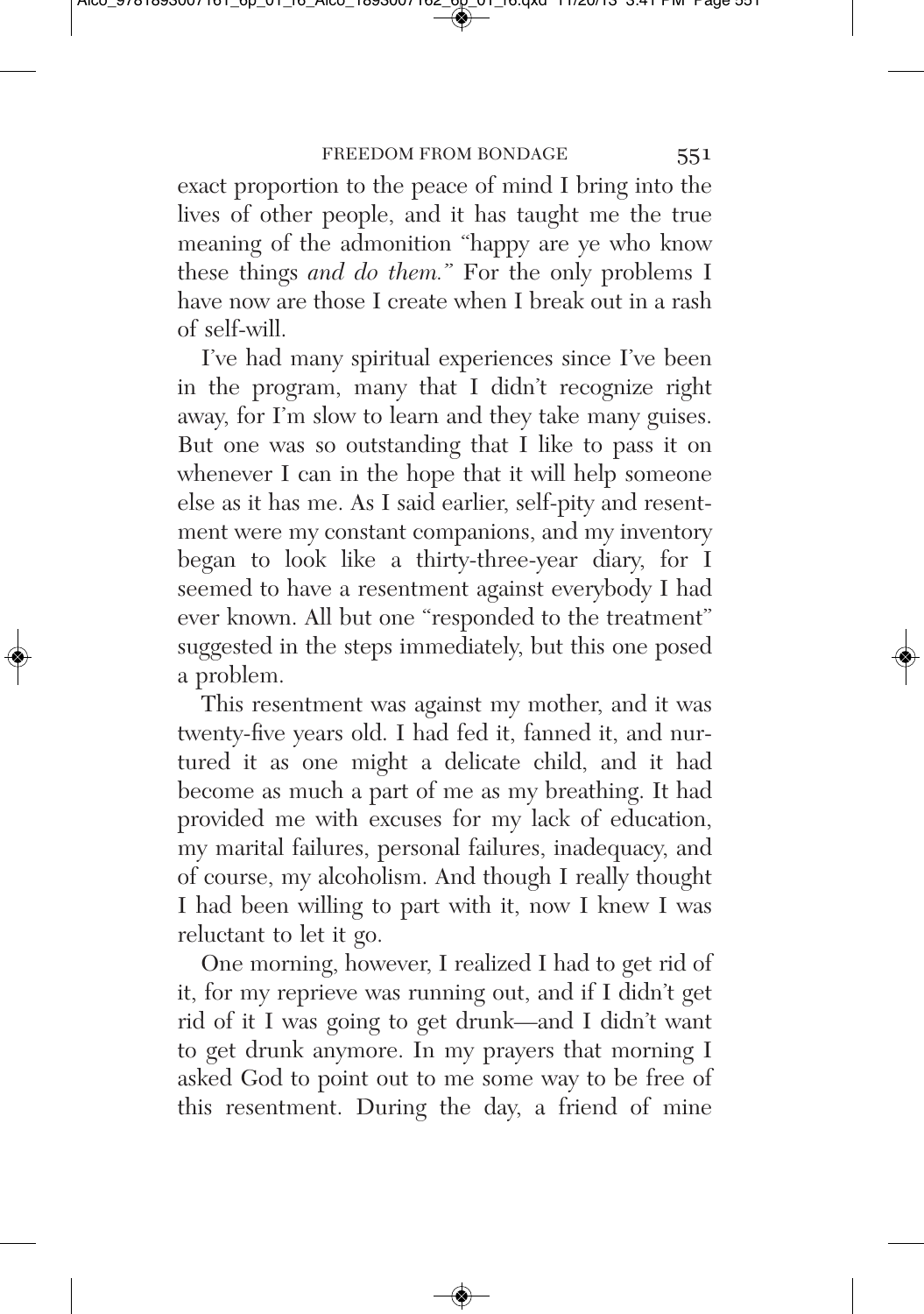exact proportion to the peace of mind I bring into the lives of other people, and it has taught me the true meaning of the admonition "happy are ye who know these things *and do them.*" For the only problems I have now are those I create when I break out in a rash of self-will.

I've had many spiritual experiences since I've been in the program, many that I didn't recognize right away, for I'm slow to learn and they take many guises. But one was so outstanding that I like to pass it on whenever I can in the hope that it will help someone else as it has me. As I said earlier, self-pity and resentment were my constant companions, and my inventory began to look like a thirty-three-year diary, for I seemed to have a resentment against everybody I had ever known. All but one "responded to the treatment" suggested in the steps immediately, but this one posed a problem.

This resentment was against my mother, and it was twenty-five years old. I had fed it, fanned it, and nurtured it as one might a delicate child, and it had become as much a part of me as my breathing. It had provided me with excuses for my lack of education, my marital failures, personal failures, inadequacy, and of course, my alcoholism. And though I really thought I had been willing to part with it, now I knew I was reluctant to let it go.

One morning, however, I realized I had to get rid of it, for my reprieve was running out, and if I didn't get rid of it I was going to get drunk—and I didn't want to get drunk anymore. In my prayers that morning I asked God to point out to me some way to be free of this resentment. During the day, a friend of mine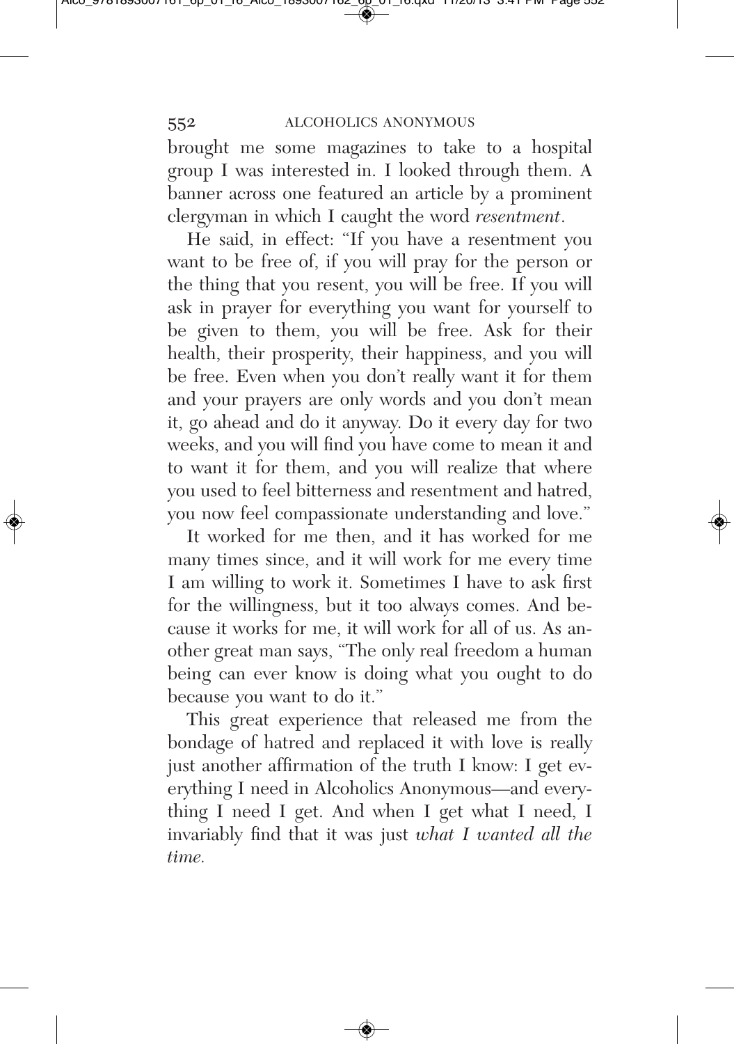brought me some magazines to take to a hospital group I was interested in. I looked through them. A banner across one featured an article by a prominent clergyman in which I caught the word *resentment*.

He said, in effect: "If you have a resentment you want to be free of, if you will pray for the person or the thing that you resent, you will be free. If you will ask in prayer for everything you want for yourself to be given to them, you will be free. Ask for their health, their prosperity, their happiness, and you will be free. Even when you don't really want it for them and your prayers are only words and you don't mean it, go ahead and do it anyway. Do it every day for two weeks, and you will find you have come to mean it and to want it for them, and you will realize that where you used to feel bitterness and resentment and hatred, you now feel compassionate understanding and love."

It worked for me then, and it has worked for me many times since, and it will work for me every time I am willing to work it. Sometimes I have to ask first for the willingness, but it too always comes. And because it works for me, it will work for all of us. As another great man says, "The only real freedom a human being can ever know is doing what you ought to do because you want to do it."

This great experience that released me from the bondage of hatred and replaced it with love is really just another affirmation of the truth I know: I get everything I need in Alcoholics Anonymous—and everything I need I get. And when I get what I need, I invariably find that it was just *what I wanted all the time.*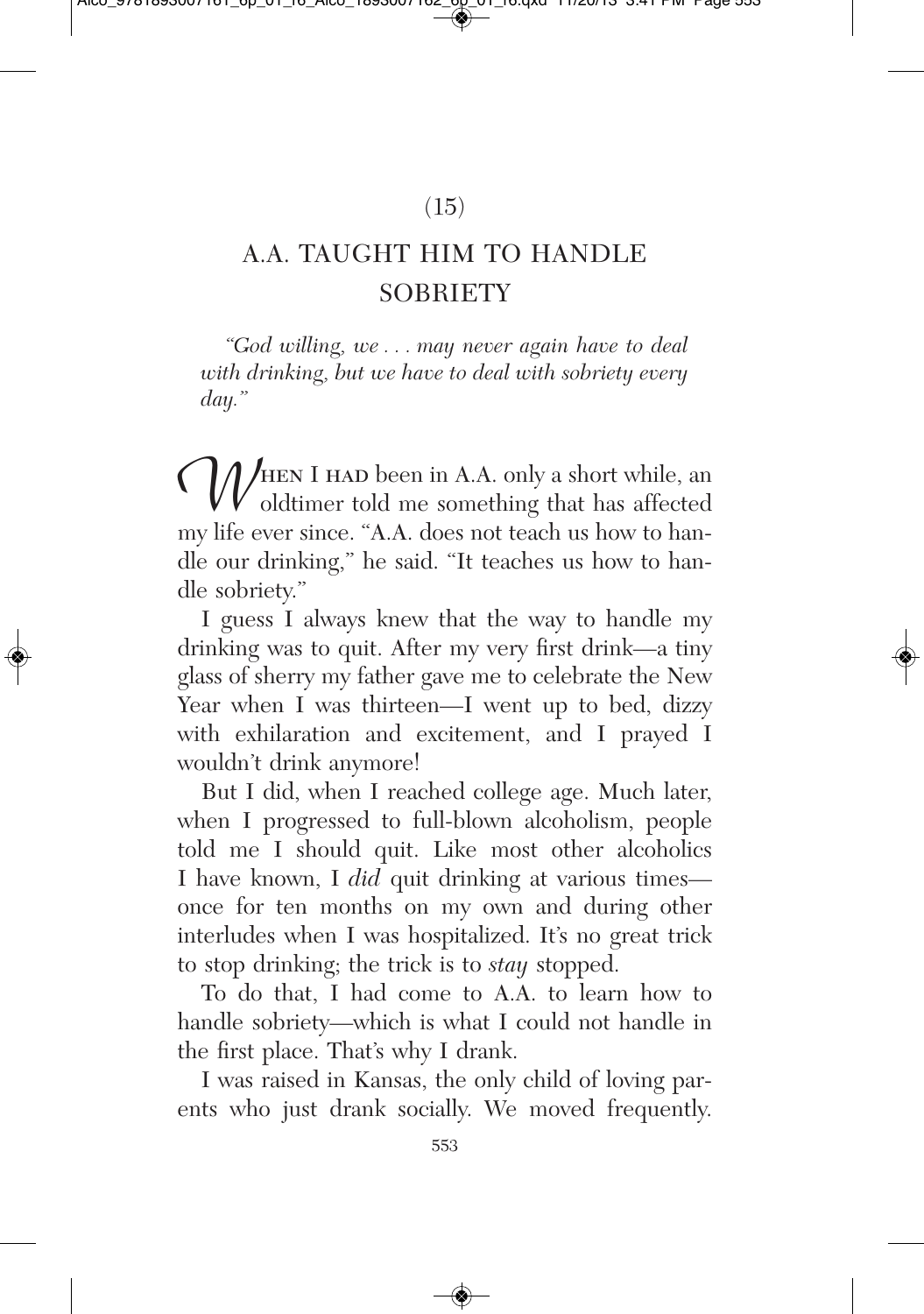(15)

# A.A. TAUGHT HIM TO HANDLE SOBRIETY

*"God willing, we . . . may never again have to deal with drinking, but we have to deal with sobriety every day."*

When I had been in A.A. only a short while, an oldtimer told me something that has affected my life ever since. "A.A. does not teach us how to handle our drinking," he said. "It teaches us how to handle sobriety."

I guess I always knew that the way to handle my drinking was to quit. After my very first drink—a tiny glass of sherry my father gave me to celebrate the New Year when I was thirteen—I went up to bed, dizzy with exhilaration and excitement, and I prayed I wouldn't drink anymore!

But I did, when I reached college age. Much later, when I progressed to full-blown alcoholism, people told me I should quit. Like most other alcoholics I have known, I *did* quit drinking at various times—once for ten months on my own and during other interludes when I was hospitalized. It's no great trick to stop drinking; the trick is to *stay* stopped.

To do that, I had come to A.A. to learn how to handle sobriety—which is what I could not handle in the first place. That's why I drank.

I was raised in Kansas, the only child of loving parents who just drank socially. We moved frequently.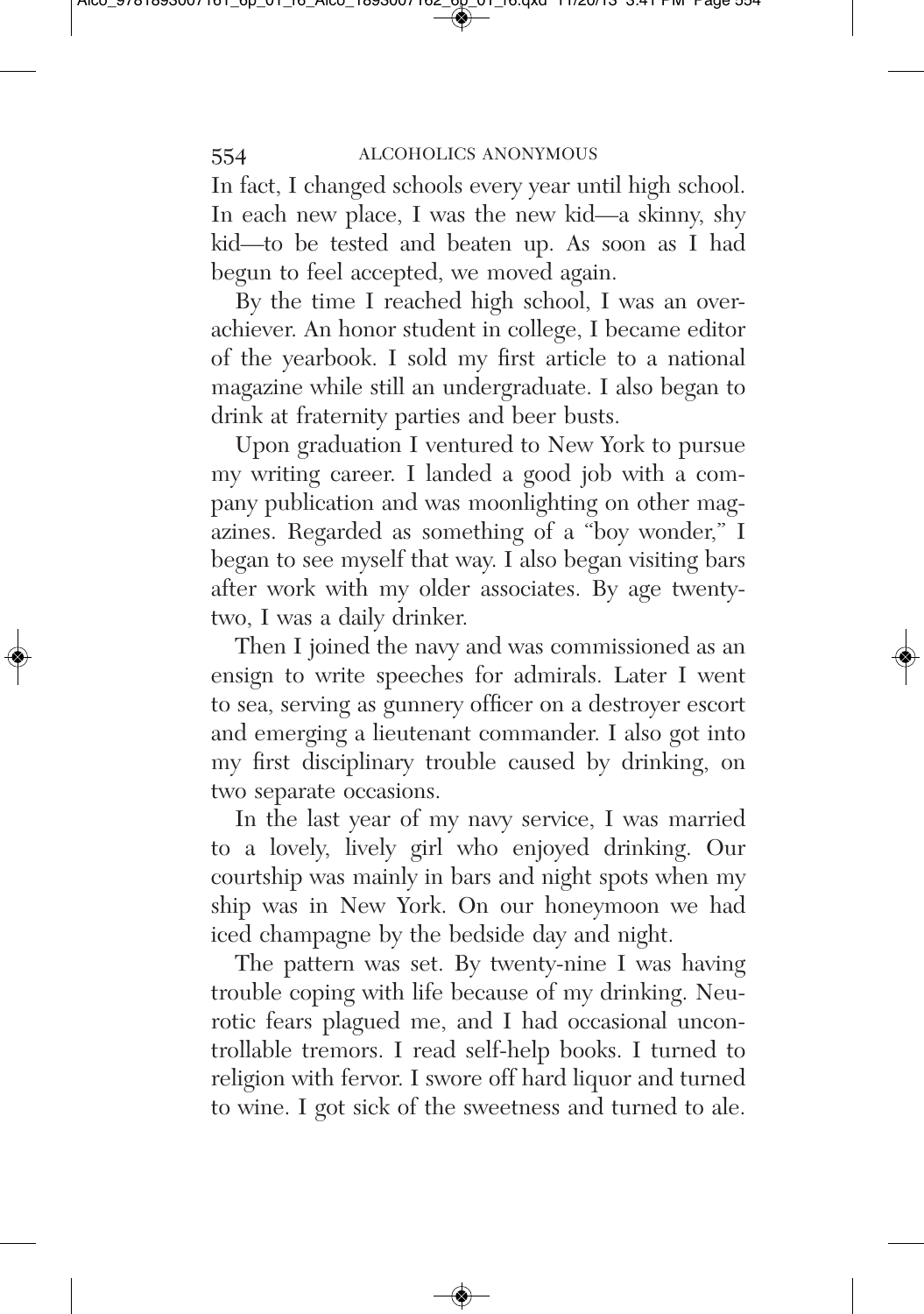In fact, I changed schools every year until high school. In each new place, I was the new kid—a skinny, shy kid—to be tested and beaten up. As soon as I had begun to feel accepted, we moved again.

By the time I reached high school, I was an overachiever. An honor student in college, I became editor of the yearbook. I sold my first article to a national magazine while still an undergraduate. I also began to drink at fraternity parties and beer busts.

Upon graduation I ventured to New York to pursue my writing career. I landed a good job with a company publication and was moonlighting on other magazines. Regarded as something of a "boy wonder," I began to see myself that way. I also began visiting bars after work with my older associates. By age twenty-two, I was a daily drinker.

Then I joined the navy and was commissioned as an ensign to write speeches for admirals. Later I went to sea, serving as gunnery officer on a destroyer escort and emerging a lieutenant commander. I also got into my first disciplinary trouble caused by drinking, on two separate occasions.

In the last year of my navy service, I was married to a lovely, lively girl who enjoyed drinking. Our courtship was mainly in bars and night spots when my ship was in New York. On our honeymoon we had iced champagne by the bedside day and night.

The pattern was set. By twenty-nine I was having trouble coping with life because of my drinking. Neurotic fears plagued me, and I had occasional uncontrollable tremors. I read self-help books. I turned to religion with fervor. I swore off hard liquor and turned to wine. I got sick of the sweetness and turned to ale.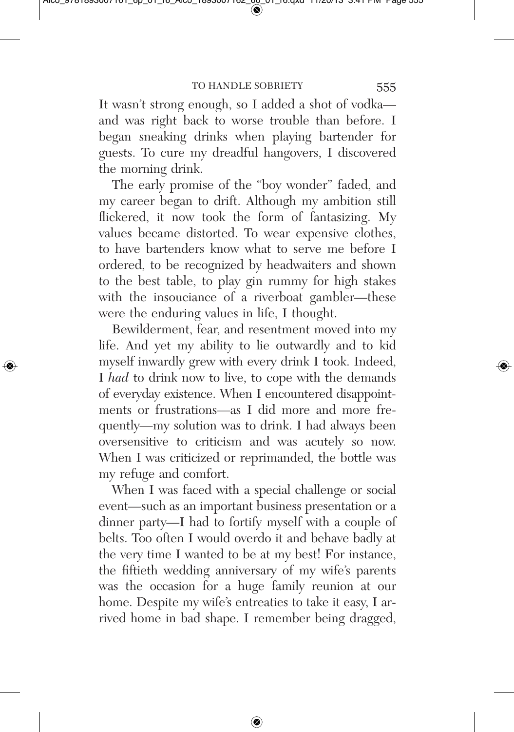It wasn't strong enough, so I added a shot of vodka—and was right back to worse trouble than before. I began sneaking drinks when playing bartender for guests. To cure my dreadful hangovers, I discovered the morning drink.

The early promise of the "boy wonder" faded, and my career began to drift. Although my ambition still flickered, it now took the form of fantasizing. My values became distorted. To wear expensive clothes, to have bartenders know what to serve me before I ordered, to be recognized by headwaiters and shown to the best table, to play gin rummy for high stakes with the insouciance of a riverboat gambler—these were the enduring values in life, I thought.

Bewilderment, fear, and resentment moved into my life. And yet my ability to lie outwardly and to kid myself inwardly grew with every drink I took. Indeed, I *had* to drink now to live, to cope with the demands of everyday existence. When I encountered disappointments or frustrations—as I did more and more frequently—my solution was to drink. I had always been oversensitive to criticism and was acutely so now. When I was criticized or reprimanded, the bottle was my refuge and comfort.

When I was faced with a special challenge or social event—such as an important business presentation or a dinner party—I had to fortify myself with a couple of belts. Too often I would overdo it and behave badly at the very time I wanted to be at my best! For instance, the fiftieth wedding anniversary of my wife's parents was the occasion for a huge family reunion at our home. Despite my wife's entreaties to take it easy, I arrived home in bad shape. I remember being dragged,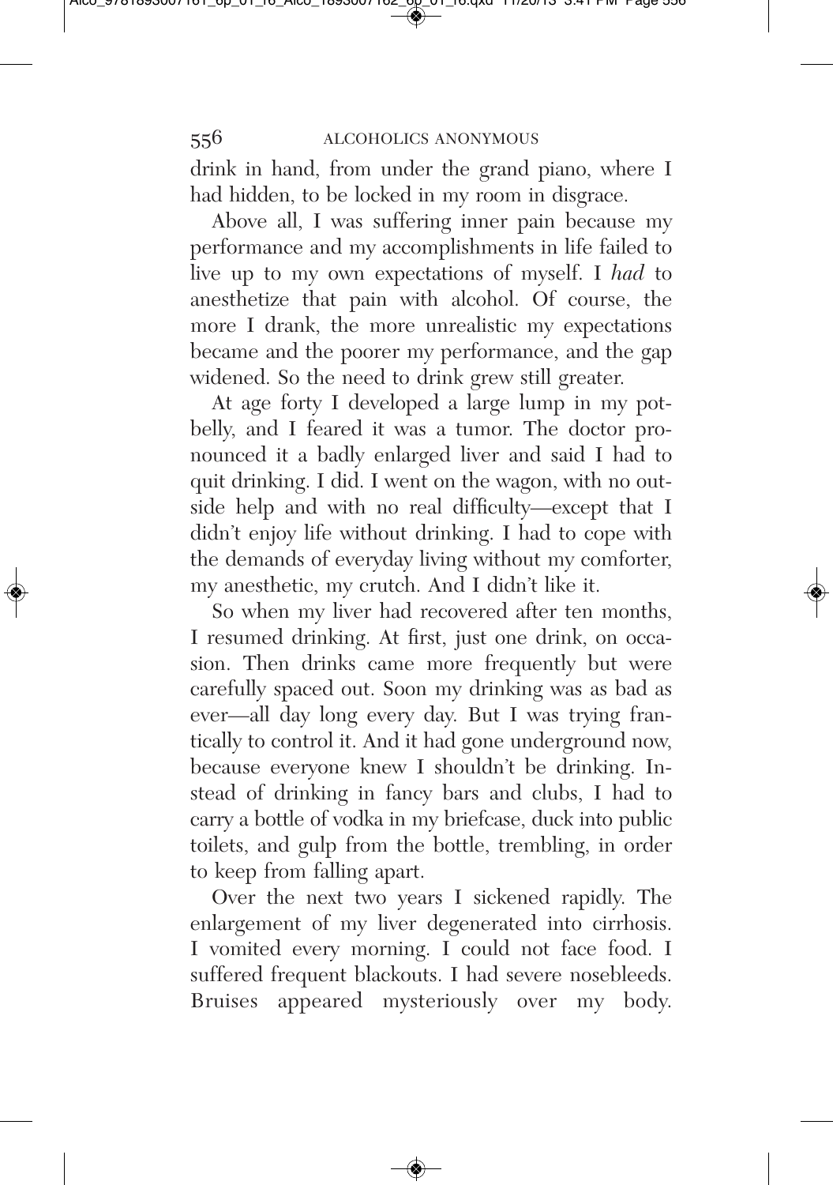drink in hand, from under the grand piano, where I had hidden, to be locked in my room in disgrace.

Above all, I was suffering inner pain because my performance and my accomplishments in life failed to live up to my own expectations of myself. I *had* to anesthetize that pain with alcohol. Of course, the more I drank, the more unrealistic my expectations became and the poorer my performance, and the gap widened. So the need to drink grew still greater.

At age forty I developed a large lump in my potbelly, and I feared it was a tumor. The doctor pronounced it a badly enlarged liver and said I had to quit drinking. I did. I went on the wagon, with no outside help and with no real difficulty—except that I didn't enjoy life without drinking. I had to cope with the demands of everyday living without my comforter, my anesthetic, my crutch. And I didn't like it.

So when my liver had recovered after ten months, I resumed drinking. At first, just one drink, on occasion. Then drinks came more frequently but were carefully spaced out. Soon my drinking was as bad as ever—all day long every day. But I was trying frantically to control it. And it had gone underground now, because everyone knew I shouldn't be drinking. Instead of drinking in fancy bars and clubs, I had to carry a bottle of vodka in my briefcase, duck into public toilets, and gulp from the bottle, trembling, in order to keep from falling apart.

Over the next two years I sickened rapidly. The enlargement of my liver degenerated into cirrhosis. I vomited every morning. I could not face food. I suffered frequent blackouts. I had severe nosebleeds. Bruises appeared mysteriously over my body.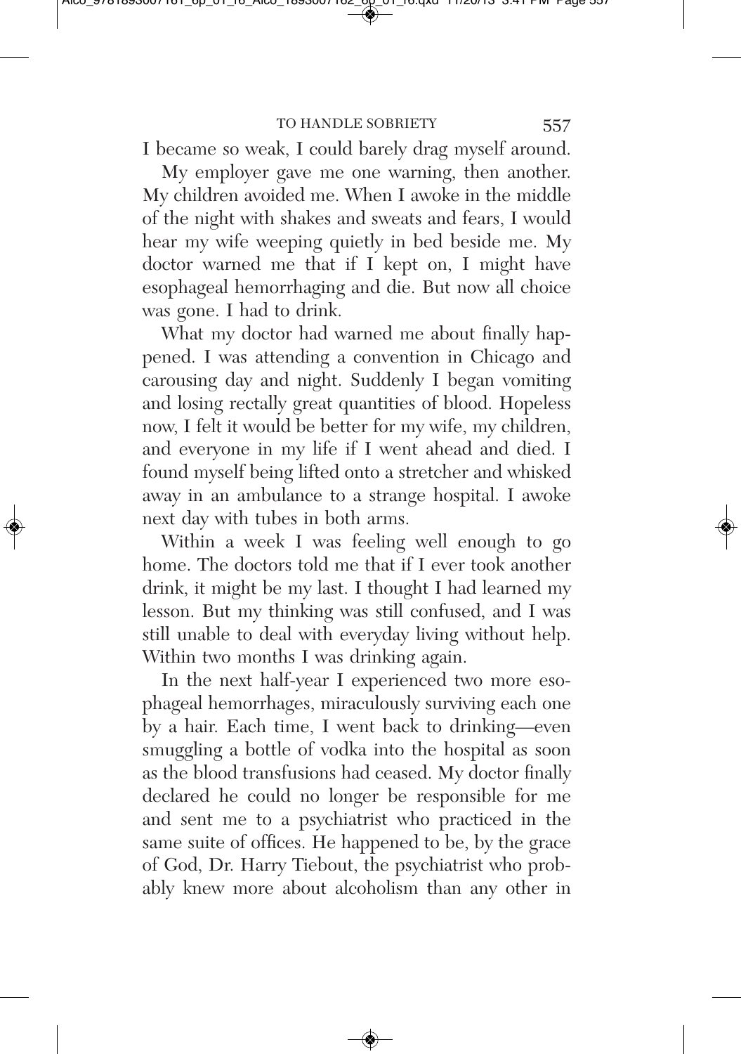I became so weak, I could barely drag myself around.

My employer gave me one warning, then another. My children avoided me. When I awoke in the middle of the night with shakes and sweats and fears, I would hear my wife weeping quietly in bed beside me. My doctor warned me that if I kept on, I might have esophageal hemorrhaging and die. But now all choice was gone. I had to drink.

What my doctor had warned me about finally happened. I was attending a convention in Chicago and carousing day and night. Suddenly I began vomiting and losing rectally great quantities of blood. Hopeless now, I felt it would be better for my wife, my children, and everyone in my life if I went ahead and died. I found myself being lifted onto a stretcher and whisked away in an ambulance to a strange hospital. I awoke next day with tubes in both arms.

Within a week I was feeling well enough to go home. The doctors told me that if I ever took another drink, it might be my last. I thought I had learned my lesson. But my thinking was still confused, and I was still unable to deal with everyday living without help. Within two months I was drinking again.

In the next half-year I experienced two more esophageal hemorrhages, miraculously surviving each one by a hair. Each time, I went back to drinking—even smuggling a bottle of vodka into the hospital as soon as the blood transfusions had ceased. My doctor finally declared he could no longer be responsible for me and sent me to a psychiatrist who practiced in the same suite of offices. He happened to be, by the grace of God, Dr. Harry Tiebout, the psychiatrist who probably knew more about alcoholism than any other in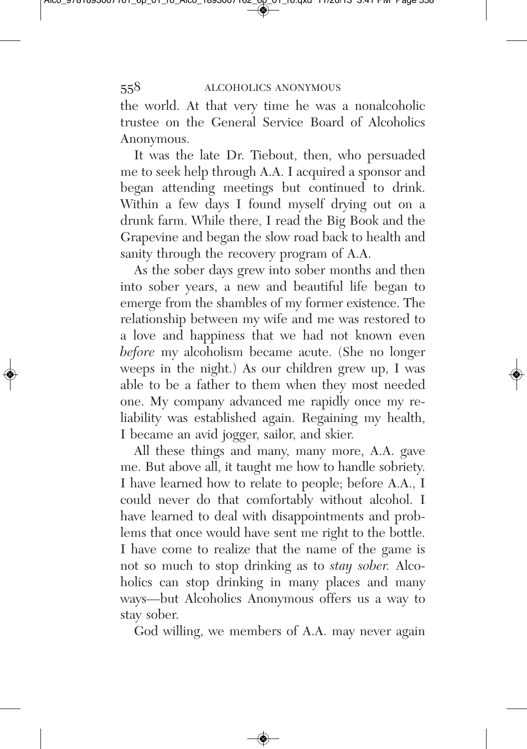the world. At that very time he was a nonalcoholic trustee on the General Service Board of Alcoholics Anonymous.

It was the late Dr. Tiebout, then, who persuaded me to seek help through A.A. I acquired a sponsor and began attending meetings but continued to drink. Within a few days I found myself drying out on a drunk farm. While there, I read the Big Book and the Grapevine and began the slow road back to health and sanity through the recovery program of A.A.

As the sober days grew into sober months and then into sober years, a new and beautiful life began to emerge from the shambles of my former existence. The relationship between my wife and me was restored to a love and happiness that we had not known even *before* my alcoholism became acute. (She no longer weeps in the night.) As our children grew up, I was able to be a father to them when they most needed one. My company advanced me rapidly once my reliability was established again. Regaining my health, I became an avid jogger, sailor, and skier.

All these things and many, many more, A.A. gave me. But above all, it taught me how to handle sobriety. I have learned how to relate to people; before A.A., I could never do that comfortably without alcohol. I have learned to deal with disappointments and problems that once would have sent me right to the bottle. I have come to realize that the name of the game is not so much to stop drinking as to *stay sober.* Alcoholics can stop drinking in many places and many ways—but Alcoholics Anonymous offers us a way to stay sober.

God willing, we members of A.A. may never again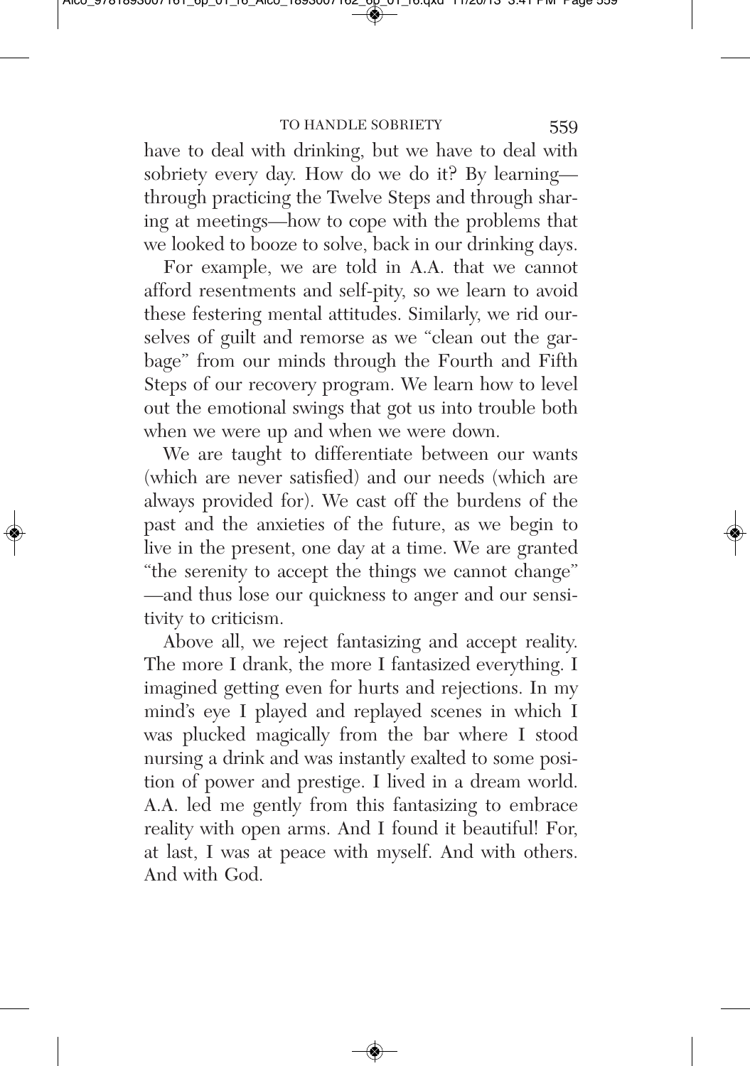have to deal with drinking, but we have to deal with sobriety every day. How do we do it? By learning—through practicing the Twelve Steps and through sharing at meetings—how to cope with the problems that we looked to booze to solve, back in our drinking days.

For example, we are told in A.A. that we cannot afford resentments and self-pity, so we learn to avoid these festering mental attitudes. Similarly, we rid ourselves of guilt and remorse as we "clean out the garbage" from our minds through the Fourth and Fifth Steps of our recovery program. We learn how to level out the emotional swings that got us into trouble both when we were up and when we were down.

We are taught to differentiate between our wants (which are never satisfied) and our needs (which are always provided for). We cast off the burdens of the past and the anxieties of the future, as we begin to live in the present, one day at a time. We are granted "the serenity to accept the things we cannot change"—and thus lose our quickness to anger and our sensitivity to criticism.

Above all, we reject fantasizing and accept reality. The more I drank, the more I fantasized everything. I imagined getting even for hurts and rejections. In my mind's eye I played and replayed scenes in which I was plucked magically from the bar where I stood nursing a drink and was instantly exalted to some position of power and prestige. I lived in a dream world. A.A. led me gently from this fantasizing to embrace reality with open arms. And I found it beautiful! For, at last, I was at peace with myself. And with others. And with God.